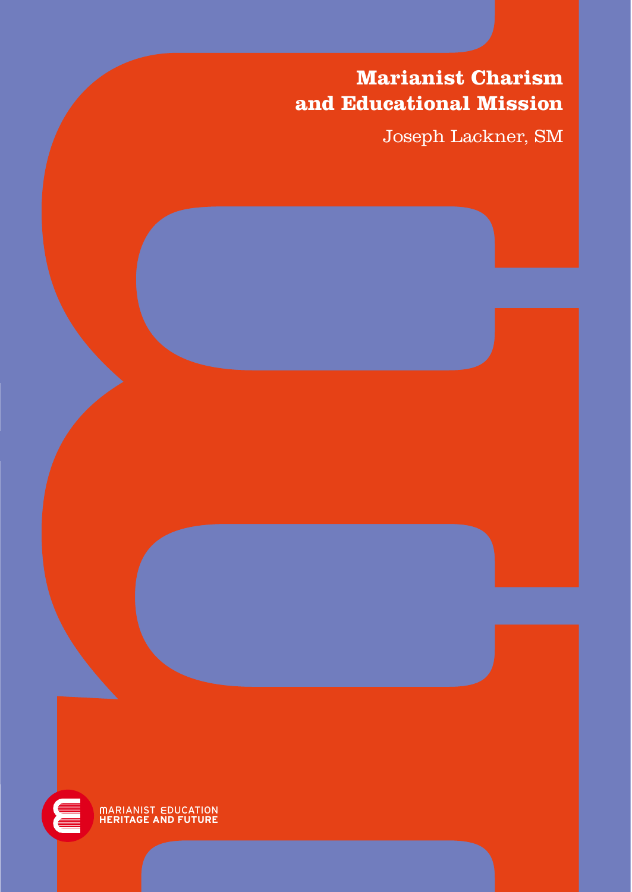# Marianist Charism and Educational Mission

Joseph Lackner, SM

MARIANIST EDUCATION
HERITAGE AND FUTURE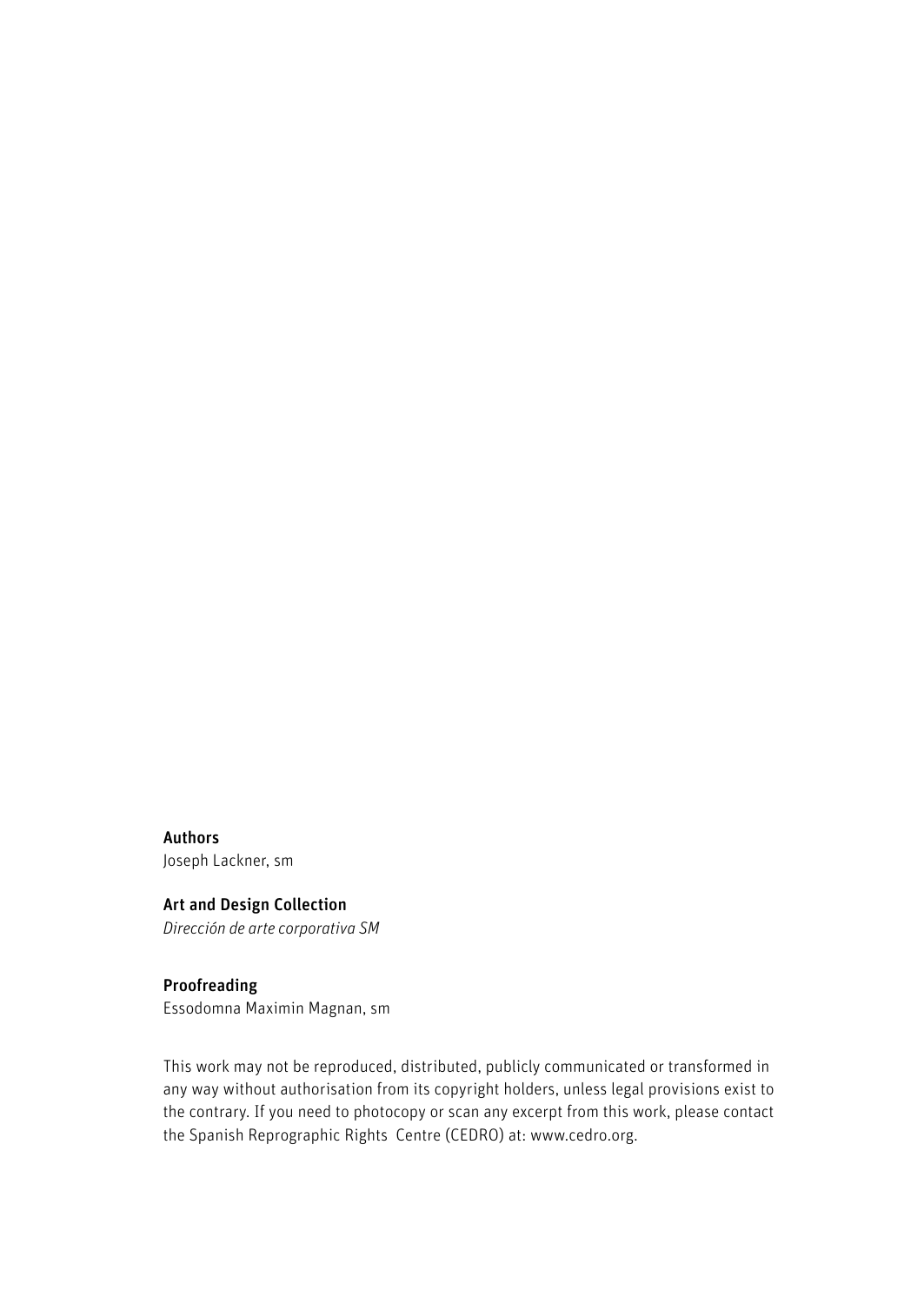**Authors**
Joseph Lackner, sm

**Art and Design Collection**
*Dirección de arte corporativa SM*

**Proofreading**
Essodomna Maximin Magnan, sm

This work may not be reproduced, distributed, publicly communicated or transformed in any way without authorisation from its copyright holders, unless legal provisions exist to the contrary. If you need to photocopy or scan any excerpt from this work, please contact the Spanish Reprographic Rights Centre (CEDRO) at: www.cedro.org.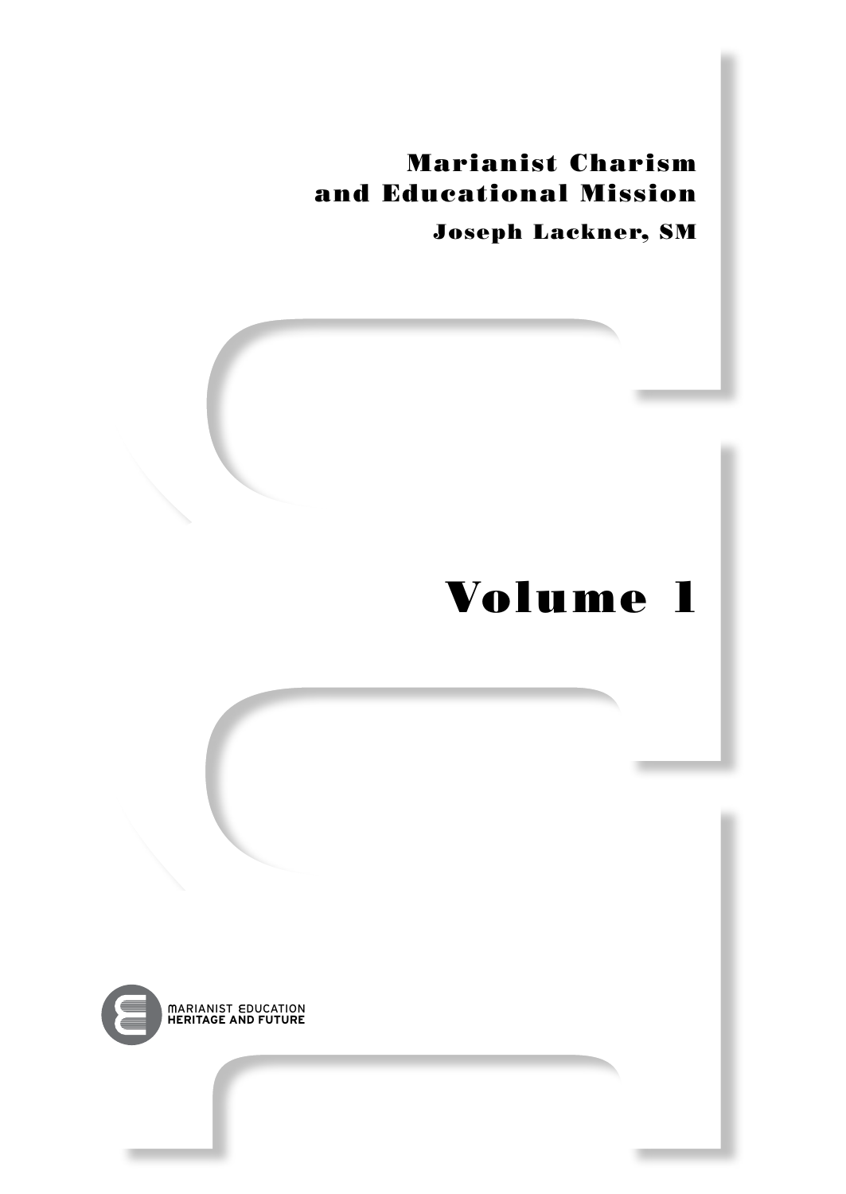# Marianist Charism and Educational Mission

## Joseph Lackner, SM

# Volume 1

MARIANIST EDUCATION
HERITAGE AND FUTURE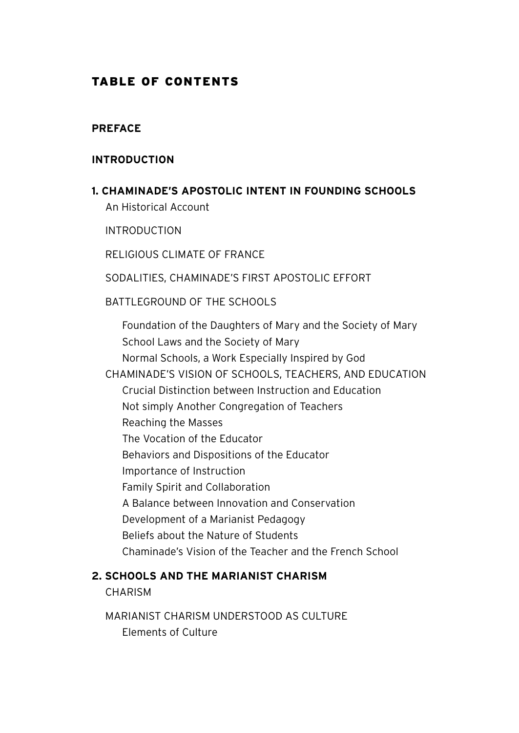# TABLE OF CONTENTS

**PREFACE**

**INTRODUCTION**

**1. CHAMINADE'S APOSTOLIC INTENT IN FOUNDING SCHOOLS**

- An Historical Account
- INTRODUCTION
- RELIGIOUS CLIMATE OF FRANCE
- SODALITIES, CHAMINADE'S FIRST APOSTOLIC EFFORT
- BATTLEGROUND OF THE SCHOOLS
  - Foundation of the Daughters of Mary and the Society of Mary
  - School Laws and the Society of Mary
  - Normal Schools, a Work Especially Inspired by God
- CHAMINADE'S VISION OF SCHOOLS, TEACHERS, AND EDUCATION
  - Crucial Distinction between Instruction and Education
  - Not simply Another Congregation of Teachers
  - Reaching the Masses
  - The Vocation of the Educator
  - Behaviors and Dispositions of the Educator
  - Importance of Instruction
  - Family Spirit and Collaboration
  - A Balance between Innovation and Conservation
  - Development of a Marianist Pedagogy
  - Beliefs about the Nature of Students
  - Chaminade's Vision of the Teacher and the French School

**2. SCHOOLS AND THE MARIANIST CHARISM**

- CHARISM
- MARIANIST CHARISM UNDERSTOOD AS CULTURE
  - Elements of Culture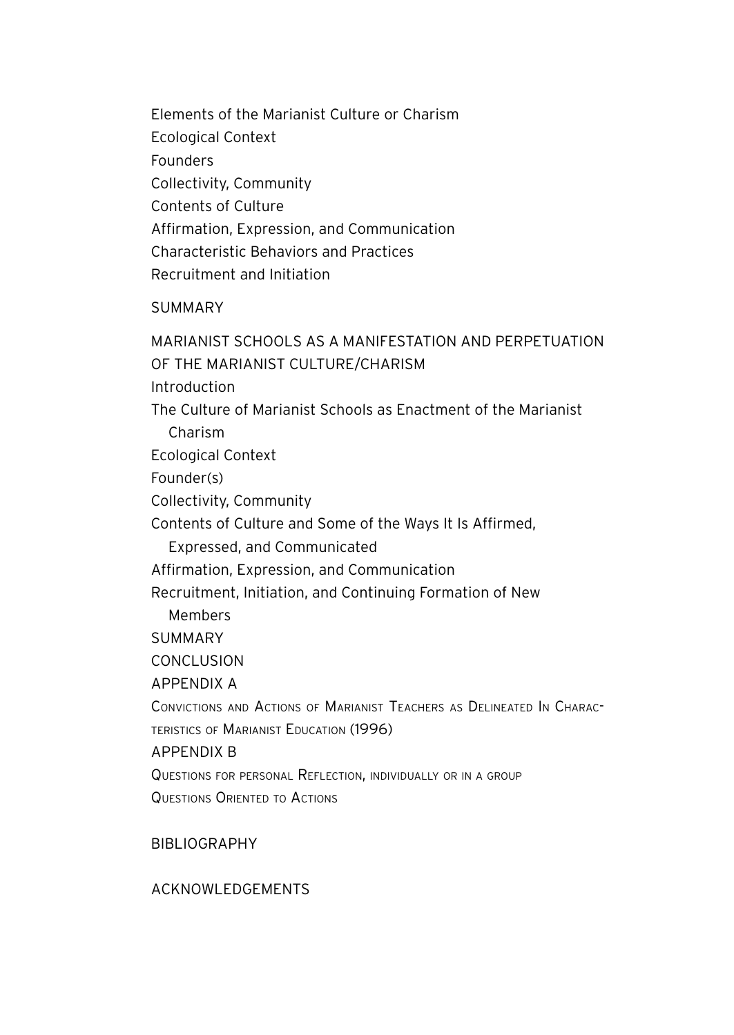Elements of the Marianist Culture or Charism

Ecological Context

Founders

Collectivity, Community

Contents of Culture

Affirmation, Expression, and Communication

Characteristic Behaviors and Practices

Recruitment and Initiation

SUMMARY

MARIANIST SCHOOLS AS A MANIFESTATION AND PERPETUATION OF THE MARIANIST CULTURE/CHARISM

Introduction

The Culture of Marianist Schools as Enactment of the Marianist Charism

Ecological Context

Founder(s)

Collectivity, Community

Contents of Culture and Some of the Ways It Is Affirmed, Expressed, and Communicated

Affirmation, Expression, and Communication

Recruitment, Initiation, and Continuing Formation of New Members

SUMMARY

CONCLUSION

APPENDIX A

Convictions and Actions of Marianist Teachers as Delineated In Characteristics of Marianist Education (1996)

APPENDIX B

Questions for personal Reflection, individually or in a group

Questions Oriented to Actions

BIBLIOGRAPHY

ACKNOWLEDGEMENTS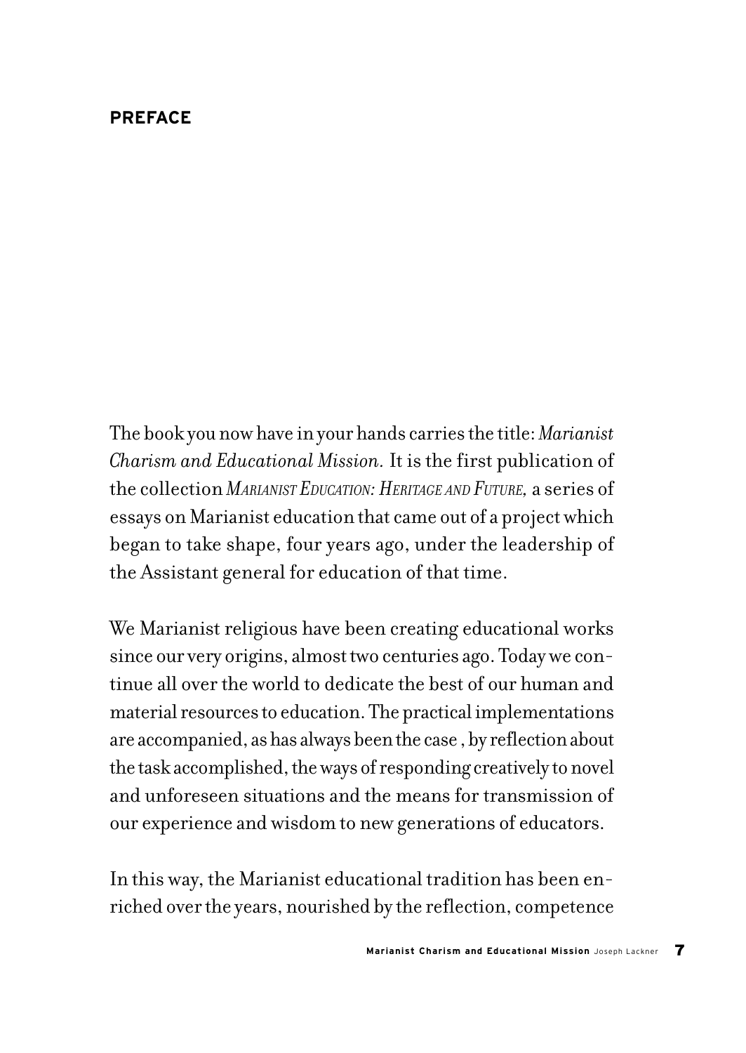## PREFACE

The book you now have in your hands carries the title: *Marianist Charism and Educational Mission.* It is the first publication of the collection *Marianist Education: Heritage and Future,* a series of essays on Marianist education that came out of a project which began to take shape, four years ago, under the leadership of the Assistant general for education of that time.

We Marianist religious have been creating educational works since our very origins, almost two centuries ago. Today we continue all over the world to dedicate the best of our human and material resources to education. The practical implementations are accompanied, as has always been the case , by reflection about the task accomplished, the ways of responding creatively to novel and unforeseen situations and the means for transmission of our experience and wisdom to new generations of educators.

In this way, the Marianist educational tradition has been enriched over the years, nourished by the reflection, competence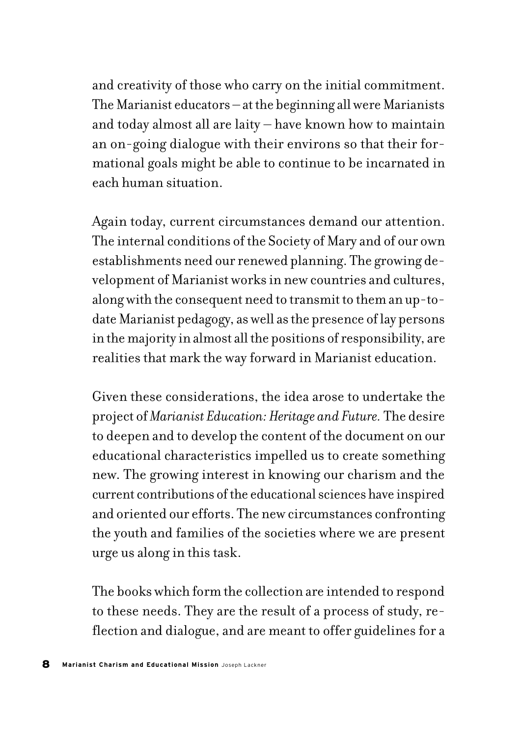and creativity of those who carry on the initial commitment. The Marianist educators – at the beginning all were Marianists and today almost all are laity – have known how to maintain an on-going dialogue with their environs so that their formational goals might be able to continue to be incarnated in each human situation.

Again today, current circumstances demand our attention. The internal conditions of the Society of Mary and of our own establishments need our renewed planning. The growing development of Marianist works in new countries and cultures, along with the consequent need to transmit to them an up-to-date Marianist pedagogy, as well as the presence of lay persons in the majority in almost all the positions of responsibility, are realities that mark the way forward in Marianist education.

Given these considerations, the idea arose to undertake the project of *Marianist Education: Heritage and Future.* The desire to deepen and to develop the content of the document on our educational characteristics impelled us to create something new. The growing interest in knowing our charism and the current contributions of the educational sciences have inspired and oriented our efforts. The new circumstances confronting the youth and families of the societies where we are present urge us along in this task.

The books which form the collection are intended to respond to these needs. They are the result of a process of study, reflection and dialogue, and are meant to offer guidelines for a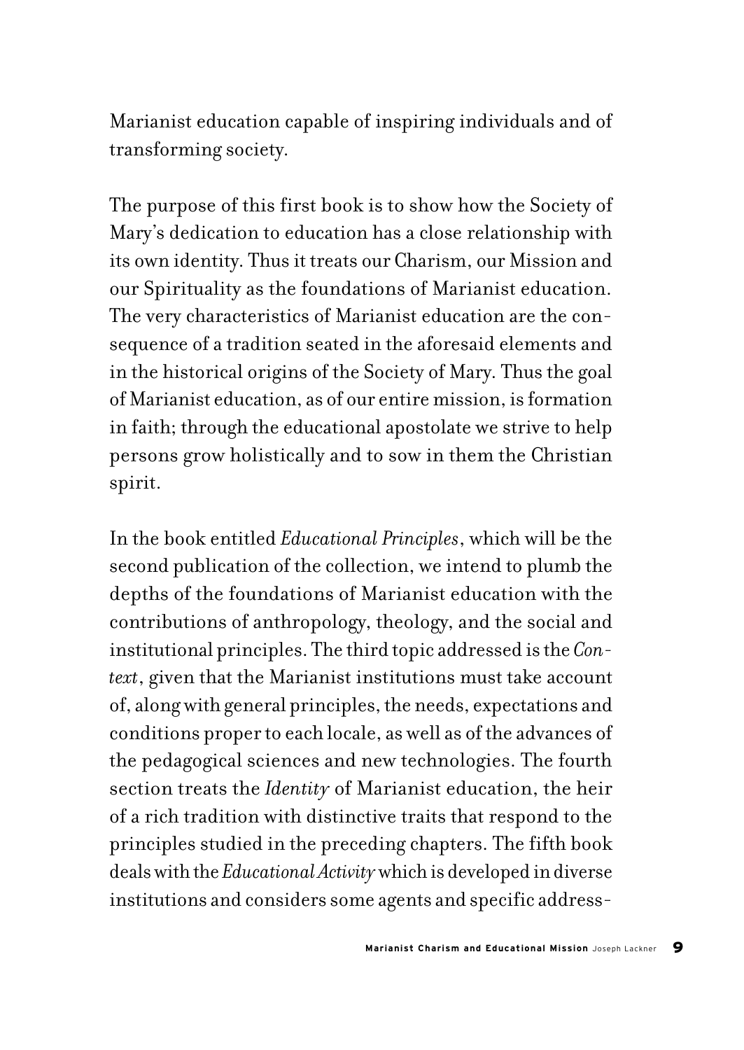Marianist education capable of inspiring individuals and of transforming society.

The purpose of this first book is to show how the Society of Mary's dedication to education has a close relationship with its own identity. Thus it treats our Charism, our Mission and our Spirituality as the foundations of Marianist education. The very characteristics of Marianist education are the consequence of a tradition seated in the aforesaid elements and in the historical origins of the Society of Mary. Thus the goal of Marianist education, as of our entire mission, is formation in faith; through the educational apostolate we strive to help persons grow holistically and to sow in them the Christian spirit.

In the book entitled *Educational Principles*, which will be the second publication of the collection, we intend to plumb the depths of the foundations of Marianist education with the contributions of anthropology, theology, and the social and institutional principles. The third topic addressed is the *Context*, given that the Marianist institutions must take account of, along with general principles, the needs, expectations and conditions proper to each locale, as well as of the advances of the pedagogical sciences and new technologies. The fourth section treats the *Identity* of Marianist education, the heir of a rich tradition with distinctive traits that respond to the principles studied in the preceding chapters. The fifth book deals with the *Educational Activity* which is developed in diverse institutions and considers some agents and specific address-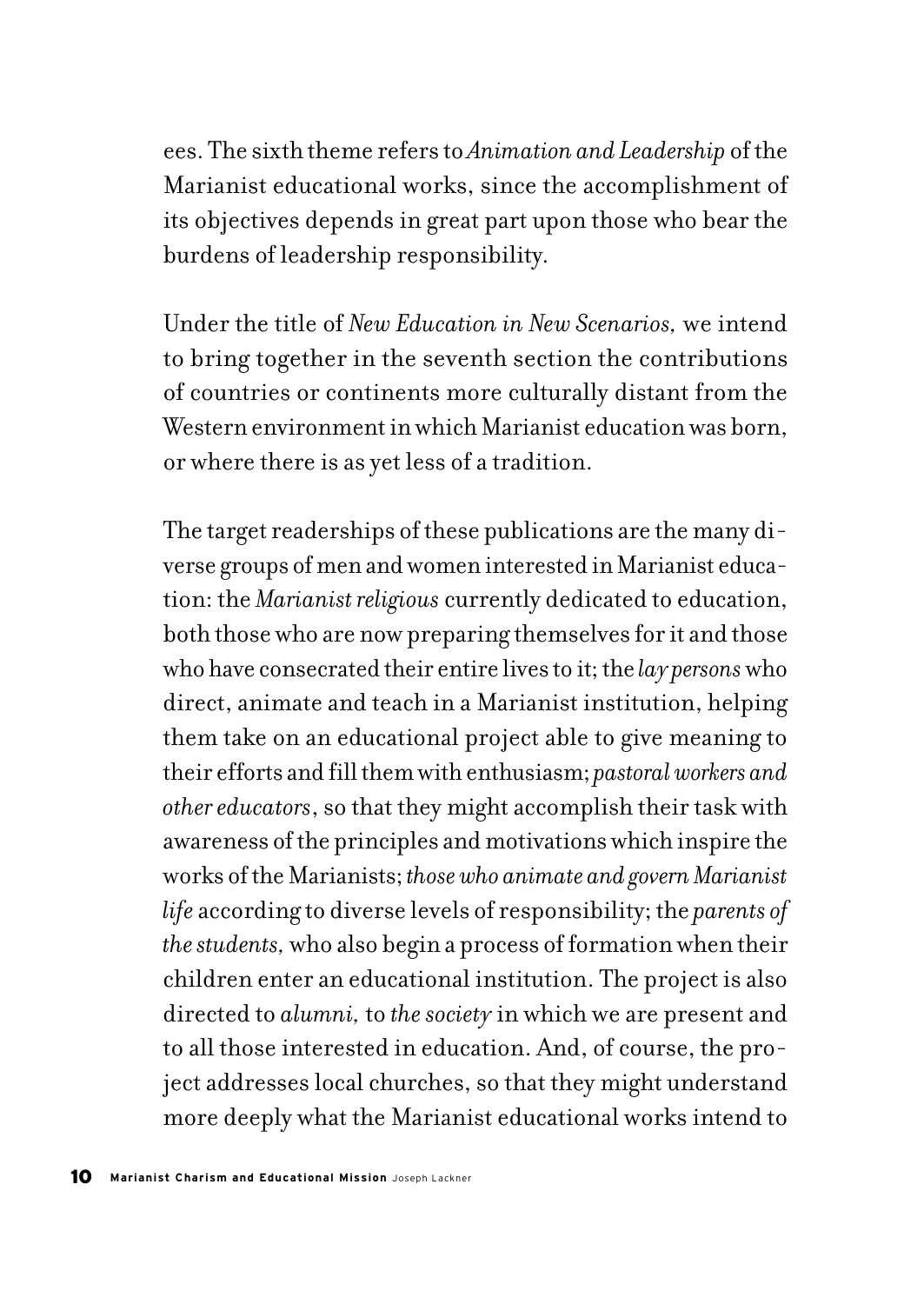ees. The sixth theme refers to *Animation and Leadership* of the Marianist educational works, since the accomplishment of its objectives depends in great part upon those who bear the burdens of leadership responsibility.

Under the title of *New Education in New Scenarios,* we intend to bring together in the seventh section the contributions of countries or continents more culturally distant from the Western environment in which Marianist education was born, or where there is as yet less of a tradition.

The target readerships of these publications are the many diverse groups of men and women interested in Marianist education: the *Marianist religious* currently dedicated to education, both those who are now preparing themselves for it and those who have consecrated their entire lives to it; the *lay persons* who direct, animate and teach in a Marianist institution, helping them take on an educational project able to give meaning to their efforts and fill them with enthusiasm; *pastoral workers and other educators*, so that they might accomplish their task with awareness of the principles and motivations which inspire the works of the Marianists; *those who animate and govern Marianist life* according to diverse levels of responsibility; the *parents of the students,* who also begin a process of formation when their children enter an educational institution. The project is also directed to *alumni,* to *the society* in which we are present and to all those interested in education. And, of course, the project addresses local churches, so that they might understand more deeply what the Marianist educational works intend to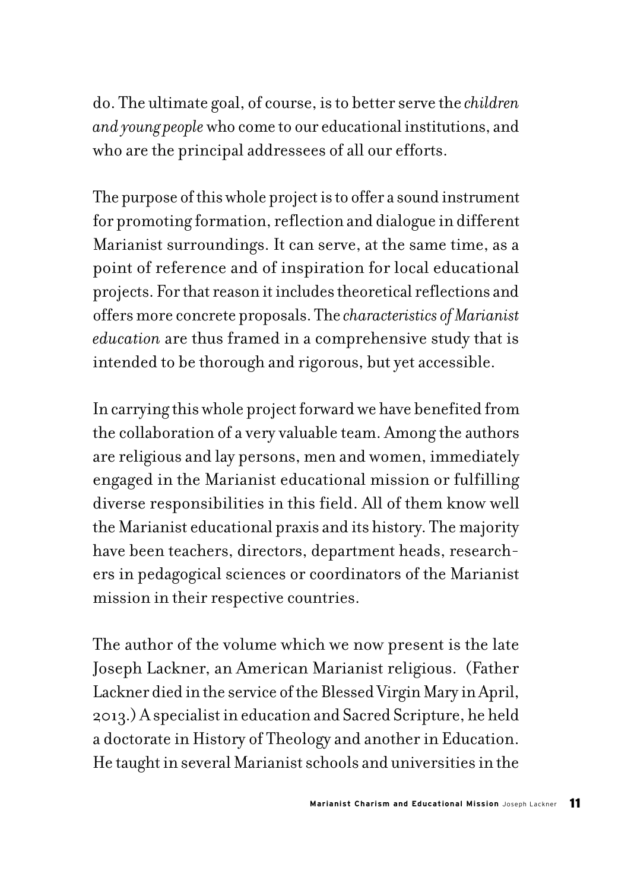do. The ultimate goal, of course, is to better serve the *children and young people* who come to our educational institutions, and who are the principal addressees of all our efforts.

The purpose of this whole project is to offer a sound instrument for promoting formation, reflection and dialogue in different Marianist surroundings. It can serve, at the same time, as a point of reference and of inspiration for local educational projects. For that reason it includes theoretical reflections and offers more concrete proposals. The *characteristics of Marianist education* are thus framed in a comprehensive study that is intended to be thorough and rigorous, but yet accessible.

In carrying this whole project forward we have benefited from the collaboration of a very valuable team. Among the authors are religious and lay persons, men and women, immediately engaged in the Marianist educational mission or fulfilling diverse responsibilities in this field. All of them know well the Marianist educational praxis and its history. The majority have been teachers, directors, department heads, researchers in pedagogical sciences or coordinators of the Marianist mission in their respective countries.

The author of the volume which we now present is the late Joseph Lackner, an American Marianist religious. (Father Lackner died in the service of the Blessed Virgin Mary in April, 2013.) A specialist in education and Sacred Scripture, he held a doctorate in History of Theology and another in Education. He taught in several Marianist schools and universities in the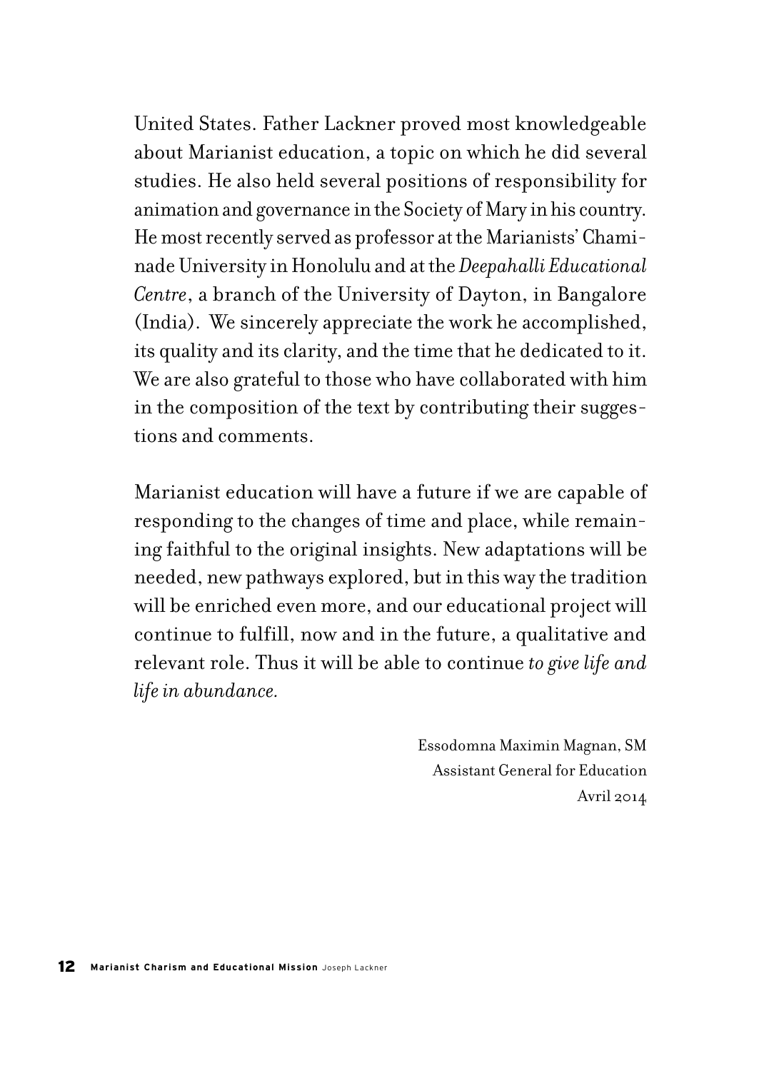United States. Father Lackner proved most knowledgeable about Marianist education, a topic on which he did several studies. He also held several positions of responsibility for animation and governance in the Society of Mary in his country. He most recently served as professor at the Marianists' Chaminade University in Honolulu and at the *Deepahalli Educational Centre*, a branch of the University of Dayton, in Bangalore (India). We sincerely appreciate the work he accomplished, its quality and its clarity, and the time that he dedicated to it. We are also grateful to those who have collaborated with him in the composition of the text by contributing their suggestions and comments.

Marianist education will have a future if we are capable of responding to the changes of time and place, while remaining faithful to the original insights. New adaptations will be needed, new pathways explored, but in this way the tradition will be enriched even more, and our educational project will continue to fulfill, now and in the future, a qualitative and relevant role. Thus it will be able to continue *to give life and life in abundance.*

Essodomna Maximin Magnan, SM
Assistant General for Education
Avril 2014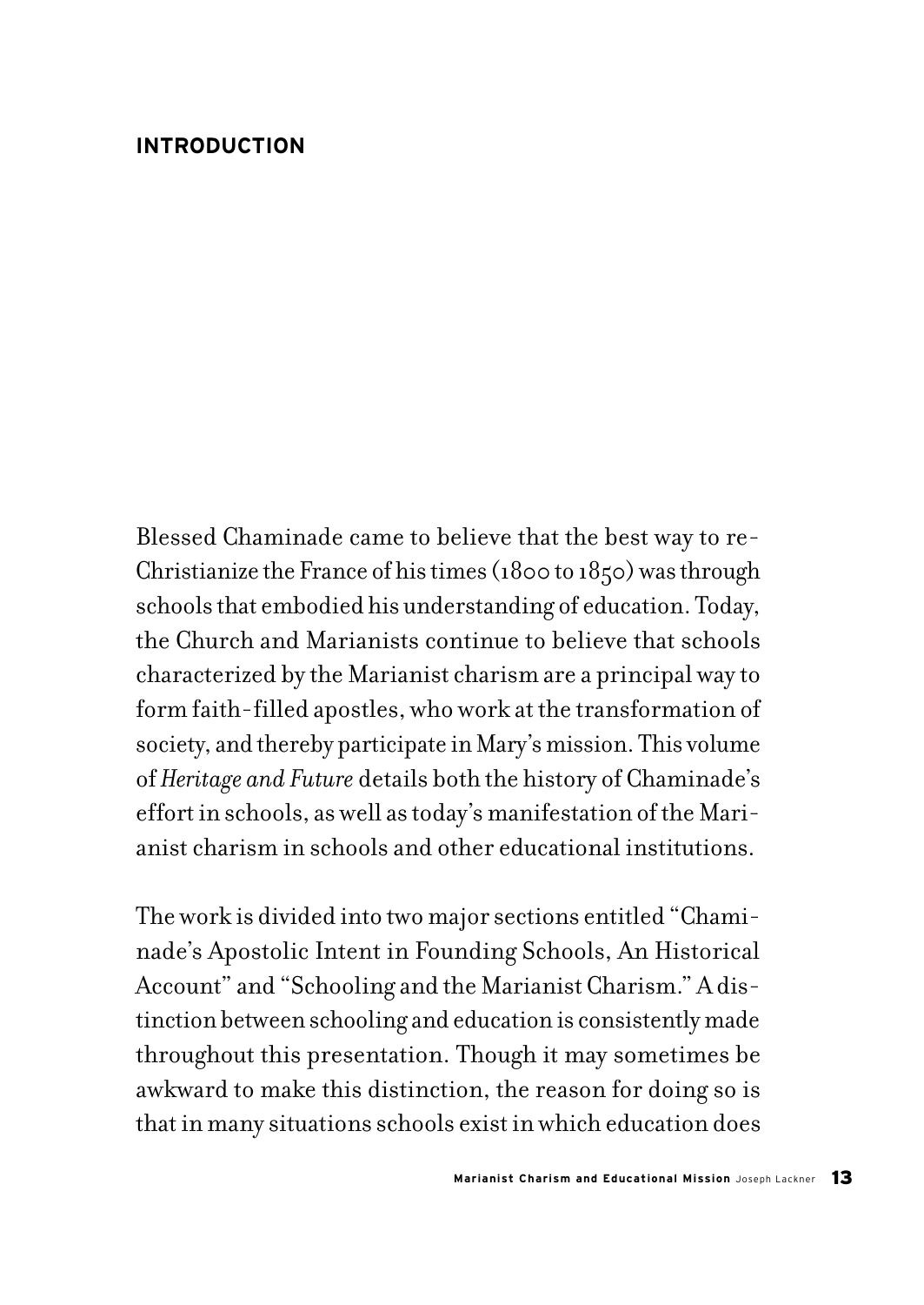## INTRODUCTION

Blessed Chaminade came to believe that the best way to re-Christianize the France of his times (1800 to 1850) was through schools that embodied his understanding of education. Today, the Church and Marianists continue to believe that schools characterized by the Marianist charism are a principal way to form faith-filled apostles, who work at the transformation of society, and thereby participate in Mary's mission. This volume of *Heritage and Future* details both the history of Chaminade's effort in schools, as well as today's manifestation of the Marianist charism in schools and other educational institutions.

The work is divided into two major sections entitled "Chaminade's Apostolic Intent in Founding Schools, An Historical Account" and "Schooling and the Marianist Charism." A distinction between schooling and education is consistently made throughout this presentation. Though it may sometimes be awkward to make this distinction, the reason for doing so is that in many situations schools exist in which education does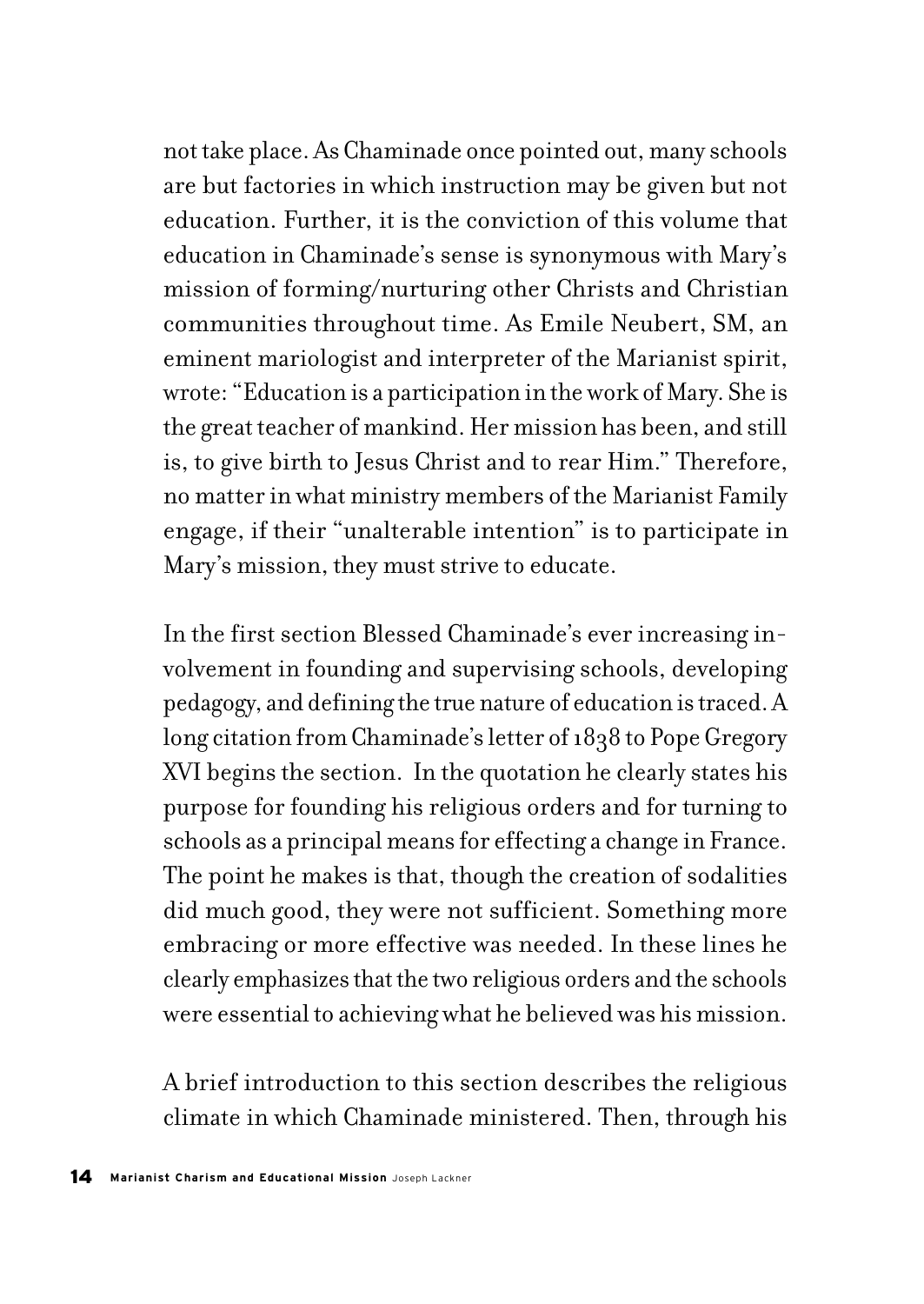not take place. As Chaminade once pointed out, many schools are but factories in which instruction may be given but not education. Further, it is the conviction of this volume that education in Chaminade's sense is synonymous with Mary's mission of forming/nurturing other Christs and Christian communities throughout time. As Emile Neubert, SM, an eminent mariologist and interpreter of the Marianist spirit, wrote: "Education is a participation in the work of Mary. She is the great teacher of mankind. Her mission has been, and still is, to give birth to Jesus Christ and to rear Him." Therefore, no matter in what ministry members of the Marianist Family engage, if their "unalterable intention" is to participate in Mary's mission, they must strive to educate.

In the first section Blessed Chaminade's ever increasing involvement in founding and supervising schools, developing pedagogy, and defining the true nature of education is traced. A long citation from Chaminade's letter of 1838 to Pope Gregory XVI begins the section. In the quotation he clearly states his purpose for founding his religious orders and for turning to schools as a principal means for effecting a change in France. The point he makes is that, though the creation of sodalities did much good, they were not sufficient. Something more embracing or more effective was needed. In these lines he clearly emphasizes that the two religious orders and the schools were essential to achieving what he believed was his mission.

A brief introduction to this section describes the religious climate in which Chaminade ministered. Then, through his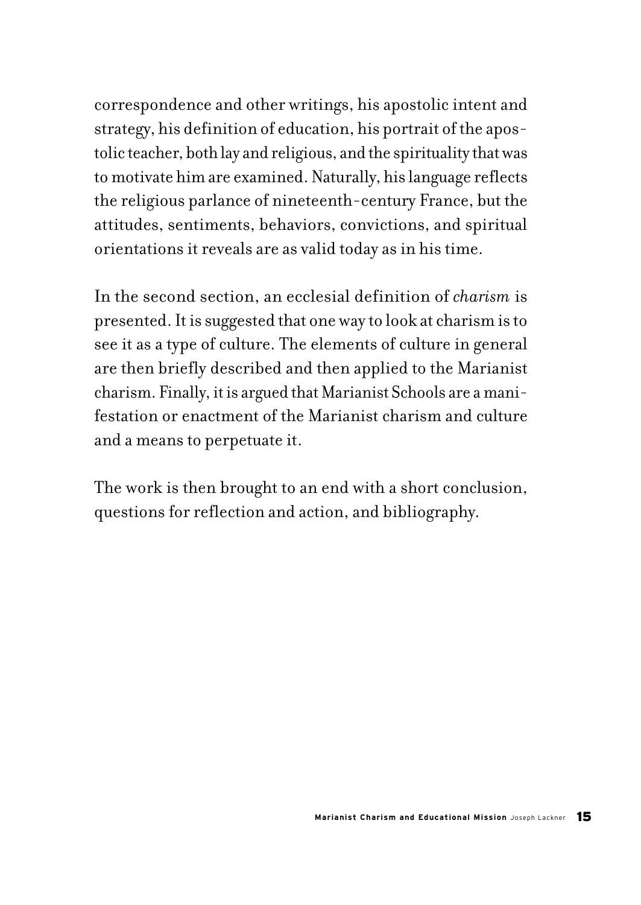correspondence and other writings, his apostolic intent and strategy, his definition of education, his portrait of the apostolic teacher, both lay and religious, and the spirituality that was to motivate him are examined. Naturally, his language reflects the religious parlance of nineteenth-century France, but the attitudes, sentiments, behaviors, convictions, and spiritual orientations it reveals are as valid today as in his time.

In the second section, an ecclesial definition of *charism* is presented. It is suggested that one way to look at charism is to see it as a type of culture. The elements of culture in general are then briefly described and then applied to the Marianist charism. Finally, it is argued that Marianist Schools are a manifestation or enactment of the Marianist charism and culture and a means to perpetuate it.

The work is then brought to an end with a short conclusion, questions for reflection and action, and bibliography.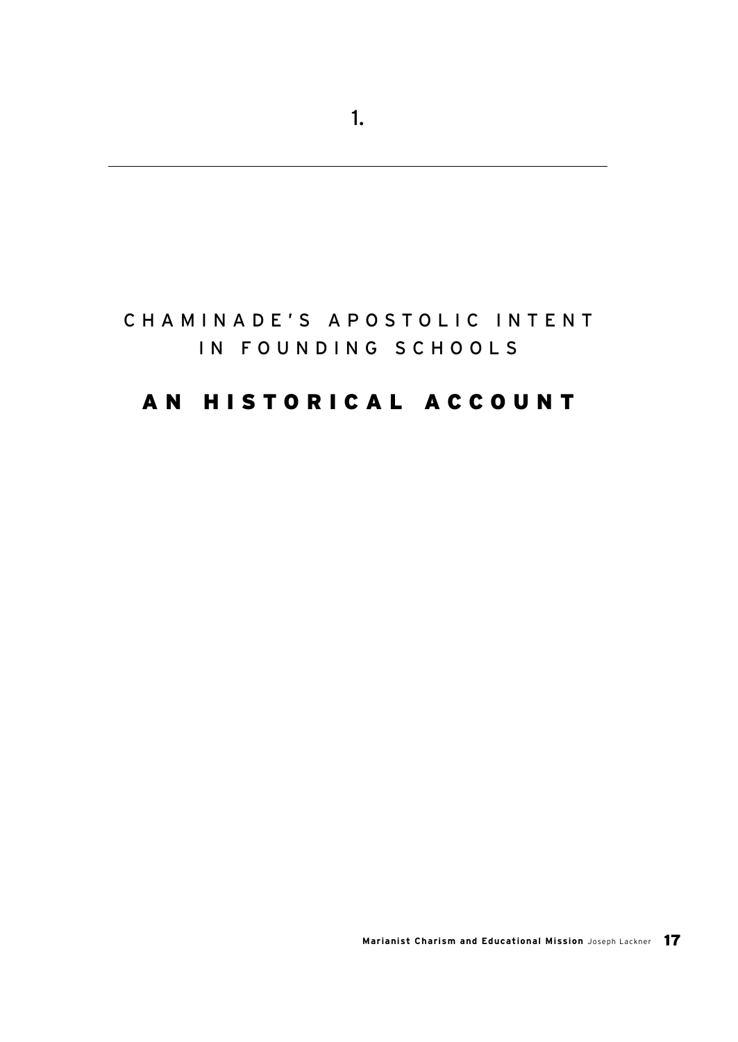# 1.

---

## CHAMINADE'S APOSTOLIC INTENT IN FOUNDING SCHOOLS

## AN HISTORICAL ACCOUNT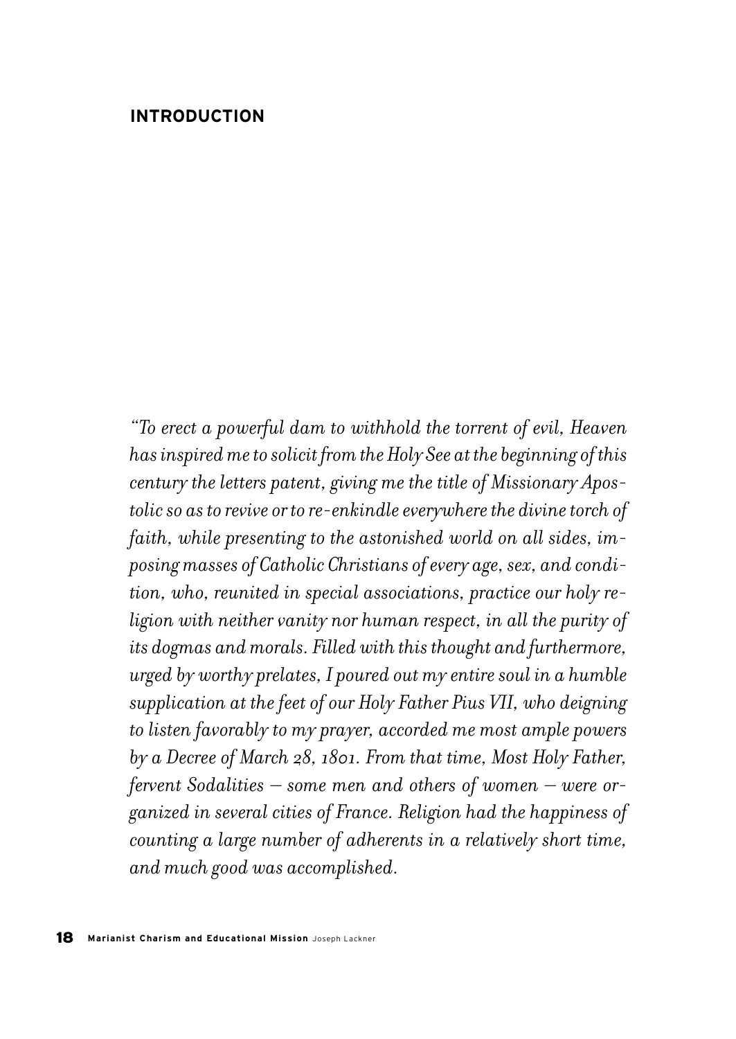## INTRODUCTION

*"To erect a powerful dam to withhold the torrent of evil, Heaven has inspired me to solicit from the Holy See at the beginning of this century the letters patent, giving me the title of Missionary Apostolic so as to revive or to re-enkindle everywhere the divine torch of faith, while presenting to the astonished world on all sides, imposing masses of Catholic Christians of every age, sex, and condition, who, reunited in special associations, practice our holy religion with neither vanity nor human respect, in all the purity of its dogmas and morals. Filled with this thought and furthermore, urged by worthy prelates, I poured out my entire soul in a humble supplication at the feet of our Holy Father Pius VII, who deigning to listen favorably to my prayer, accorded me most ample powers by a Decree of March 28, 1801. From that time, Most Holy Father, fervent Sodalities – some men and others of women – were organized in several cities of France. Religion had the happiness of counting a large number of adherents in a relatively short time, and much good was accomplished.*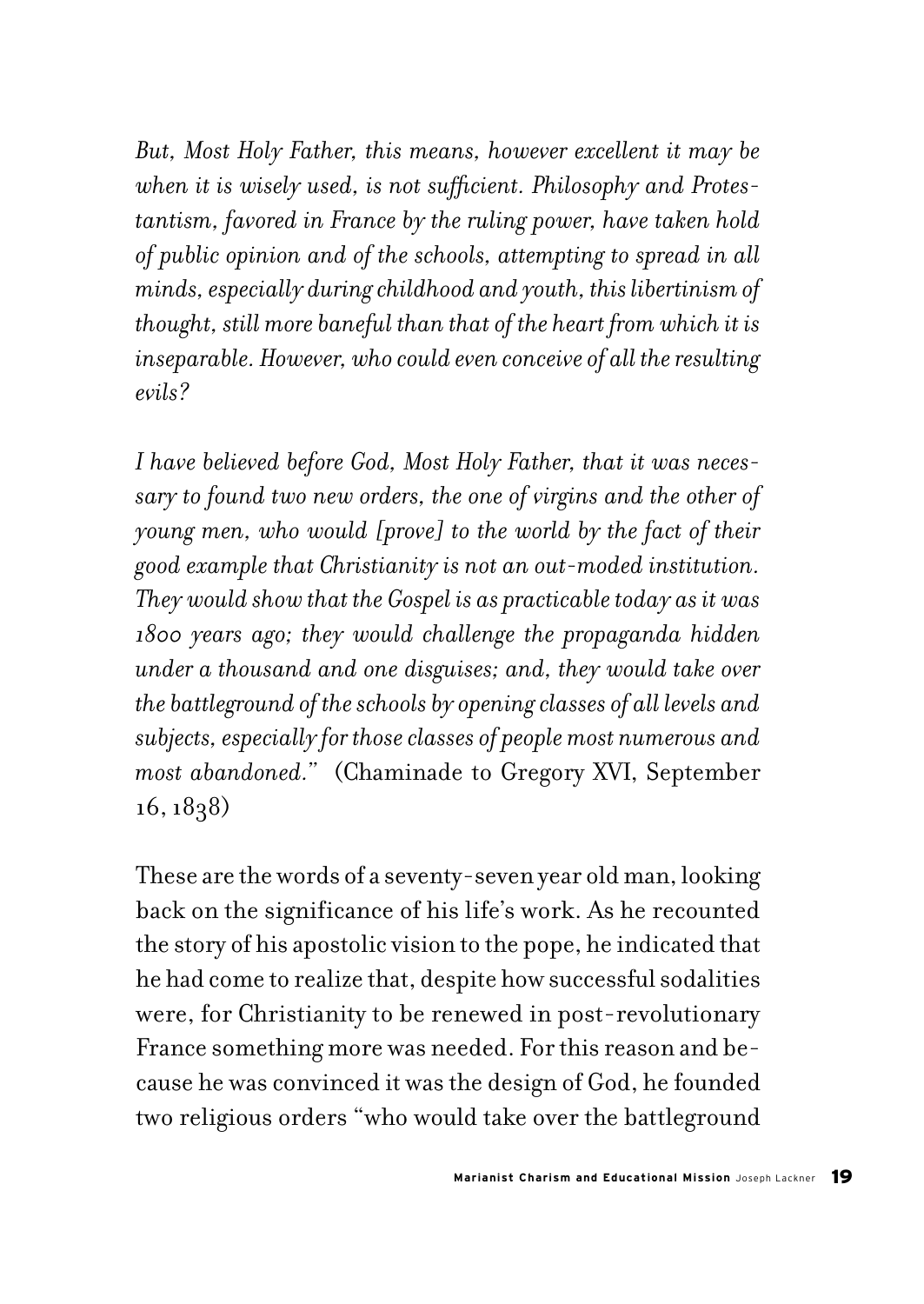*But, Most Holy Father, this means, however excellent it may be when it is wisely used, is not sufficient. Philosophy and Protestantism, favored in France by the ruling power, have taken hold of public opinion and of the schools, attempting to spread in all minds, especially during childhood and youth, this libertinism of thought, still more baneful than that of the heart from which it is inseparable. However, who could even conceive of all the resulting evils?*

*I have believed before God, Most Holy Father, that it was necessary to found two new orders, the one of virgins and the other of young men, who would [prove] to the world by the fact of their good example that Christianity is not an out-moded institution. They would show that the Gospel is as practicable today as it was 1800 years ago; they would challenge the propaganda hidden under a thousand and one disguises; and, they would take over the battleground of the schools by opening classes of all levels and subjects, especially for those classes of people most numerous and most abandoned."* (Chaminade to Gregory XVI, September 16, 1838)

These are the words of a seventy-seven year old man, looking back on the significance of his life's work. As he recounted the story of his apostolic vision to the pope, he indicated that he had come to realize that, despite how successful sodalities were, for Christianity to be renewed in post-revolutionary France something more was needed. For this reason and because he was convinced it was the design of God, he founded two religious orders "who would take over the battleground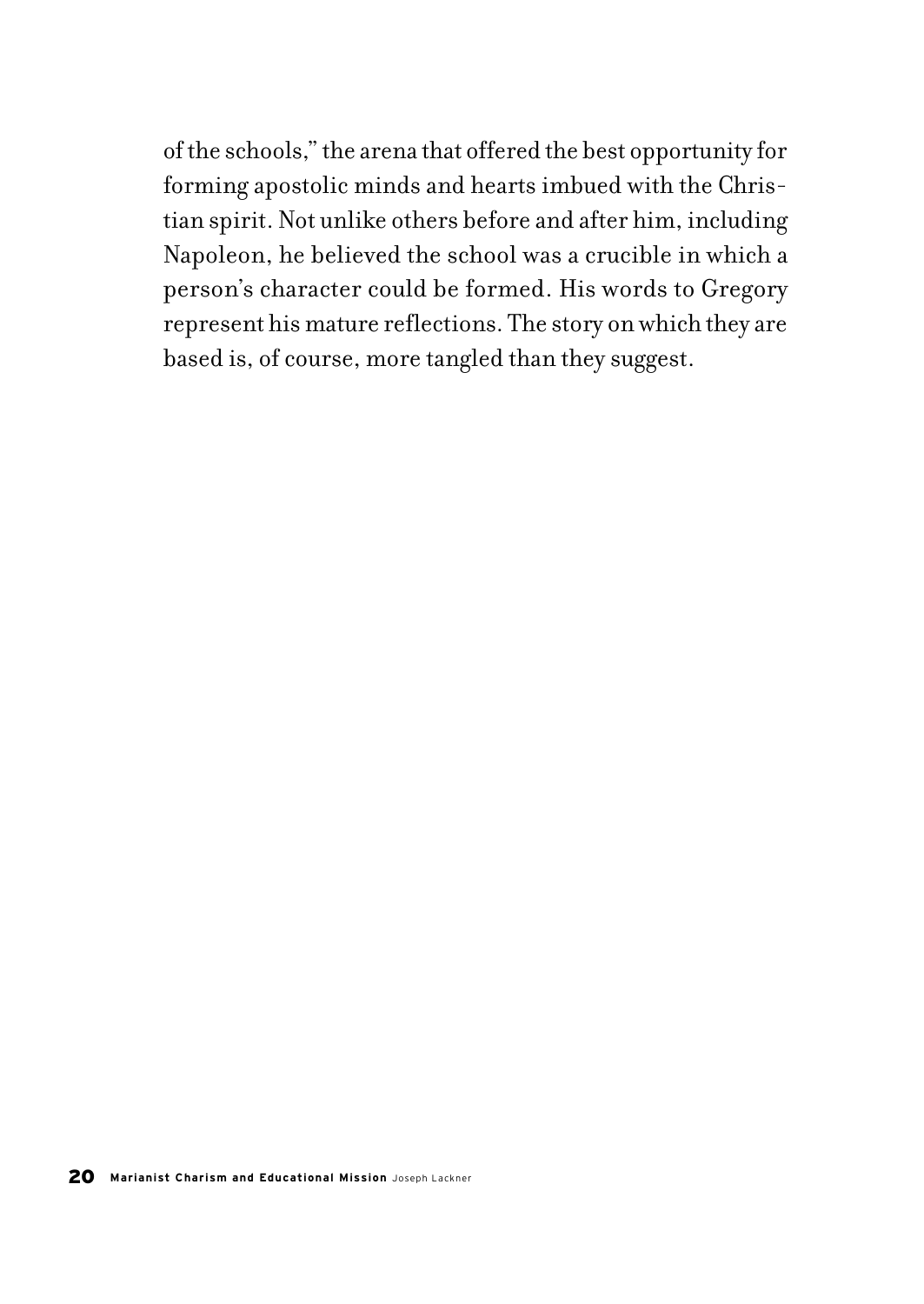of the schools," the arena that offered the best opportunity for forming apostolic minds and hearts imbued with the Christian spirit. Not unlike others before and after him, including Napoleon, he believed the school was a crucible in which a person's character could be formed. His words to Gregory represent his mature reflections. The story on which they are based is, of course, more tangled than they suggest.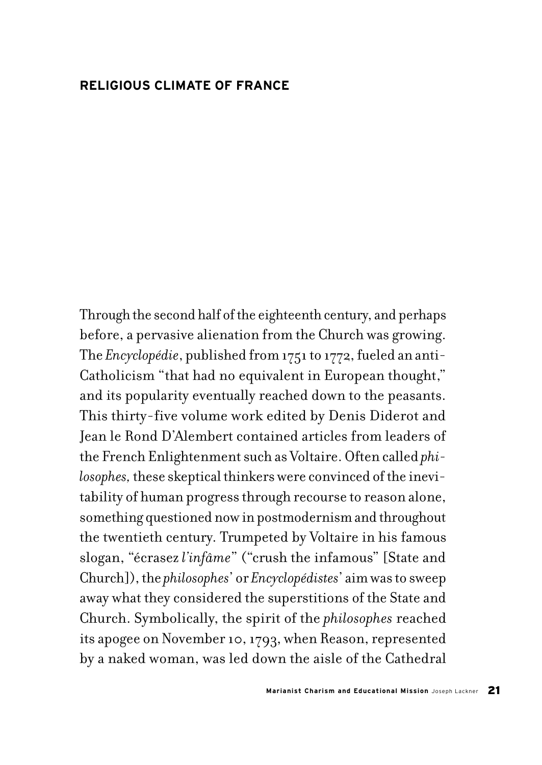## RELIGIOUS CLIMATE OF FRANCE

Through the second half of the eighteenth century, and perhaps before, a pervasive alienation from the Church was growing. The *Encyclopédie*, published from 1751 to 1772, fueled an anti-Catholicism "that had no equivalent in European thought," and its popularity eventually reached down to the peasants. This thirty-five volume work edited by Denis Diderot and Jean le Rond D'Alembert contained articles from leaders of the French Enlightenment such as Voltaire. Often called *philosophes,* these skeptical thinkers were convinced of the inevitability of human progress through recourse to reason alone, something questioned now in postmodernism and throughout the twentieth century. Trumpeted by Voltaire in his famous slogan, "écrasez *l'infâme*" ("crush the infamous" [State and Church]), the *philosophes*' or *Encyclopédistes*' aim was to sweep away what they considered the superstitions of the State and Church. Symbolically, the spirit of the *philosophes* reached its apogee on November 10, 1793, when Reason, represented by a naked woman, was led down the aisle of the Cathedral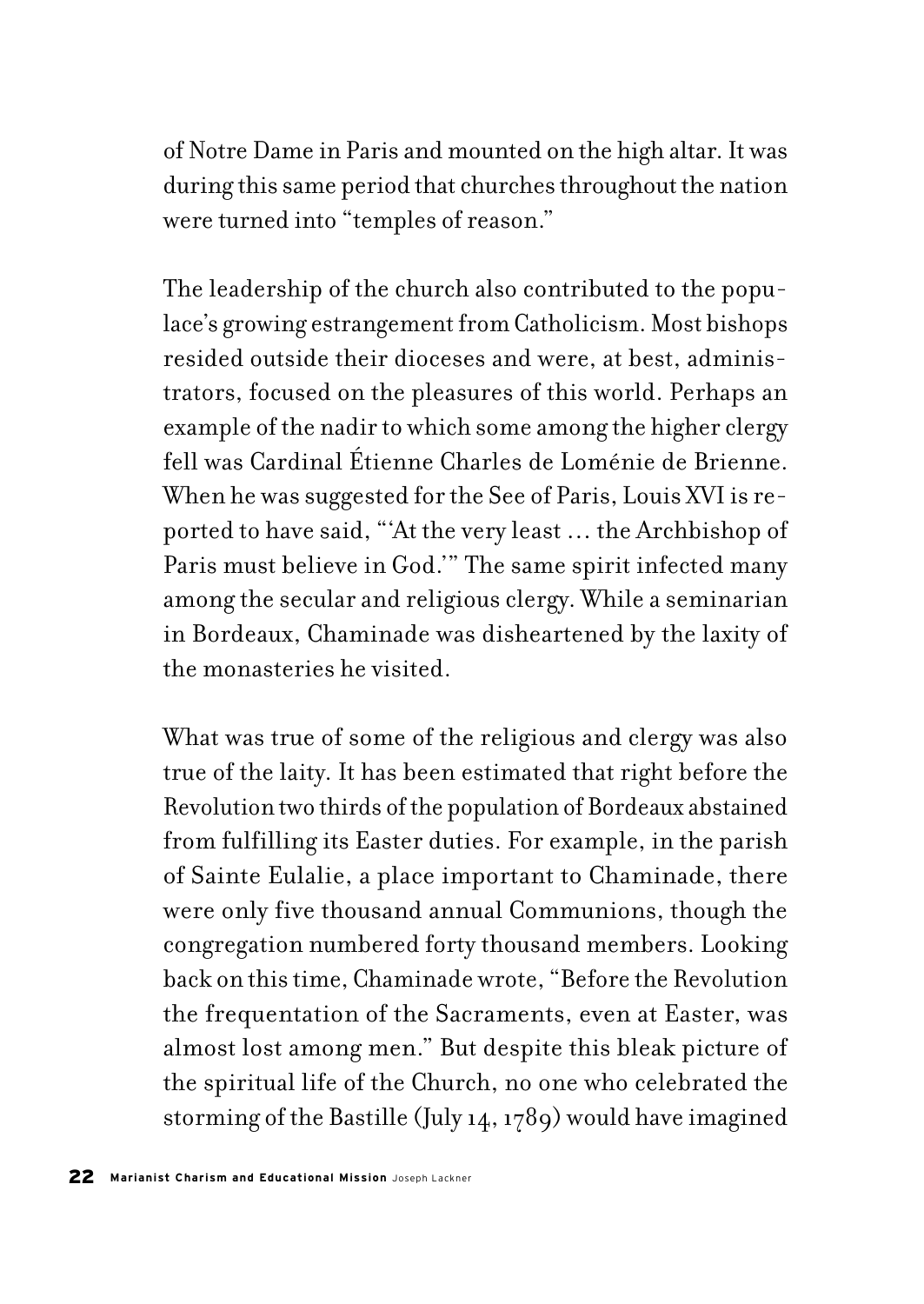of Notre Dame in Paris and mounted on the high altar. It was during this same period that churches throughout the nation were turned into "temples of reason."

The leadership of the church also contributed to the populace's growing estrangement from Catholicism. Most bishops resided outside their dioceses and were, at best, administrators, focused on the pleasures of this world. Perhaps an example of the nadir to which some among the higher clergy fell was Cardinal Étienne Charles de Loménie de Brienne. When he was suggested for the See of Paris, Louis XVI is reported to have said, "'At the very least … the Archbishop of Paris must believe in God.'" The same spirit infected many among the secular and religious clergy. While a seminarian in Bordeaux, Chaminade was disheartened by the laxity of the monasteries he visited.

What was true of some of the religious and clergy was also true of the laity. It has been estimated that right before the Revolution two thirds of the population of Bordeaux abstained from fulfilling its Easter duties. For example, in the parish of Sainte Eulalie, a place important to Chaminade, there were only five thousand annual Communions, though the congregation numbered forty thousand members. Looking back on this time, Chaminade wrote, "Before the Revolution the frequentation of the Sacraments, even at Easter, was almost lost among men." But despite this bleak picture of the spiritual life of the Church, no one who celebrated the storming of the Bastille (July 14, 1789) would have imagined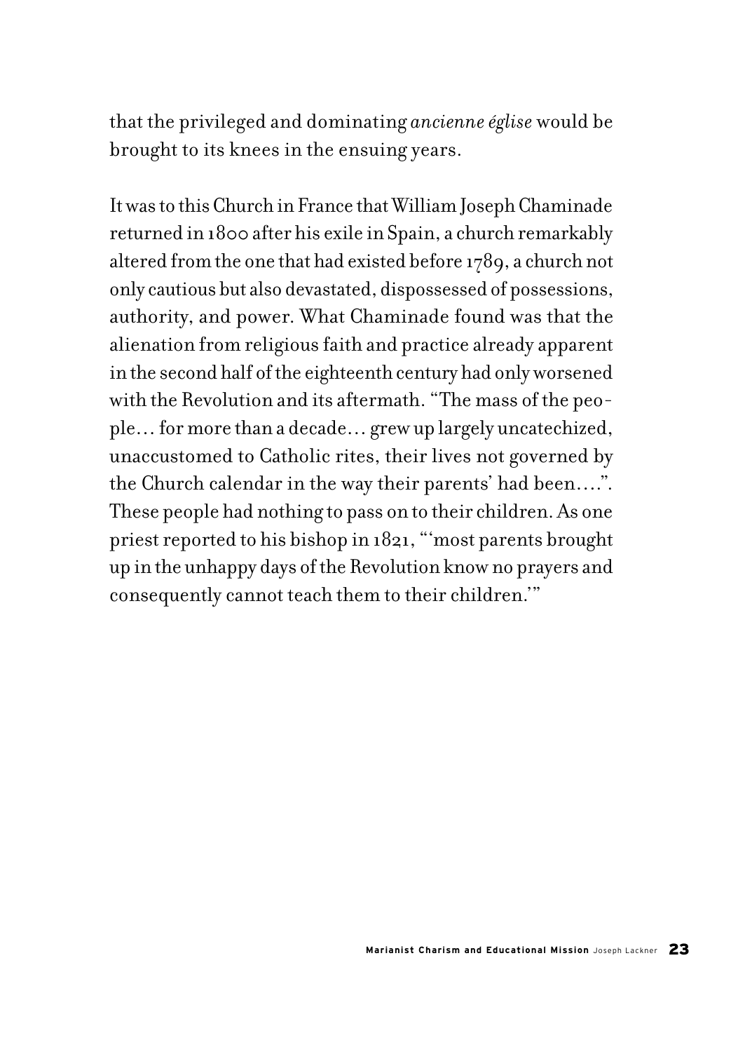that the privileged and dominating *ancienne église* would be brought to its knees in the ensuing years.

It was to this Church in France that William Joseph Chaminade returned in 1800 after his exile in Spain, a church remarkably altered from the one that had existed before 1789, a church not only cautious but also devastated, dispossessed of possessions, authority, and power. What Chaminade found was that the alienation from religious faith and practice already apparent in the second half of the eighteenth century had only worsened with the Revolution and its aftermath. "The mass of the people… for more than a decade… grew up largely uncatechized, unaccustomed to Catholic rites, their lives not governed by the Church calendar in the way their parents' had been….". These people had nothing to pass on to their children. As one priest reported to his bishop in 1821, "'most parents brought up in the unhappy days of the Revolution know no prayers and consequently cannot teach them to their children.'"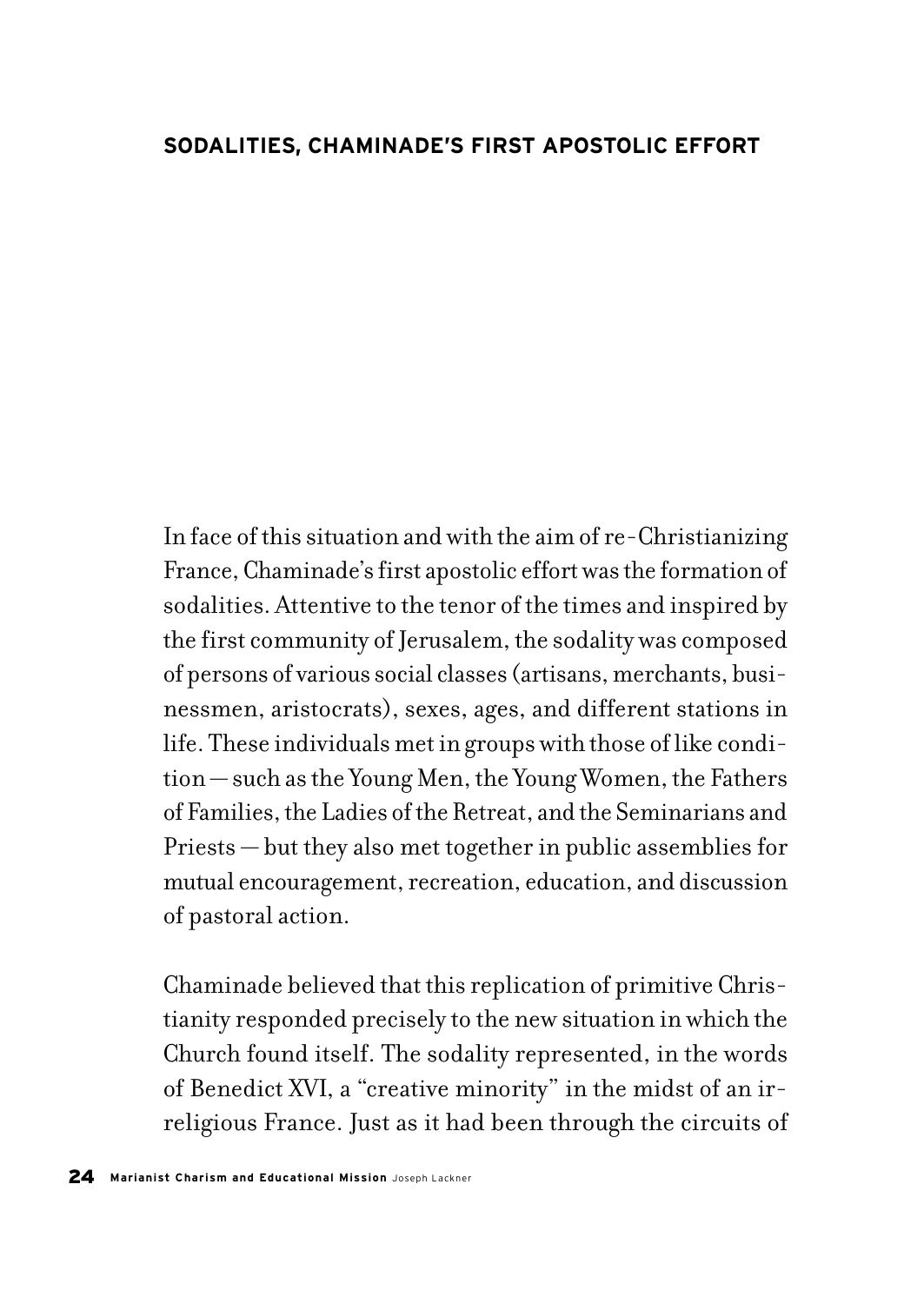## SODALITIES, CHAMINADE'S FIRST APOSTOLIC EFFORT

In face of this situation and with the aim of re-Christianizing France, Chaminade's first apostolic effort was the formation of sodalities. Attentive to the tenor of the times and inspired by the first community of Jerusalem, the sodality was composed of persons of various social classes (artisans, merchants, businessmen, aristocrats), sexes, ages, and different stations in life. These individuals met in groups with those of like condition — such as the Young Men, the Young Women, the Fathers of Families, the Ladies of the Retreat, and the Seminarians and Priests — but they also met together in public assemblies for mutual encouragement, recreation, education, and discussion of pastoral action.

Chaminade believed that this replication of primitive Christianity responded precisely to the new situation in which the Church found itself. The sodality represented, in the words of Benedict XVI, a "creative minority" in the midst of an irreligious France. Just as it had been through the circuits of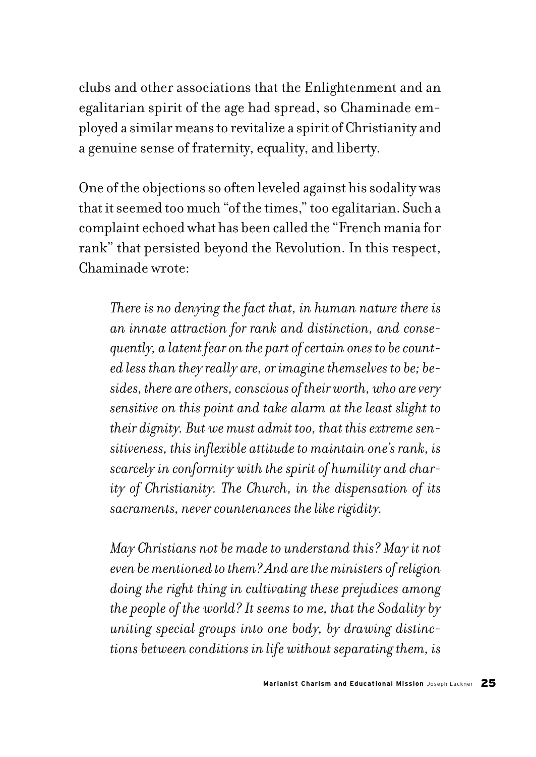clubs and other associations that the Enlightenment and an egalitarian spirit of the age had spread, so Chaminade employed a similar means to revitalize a spirit of Christianity and a genuine sense of fraternity, equality, and liberty.

One of the objections so often leveled against his sodality was that it seemed too much "of the times," too egalitarian. Such a complaint echoed what has been called the "French mania for rank" that persisted beyond the Revolution. In this respect, Chaminade wrote:

> *There is no denying the fact that, in human nature there is an innate attraction for rank and distinction, and consequently, a latent fear on the part of certain ones to be counted less than they really are, or imagine themselves to be; besides, there are others, conscious of their worth, who are very sensitive on this point and take alarm at the least slight to their dignity. But we must admit too, that this extreme sensitiveness, this inflexible attitude to maintain one's rank, is scarcely in conformity with the spirit of humility and charity of Christianity. The Church, in the dispensation of its sacraments, never countenances the like rigidity.*
>
> *May Christians not be made to understand this? May it not even be mentioned to them? And are the ministers of religion doing the right thing in cultivating these prejudices among the people of the world? It seems to me, that the Sodality by uniting special groups into one body, by drawing distinctions between conditions in life without separating them, is*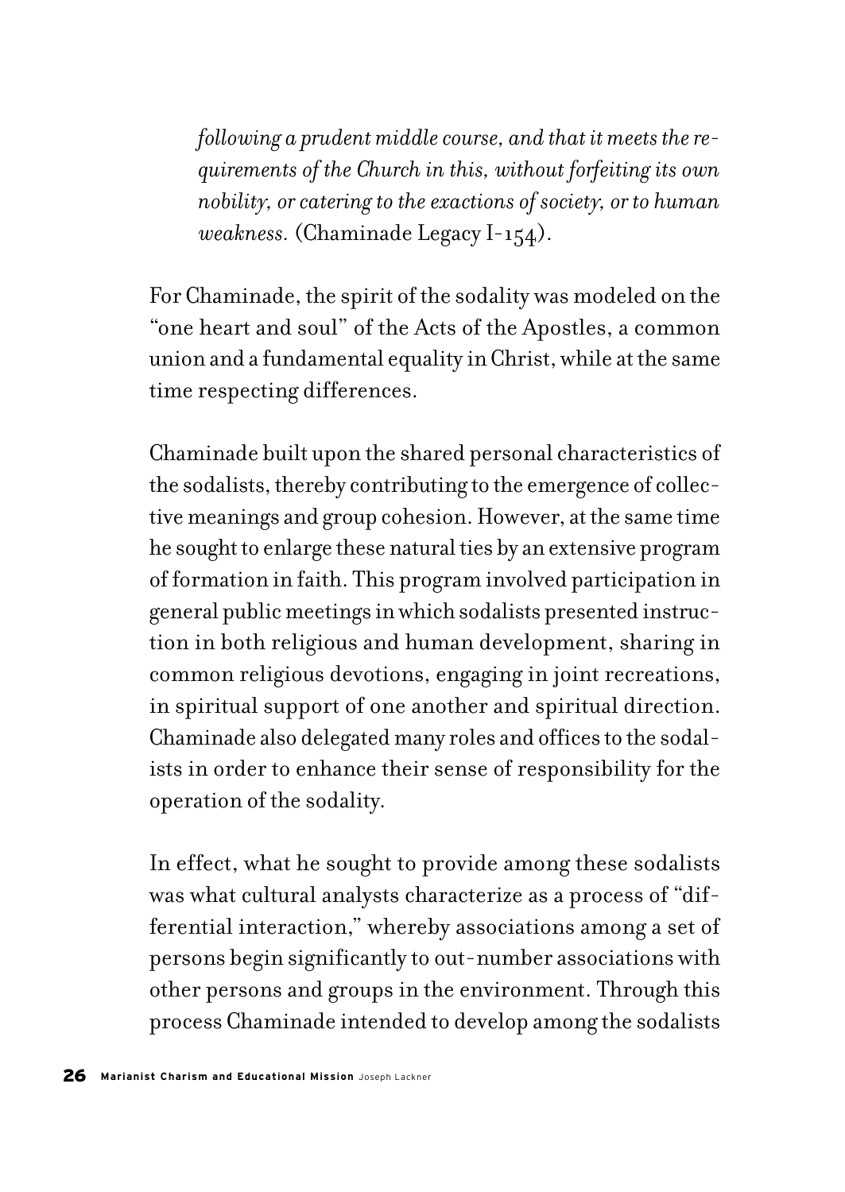*following a prudent middle course, and that it meets the requirements of the Church in this, without forfeiting its own nobility, or catering to the exactions of society, or to human weakness.* (Chaminade Legacy I-154).

For Chaminade, the spirit of the sodality was modeled on the "one heart and soul" of the Acts of the Apostles, a common union and a fundamental equality in Christ, while at the same time respecting differences.

Chaminade built upon the shared personal characteristics of the sodalists, thereby contributing to the emergence of collective meanings and group cohesion. However, at the same time he sought to enlarge these natural ties by an extensive program of formation in faith. This program involved participation in general public meetings in which sodalists presented instruction in both religious and human development, sharing in common religious devotions, engaging in joint recreations, in spiritual support of one another and spiritual direction. Chaminade also delegated many roles and offices to the sodalists in order to enhance their sense of responsibility for the operation of the sodality.

In effect, what he sought to provide among these sodalists was what cultural analysts characterize as a process of "differential interaction," whereby associations among a set of persons begin significantly to out-number associations with other persons and groups in the environment. Through this process Chaminade intended to develop among the sodalists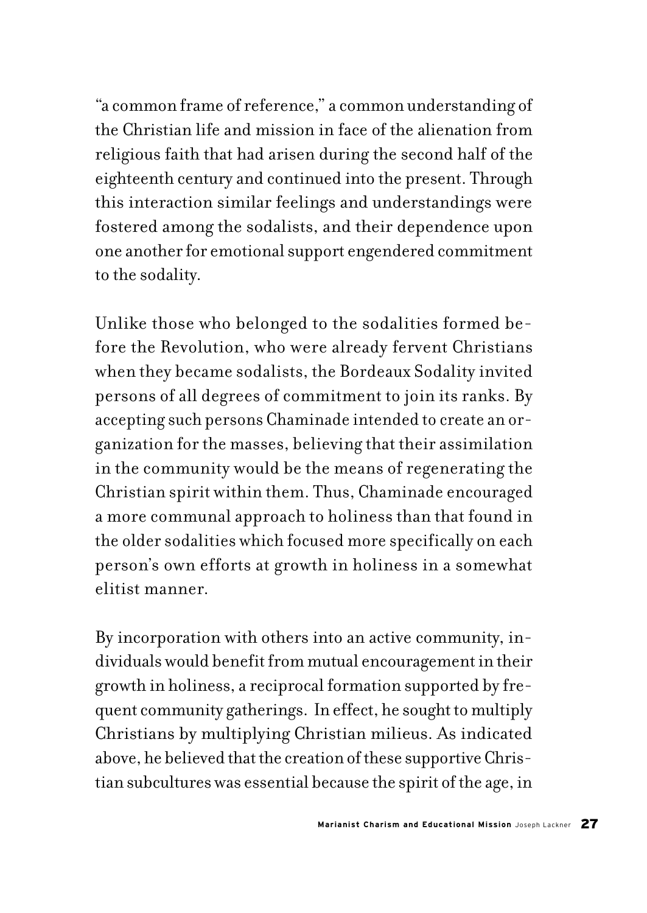"a common frame of reference," a common understanding of the Christian life and mission in face of the alienation from religious faith that had arisen during the second half of the eighteenth century and continued into the present. Through this interaction similar feelings and understandings were fostered among the sodalists, and their dependence upon one another for emotional support engendered commitment to the sodality.

Unlike those who belonged to the sodalities formed before the Revolution, who were already fervent Christians when they became sodalists, the Bordeaux Sodality invited persons of all degrees of commitment to join its ranks. By accepting such persons Chaminade intended to create an organization for the masses, believing that their assimilation in the community would be the means of regenerating the Christian spirit within them. Thus, Chaminade encouraged a more communal approach to holiness than that found in the older sodalities which focused more specifically on each person's own efforts at growth in holiness in a somewhat elitist manner.

By incorporation with others into an active community, individuals would benefit from mutual encouragement in their growth in holiness, a reciprocal formation supported by frequent community gatherings. In effect, he sought to multiply Christians by multiplying Christian milieus. As indicated above, he believed that the creation of these supportive Christian subcultures was essential because the spirit of the age, in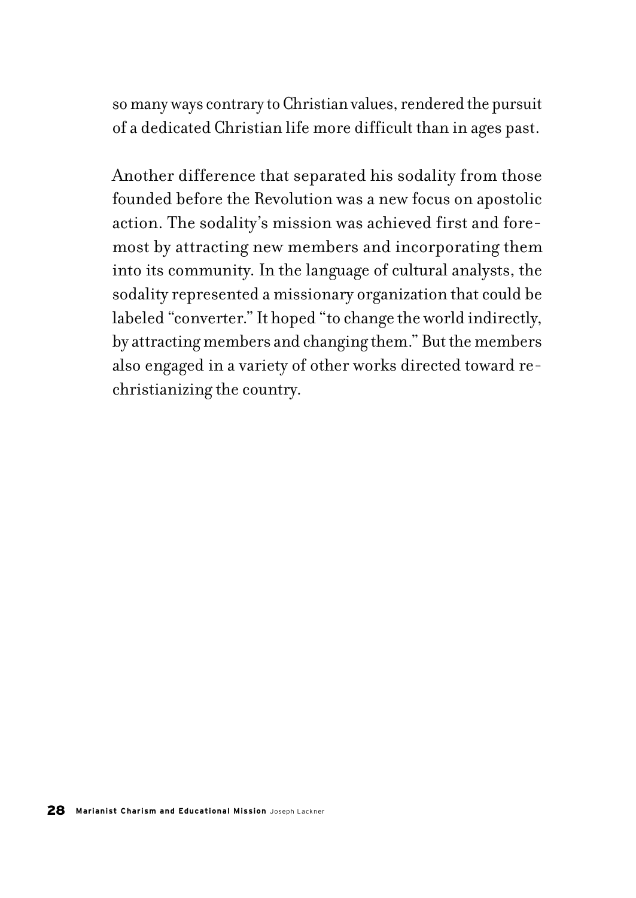so many ways contrary to Christian values, rendered the pursuit of a dedicated Christian life more difficult than in ages past.

Another difference that separated his sodality from those founded before the Revolution was a new focus on apostolic action. The sodality's mission was achieved first and foremost by attracting new members and incorporating them into its community. In the language of cultural analysts, the sodality represented a missionary organization that could be labeled "converter." It hoped "to change the world indirectly, by attracting members and changing them." But the members also engaged in a variety of other works directed toward rechristianizing the country.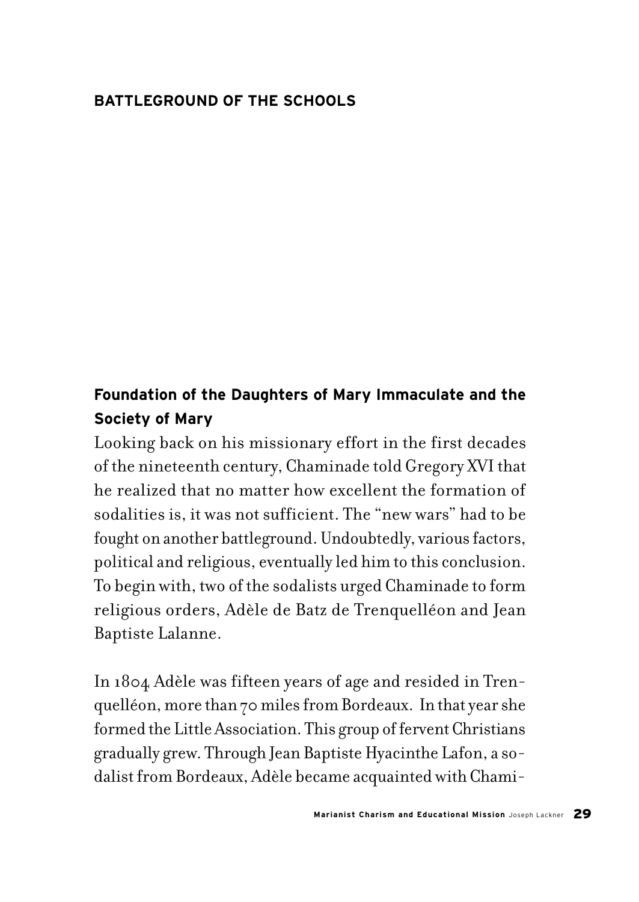# BATTLEGROUND OF THE SCHOOLS

## Foundation of the Daughters of Mary Immaculate and the Society of Mary

Looking back on his missionary effort in the first decades of the nineteenth century, Chaminade told Gregory XVI that he realized that no matter how excellent the formation of sodalities is, it was not sufficient. The "new wars" had to be fought on another battleground. Undoubtedly, various factors, political and religious, eventually led him to this conclusion. To begin with, two of the sodalists urged Chaminade to form religious orders, Adèle de Batz de Trenquelléon and Jean Baptiste Lalanne.

In 1804 Adèle was fifteen years of age and resided in Trenquelléon, more than 70 miles from Bordeaux. In that year she formed the Little Association. This group of fervent Christians gradually grew. Through Jean Baptiste Hyacinthe Lafon, a sodalist from Bordeaux, Adèle became acquainted with Chami-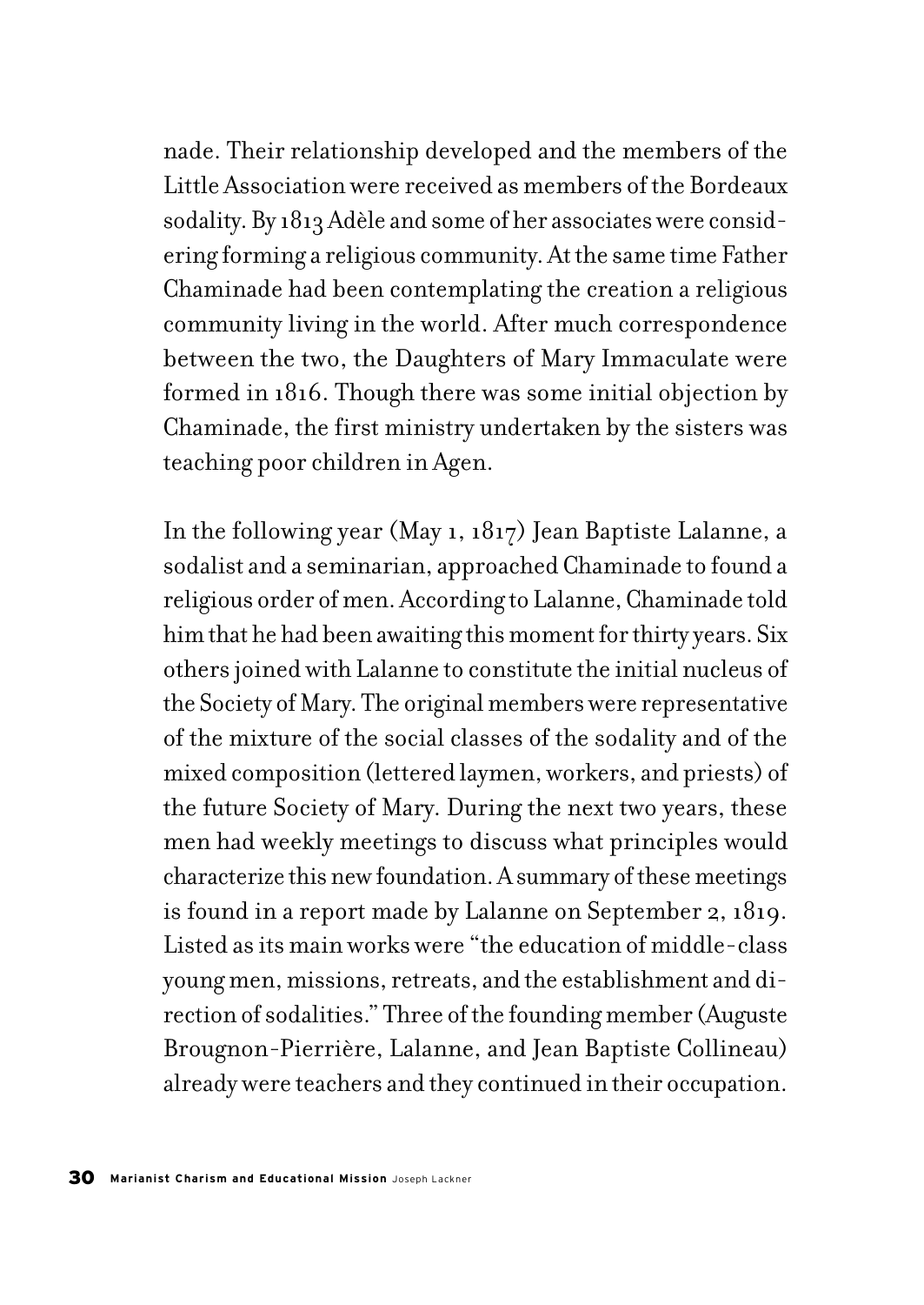nade. Their relationship developed and the members of the Little Association were received as members of the Bordeaux sodality. By 1813 Adèle and some of her associates were considering forming a religious community. At the same time Father Chaminade had been contemplating the creation a religious community living in the world. After much correspondence between the two, the Daughters of Mary Immaculate were formed in 1816. Though there was some initial objection by Chaminade, the first ministry undertaken by the sisters was teaching poor children in Agen.

In the following year (May 1, 1817) Jean Baptiste Lalanne, a sodalist and a seminarian, approached Chaminade to found a religious order of men. According to Lalanne, Chaminade told him that he had been awaiting this moment for thirty years. Six others joined with Lalanne to constitute the initial nucleus of the Society of Mary. The original members were representative of the mixture of the social classes of the sodality and of the mixed composition (lettered laymen, workers, and priests) of the future Society of Mary. During the next two years, these men had weekly meetings to discuss what principles would characterize this new foundation. A summary of these meetings is found in a report made by Lalanne on September 2, 1819. Listed as its main works were "the education of middle-class young men, missions, retreats, and the establishment and direction of sodalities." Three of the founding member (Auguste Brougnon-Pierrière, Lalanne, and Jean Baptiste Collineau) already were teachers and they continued in their occupation.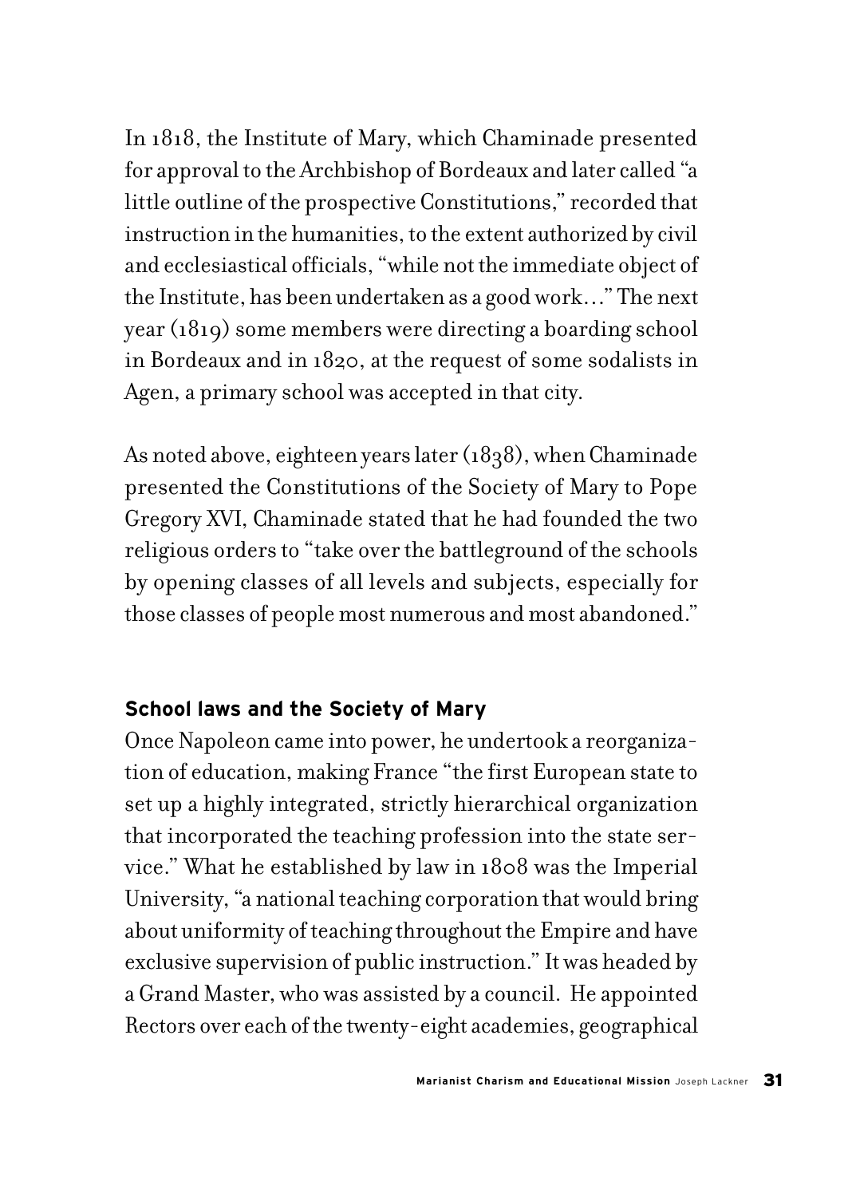In 1818, the Institute of Mary, which Chaminade presented for approval to the Archbishop of Bordeaux and later called "a little outline of the prospective Constitutions," recorded that instruction in the humanities, to the extent authorized by civil and ecclesiastical officials, "while not the immediate object of the Institute, has been undertaken as a good work…" The next year (1819) some members were directing a boarding school in Bordeaux and in 1820, at the request of some sodalists in Agen, a primary school was accepted in that city.

As noted above, eighteen years later (1838), when Chaminade presented the Constitutions of the Society of Mary to Pope Gregory XVI, Chaminade stated that he had founded the two religious orders to "take over the battleground of the schools by opening classes of all levels and subjects, especially for those classes of people most numerous and most abandoned."

**School laws and the Society of Mary**

Once Napoleon came into power, he undertook a reorganization of education, making France "the first European state to set up a highly integrated, strictly hierarchical organization that incorporated the teaching profession into the state service." What he established by law in 1808 was the Imperial University, "a national teaching corporation that would bring about uniformity of teaching throughout the Empire and have exclusive supervision of public instruction." It was headed by a Grand Master, who was assisted by a council. He appointed Rectors over each of the twenty-eight academies, geographical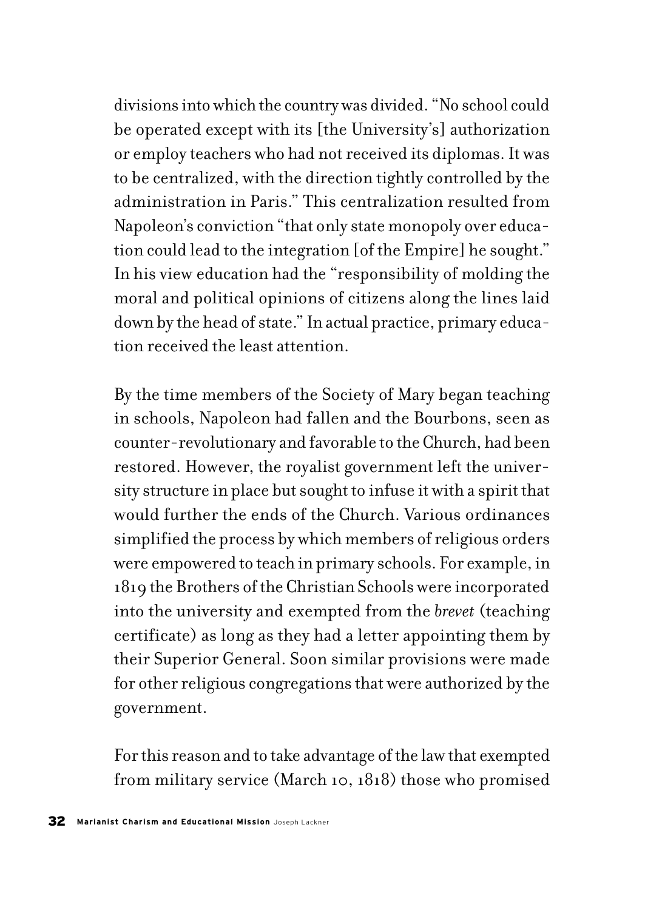divisions into which the country was divided. "No school could be operated except with its [the University's] authorization or employ teachers who had not received its diplomas. It was to be centralized, with the direction tightly controlled by the administration in Paris." This centralization resulted from Napoleon's conviction "that only state monopoly over education could lead to the integration [of the Empire] he sought." In his view education had the "responsibility of molding the moral and political opinions of citizens along the lines laid down by the head of state." In actual practice, primary education received the least attention.

By the time members of the Society of Mary began teaching in schools, Napoleon had fallen and the Bourbons, seen as counter-revolutionary and favorable to the Church, had been restored. However, the royalist government left the university structure in place but sought to infuse it with a spirit that would further the ends of the Church. Various ordinances simplified the process by which members of religious orders were empowered to teach in primary schools. For example, in 1819 the Brothers of the Christian Schools were incorporated into the university and exempted from the *brevet* (teaching certificate) as long as they had a letter appointing them by their Superior General. Soon similar provisions were made for other religious congregations that were authorized by the government.

For this reason and to take advantage of the law that exempted from military service (March 10, 1818) those who promised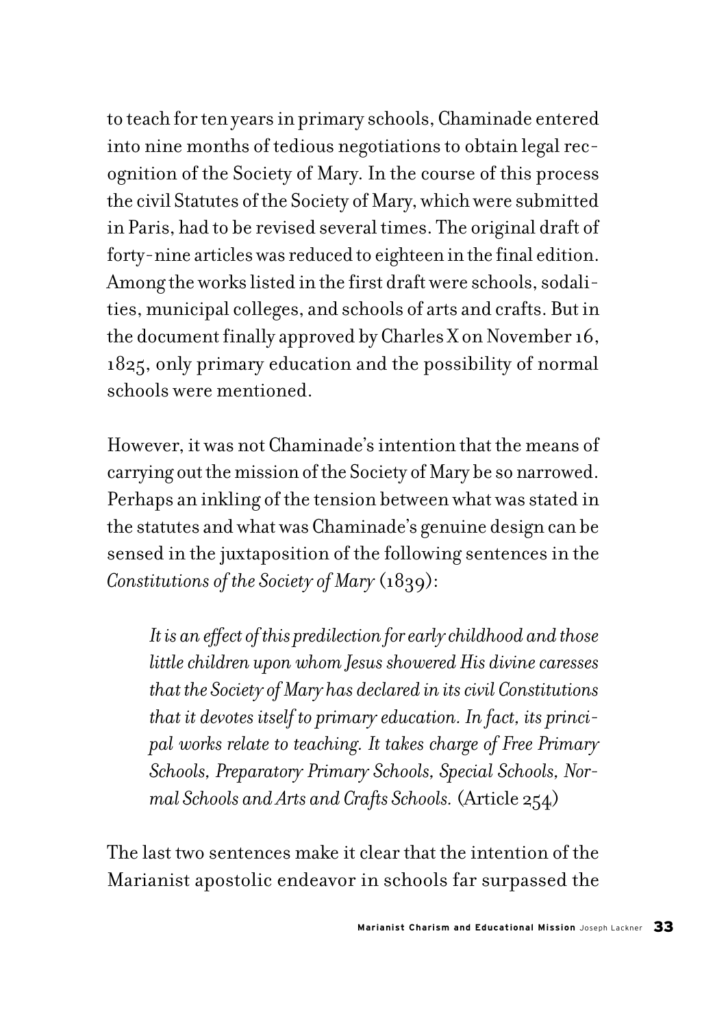to teach for ten years in primary schools, Chaminade entered into nine months of tedious negotiations to obtain legal recognition of the Society of Mary. In the course of this process the civil Statutes of the Society of Mary, which were submitted in Paris, had to be revised several times. The original draft of forty-nine articles was reduced to eighteen in the final edition. Among the works listed in the first draft were schools, sodalities, municipal colleges, and schools of arts and crafts. But in the document finally approved by Charles X on November 16, 1825, only primary education and the possibility of normal schools were mentioned.

However, it was not Chaminade's intention that the means of carrying out the mission of the Society of Mary be so narrowed. Perhaps an inkling of the tension between what was stated in the statutes and what was Chaminade's genuine design can be sensed in the juxtaposition of the following sentences in the *Constitutions of the Society of Mary* (1839):

> *It is an effect of this predilection for early childhood and those little children upon whom Jesus showered His divine caresses that the Society of Mary has declared in its civil Constitutions that it devotes itself to primary education. In fact, its principal works relate to teaching. It takes charge of Free Primary Schools, Preparatory Primary Schools, Special Schools, Normal Schools and Arts and Crafts Schools.* (Article 254)

The last two sentences make it clear that the intention of the Marianist apostolic endeavor in schools far surpassed the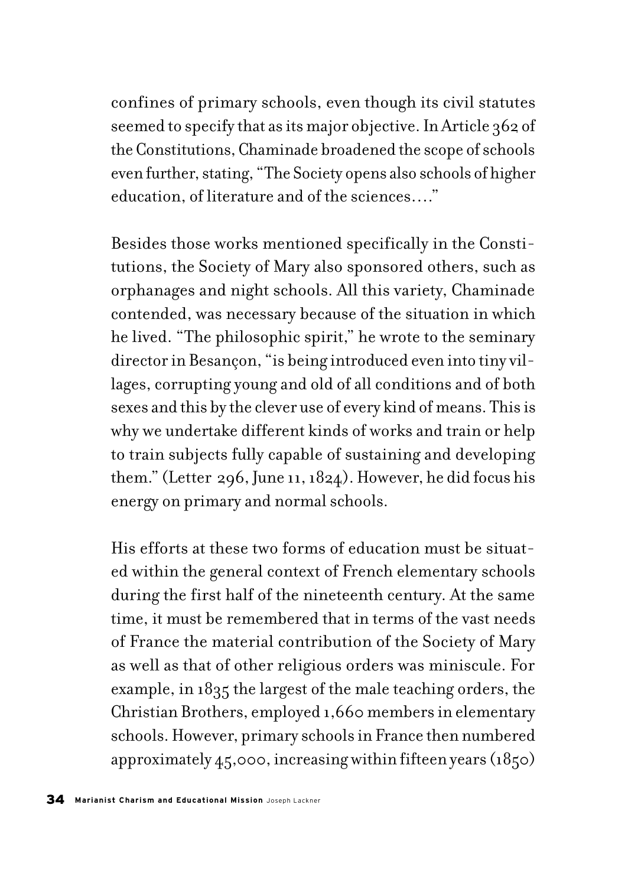confines of primary schools, even though its civil statutes seemed to specify that as its major objective. In Article 362 of the Constitutions, Chaminade broadened the scope of schools even further, stating, "The Society opens also schools of higher education, of literature and of the sciences…."

Besides those works mentioned specifically in the Constitutions, the Society of Mary also sponsored others, such as orphanages and night schools. All this variety, Chaminade contended, was necessary because of the situation in which he lived. "The philosophic spirit," he wrote to the seminary director in Besançon, "is being introduced even into tiny villages, corrupting young and old of all conditions and of both sexes and this by the clever use of every kind of means. This is why we undertake different kinds of works and train or help to train subjects fully capable of sustaining and developing them." (Letter 296, June 11, 1824). However, he did focus his energy on primary and normal schools.

His efforts at these two forms of education must be situated within the general context of French elementary schools during the first half of the nineteenth century. At the same time, it must be remembered that in terms of the vast needs of France the material contribution of the Society of Mary as well as that of other religious orders was miniscule. For example, in 1835 the largest of the male teaching orders, the Christian Brothers, employed 1,660 members in elementary schools. However, primary schools in France then numbered approximately 45,000, increasing within fifteen years (1850)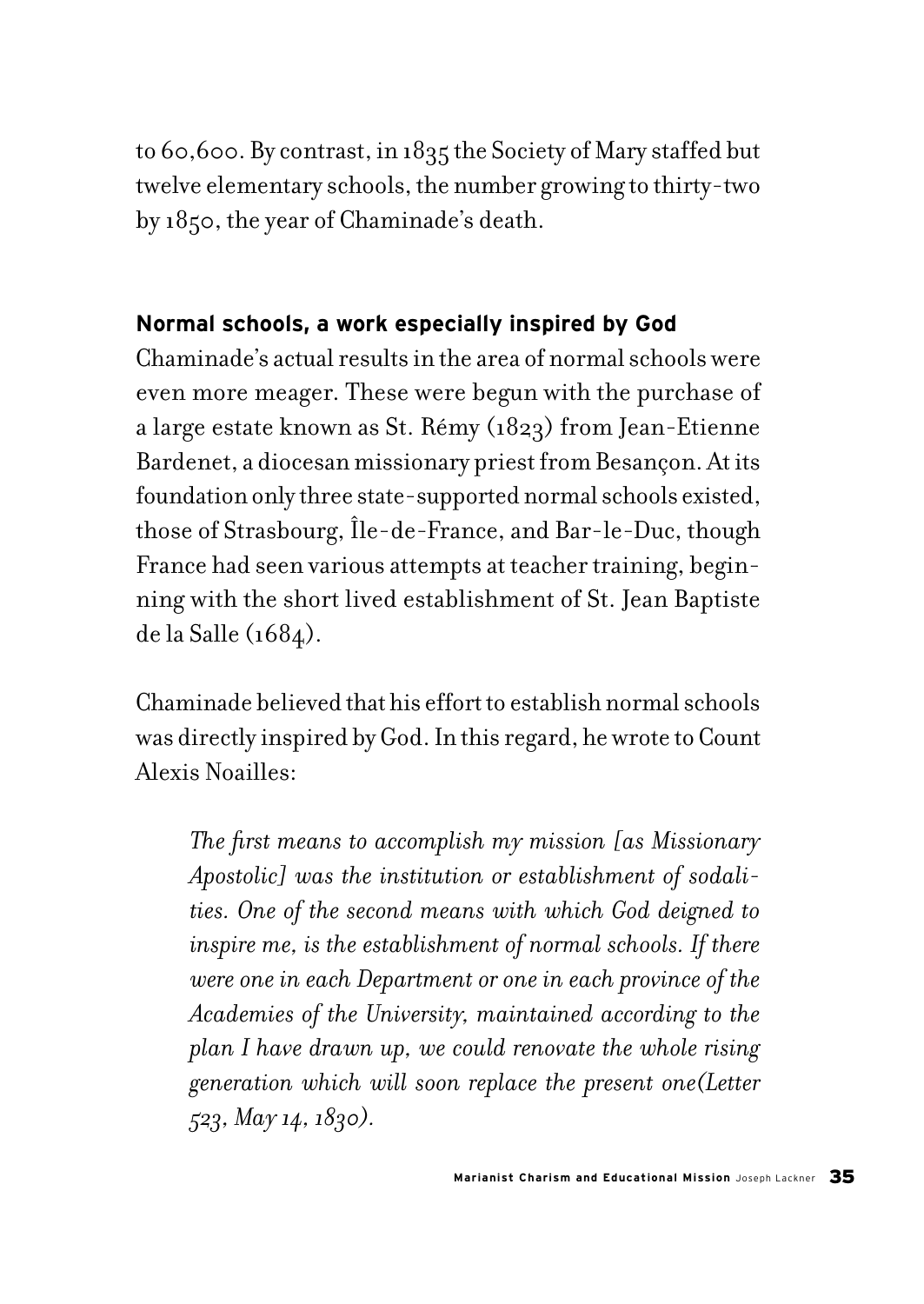to 60,600. By contrast, in 1835 the Society of Mary staffed but twelve elementary schools, the number growing to thirty-two by 1850, the year of Chaminade's death.

**Normal schools, a work especially inspired by God**

Chaminade's actual results in the area of normal schools were even more meager. These were begun with the purchase of a large estate known as St. Rémy (1823) from Jean-Etienne Bardenet, a diocesan missionary priest from Besançon. At its foundation only three state-supported normal schools existed, those of Strasbourg, Île-de-France, and Bar-le-Duc, though France had seen various attempts at teacher training, beginning with the short lived establishment of St. Jean Baptiste de la Salle (1684).

Chaminade believed that his effort to establish normal schools was directly inspired by God. In this regard, he wrote to Count Alexis Noailles:

> *The first means to accomplish my mission [as Missionary Apostolic] was the institution or establishment of sodalities. One of the second means with which God deigned to inspire me, is the establishment of normal schools. If there were one in each Department or one in each province of the Academies of the University, maintained according to the plan I have drawn up, we could renovate the whole rising generation which will soon replace the present one(Letter 523, May 14, 1830).*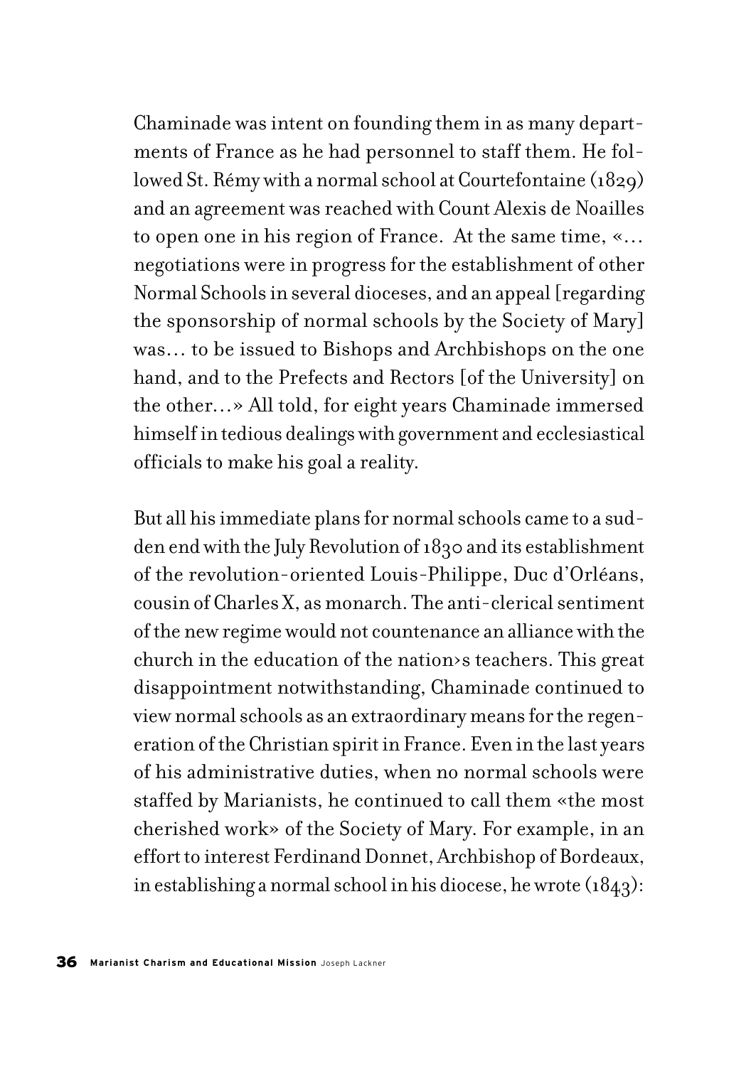Chaminade was intent on founding them in as many departments of France as he had personnel to staff them. He followed St. Rémy with a normal school at Courtefontaine (1829) and an agreement was reached with Count Alexis de Noailles to open one in his region of France. At the same time, «… negotiations were in progress for the establishment of other Normal Schools in several dioceses, and an appeal [regarding the sponsorship of normal schools by the Society of Mary] was… to be issued to Bishops and Archbishops on the one hand, and to the Prefects and Rectors [of the University] on the other…» All told, for eight years Chaminade immersed himself in tedious dealings with government and ecclesiastical officials to make his goal a reality.

But all his immediate plans for normal schools came to a sudden end with the July Revolution of 1830 and its establishment of the revolution-oriented Louis-Philippe, Duc d'Orléans, cousin of Charles X, as monarch. The anti-clerical sentiment of the new regime would not countenance an alliance with the church in the education of the nation›s teachers. This great disappointment notwithstanding, Chaminade continued to view normal schools as an extraordinary means for the regeneration of the Christian spirit in France. Even in the last years of his administrative duties, when no normal schools were staffed by Marianists, he continued to call them «the most cherished work» of the Society of Mary. For example, in an effort to interest Ferdinand Donnet, Archbishop of Bordeaux, in establishing a normal school in his diocese, he wrote (1843):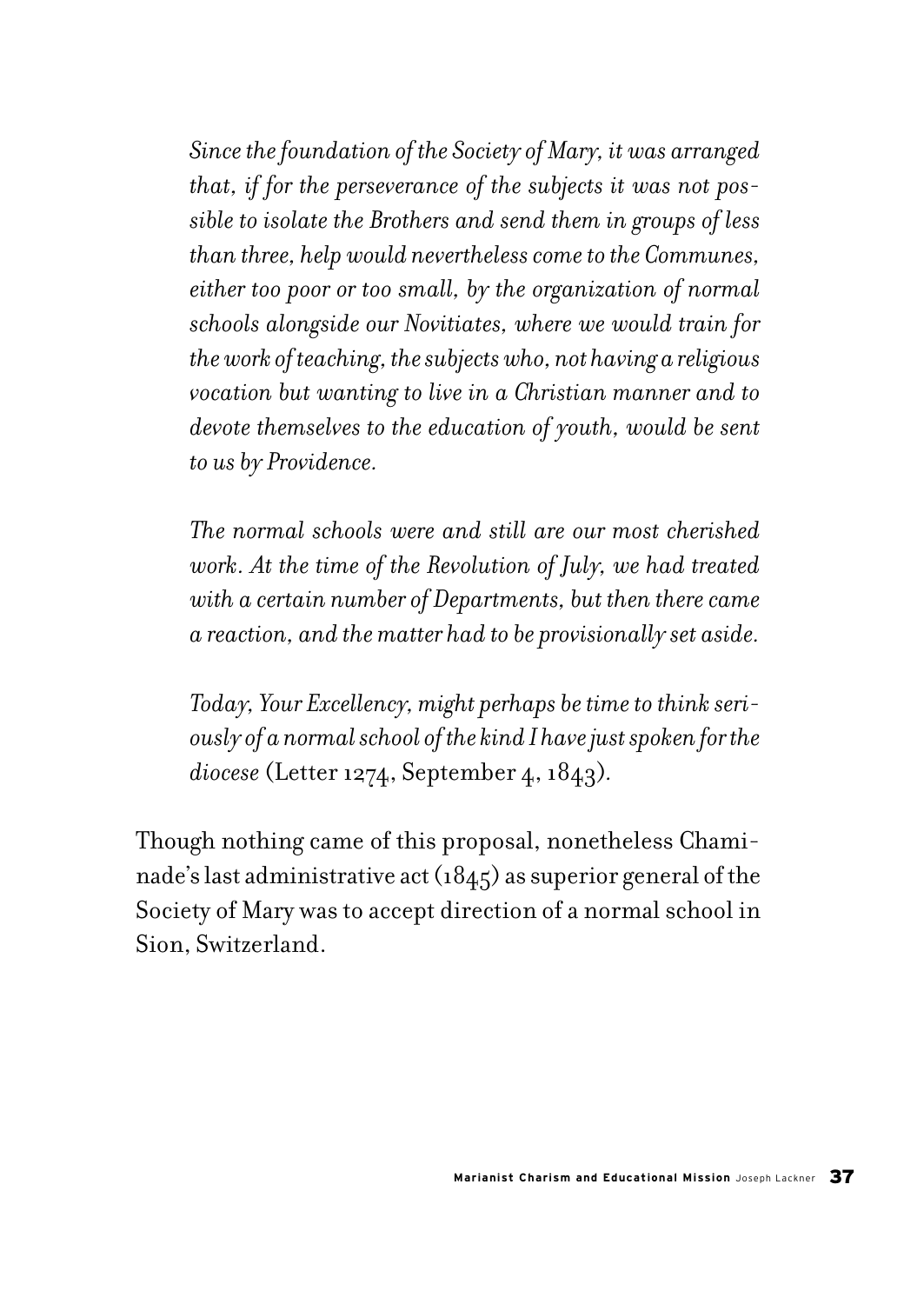> *Since the foundation of the Society of Mary, it was arranged that, if for the perseverance of the subjects it was not possible to isolate the Brothers and send them in groups of less than three, help would nevertheless come to the Communes, either too poor or too small, by the organization of normal schools alongside our Novitiates, where we would train for the work of teaching, the subjects who, not having a religious vocation but wanting to live in a Christian manner and to devote themselves to the education of youth, would be sent to us by Providence.*
>
> *The normal schools were and still are our most cherished work. At the time of the Revolution of July, we had treated with a certain number of Departments, but then there came a reaction, and the matter had to be provisionally set aside.*
>
> *Today, Your Excellency, might perhaps be time to think seriously of a normal school of the kind I have just spoken for the diocese* (Letter 1274, September 4, 1843).

Though nothing came of this proposal, nonetheless Chaminade's last administrative act (1845) as superior general of the Society of Mary was to accept direction of a normal school in Sion, Switzerland.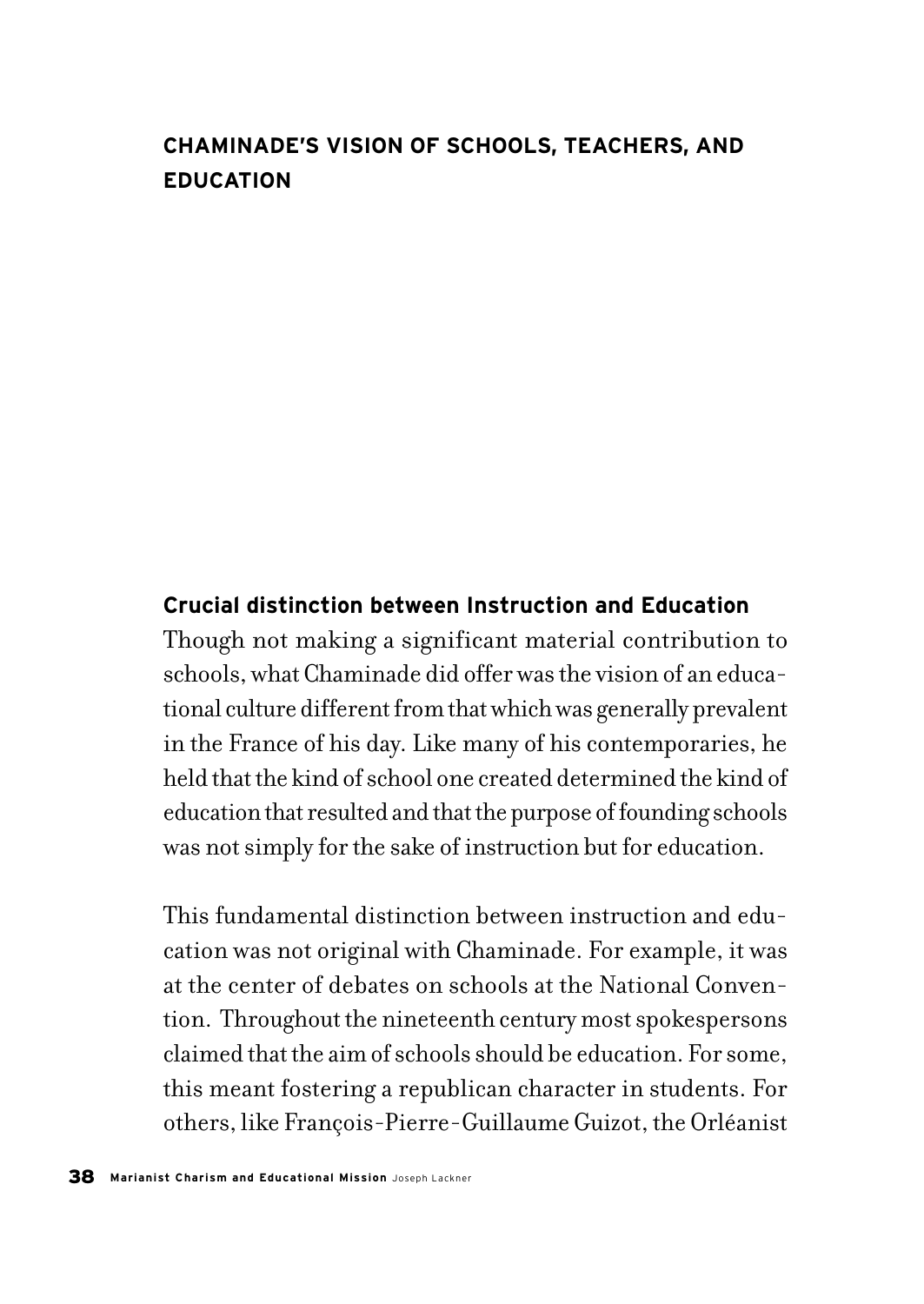## CHAMINADE'S VISION OF SCHOOLS, TEACHERS, AND EDUCATION

### Crucial distinction between Instruction and Education

Though not making a significant material contribution to schools, what Chaminade did offer was the vision of an educational culture different from that which was generally prevalent in the France of his day. Like many of his contemporaries, he held that the kind of school one created determined the kind of education that resulted and that the purpose of founding schools was not simply for the sake of instruction but for education.

This fundamental distinction between instruction and education was not original with Chaminade. For example, it was at the center of debates on schools at the National Convention. Throughout the nineteenth century most spokespersons claimed that the aim of schools should be education. For some, this meant fostering a republican character in students. For others, like François-Pierre-Guillaume Guizot, the Orléanist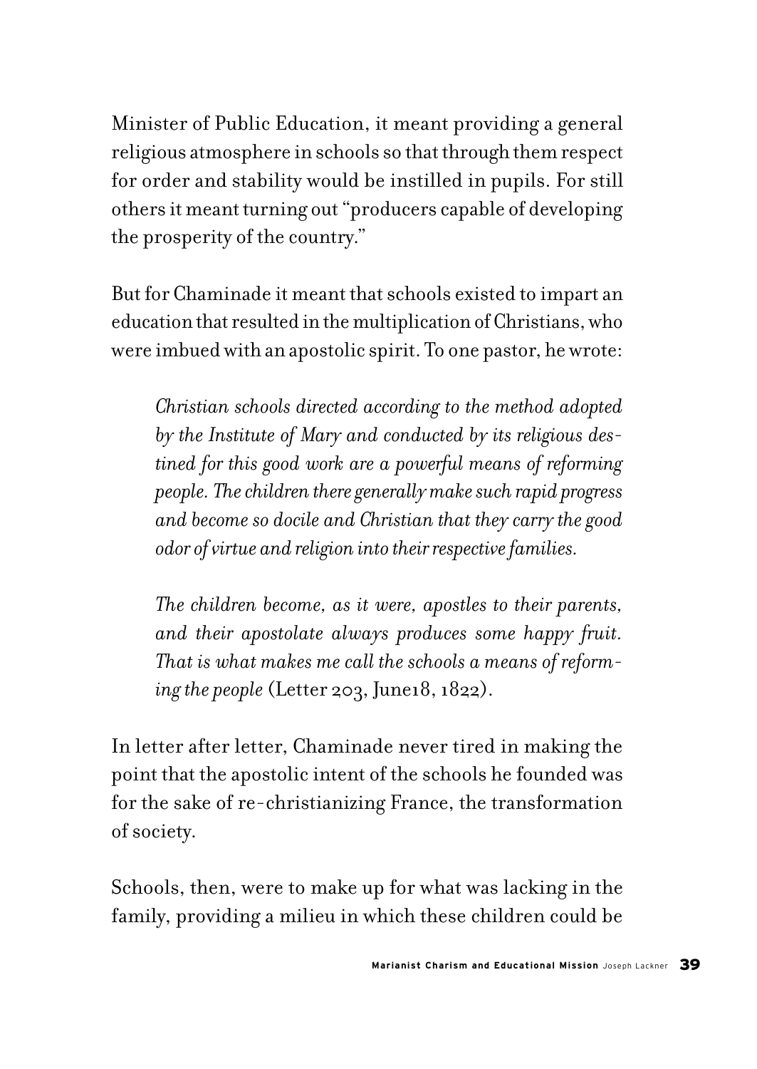Minister of Public Education, it meant providing a general religious atmosphere in schools so that through them respect for order and stability would be instilled in pupils. For still others it meant turning out "producers capable of developing the prosperity of the country."

But for Chaminade it meant that schools existed to impart an education that resulted in the multiplication of Christians, who were imbued with an apostolic spirit. To one pastor, he wrote:

> *Christian schools directed according to the method adopted by the Institute of Mary and conducted by its religious destined for this good work are a powerful means of reforming people. The children there generally make such rapid progress and become so docile and Christian that they carry the good odor of virtue and religion into their respective families.*
>
> *The children become, as it were, apostles to their parents, and their apostolate always produces some happy fruit. That is what makes me call the schools a means of reforming the people* (Letter 203, June18, 1822).

In letter after letter, Chaminade never tired in making the point that the apostolic intent of the schools he founded was for the sake of re-christianizing France, the transformation of society.

Schools, then, were to make up for what was lacking in the family, providing a milieu in which these children could be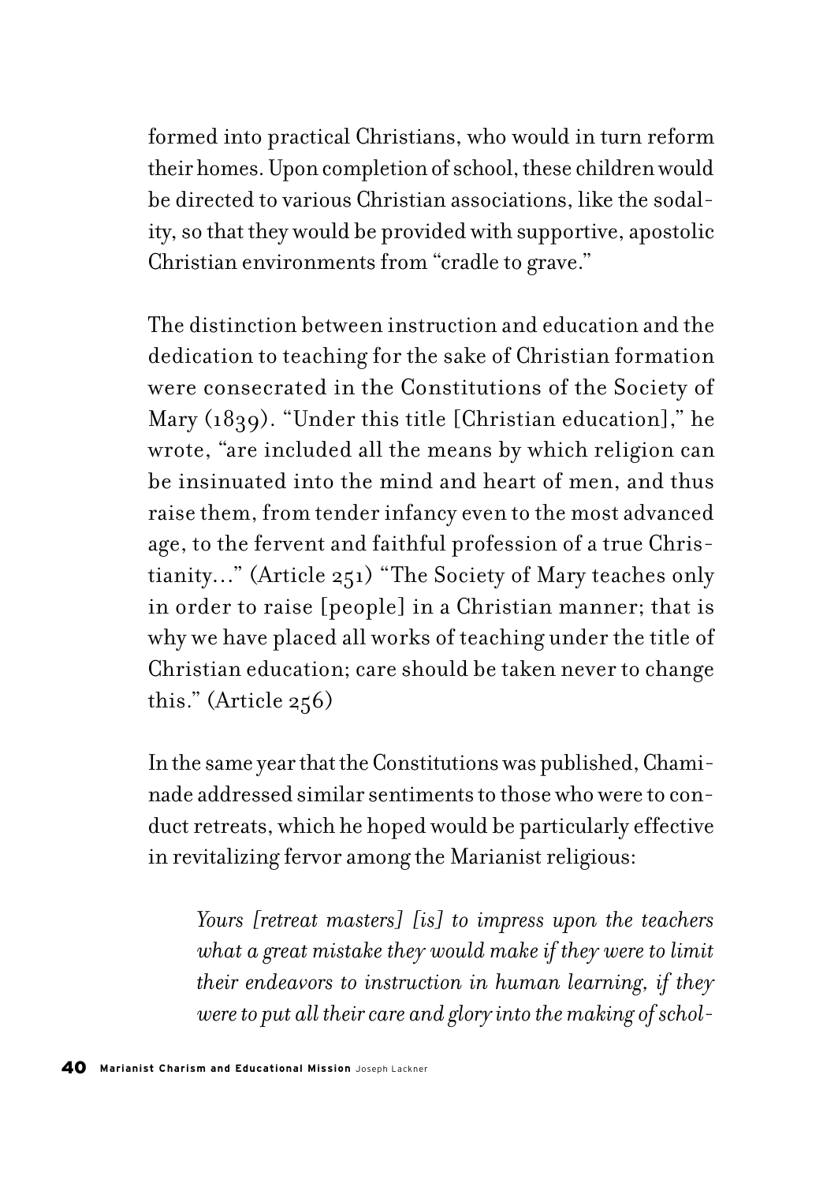formed into practical Christians, who would in turn reform their homes. Upon completion of school, these children would be directed to various Christian associations, like the sodality, so that they would be provided with supportive, apostolic Christian environments from "cradle to grave."

The distinction between instruction and education and the dedication to teaching for the sake of Christian formation were consecrated in the Constitutions of the Society of Mary (1839). "Under this title [Christian education]," he wrote, "are included all the means by which religion can be insinuated into the mind and heart of men, and thus raise them, from tender infancy even to the most advanced age, to the fervent and faithful profession of a true Christianity…" (Article 251) "The Society of Mary teaches only in order to raise [people] in a Christian manner; that is why we have placed all works of teaching under the title of Christian education; care should be taken never to change this." (Article 256)

In the same year that the Constitutions was published, Chaminade addressed similar sentiments to those who were to conduct retreats, which he hoped would be particularly effective in revitalizing fervor among the Marianist religious:

> *Yours [retreat masters] [is] to impress upon the teachers what a great mistake they would make if they were to limit their endeavors to instruction in human learning, if they were to put all their care and glory into the making of schol-*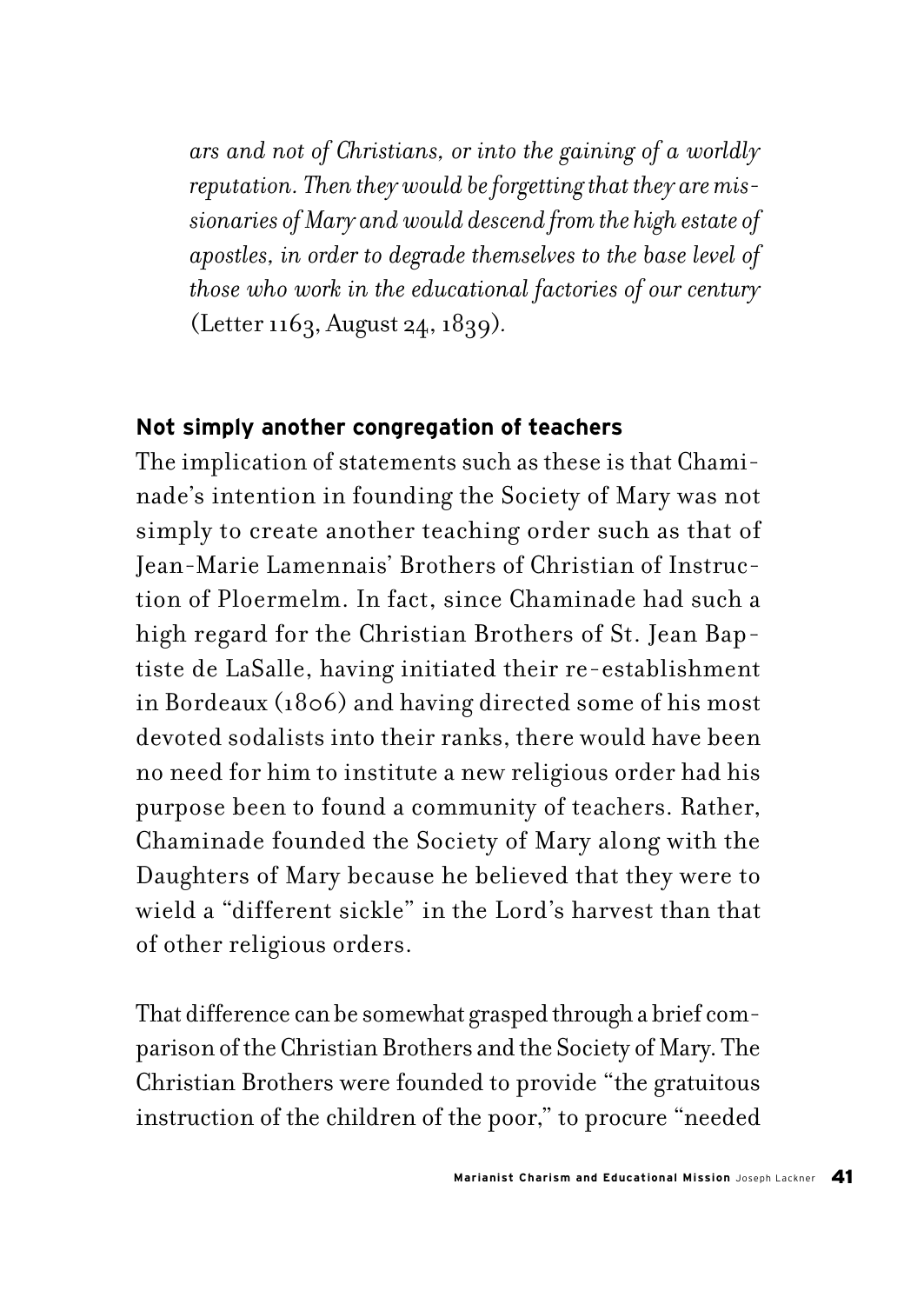*ars and not of Christians, or into the gaining of a worldly reputation. Then they would be forgetting that they are missionaries of Mary and would descend from the high estate of apostles, in order to degrade themselves to the base level of those who work in the educational factories of our century* (Letter 1163, August 24, 1839).

### Not simply another congregation of teachers

The implication of statements such as these is that Chaminade's intention in founding the Society of Mary was not simply to create another teaching order such as that of Jean-Marie Lamennais' Brothers of Christian of Instruction of Ploermelm. In fact, since Chaminade had such a high regard for the Christian Brothers of St. Jean Baptiste de LaSalle, having initiated their re-establishment in Bordeaux (1806) and having directed some of his most devoted sodalists into their ranks, there would have been no need for him to institute a new religious order had his purpose been to found a community of teachers. Rather, Chaminade founded the Society of Mary along with the Daughters of Mary because he believed that they were to wield a "different sickle" in the Lord's harvest than that of other religious orders.

That difference can be somewhat grasped through a brief comparison of the Christian Brothers and the Society of Mary. The Christian Brothers were founded to provide "the gratuitous instruction of the children of the poor," to procure "needed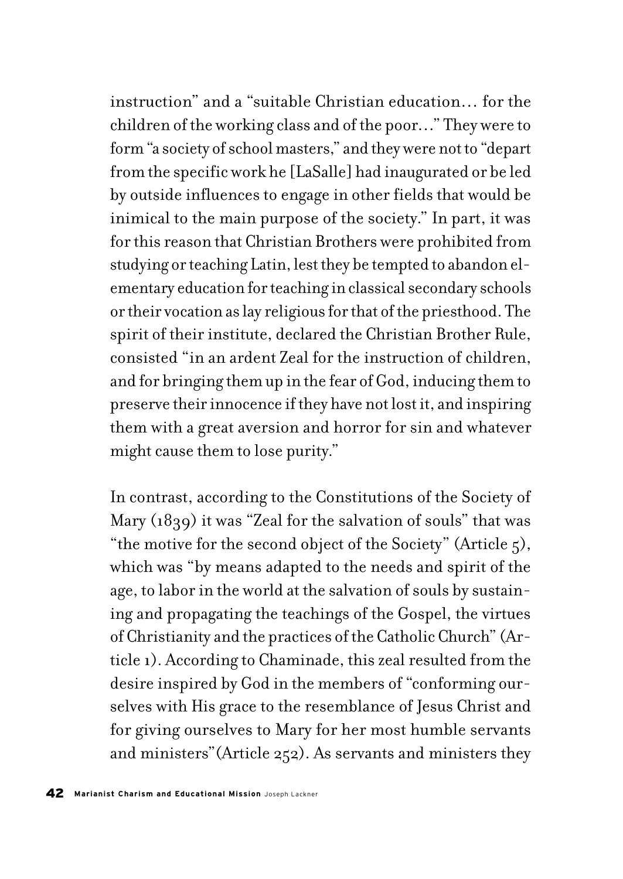instruction" and a "suitable Christian education… for the children of the working class and of the poor…" They were to form "a society of school masters," and they were not to "depart from the specific work he [LaSalle] had inaugurated or be led by outside influences to engage in other fields that would be inimical to the main purpose of the society." In part, it was for this reason that Christian Brothers were prohibited from studying or teaching Latin, lest they be tempted to abandon elementary education for teaching in classical secondary schools or their vocation as lay religious for that of the priesthood. The spirit of their institute, declared the Christian Brother Rule, consisted "in an ardent Zeal for the instruction of children, and for bringing them up in the fear of God, inducing them to preserve their innocence if they have not lost it, and inspiring them with a great aversion and horror for sin and whatever might cause them to lose purity."

In contrast, according to the Constitutions of the Society of Mary (1839) it was "Zeal for the salvation of souls" that was "the motive for the second object of the Society" (Article 5), which was "by means adapted to the needs and spirit of the age, to labor in the world at the salvation of souls by sustaining and propagating the teachings of the Gospel, the virtues of Christianity and the practices of the Catholic Church" (Article 1). According to Chaminade, this zeal resulted from the desire inspired by God in the members of "conforming ourselves with His grace to the resemblance of Jesus Christ and for giving ourselves to Mary for her most humble servants and ministers"(Article 252). As servants and ministers they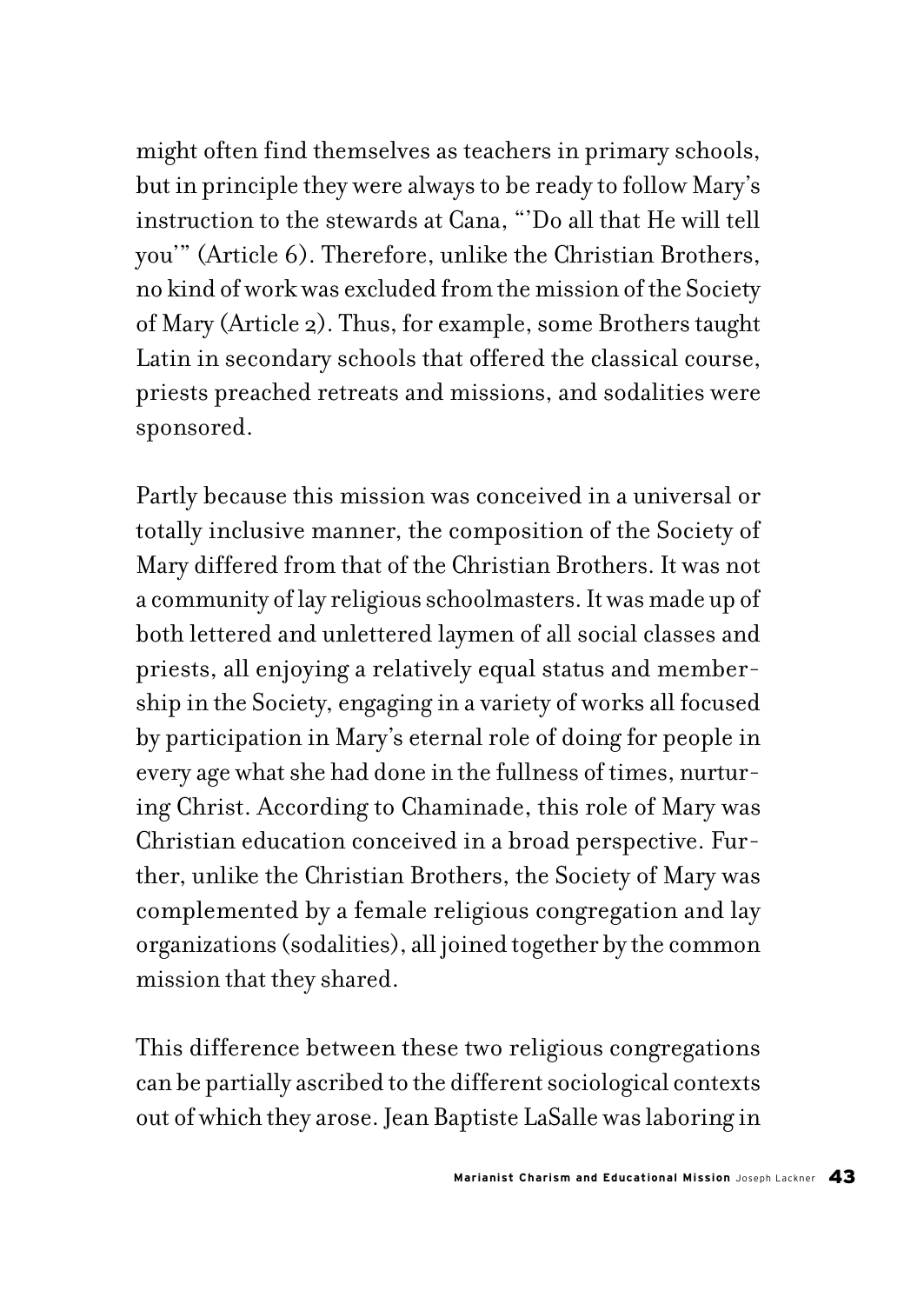might often find themselves as teachers in primary schools, but in principle they were always to be ready to follow Mary's instruction to the stewards at Cana, "'Do all that He will tell you'" (Article 6). Therefore, unlike the Christian Brothers, no kind of work was excluded from the mission of the Society of Mary (Article 2). Thus, for example, some Brothers taught Latin in secondary schools that offered the classical course, priests preached retreats and missions, and sodalities were sponsored.

Partly because this mission was conceived in a universal or totally inclusive manner, the composition of the Society of Mary differed from that of the Christian Brothers. It was not a community of lay religious schoolmasters. It was made up of both lettered and unlettered laymen of all social classes and priests, all enjoying a relatively equal status and membership in the Society, engaging in a variety of works all focused by participation in Mary's eternal role of doing for people in every age what she had done in the fullness of times, nurturing Christ. According to Chaminade, this role of Mary was Christian education conceived in a broad perspective. Further, unlike the Christian Brothers, the Society of Mary was complemented by a female religious congregation and lay organizations (sodalities), all joined together by the common mission that they shared.

This difference between these two religious congregations can be partially ascribed to the different sociological contexts out of which they arose. Jean Baptiste LaSalle was laboring in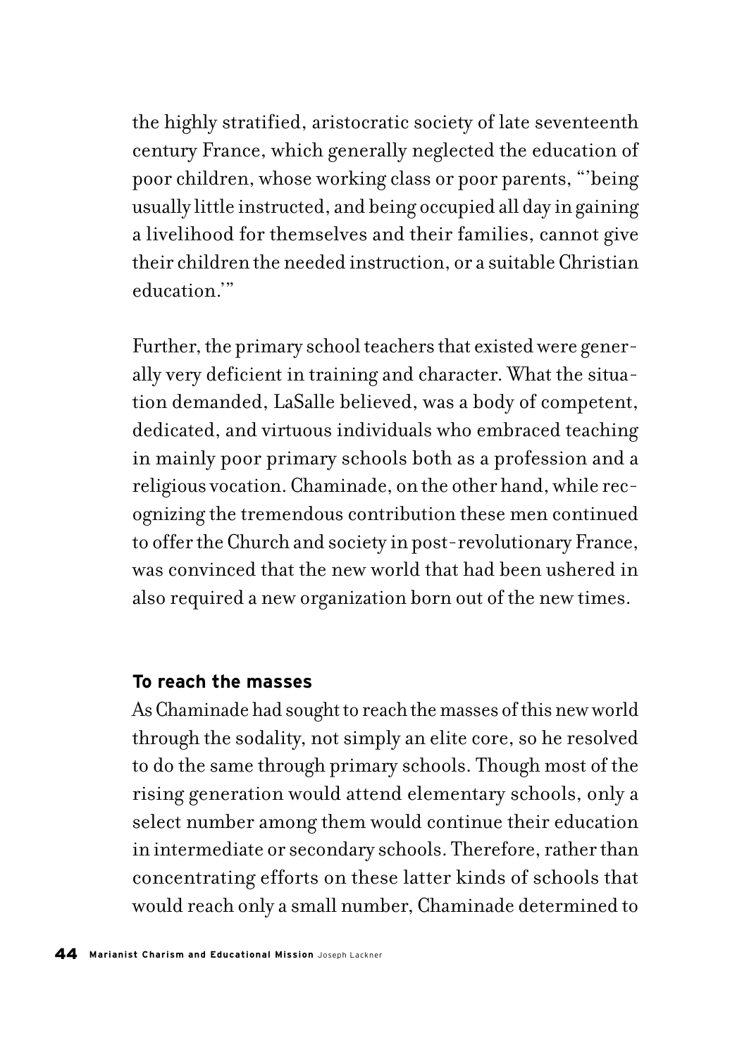the highly stratified, aristocratic society of late seventeenth century France, which generally neglected the education of poor children, whose working class or poor parents, "'being usually little instructed, and being occupied all day in gaining a livelihood for themselves and their families, cannot give their children the needed instruction, or a suitable Christian education.'"

Further, the primary school teachers that existed were generally very deficient in training and character. What the situation demanded, LaSalle believed, was a body of competent, dedicated, and virtuous individuals who embraced teaching in mainly poor primary schools both as a profession and a religious vocation. Chaminade, on the other hand, while recognizing the tremendous contribution these men continued to offer the Church and society in post-revolutionary France, was convinced that the new world that had been ushered in also required a new organization born out of the new times.

### To reach the masses

As Chaminade had sought to reach the masses of this new world through the sodality, not simply an elite core, so he resolved to do the same through primary schools. Though most of the rising generation would attend elementary schools, only a select number among them would continue their education in intermediate or secondary schools. Therefore, rather than concentrating efforts on these latter kinds of schools that would reach only a small number, Chaminade determined to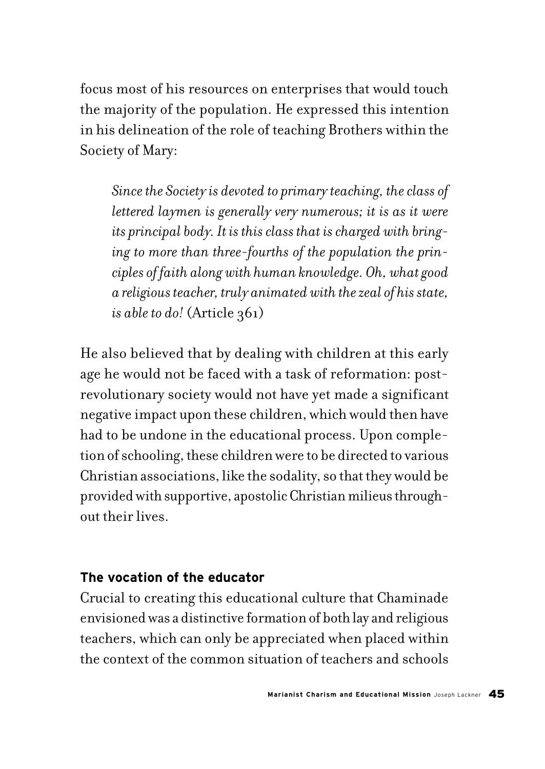focus most of his resources on enterprises that would touch the majority of the population. He expressed this intention in his delineation of the role of teaching Brothers within the Society of Mary:

> *Since the Society is devoted to primary teaching, the class of lettered laymen is generally very numerous; it is as it were its principal body. It is this class that is charged with bringing to more than three-fourths of the population the principles of faith along with human knowledge. Oh, what good a religious teacher, truly animated with the zeal of his state, is able to do!* (Article 361)

He also believed that by dealing with children at this early age he would not be faced with a task of reformation: post-revolutionary society would not have yet made a significant negative impact upon these children, which would then have had to be undone in the educational process. Upon completion of schooling, these children were to be directed to various Christian associations, like the sodality, so that they would be provided with supportive, apostolic Christian milieus throughout their lives.

**The vocation of the educator**

Crucial to creating this educational culture that Chaminade envisioned was a distinctive formation of both lay and religious teachers, which can only be appreciated when placed within the context of the common situation of teachers and schools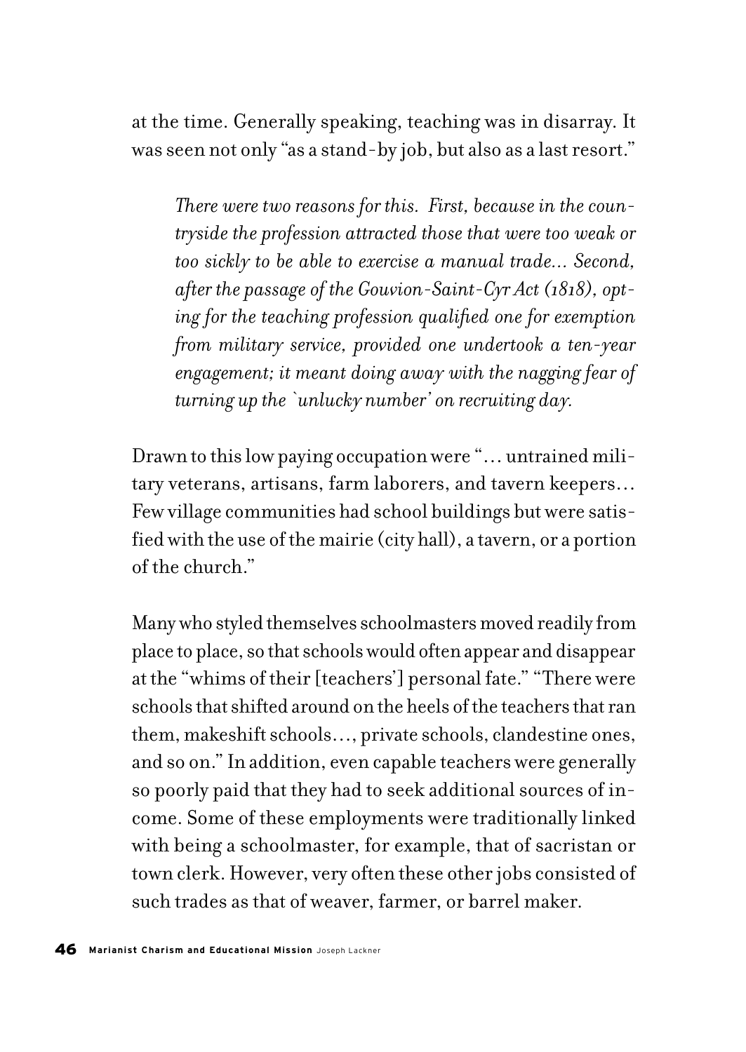at the time. Generally speaking, teaching was in disarray. It was seen not only "as a stand-by job, but also as a last resort."

> *There were two reasons for this. First, because in the countryside the profession attracted those that were too weak or too sickly to be able to exercise a manual trade... Second, after the passage of the Gouvion-Saint-Cyr Act (1818), opting for the teaching profession qualified one for exemption from military service, provided one undertook a ten-year engagement; it meant doing away with the nagging fear of turning up the `unlucky number' on recruiting day.*

Drawn to this low paying occupation were "… untrained military veterans, artisans, farm laborers, and tavern keepers… Few village communities had school buildings but were satisfied with the use of the mairie (city hall), a tavern, or a portion of the church."

Many who styled themselves schoolmasters moved readily from place to place, so that schools would often appear and disappear at the "whims of their [teachers'] personal fate." "There were schools that shifted around on the heels of the teachers that ran them, makeshift schools…, private schools, clandestine ones, and so on." In addition, even capable teachers were generally so poorly paid that they had to seek additional sources of income. Some of these employments were traditionally linked with being a schoolmaster, for example, that of sacristan or town clerk. However, very often these other jobs consisted of such trades as that of weaver, farmer, or barrel maker.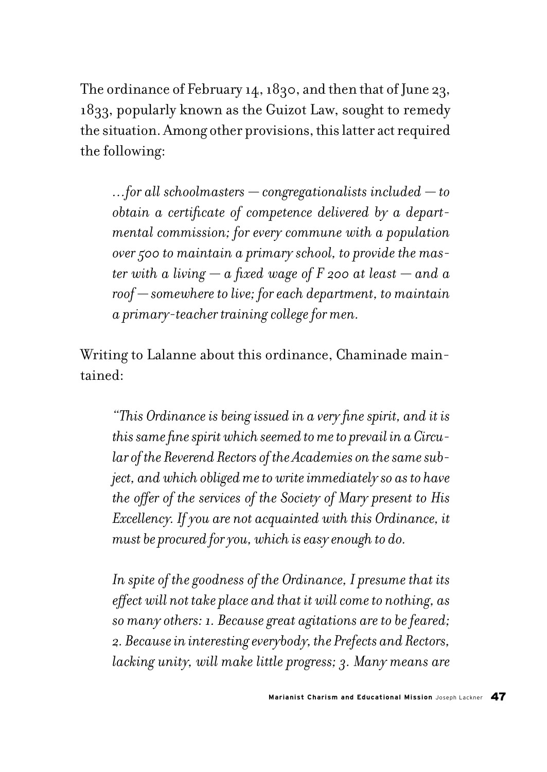The ordinance of February 14, 1830, and then that of June 23, 1833, popularly known as the Guizot Law, sought to remedy the situation. Among other provisions, this latter act required the following:

> *…for all schoolmasters — congregationalists included — to obtain a certificate of competence delivered by a departmental commission; for every commune with a population over 500 to maintain a primary school, to provide the master with a living — a fixed wage of F 200 at least — and a roof — somewhere to live; for each department, to maintain a primary-teacher training college for men.*

Writing to Lalanne about this ordinance, Chaminade maintained:

> *"This Ordinance is being issued in a very fine spirit, and it is this same fine spirit which seemed to me to prevail in a Circular of the Reverend Rectors of the Academies on the same subject, and which obliged me to write immediately so as to have the offer of the services of the Society of Mary present to His Excellency. If you are not acquainted with this Ordinance, it must be procured for you, which is easy enough to do.*
>
> *In spite of the goodness of the Ordinance, I presume that its effect will not take place and that it will come to nothing, as so many others: 1. Because great agitations are to be feared; 2. Because in interesting everybody, the Prefects and Rectors, lacking unity, will make little progress; 3. Many means are*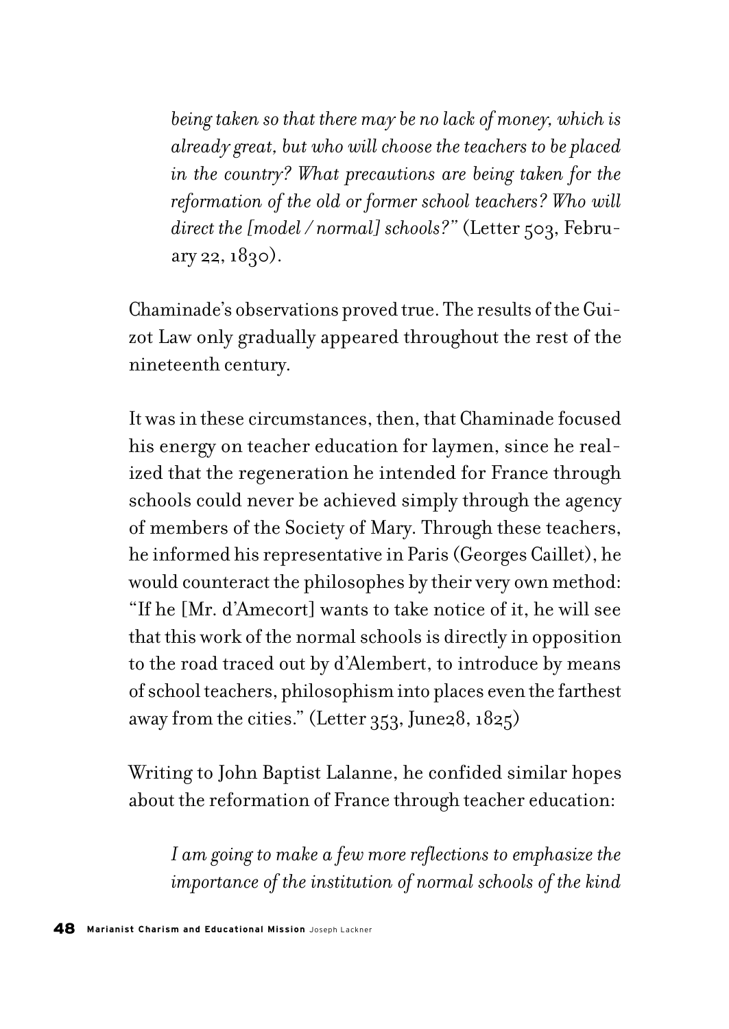> *being taken so that there may be no lack of money, which is already great, but who will choose the teachers to be placed in the country? What precautions are being taken for the reformation of the old or former school teachers? Who will direct the [model / normal] schools?"* (Letter 503, February 22, 1830).

Chaminade's observations proved true. The results of the Guizot Law only gradually appeared throughout the rest of the nineteenth century.

It was in these circumstances, then, that Chaminade focused his energy on teacher education for laymen, since he realized that the regeneration he intended for France through schools could never be achieved simply through the agency of members of the Society of Mary. Through these teachers, he informed his representative in Paris (Georges Caillet), he would counteract the philosophes by their very own method: "If he [Mr. d'Amecort] wants to take notice of it, he will see that this work of the normal schools is directly in opposition to the road traced out by d'Alembert, to introduce by means of school teachers, philosophism into places even the farthest away from the cities." (Letter 353, June28, 1825)

Writing to John Baptist Lalanne, he confided similar hopes about the reformation of France through teacher education:

> *I am going to make a few more reflections to emphasize the importance of the institution of normal schools of the kind*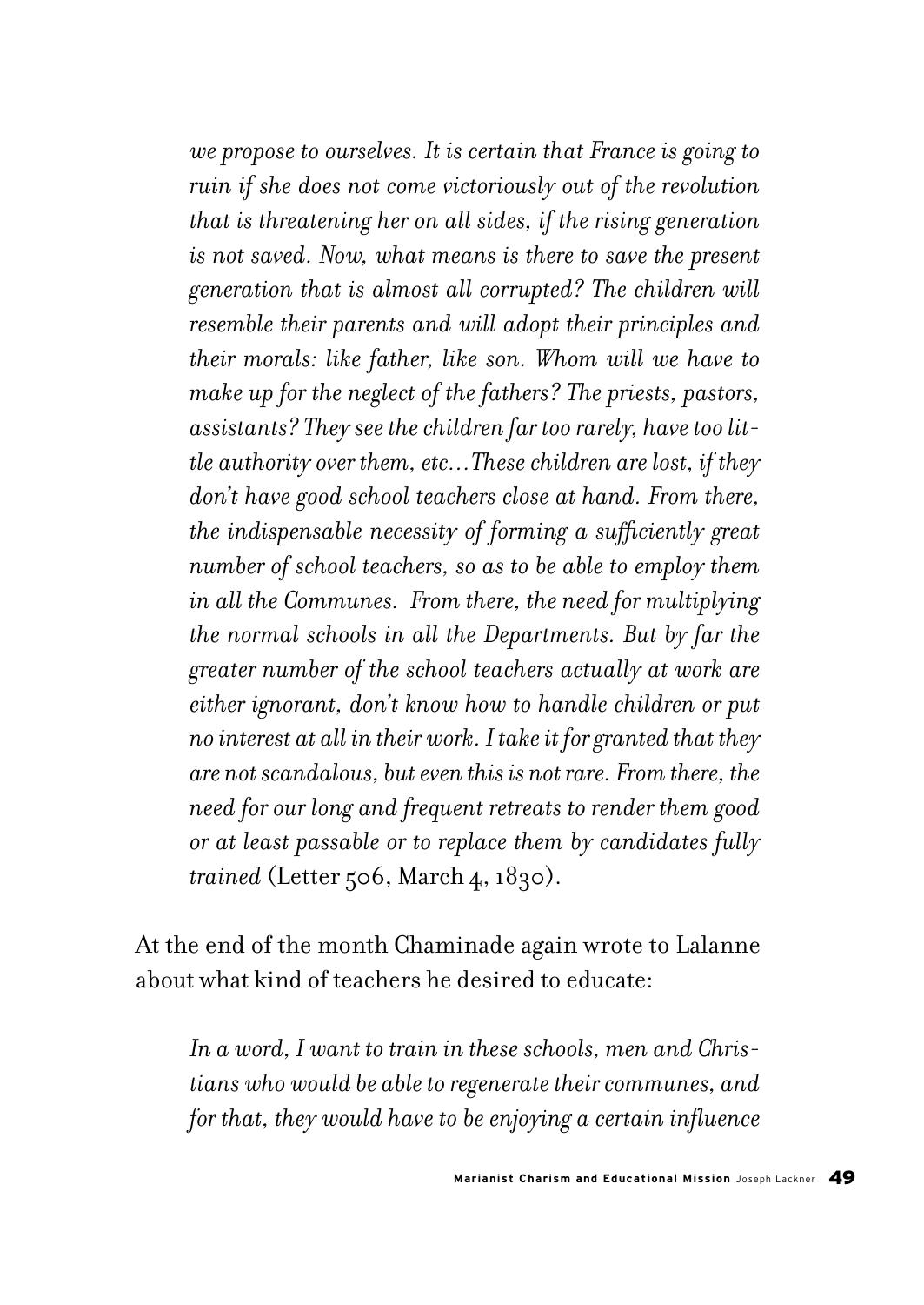*we propose to ourselves. It is certain that France is going to ruin if she does not come victoriously out of the revolution that is threatening her on all sides, if the rising generation is not saved. Now, what means is there to save the present generation that is almost all corrupted? The children will resemble their parents and will adopt their principles and their morals: like father, like son. Whom will we have to make up for the neglect of the fathers? The priests, pastors, assistants? They see the children far too rarely, have too little authority over them, etc…These children are lost, if they don't have good school teachers close at hand. From there, the indispensable necessity of forming a sufficiently great number of school teachers, so as to be able to employ them in all the Communes. From there, the need for multiplying the normal schools in all the Departments. But by far the greater number of the school teachers actually at work are either ignorant, don't know how to handle children or put no interest at all in their work. I take it for granted that they are not scandalous, but even this is not rare. From there, the need for our long and frequent retreats to render them good or at least passable or to replace them by candidates fully trained* (Letter 506, March 4, 1830).

At the end of the month Chaminade again wrote to Lalanne about what kind of teachers he desired to educate:

> *In a word, I want to train in these schools, men and Christians who would be able to regenerate their communes, and for that, they would have to be enjoying a certain influence*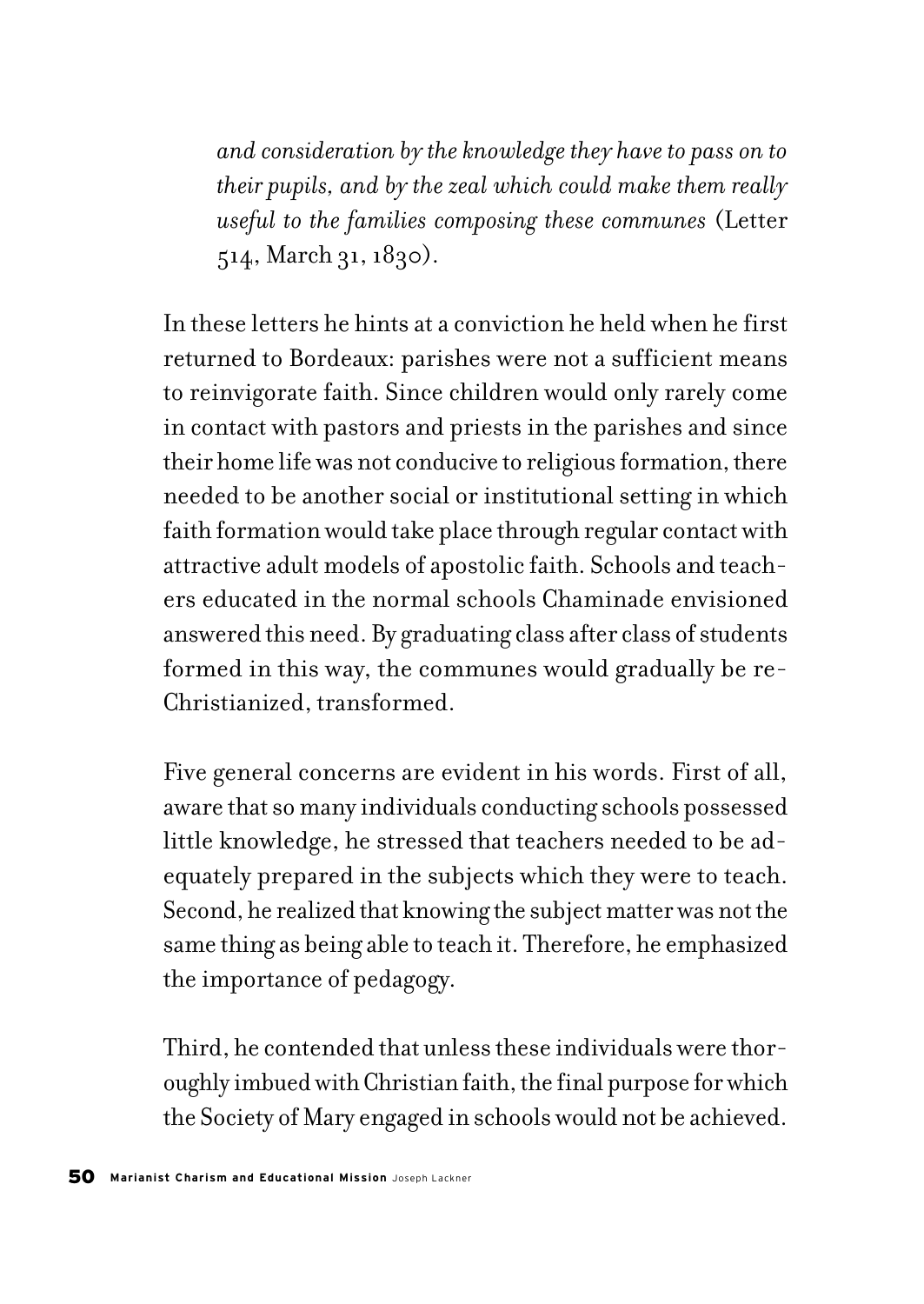*and consideration by the knowledge they have to pass on to their pupils, and by the zeal which could make them really useful to the families composing these communes* (Letter 514, March 31, 1830).

In these letters he hints at a conviction he held when he first returned to Bordeaux: parishes were not a sufficient means to reinvigorate faith. Since children would only rarely come in contact with pastors and priests in the parishes and since their home life was not conducive to religious formation, there needed to be another social or institutional setting in which faith formation would take place through regular contact with attractive adult models of apostolic faith. Schools and teachers educated in the normal schools Chaminade envisioned answered this need. By graduating class after class of students formed in this way, the communes would gradually be re-Christianized, transformed.

Five general concerns are evident in his words. First of all, aware that so many individuals conducting schools possessed little knowledge, he stressed that teachers needed to be adequately prepared in the subjects which they were to teach. Second, he realized that knowing the subject matter was not the same thing as being able to teach it. Therefore, he emphasized the importance of pedagogy.

Third, he contended that unless these individuals were thoroughly imbued with Christian faith, the final purpose for which the Society of Mary engaged in schools would not be achieved.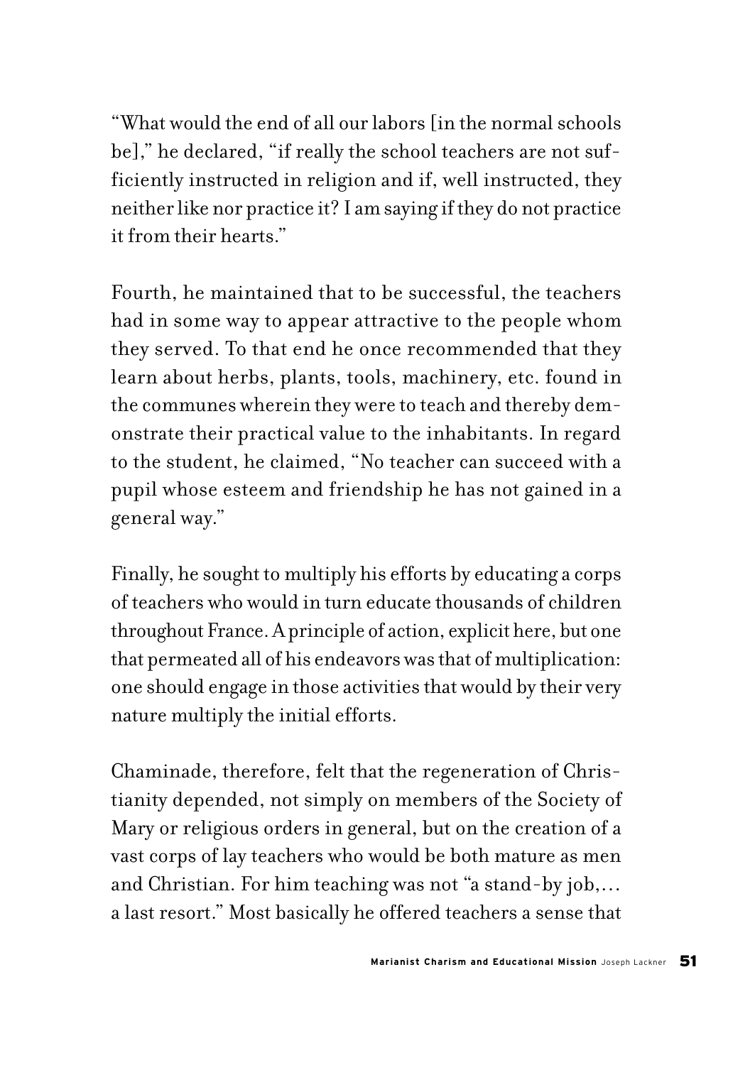"What would the end of all our labors [in the normal schools be]," he declared, "if really the school teachers are not sufficiently instructed in religion and if, well instructed, they neither like nor practice it? I am saying if they do not practice it from their hearts."

Fourth, he maintained that to be successful, the teachers had in some way to appear attractive to the people whom they served. To that end he once recommended that they learn about herbs, plants, tools, machinery, etc. found in the communes wherein they were to teach and thereby demonstrate their practical value to the inhabitants. In regard to the student, he claimed, "No teacher can succeed with a pupil whose esteem and friendship he has not gained in a general way."

Finally, he sought to multiply his efforts by educating a corps of teachers who would in turn educate thousands of children throughout France. A principle of action, explicit here, but one that permeated all of his endeavors was that of multiplication: one should engage in those activities that would by their very nature multiply the initial efforts.

Chaminade, therefore, felt that the regeneration of Christianity depended, not simply on members of the Society of Mary or religious orders in general, but on the creation of a vast corps of lay teachers who would be both mature as men and Christian. For him teaching was not "a stand-by job,… a last resort." Most basically he offered teachers a sense that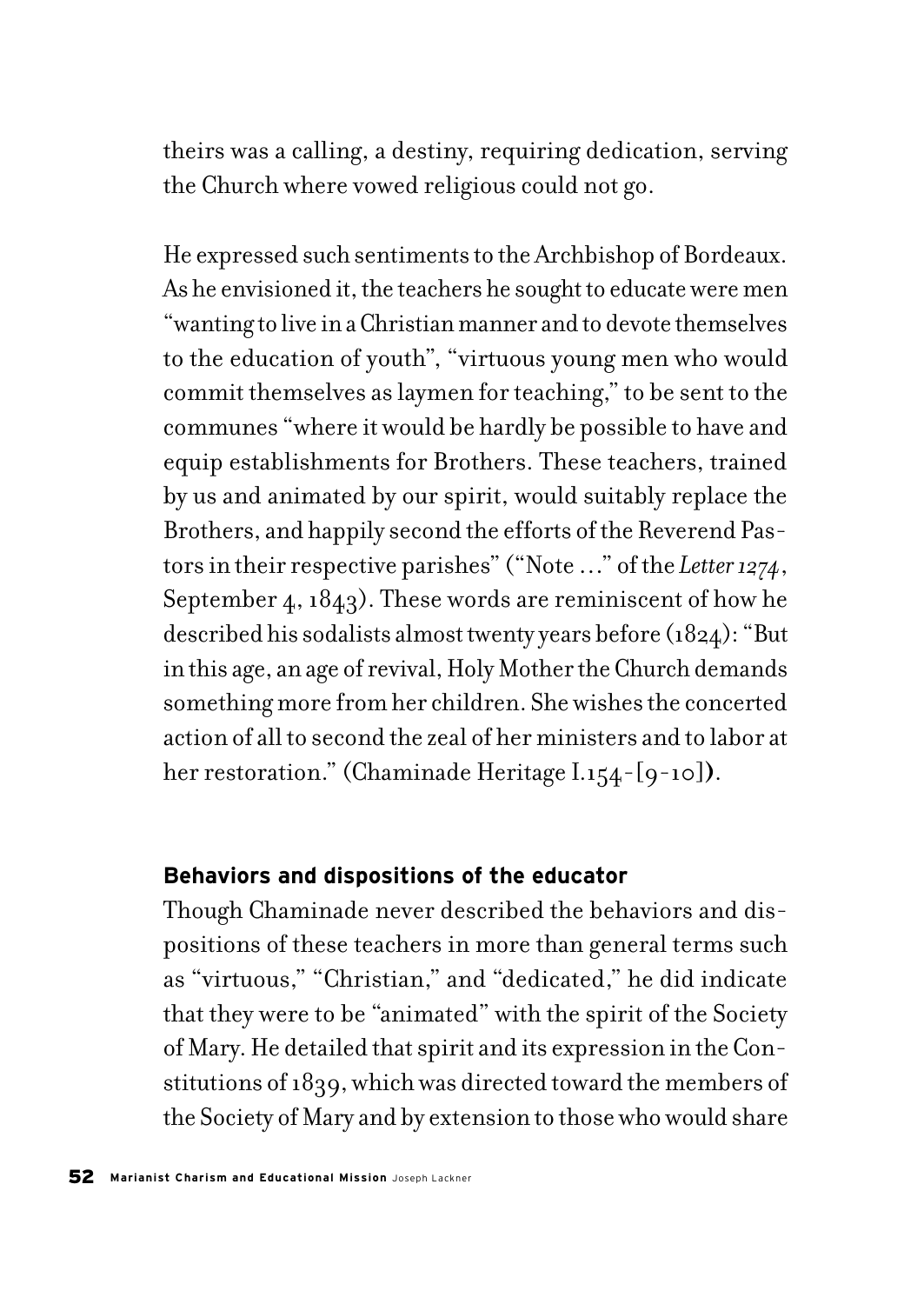theirs was a calling, a destiny, requiring dedication, serving the Church where vowed religious could not go.

He expressed such sentiments to the Archbishop of Bordeaux. As he envisioned it, the teachers he sought to educate were men "wanting to live in a Christian manner and to devote themselves to the education of youth", "virtuous young men who would commit themselves as laymen for teaching," to be sent to the communes "where it would be hardly be possible to have and equip establishments for Brothers. These teachers, trained by us and animated by our spirit, would suitably replace the Brothers, and happily second the efforts of the Reverend Pastors in their respective parishes" ("Note …" of the *Letter 1274*, September 4, 1843). These words are reminiscent of how he described his sodalists almost twenty years before (1824): "But in this age, an age of revival, Holy Mother the Church demands something more from her children. She wishes the concerted action of all to second the zeal of her ministers and to labor at her restoration." (Chaminade Heritage I.154-[9-10]).

#### Behaviors and dispositions of the educator

Though Chaminade never described the behaviors and dispositions of these teachers in more than general terms such as "virtuous," "Christian," and "dedicated," he did indicate that they were to be "animated" with the spirit of the Society of Mary. He detailed that spirit and its expression in the Constitutions of 1839, which was directed toward the members of the Society of Mary and by extension to those who would share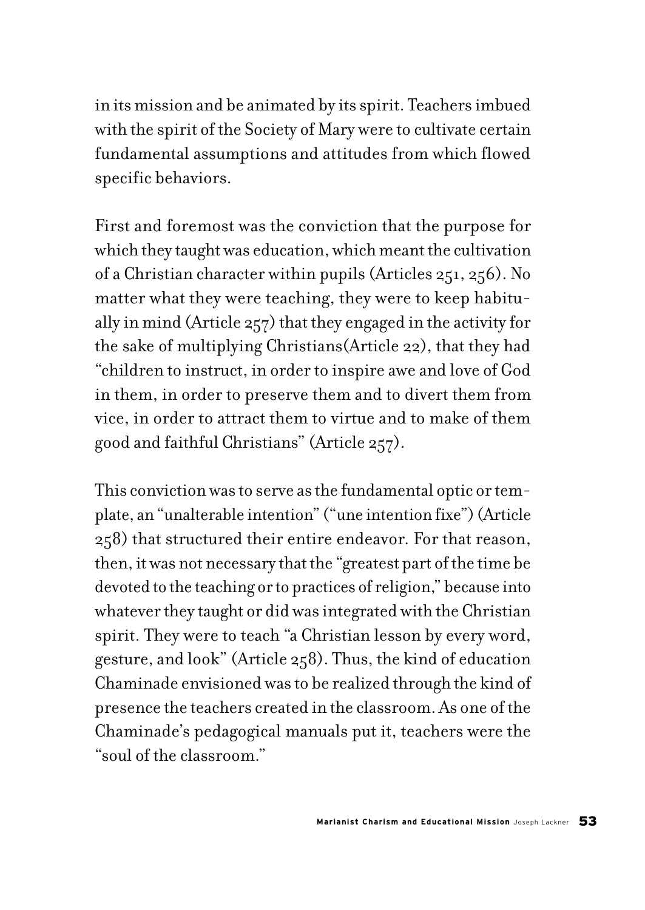in its mission and be animated by its spirit. Teachers imbued with the spirit of the Society of Mary were to cultivate certain fundamental assumptions and attitudes from which flowed specific behaviors.

First and foremost was the conviction that the purpose for which they taught was education, which meant the cultivation of a Christian character within pupils (Articles 251, 256). No matter what they were teaching, they were to keep habitually in mind (Article 257) that they engaged in the activity for the sake of multiplying Christians(Article 22), that they had "children to instruct, in order to inspire awe and love of God in them, in order to preserve them and to divert them from vice, in order to attract them to virtue and to make of them good and faithful Christians" (Article 257).

This conviction was to serve as the fundamental optic or template, an "unalterable intention" ("une intention fixe") (Article 258) that structured their entire endeavor. For that reason, then, it was not necessary that the "greatest part of the time be devoted to the teaching or to practices of religion," because into whatever they taught or did was integrated with the Christian spirit. They were to teach "a Christian lesson by every word, gesture, and look" (Article 258). Thus, the kind of education Chaminade envisioned was to be realized through the kind of presence the teachers created in the classroom. As one of the Chaminade's pedagogical manuals put it, teachers were the "soul of the classroom."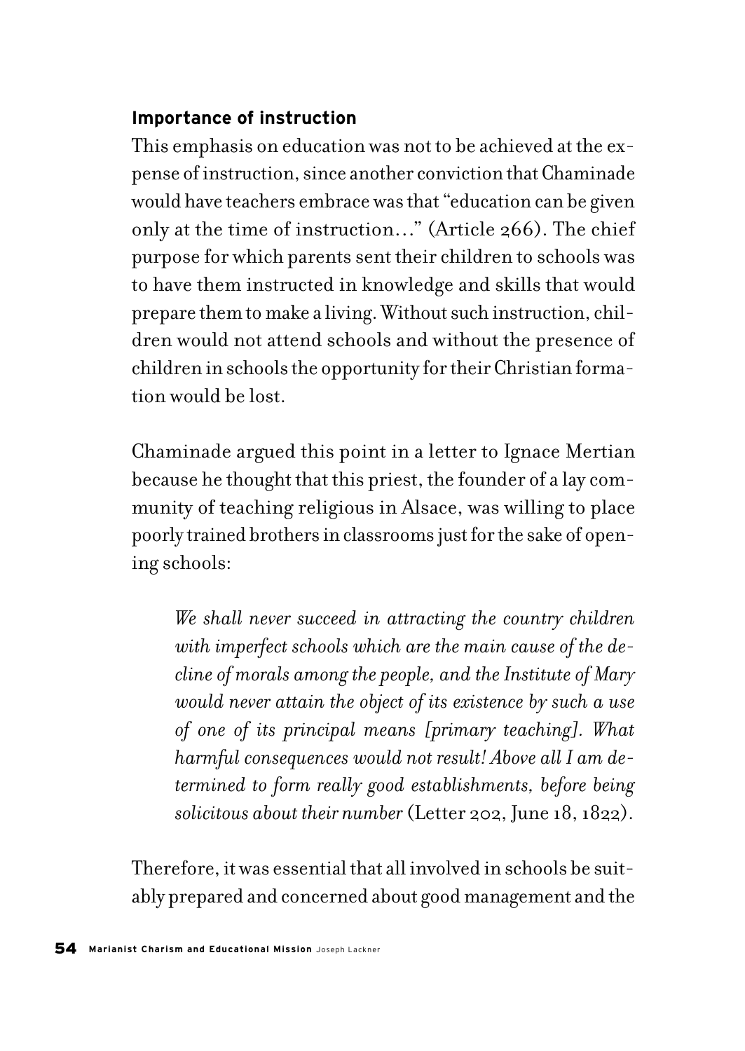### Importance of instruction

This emphasis on education was not to be achieved at the expense of instruction, since another conviction that Chaminade would have teachers embrace was that "education can be given only at the time of instruction…" (Article 266). The chief purpose for which parents sent their children to schools was to have them instructed in knowledge and skills that would prepare them to make a living. Without such instruction, children would not attend schools and without the presence of children in schools the opportunity for their Christian formation would be lost.

Chaminade argued this point in a letter to Ignace Mertian because he thought that this priest, the founder of a lay community of teaching religious in Alsace, was willing to place poorly trained brothers in classrooms just for the sake of opening schools:

> *We shall never succeed in attracting the country children with imperfect schools which are the main cause of the decline of morals among the people, and the Institute of Mary would never attain the object of its existence by such a use of one of its principal means [primary teaching]. What harmful consequences would not result! Above all I am determined to form really good establishments, before being solicitous about their number* (Letter 202, June 18, 1822).

Therefore, it was essential that all involved in schools be suitably prepared and concerned about good management and the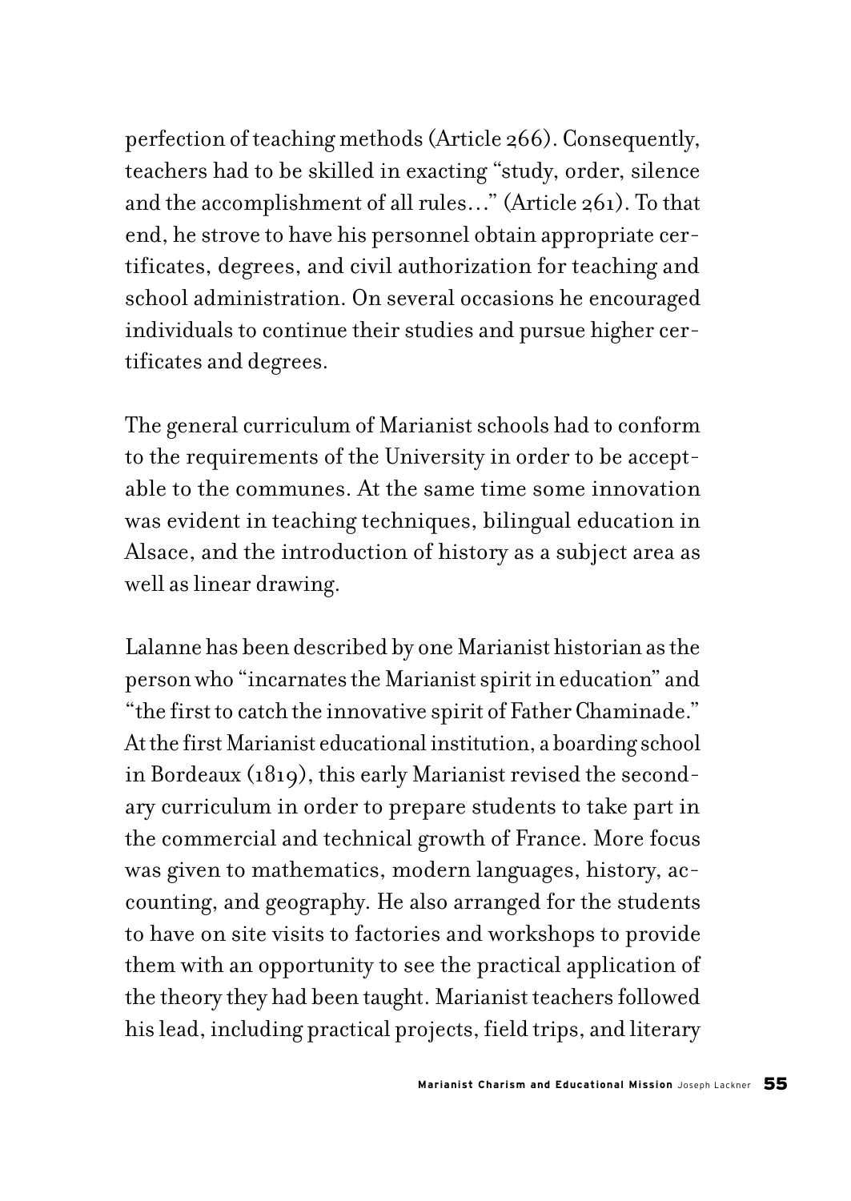perfection of teaching methods (Article 266). Consequently, teachers had to be skilled in exacting "study, order, silence and the accomplishment of all rules…" (Article 261). To that end, he strove to have his personnel obtain appropriate certificates, degrees, and civil authorization for teaching and school administration. On several occasions he encouraged individuals to continue their studies and pursue higher certificates and degrees.

The general curriculum of Marianist schools had to conform to the requirements of the University in order to be acceptable to the communes. At the same time some innovation was evident in teaching techniques, bilingual education in Alsace, and the introduction of history as a subject area as well as linear drawing.

Lalanne has been described by one Marianist historian as the person who "incarnates the Marianist spirit in education" and "the first to catch the innovative spirit of Father Chaminade." At the first Marianist educational institution, a boarding school in Bordeaux (1819), this early Marianist revised the secondary curriculum in order to prepare students to take part in the commercial and technical growth of France. More focus was given to mathematics, modern languages, history, accounting, and geography. He also arranged for the students to have on site visits to factories and workshops to provide them with an opportunity to see the practical application of the theory they had been taught. Marianist teachers followed his lead, including practical projects, field trips, and literary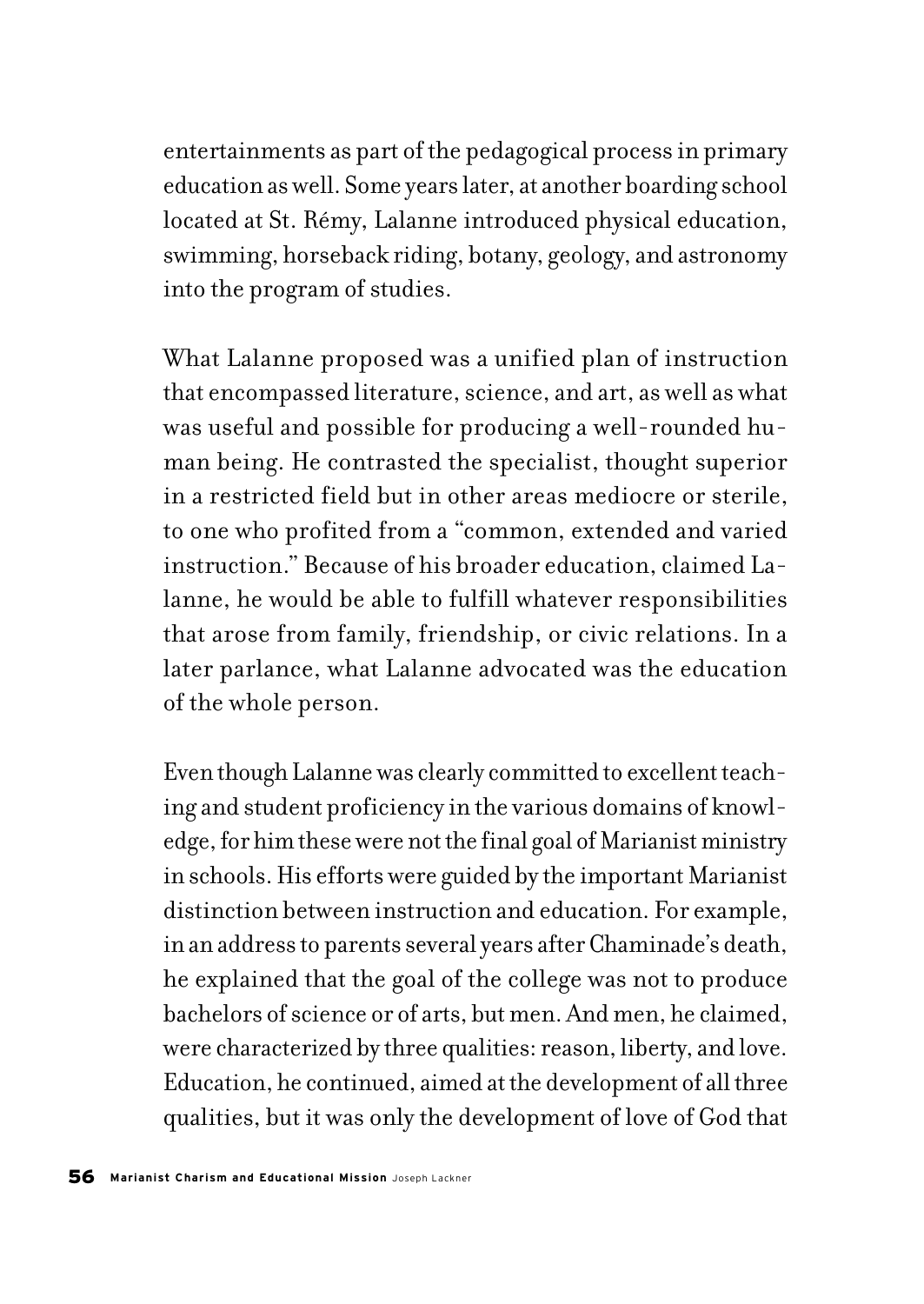entertainments as part of the pedagogical process in primary education as well. Some years later, at another boarding school located at St. Rémy, Lalanne introduced physical education, swimming, horseback riding, botany, geology, and astronomy into the program of studies.

What Lalanne proposed was a unified plan of instruction that encompassed literature, science, and art, as well as what was useful and possible for producing a well-rounded human being. He contrasted the specialist, thought superior in a restricted field but in other areas mediocre or sterile, to one who profited from a "common, extended and varied instruction." Because of his broader education, claimed Lalanne, he would be able to fulfill whatever responsibilities that arose from family, friendship, or civic relations. In a later parlance, what Lalanne advocated was the education of the whole person.

Even though Lalanne was clearly committed to excellent teaching and student proficiency in the various domains of knowledge, for him these were not the final goal of Marianist ministry in schools. His efforts were guided by the important Marianist distinction between instruction and education. For example, in an address to parents several years after Chaminade's death, he explained that the goal of the college was not to produce bachelors of science or of arts, but men. And men, he claimed, were characterized by three qualities: reason, liberty, and love. Education, he continued, aimed at the development of all three qualities, but it was only the development of love of God that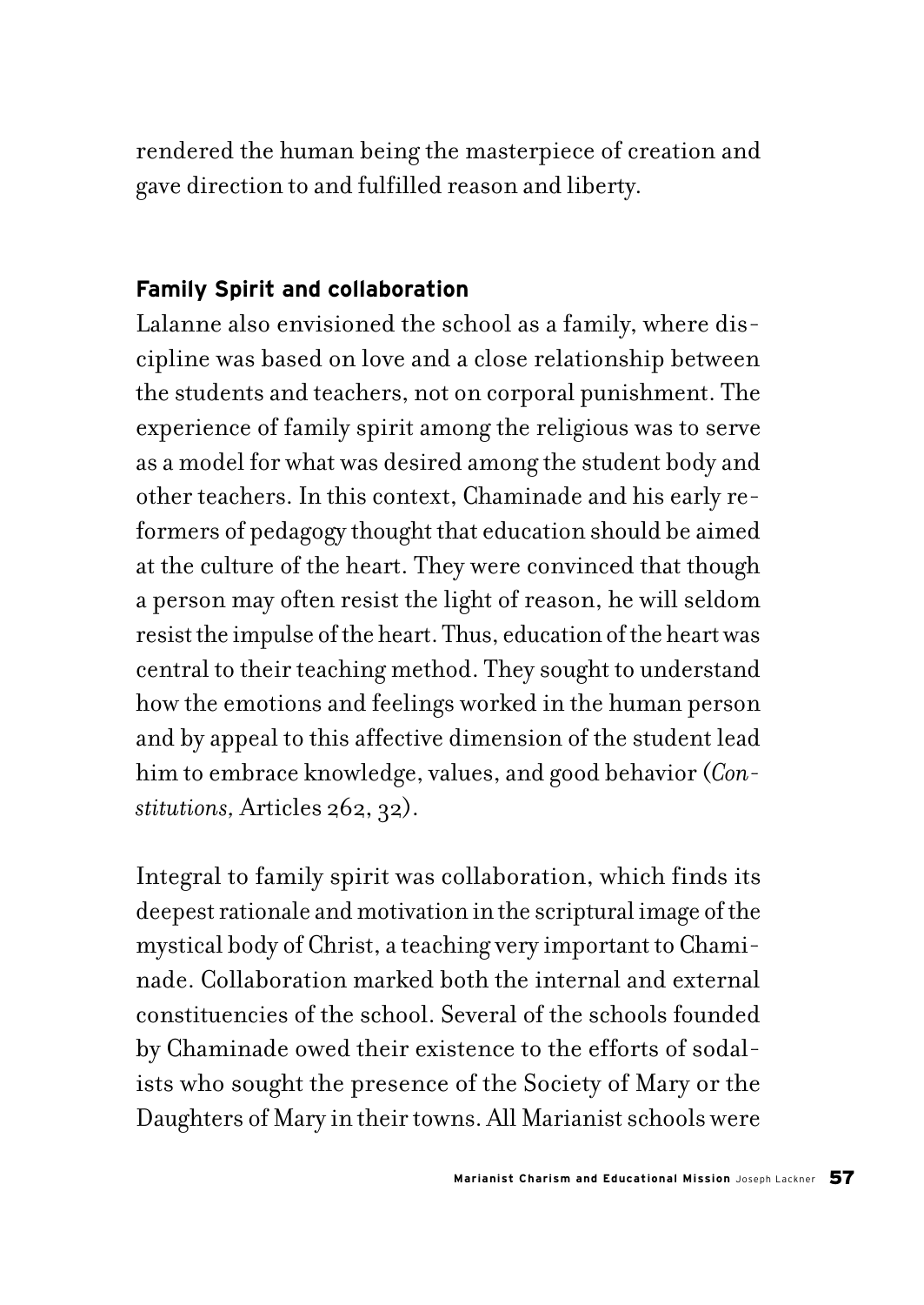rendered the human being the masterpiece of creation and gave direction to and fulfilled reason and liberty.

### Family Spirit and collaboration

Lalanne also envisioned the school as a family, where discipline was based on love and a close relationship between the students and teachers, not on corporal punishment. The experience of family spirit among the religious was to serve as a model for what was desired among the student body and other teachers. In this context, Chaminade and his early reformers of pedagogy thought that education should be aimed at the culture of the heart. They were convinced that though a person may often resist the light of reason, he will seldom resist the impulse of the heart. Thus, education of the heart was central to their teaching method. They sought to understand how the emotions and feelings worked in the human person and by appeal to this affective dimension of the student lead him to embrace knowledge, values, and good behavior (*Constitutions,* Articles 262, 32).

Integral to family spirit was collaboration, which finds its deepest rationale and motivation in the scriptural image of the mystical body of Christ, a teaching very important to Chaminade. Collaboration marked both the internal and external constituencies of the school. Several of the schools founded by Chaminade owed their existence to the efforts of sodalists who sought the presence of the Society of Mary or the Daughters of Mary in their towns. All Marianist schools were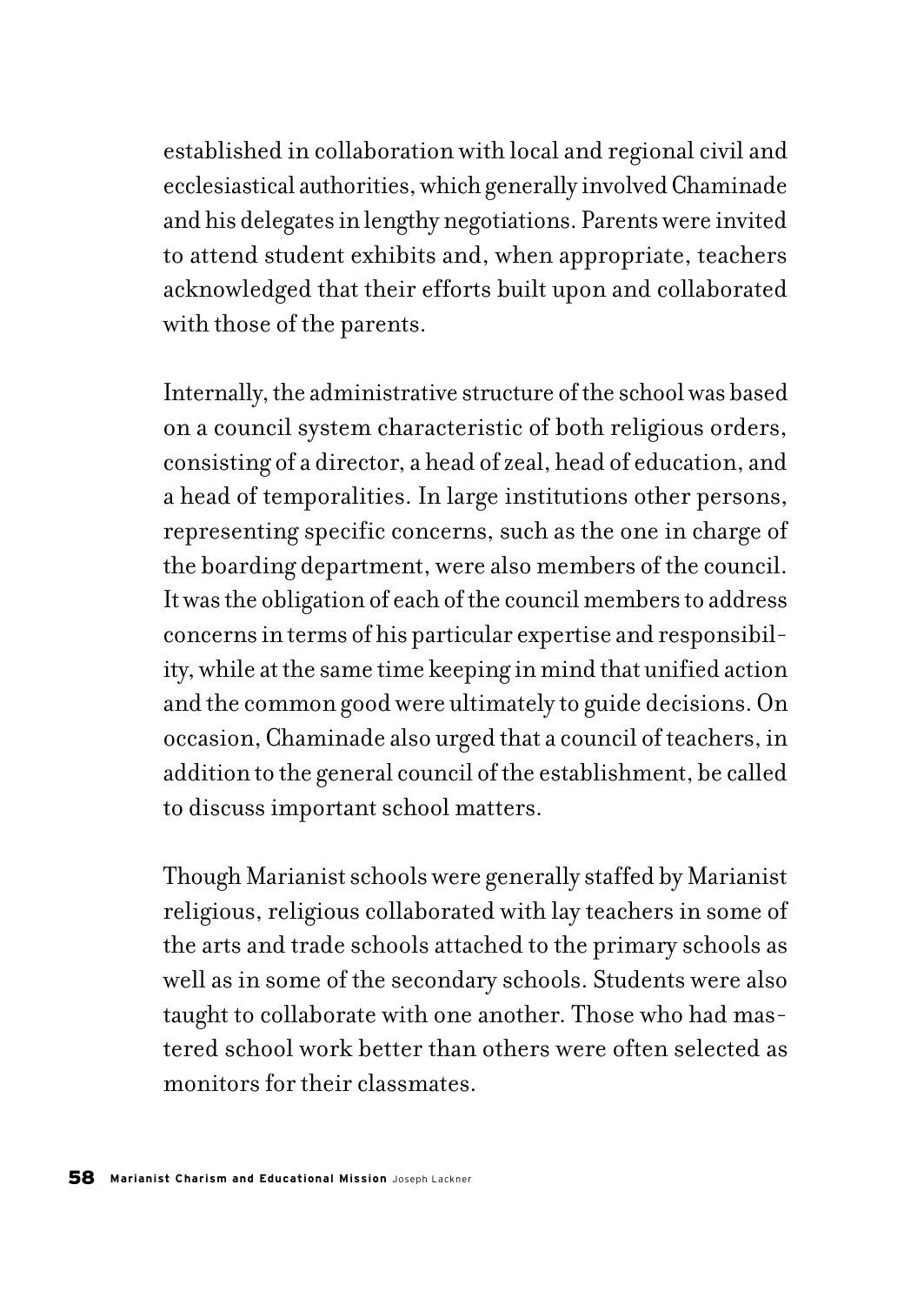established in collaboration with local and regional civil and ecclesiastical authorities, which generally involved Chaminade and his delegates in lengthy negotiations. Parents were invited to attend student exhibits and, when appropriate, teachers acknowledged that their efforts built upon and collaborated with those of the parents.

Internally, the administrative structure of the school was based on a council system characteristic of both religious orders, consisting of a director, a head of zeal, head of education, and a head of temporalities. In large institutions other persons, representing specific concerns, such as the one in charge of the boarding department, were also members of the council. It was the obligation of each of the council members to address concerns in terms of his particular expertise and responsibility, while at the same time keeping in mind that unified action and the common good were ultimately to guide decisions. On occasion, Chaminade also urged that a council of teachers, in addition to the general council of the establishment, be called to discuss important school matters.

Though Marianist schools were generally staffed by Marianist religious, religious collaborated with lay teachers in some of the arts and trade schools attached to the primary schools as well as in some of the secondary schools. Students were also taught to collaborate with one another. Those who had mastered school work better than others were often selected as monitors for their classmates.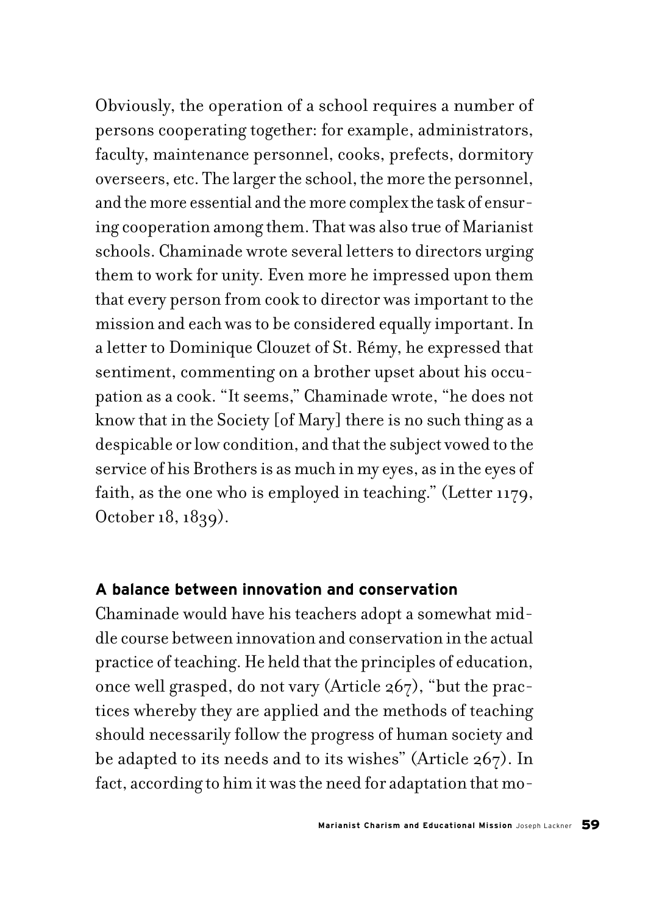Obviously, the operation of a school requires a number of persons cooperating together: for example, administrators, faculty, maintenance personnel, cooks, prefects, dormitory overseers, etc. The larger the school, the more the personnel, and the more essential and the more complex the task of ensuring cooperation among them. That was also true of Marianist schools. Chaminade wrote several letters to directors urging them to work for unity. Even more he impressed upon them that every person from cook to director was important to the mission and each was to be considered equally important. In a letter to Dominique Clouzet of St. Rémy, he expressed that sentiment, commenting on a brother upset about his occupation as a cook. "It seems," Chaminade wrote, "he does not know that in the Society [of Mary] there is no such thing as a despicable or low condition, and that the subject vowed to the service of his Brothers is as much in my eyes, as in the eyes of faith, as the one who is employed in teaching." (Letter 1179, October 18, 1839).

### A balance between innovation and conservation

Chaminade would have his teachers adopt a somewhat middle course between innovation and conservation in the actual practice of teaching. He held that the principles of education, once well grasped, do not vary (Article 267), "but the practices whereby they are applied and the methods of teaching should necessarily follow the progress of human society and be adapted to its needs and to its wishes" (Article 267). In fact, according to him it was the need for adaptation that mo-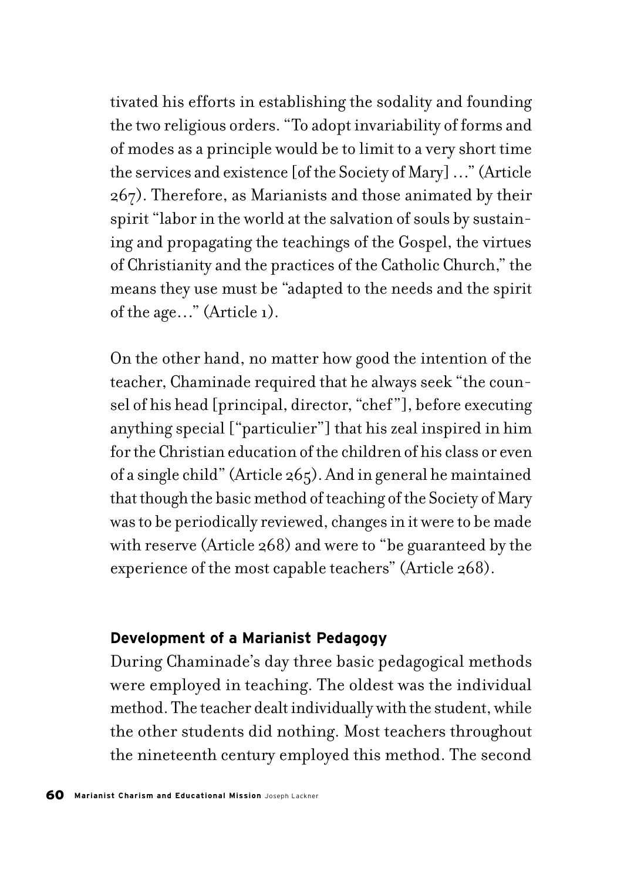tivated his efforts in establishing the sodality and founding the two religious orders. "To adopt invariability of forms and of modes as a principle would be to limit to a very short time the services and existence [of the Society of Mary] …" (Article 267). Therefore, as Marianists and those animated by their spirit "labor in the world at the salvation of souls by sustaining and propagating the teachings of the Gospel, the virtues of Christianity and the practices of the Catholic Church," the means they use must be "adapted to the needs and the spirit of the age…" (Article 1).

On the other hand, no matter how good the intention of the teacher, Chaminade required that he always seek "the counsel of his head [principal, director, "chef"], before executing anything special ["particulier"] that his zeal inspired in him for the Christian education of the children of his class or even of a single child" (Article 265). And in general he maintained that though the basic method of teaching of the Society of Mary was to be periodically reviewed, changes in it were to be made with reserve (Article 268) and were to "be guaranteed by the experience of the most capable teachers" (Article 268).

### Development of a Marianist Pedagogy

During Chaminade's day three basic pedagogical methods were employed in teaching. The oldest was the individual method. The teacher dealt individually with the student, while the other students did nothing. Most teachers throughout the nineteenth century employed this method. The second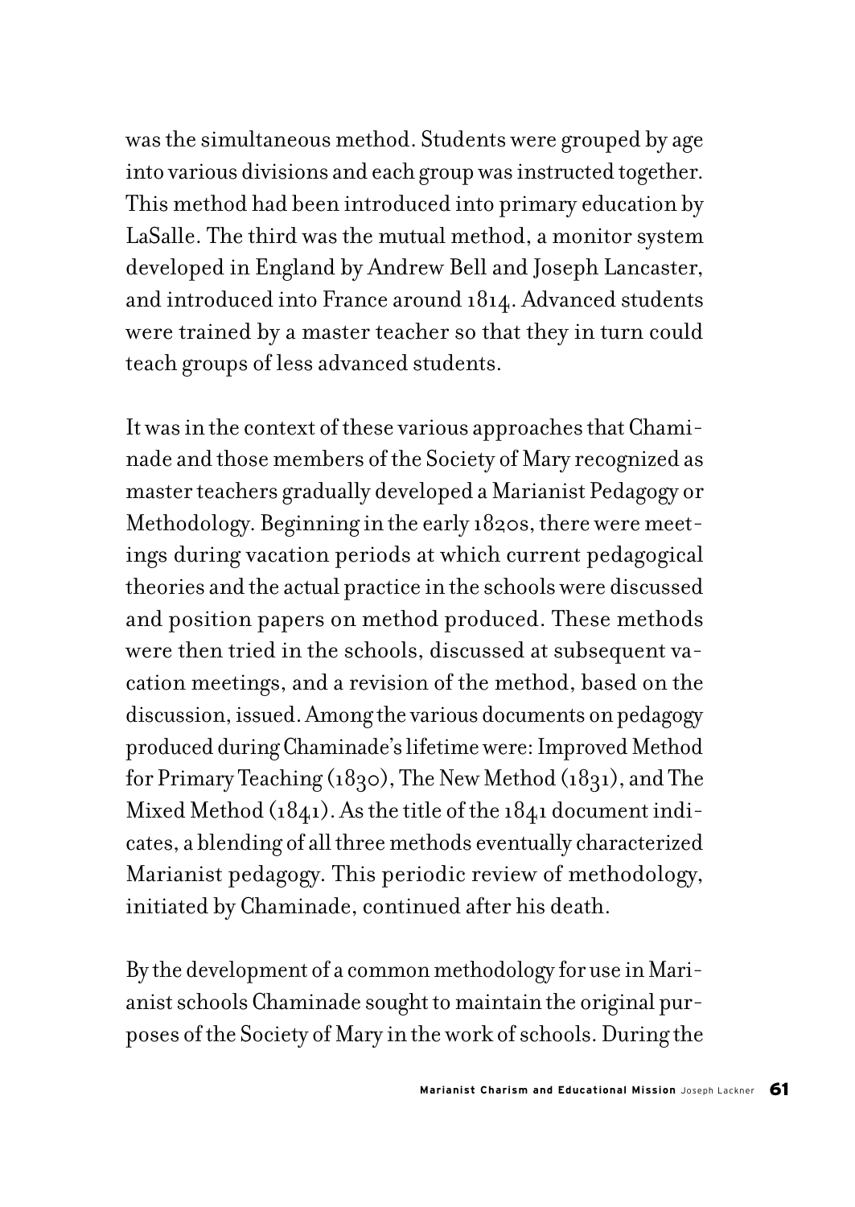was the simultaneous method. Students were grouped by age into various divisions and each group was instructed together. This method had been introduced into primary education by LaSalle. The third was the mutual method, a monitor system developed in England by Andrew Bell and Joseph Lancaster, and introduced into France around 1814. Advanced students were trained by a master teacher so that they in turn could teach groups of less advanced students.

It was in the context of these various approaches that Chaminade and those members of the Society of Mary recognized as master teachers gradually developed a Marianist Pedagogy or Methodology. Beginning in the early 1820s, there were meetings during vacation periods at which current pedagogical theories and the actual practice in the schools were discussed and position papers on method produced. These methods were then tried in the schools, discussed at subsequent vacation meetings, and a revision of the method, based on the discussion, issued. Among the various documents on pedagogy produced during Chaminade's lifetime were: Improved Method for Primary Teaching (1830), The New Method (1831), and The Mixed Method (1841). As the title of the 1841 document indicates, a blending of all three methods eventually characterized Marianist pedagogy. This periodic review of methodology, initiated by Chaminade, continued after his death.

By the development of a common methodology for use in Marianist schools Chaminade sought to maintain the original purposes of the Society of Mary in the work of schools. During the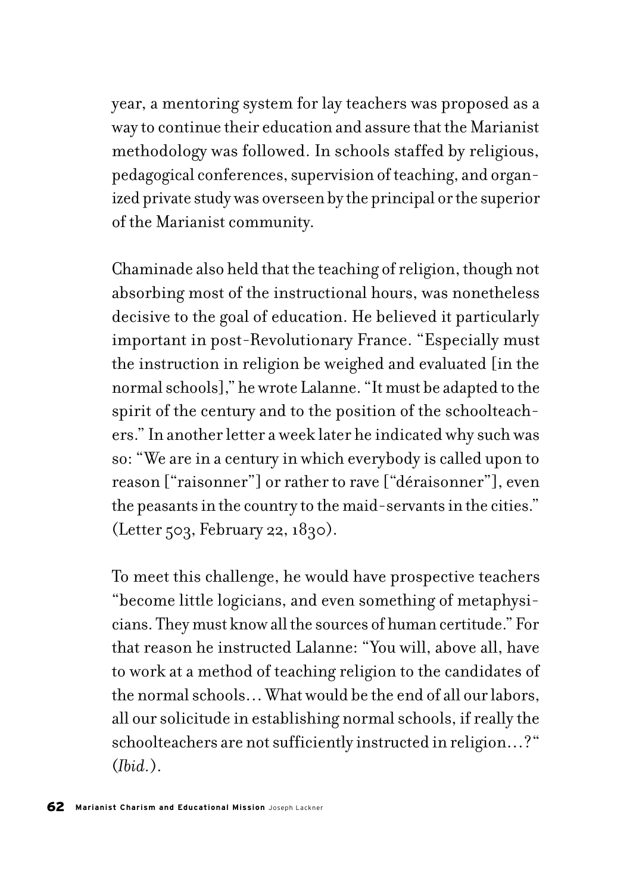year, a mentoring system for lay teachers was proposed as a way to continue their education and assure that the Marianist methodology was followed. In schools staffed by religious, pedagogical conferences, supervision of teaching, and organized private study was overseen by the principal or the superior of the Marianist community.

Chaminade also held that the teaching of religion, though not absorbing most of the instructional hours, was nonetheless decisive to the goal of education. He believed it particularly important in post-Revolutionary France. "Especially must the instruction in religion be weighed and evaluated [in the normal schools]," he wrote Lalanne. "It must be adapted to the spirit of the century and to the position of the schoolteachers." In another letter a week later he indicated why such was so: "We are in a century in which everybody is called upon to reason ["raisonner"] or rather to rave ["déraisonner"], even the peasants in the country to the maid-servants in the cities." (Letter 503, February 22, 1830).

To meet this challenge, he would have prospective teachers "become little logicians, and even something of metaphysicians. They must know all the sources of human certitude." For that reason he instructed Lalanne: "You will, above all, have to work at a method of teaching religion to the candidates of the normal schools… What would be the end of all our labors, all our solicitude in establishing normal schools, if really the schoolteachers are not sufficiently instructed in religion…?" (*Ibid.*).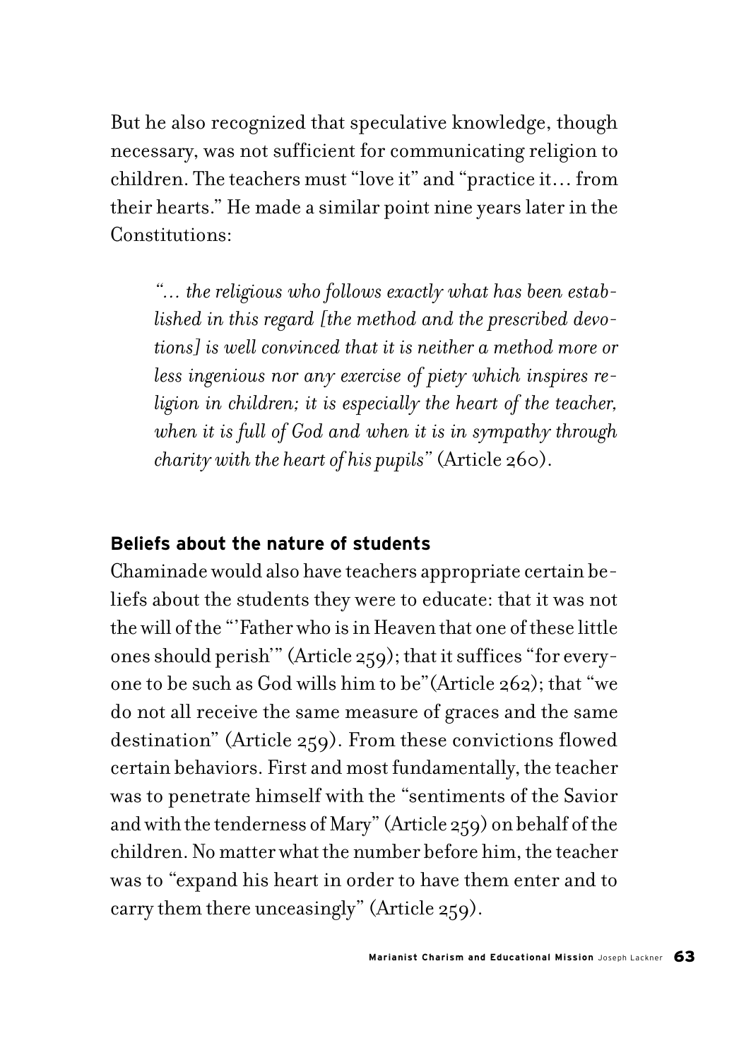But he also recognized that speculative knowledge, though necessary, was not sufficient for communicating religion to children. The teachers must "love it" and "practice it… from their hearts." He made a similar point nine years later in the Constitutions:

> *"… the religious who follows exactly what has been established in this regard [the method and the prescribed devotions] is well convinced that it is neither a method more or less ingenious nor any exercise of piety which inspires religion in children; it is especially the heart of the teacher, when it is full of God and when it is in sympathy through charity with the heart of his pupils"* (Article 260).

### Beliefs about the nature of students

Chaminade would also have teachers appropriate certain beliefs about the students they were to educate: that it was not the will of the "'Father who is in Heaven that one of these little ones should perish'" (Article 259); that it suffices "for everyone to be such as God wills him to be"(Article 262); that "we do not all receive the same measure of graces and the same destination" (Article 259). From these convictions flowed certain behaviors. First and most fundamentally, the teacher was to penetrate himself with the "sentiments of the Savior and with the tenderness of Mary" (Article 259) on behalf of the children. No matter what the number before him, the teacher was to "expand his heart in order to have them enter and to carry them there unceasingly" (Article 259).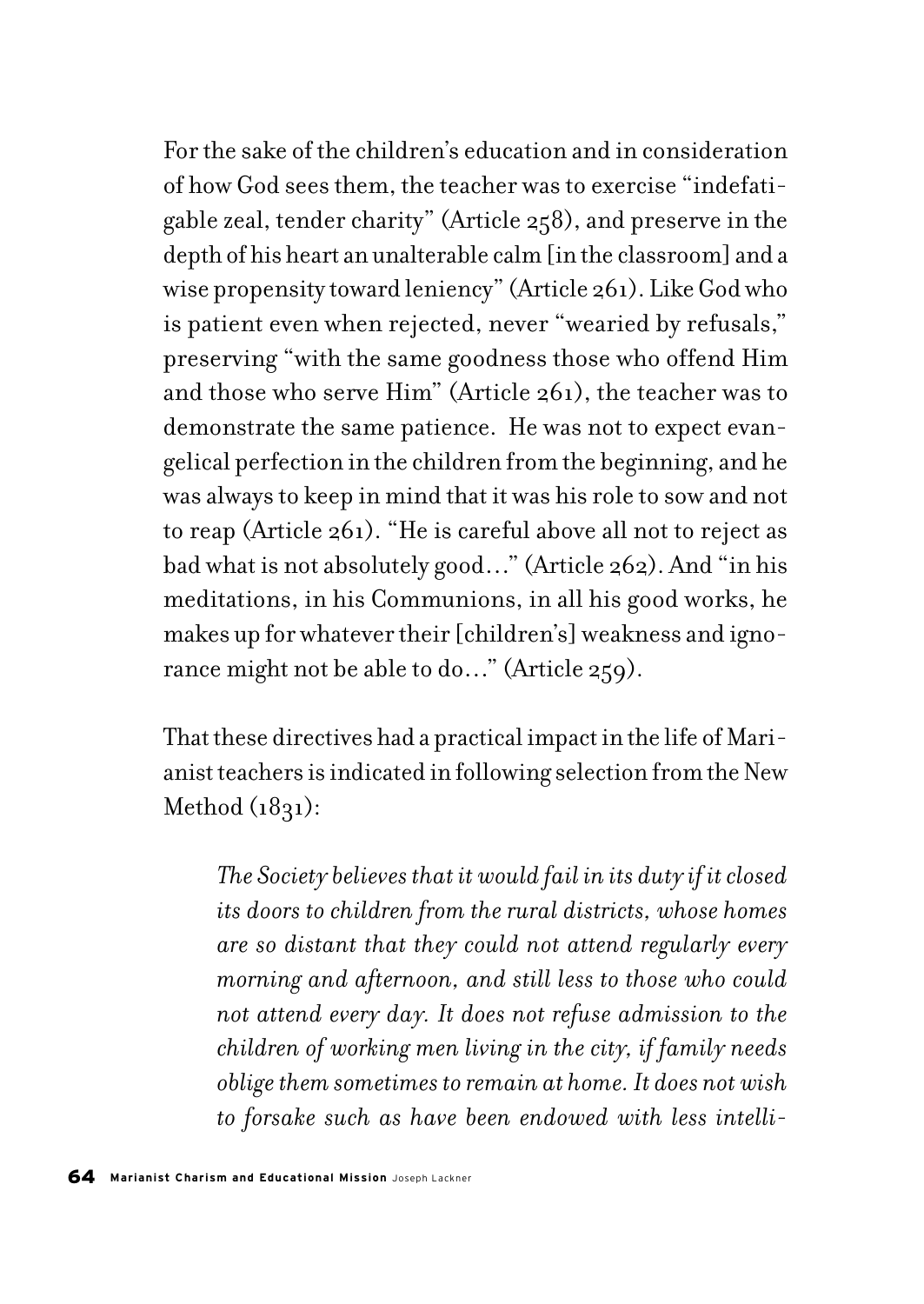For the sake of the children's education and in consideration of how God sees them, the teacher was to exercise "indefatigable zeal, tender charity" (Article 258), and preserve in the depth of his heart an unalterable calm [in the classroom] and a wise propensity toward leniency" (Article 261). Like God who is patient even when rejected, never "wearied by refusals," preserving "with the same goodness those who offend Him and those who serve Him" (Article 261), the teacher was to demonstrate the same patience. He was not to expect evangelical perfection in the children from the beginning, and he was always to keep in mind that it was his role to sow and not to reap (Article 261). "He is careful above all not to reject as bad what is not absolutely good…" (Article 262). And "in his meditations, in his Communions, in all his good works, he makes up for whatever their [children's] weakness and ignorance might not be able to do…" (Article 259).

That these directives had a practical impact in the life of Marianist teachers is indicated in following selection from the New Method (1831):

> *The Society believes that it would fail in its duty if it closed its doors to children from the rural districts, whose homes are so distant that they could not attend regularly every morning and afternoon, and still less to those who could not attend every day. It does not refuse admission to the children of working men living in the city, if family needs oblige them sometimes to remain at home. It does not wish to forsake such as have been endowed with less intelli-*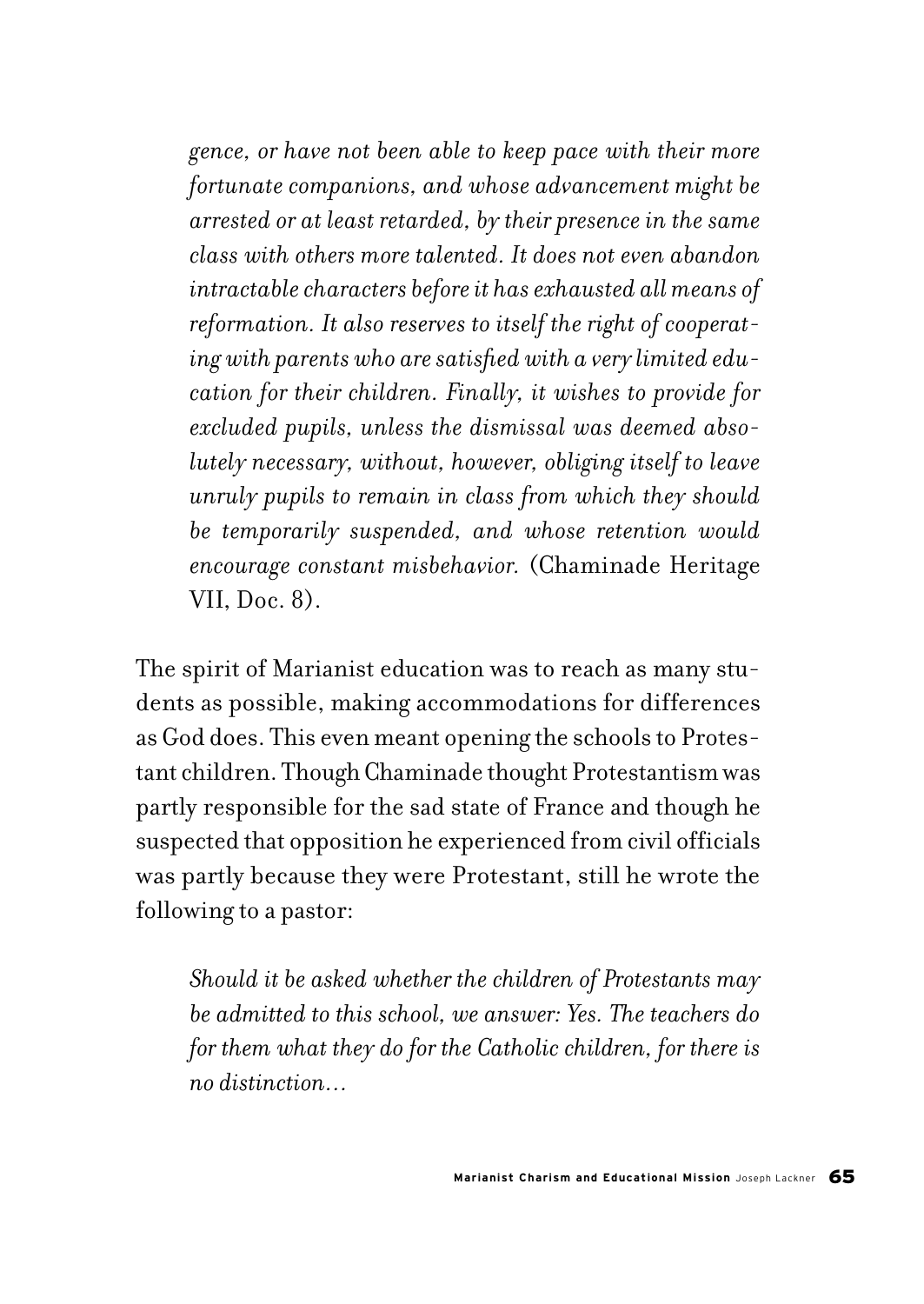*gence, or have not been able to keep pace with their more fortunate companions, and whose advancement might be arrested or at least retarded, by their presence in the same class with others more talented. It does not even abandon intractable characters before it has exhausted all means of reformation. It also reserves to itself the right of cooperating with parents who are satisfied with a very limited education for their children. Finally, it wishes to provide for excluded pupils, unless the dismissal was deemed absolutely necessary, without, however, obliging itself to leave unruly pupils to remain in class from which they should be temporarily suspended, and whose retention would encourage constant misbehavior.* (Chaminade Heritage VII, Doc. 8).

The spirit of Marianist education was to reach as many students as possible, making accommodations for differences as God does. This even meant opening the schools to Protestant children. Though Chaminade thought Protestantism was partly responsible for the sad state of France and though he suspected that opposition he experienced from civil officials was partly because they were Protestant, still he wrote the following to a pastor:

> *Should it be asked whether the children of Protestants may be admitted to this school, we answer: Yes. The teachers do for them what they do for the Catholic children, for there is no distinction…*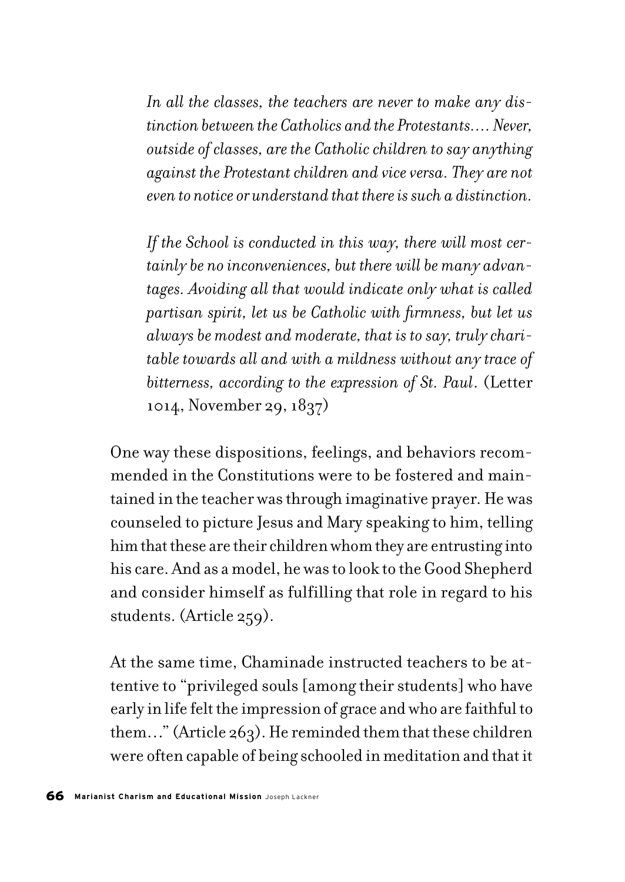> *In all the classes, the teachers are never to make any distinction between the Catholics and the Protestants…. Never, outside of classes, are the Catholic children to say anything against the Protestant children and vice versa. They are not even to notice or understand that there is such a distinction.*
>
> *If the School is conducted in this way, there will most certainly be no inconveniences, but there will be many advantages. Avoiding all that would indicate only what is called partisan spirit, let us be Catholic with firmness, but let us always be modest and moderate, that is to say, truly charitable towards all and with a mildness without any trace of bitterness, according to the expression of St. Paul*. (Letter 1014, November 29, 1837)

One way these dispositions, feelings, and behaviors recommended in the Constitutions were to be fostered and maintained in the teacher was through imaginative prayer. He was counseled to picture Jesus and Mary speaking to him, telling him that these are their children whom they are entrusting into his care. And as a model, he was to look to the Good Shepherd and consider himself as fulfilling that role in regard to his students. (Article 259).

At the same time, Chaminade instructed teachers to be attentive to "privileged souls [among their students] who have early in life felt the impression of grace and who are faithful to them…" (Article 263). He reminded them that these children were often capable of being schooled in meditation and that it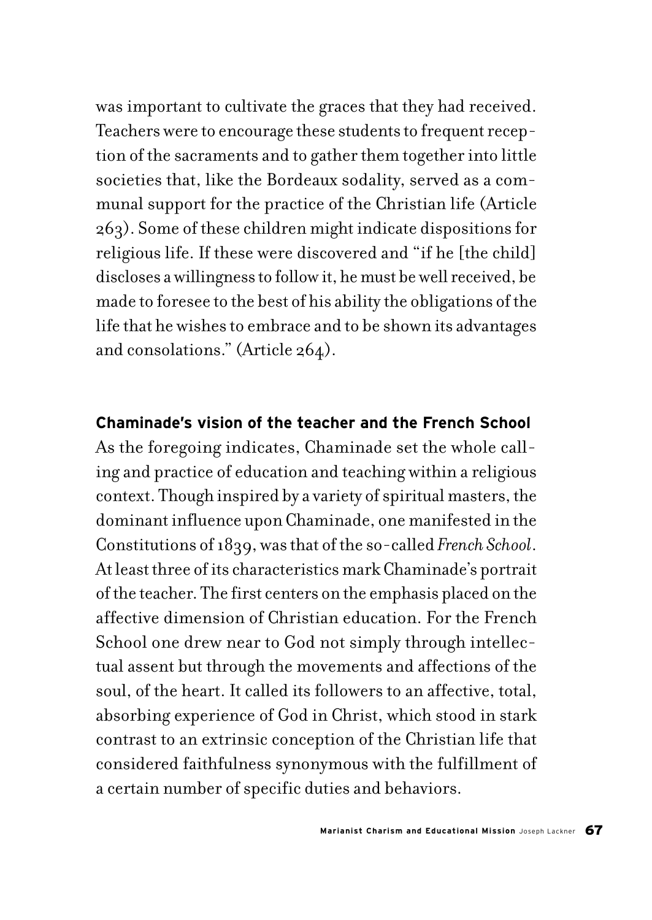was important to cultivate the graces that they had received. Teachers were to encourage these students to frequent reception of the sacraments and to gather them together into little societies that, like the Bordeaux sodality, served as a communal support for the practice of the Christian life (Article 263). Some of these children might indicate dispositions for religious life. If these were discovered and "if he [the child] discloses a willingness to follow it, he must be well received, be made to foresee to the best of his ability the obligations of the life that he wishes to embrace and to be shown its advantages and consolations." (Article 264).

## Chaminade's vision of the teacher and the French School

As the foregoing indicates, Chaminade set the whole calling and practice of education and teaching within a religious context. Though inspired by a variety of spiritual masters, the dominant influence upon Chaminade, one manifested in the Constitutions of 1839, was that of the so-called *French School*. At least three of its characteristics mark Chaminade's portrait of the teacher. The first centers on the emphasis placed on the affective dimension of Christian education. For the French School one drew near to God not simply through intellectual assent but through the movements and affections of the soul, of the heart. It called its followers to an affective, total, absorbing experience of God in Christ, which stood in stark contrast to an extrinsic conception of the Christian life that considered faithfulness synonymous with the fulfillment of a certain number of specific duties and behaviors.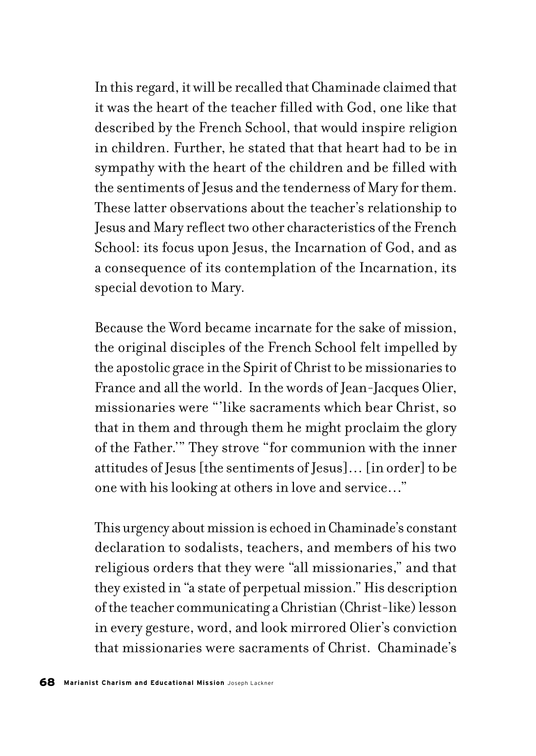In this regard, it will be recalled that Chaminade claimed that it was the heart of the teacher filled with God, one like that described by the French School, that would inspire religion in children. Further, he stated that that heart had to be in sympathy with the heart of the children and be filled with the sentiments of Jesus and the tenderness of Mary for them. These latter observations about the teacher's relationship to Jesus and Mary reflect two other characteristics of the French School: its focus upon Jesus, the Incarnation of God, and as a consequence of its contemplation of the Incarnation, its special devotion to Mary.

Because the Word became incarnate for the sake of mission, the original disciples of the French School felt impelled by the apostolic grace in the Spirit of Christ to be missionaries to France and all the world. In the words of Jean-Jacques Olier, missionaries were "'like sacraments which bear Christ, so that in them and through them he might proclaim the glory of the Father.'" They strove "for communion with the inner attitudes of Jesus [the sentiments of Jesus]… [in order] to be one with his looking at others in love and service…"

This urgency about mission is echoed in Chaminade's constant declaration to sodalists, teachers, and members of his two religious orders that they were "all missionaries," and that they existed in "a state of perpetual mission." His description of the teacher communicating a Christian (Christ-like) lesson in every gesture, word, and look mirrored Olier's conviction that missionaries were sacraments of Christ. Chaminade's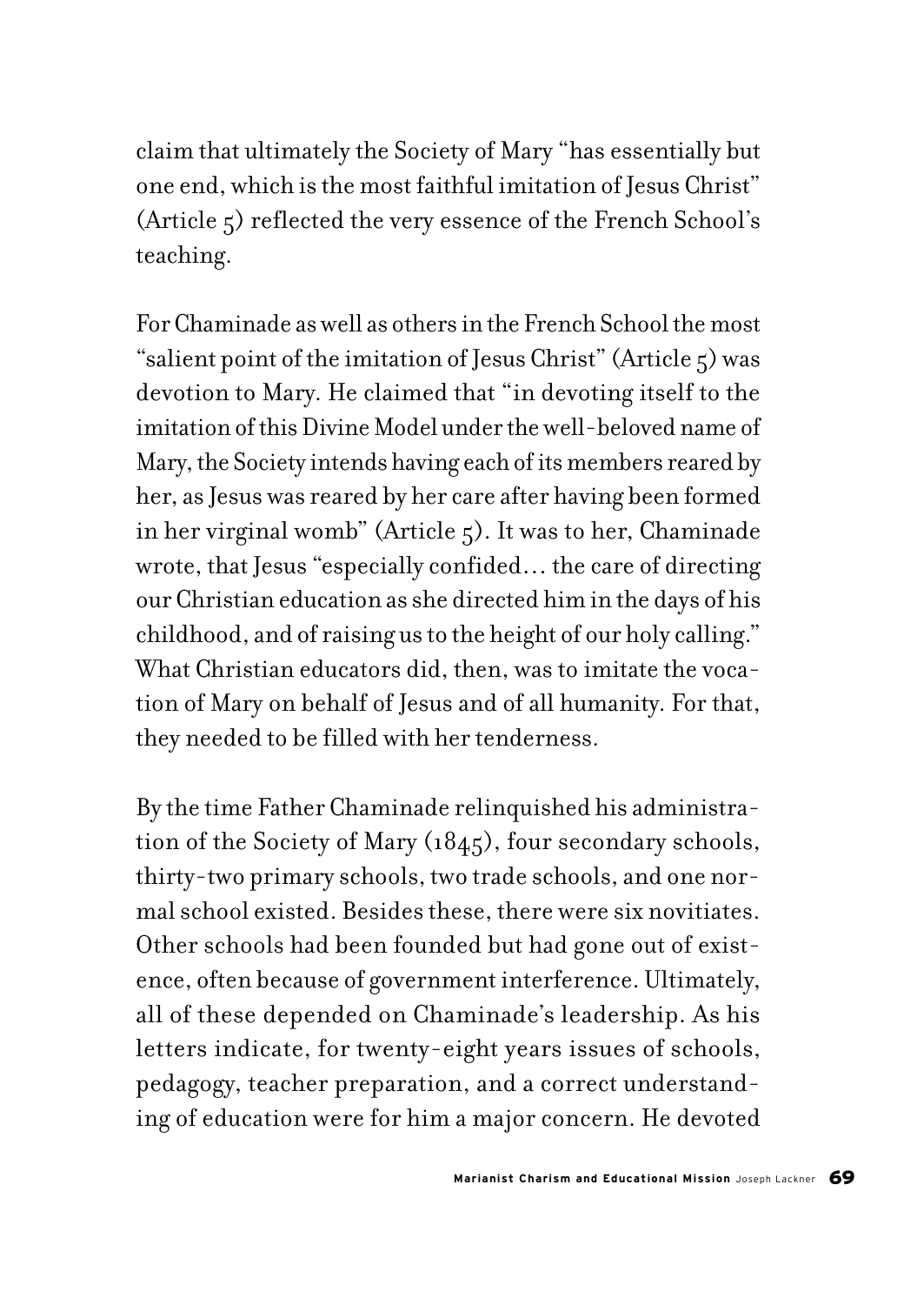claim that ultimately the Society of Mary "has essentially but one end, which is the most faithful imitation of Jesus Christ" (Article 5) reflected the very essence of the French School's teaching.

For Chaminade as well as others in the French School the most "salient point of the imitation of Jesus Christ" (Article 5) was devotion to Mary. He claimed that "in devoting itself to the imitation of this Divine Model under the well-beloved name of Mary, the Society intends having each of its members reared by her, as Jesus was reared by her care after having been formed in her virginal womb" (Article 5). It was to her, Chaminade wrote, that Jesus "especially confided… the care of directing our Christian education as she directed him in the days of his childhood, and of raising us to the height of our holy calling." What Christian educators did, then, was to imitate the vocation of Mary on behalf of Jesus and of all humanity. For that, they needed to be filled with her tenderness.

By the time Father Chaminade relinquished his administration of the Society of Mary (1845), four secondary schools, thirty-two primary schools, two trade schools, and one normal school existed. Besides these, there were six novitiates. Other schools had been founded but had gone out of existence, often because of government interference. Ultimately, all of these depended on Chaminade's leadership. As his letters indicate, for twenty-eight years issues of schools, pedagogy, teacher preparation, and a correct understanding of education were for him a major concern. He devoted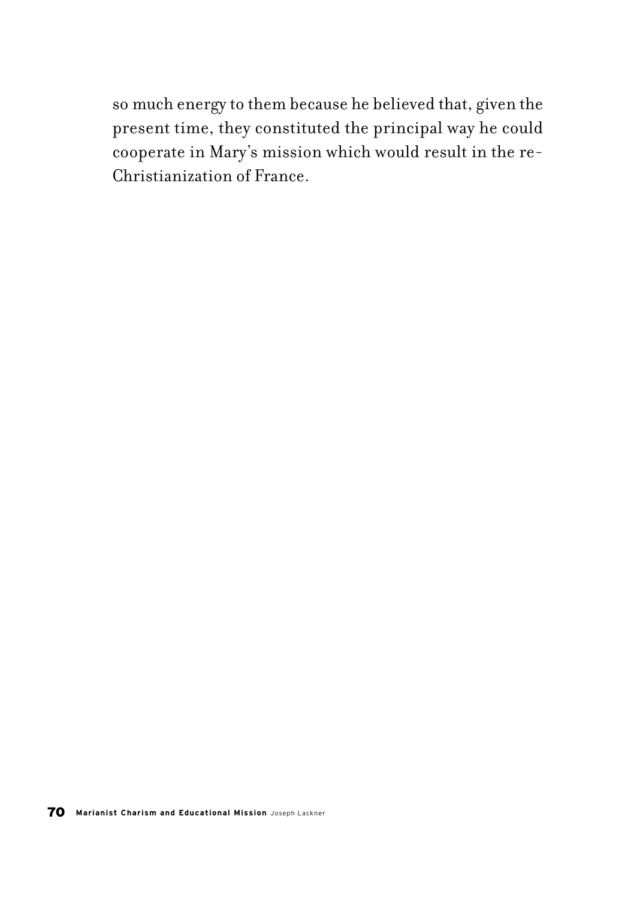so much energy to them because he believed that, given the present time, they constituted the principal way he could cooperate in Mary's mission which would result in the re-Christianization of France.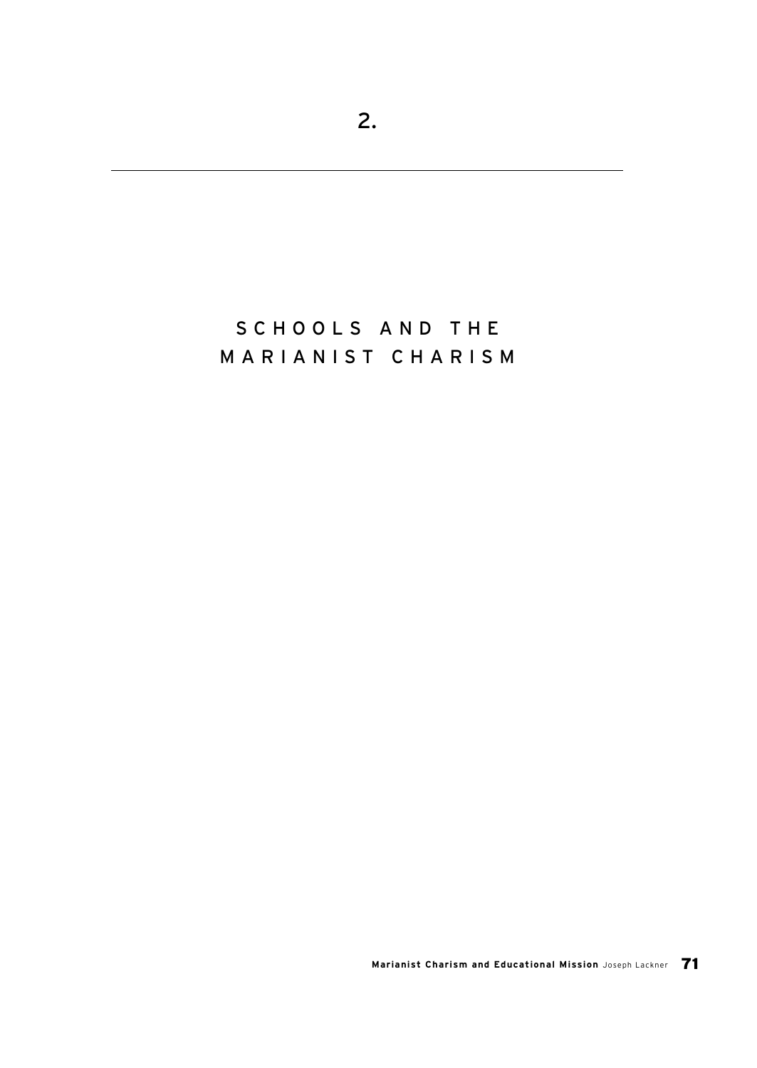# 2.

# SCHOOLS AND THE MARIANIST CHARISM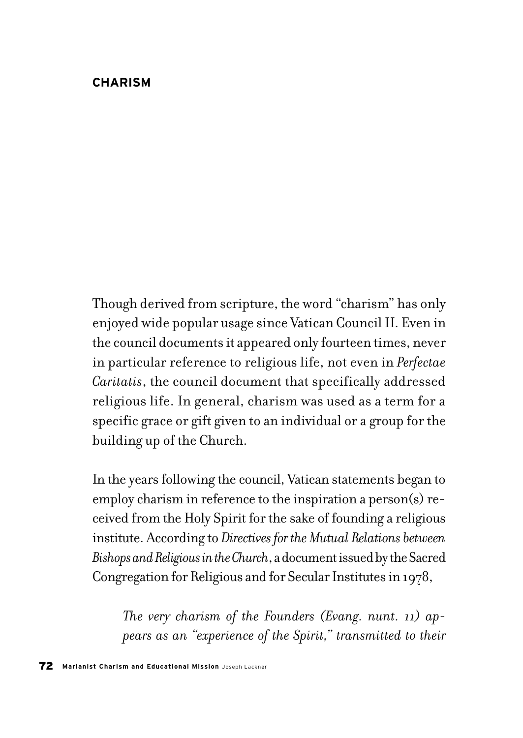# CHARISM

Though derived from scripture, the word "charism" has only enjoyed wide popular usage since Vatican Council II. Even in the council documents it appeared only fourteen times, never in particular reference to religious life, not even in *Perfectae Caritatis*, the council document that specifically addressed religious life. In general, charism was used as a term for a specific grace or gift given to an individual or a group for the building up of the Church.

In the years following the council, Vatican statements began to employ charism in reference to the inspiration a person(s) received from the Holy Spirit for the sake of founding a religious institute. According to *Directives for the Mutual Relations between Bishops and Religious in the Church*, a document issued by the Sacred Congregation for Religious and for Secular Institutes in 1978,

> *The very charism of the Founders (Evang. nunt. 11) appears as an "experience of the Spirit," transmitted to their*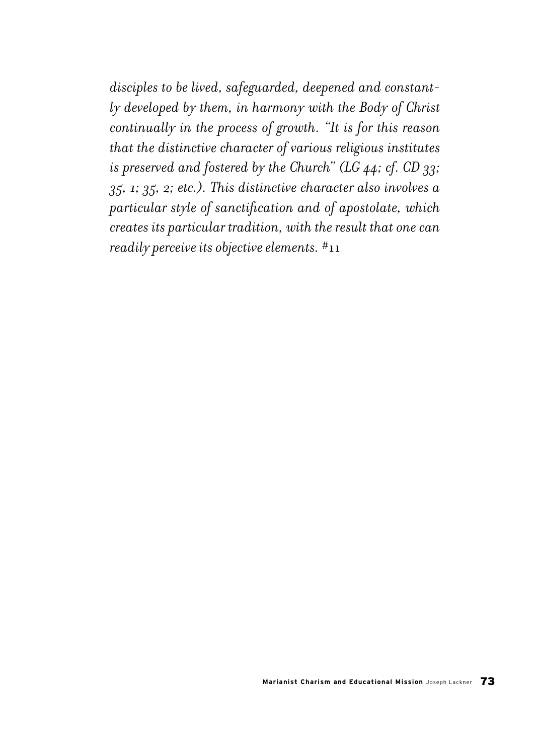*disciples to be lived, safeguarded, deepened and constantly developed by them, in harmony with the Body of Christ continually in the process of growth. "It is for this reason that the distinctive character of various religious institutes is preserved and fostered by the Church" (LG 44; cf. CD 33; 35, 1; 35, 2; etc.). This distinctive character also involves a particular style of sanctification and of apostolate, which creates its particular tradition, with the result that one can readily perceive its objective elements.* #11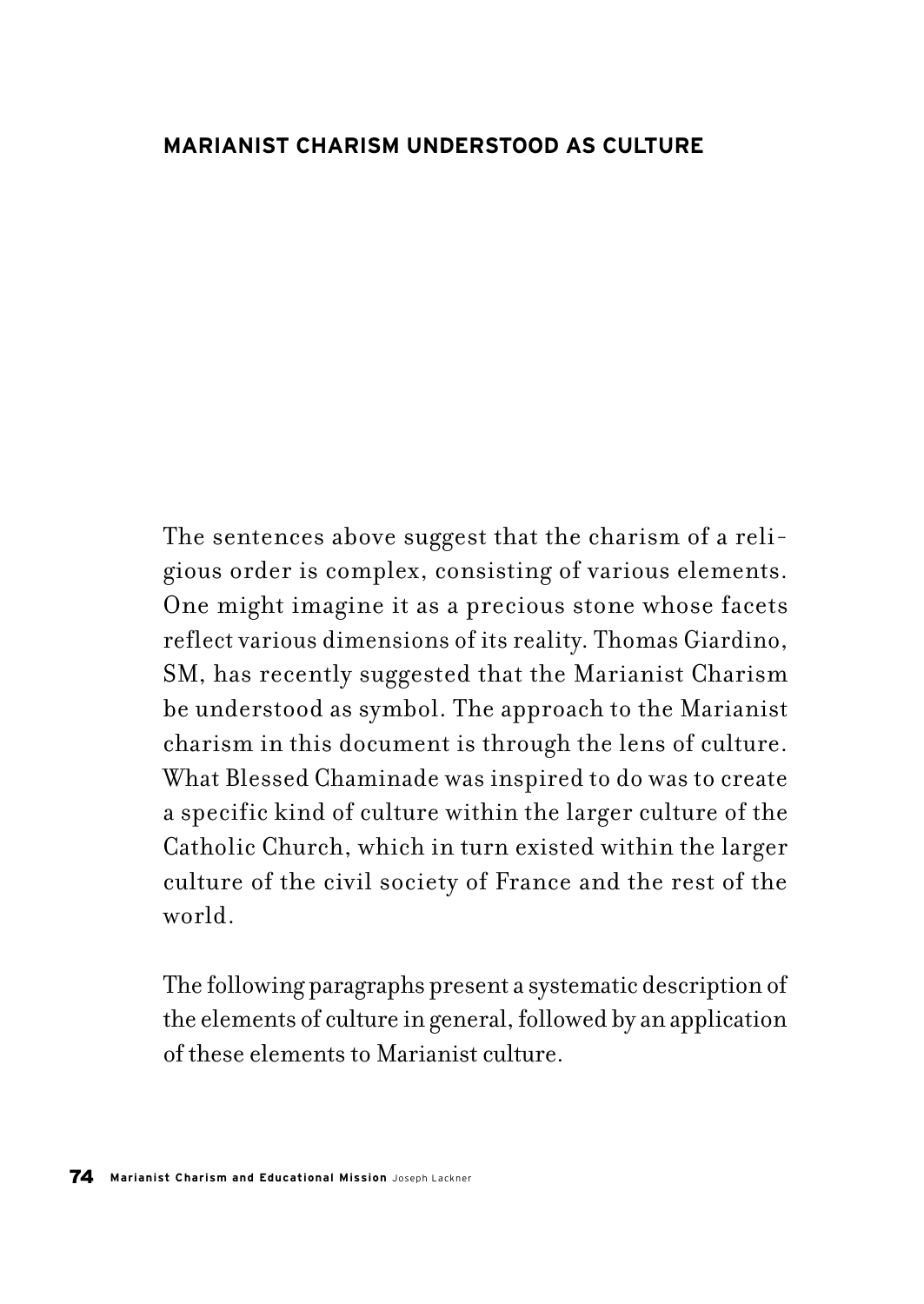## MARIANIST CHARISM UNDERSTOOD AS CULTURE

The sentences above suggest that the charism of a religious order is complex, consisting of various elements. One might imagine it as a precious stone whose facets reflect various dimensions of its reality. Thomas Giardino, SM, has recently suggested that the Marianist Charism be understood as symbol. The approach to the Marianist charism in this document is through the lens of culture. What Blessed Chaminade was inspired to do was to create a specific kind of culture within the larger culture of the Catholic Church, which in turn existed within the larger culture of the civil society of France and the rest of the world.

The following paragraphs present a systematic description of the elements of culture in general, followed by an application of these elements to Marianist culture.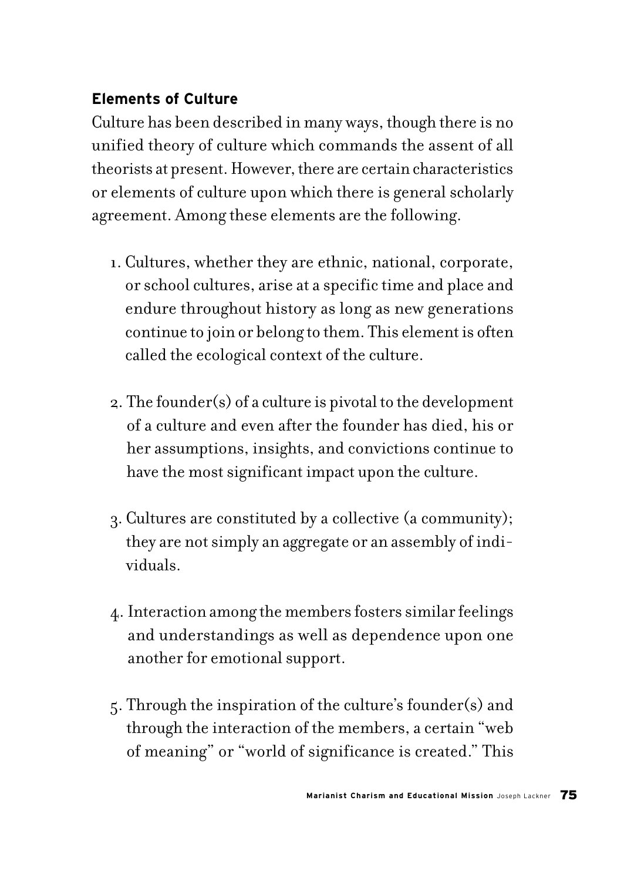### Elements of Culture

Culture has been described in many ways, though there is no unified theory of culture which commands the assent of all theorists at present. However, there are certain characteristics or elements of culture upon which there is general scholarly agreement. Among these elements are the following.

1. Cultures, whether they are ethnic, national, corporate, or school cultures, arise at a specific time and place and endure throughout history as long as new generations continue to join or belong to them. This element is often called the ecological context of the culture.

2. The founder(s) of a culture is pivotal to the development of a culture and even after the founder has died, his or her assumptions, insights, and convictions continue to have the most significant impact upon the culture.

3. Cultures are constituted by a collective (a community); they are not simply an aggregate or an assembly of individuals.

4. Interaction among the members fosters similar feelings and understandings as well as dependence upon one another for emotional support.

5. Through the inspiration of the culture's founder(s) and through the interaction of the members, a certain "web of meaning" or "world of significance is created." This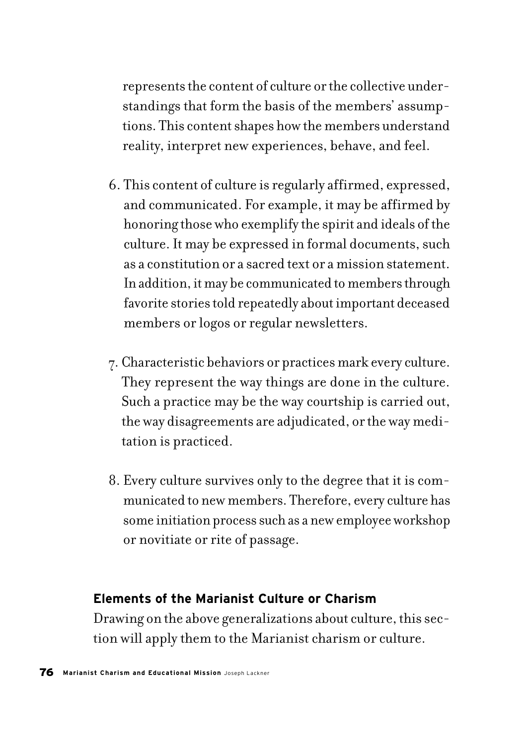represents the content of culture or the collective understandings that form the basis of the members' assumptions. This content shapes how the members understand reality, interpret new experiences, behave, and feel.

6. This content of culture is regularly affirmed, expressed, and communicated. For example, it may be affirmed by honoring those who exemplify the spirit and ideals of the culture. It may be expressed in formal documents, such as a constitution or a sacred text or a mission statement. In addition, it may be communicated to members through favorite stories told repeatedly about important deceased members or logos or regular newsletters.

7. Characteristic behaviors or practices mark every culture. They represent the way things are done in the culture. Such a practice may be the way courtship is carried out, the way disagreements are adjudicated, or the way meditation is practiced.

8. Every culture survives only to the degree that it is communicated to new members. Therefore, every culture has some initiation process such as a new employee workshop or novitiate or rite of passage.

### Elements of the Marianist Culture or Charism

Drawing on the above generalizations about culture, this section will apply them to the Marianist charism or culture.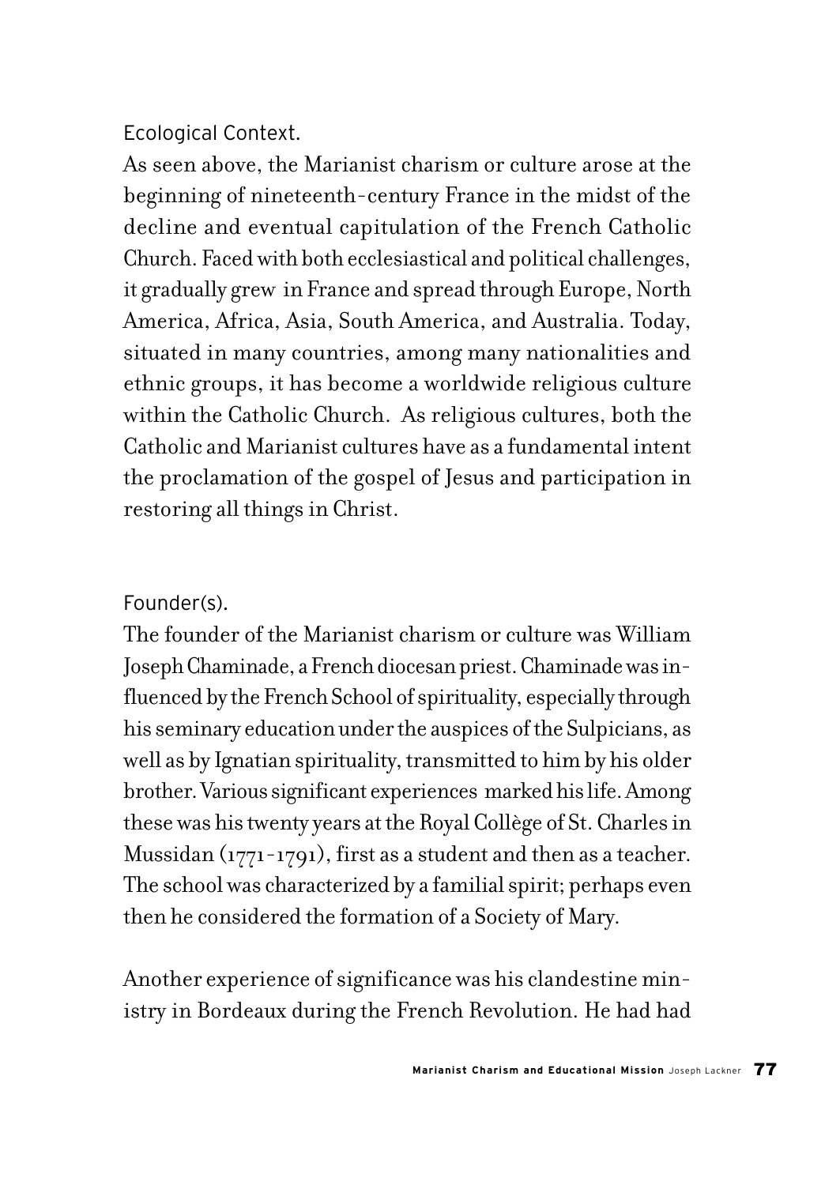### Ecological Context.

As seen above, the Marianist charism or culture arose at the beginning of nineteenth-century France in the midst of the decline and eventual capitulation of the French Catholic Church. Faced with both ecclesiastical and political challenges, it gradually grew in France and spread through Europe, North America, Africa, Asia, South America, and Australia. Today, situated in many countries, among many nationalities and ethnic groups, it has become a worldwide religious culture within the Catholic Church. As religious cultures, both the Catholic and Marianist cultures have as a fundamental intent the proclamation of the gospel of Jesus and participation in restoring all things in Christ.

### Founder(s).

The founder of the Marianist charism or culture was William Joseph Chaminade, a French diocesan priest. Chaminade was influenced by the French School of spirituality, especially through his seminary education under the auspices of the Sulpicians, as well as by Ignatian spirituality, transmitted to him by his older brother. Various significant experiences marked his life. Among these was his twenty years at the Royal Collège of St. Charles in Mussidan (1771-1791), first as a student and then as a teacher. The school was characterized by a familial spirit; perhaps even then he considered the formation of a Society of Mary.

Another experience of significance was his clandestine ministry in Bordeaux during the French Revolution. He had had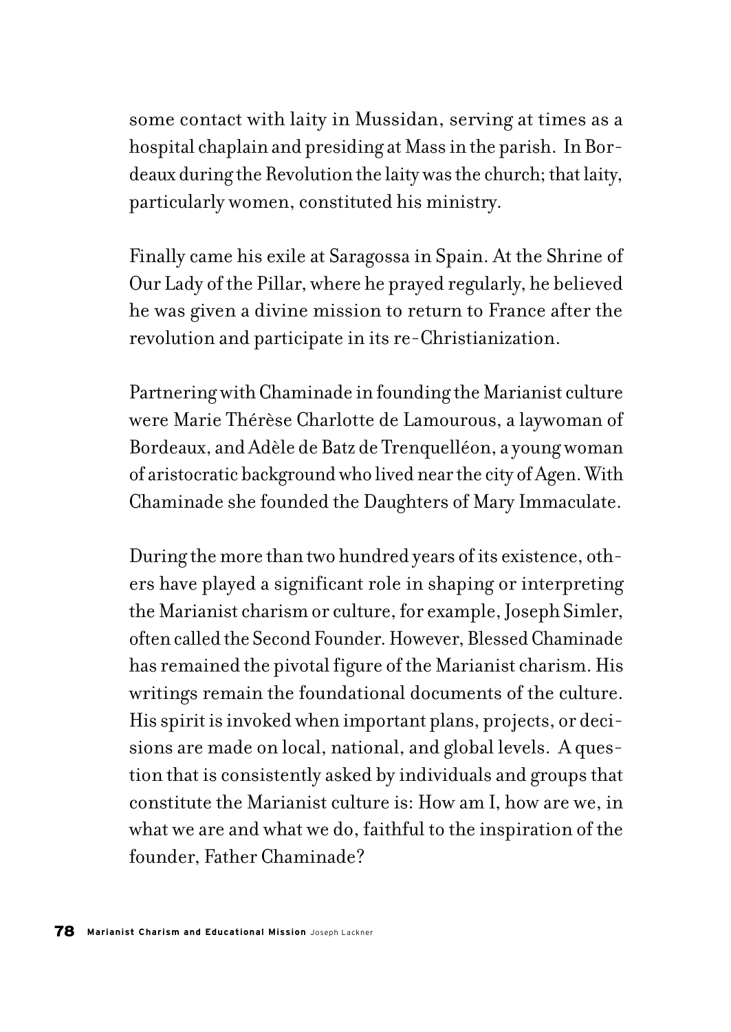some contact with laity in Mussidan, serving at times as a hospital chaplain and presiding at Mass in the parish. In Bordeaux during the Revolution the laity was the church; that laity, particularly women, constituted his ministry.

Finally came his exile at Saragossa in Spain. At the Shrine of Our Lady of the Pillar, where he prayed regularly, he believed he was given a divine mission to return to France after the revolution and participate in its re-Christianization.

Partnering with Chaminade in founding the Marianist culture were Marie Thérèse Charlotte de Lamourous, a laywoman of Bordeaux, and Adèle de Batz de Trenquelléon, a young woman of aristocratic background who lived near the city of Agen. With Chaminade she founded the Daughters of Mary Immaculate.

During the more than two hundred years of its existence, others have played a significant role in shaping or interpreting the Marianist charism or culture, for example, Joseph Simler, often called the Second Founder. However, Blessed Chaminade has remained the pivotal figure of the Marianist charism. His writings remain the foundational documents of the culture. His spirit is invoked when important plans, projects, or decisions are made on local, national, and global levels. A question that is consistently asked by individuals and groups that constitute the Marianist culture is: How am I, how are we, in what we are and what we do, faithful to the inspiration of the founder, Father Chaminade?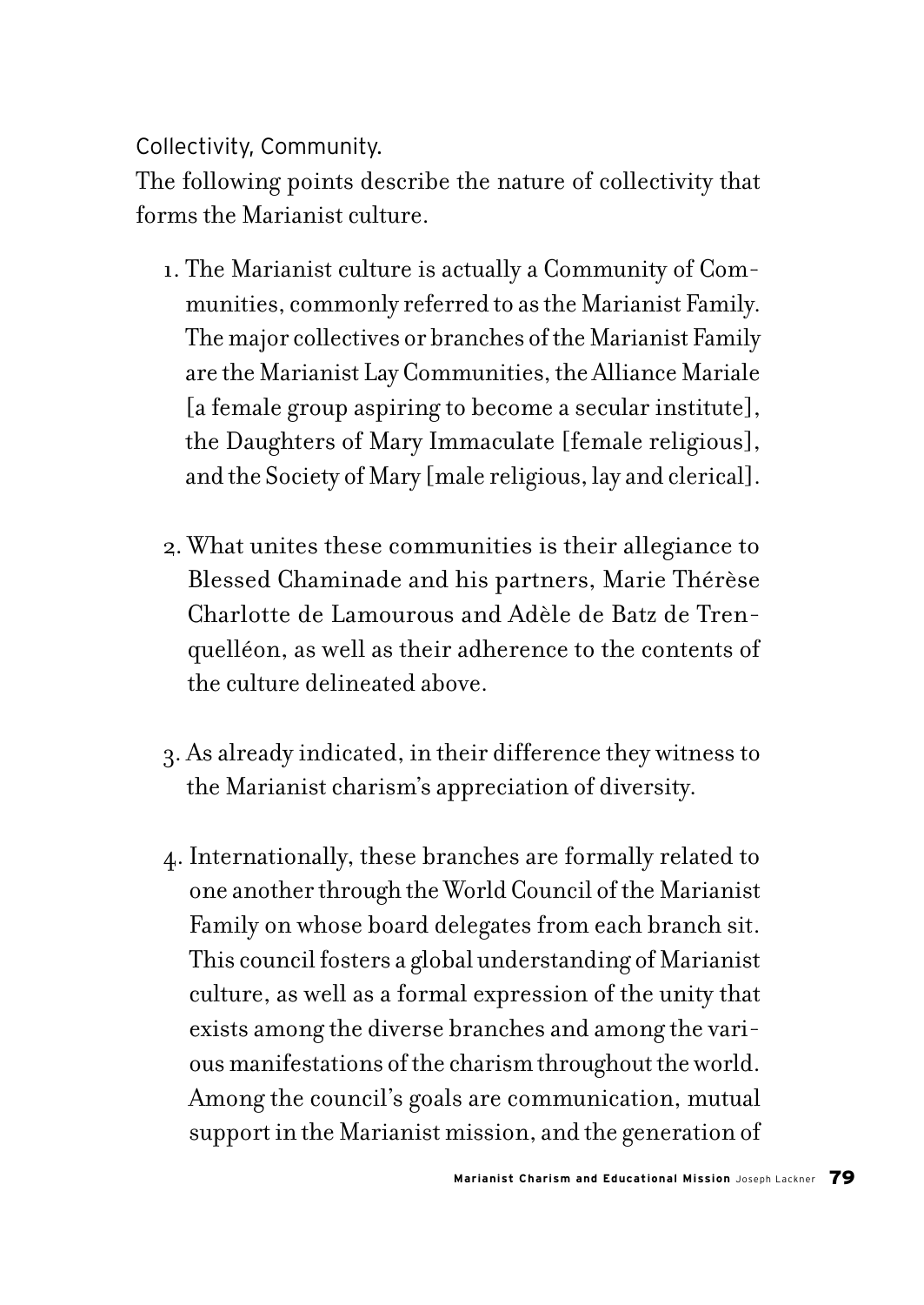Collectivity, Community.

The following points describe the nature of collectivity that forms the Marianist culture.

1. The Marianist culture is actually a Community of Communities, commonly referred to as the Marianist Family. The major collectives or branches of the Marianist Family are the Marianist Lay Communities, the Alliance Mariale [a female group aspiring to become a secular institute], the Daughters of Mary Immaculate [female religious], and the Society of Mary [male religious, lay and clerical].

2. What unites these communities is their allegiance to Blessed Chaminade and his partners, Marie Thérèse Charlotte de Lamourous and Adèle de Batz de Trenquelléon, as well as their adherence to the contents of the culture delineated above.

3. As already indicated, in their difference they witness to the Marianist charism's appreciation of diversity.

4. Internationally, these branches are formally related to one another through the World Council of the Marianist Family on whose board delegates from each branch sit. This council fosters a global understanding of Marianist culture, as well as a formal expression of the unity that exists among the diverse branches and among the various manifestations of the charism throughout the world. Among the council's goals are communication, mutual support in the Marianist mission, and the generation of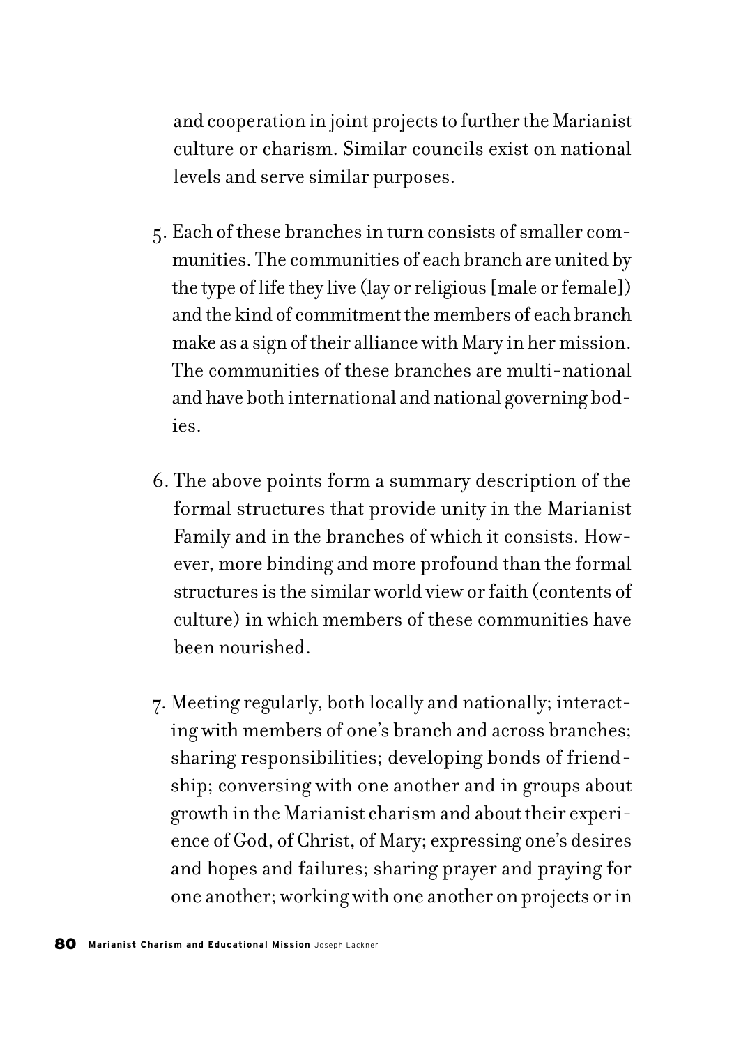and cooperation in joint projects to further the Marianist culture or charism. Similar councils exist on national levels and serve similar purposes.

5. Each of these branches in turn consists of smaller communities. The communities of each branch are united by the type of life they live (lay or religious [male or female]) and the kind of commitment the members of each branch make as a sign of their alliance with Mary in her mission. The communities of these branches are multi-national and have both international and national governing bodies.

6. The above points form a summary description of the formal structures that provide unity in the Marianist Family and in the branches of which it consists. However, more binding and more profound than the formal structures is the similar world view or faith (contents of culture) in which members of these communities have been nourished.

7. Meeting regularly, both locally and nationally; interacting with members of one's branch and across branches; sharing responsibilities; developing bonds of friendship; conversing with one another and in groups about growth in the Marianist charism and about their experience of God, of Christ, of Mary; expressing one's desires and hopes and failures; sharing prayer and praying for one another; working with one another on projects or in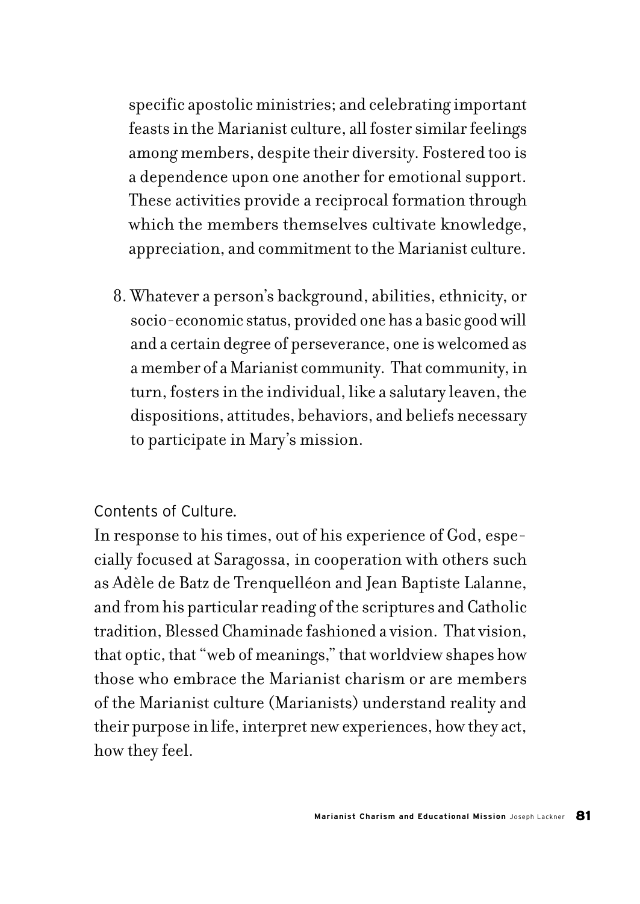specific apostolic ministries; and celebrating important feasts in the Marianist culture, all foster similar feelings among members, despite their diversity. Fostered too is a dependence upon one another for emotional support. These activities provide a reciprocal formation through which the members themselves cultivate knowledge, appreciation, and commitment to the Marianist culture.

8. Whatever a person's background, abilities, ethnicity, or socio-economic status, provided one has a basic good will and a certain degree of perseverance, one is welcomed as a member of a Marianist community. That community, in turn, fosters in the individual, like a salutary leaven, the dispositions, attitudes, behaviors, and beliefs necessary to participate in Mary's mission.

Contents of Culture.

In response to his times, out of his experience of God, especially focused at Saragossa, in cooperation with others such as Adèle de Batz de Trenquelléon and Jean Baptiste Lalanne, and from his particular reading of the scriptures and Catholic tradition, Blessed Chaminade fashioned a vision. That vision, that optic, that "web of meanings," that worldview shapes how those who embrace the Marianist charism or are members of the Marianist culture (Marianists) understand reality and their purpose in life, interpret new experiences, how they act, how they feel.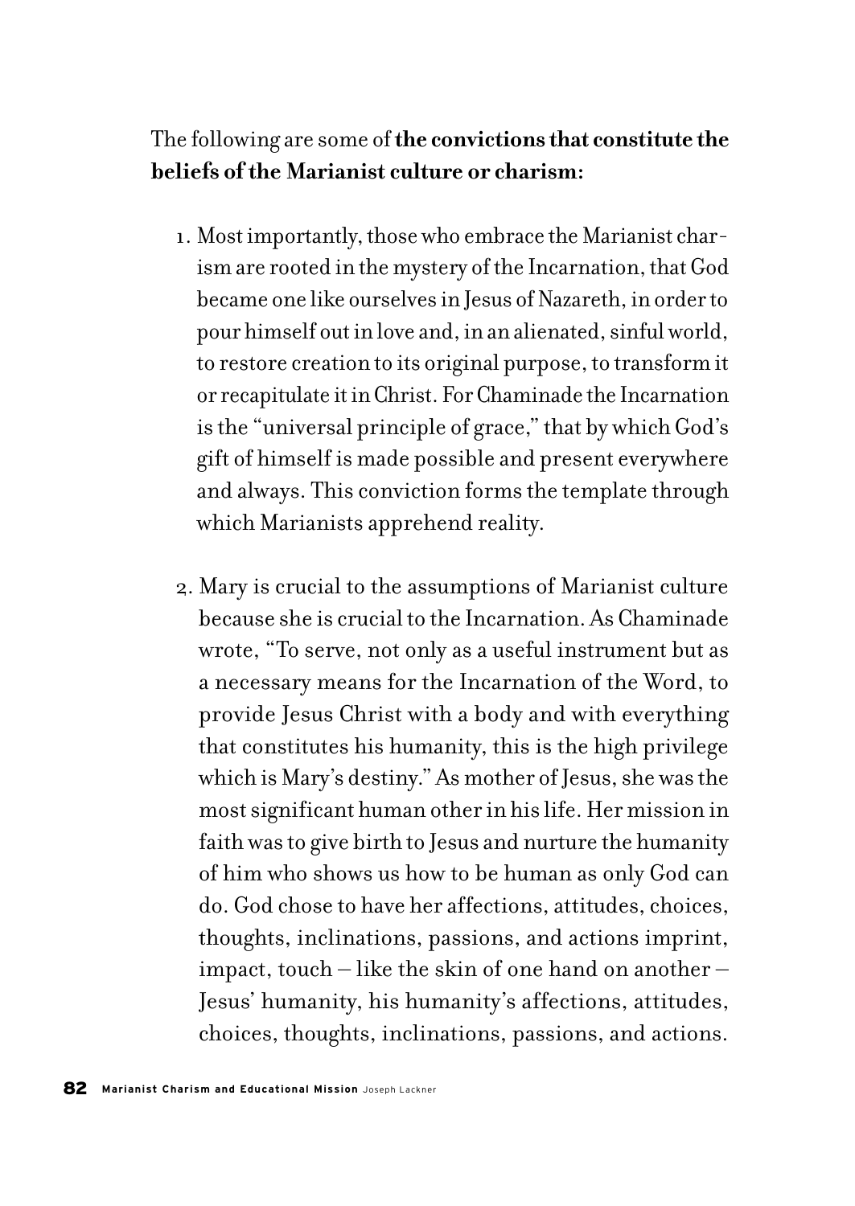The following are some of **the convictions that constitute the beliefs of the Marianist culture or charism:**

1. Most importantly, those who embrace the Marianist charism are rooted in the mystery of the Incarnation, that God became one like ourselves in Jesus of Nazareth, in order to pour himself out in love and, in an alienated, sinful world, to restore creation to its original purpose, to transform it or recapitulate it in Christ. For Chaminade the Incarnation is the "universal principle of grace," that by which God's gift of himself is made possible and present everywhere and always. This conviction forms the template through which Marianists apprehend reality.

2. Mary is crucial to the assumptions of Marianist culture because she is crucial to the Incarnation. As Chaminade wrote, "To serve, not only as a useful instrument but as a necessary means for the Incarnation of the Word, to provide Jesus Christ with a body and with everything that constitutes his humanity, this is the high privilege which is Mary's destiny." As mother of Jesus, she was the most significant human other in his life. Her mission in faith was to give birth to Jesus and nurture the humanity of him who shows us how to be human as only God can do. God chose to have her affections, attitudes, choices, thoughts, inclinations, passions, and actions imprint, impact, touch – like the skin of one hand on another – Jesus' humanity, his humanity's affections, attitudes, choices, thoughts, inclinations, passions, and actions.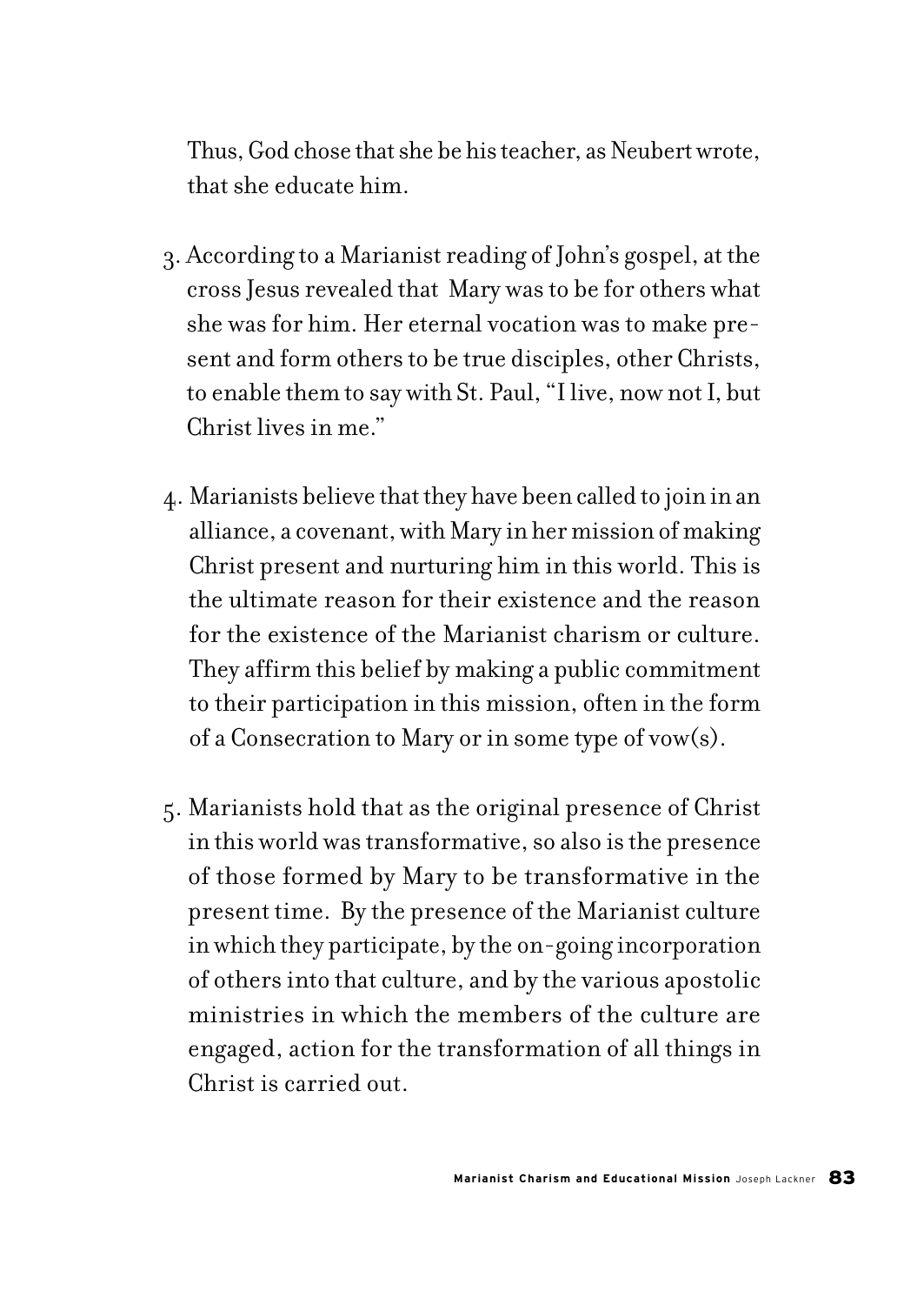Thus, God chose that she be his teacher, as Neubert wrote, that she educate him.

3. According to a Marianist reading of John's gospel, at the cross Jesus revealed that Mary was to be for others what she was for him. Her eternal vocation was to make present and form others to be true disciples, other Christs, to enable them to say with St. Paul, "I live, now not I, but Christ lives in me."

4. Marianists believe that they have been called to join in an alliance, a covenant, with Mary in her mission of making Christ present and nurturing him in this world. This is the ultimate reason for their existence and the reason for the existence of the Marianist charism or culture. They affirm this belief by making a public commitment to their participation in this mission, often in the form of a Consecration to Mary or in some type of vow(s).

5. Marianists hold that as the original presence of Christ in this world was transformative, so also is the presence of those formed by Mary to be transformative in the present time. By the presence of the Marianist culture in which they participate, by the on-going incorporation of others into that culture, and by the various apostolic ministries in which the members of the culture are engaged, action for the transformation of all things in Christ is carried out.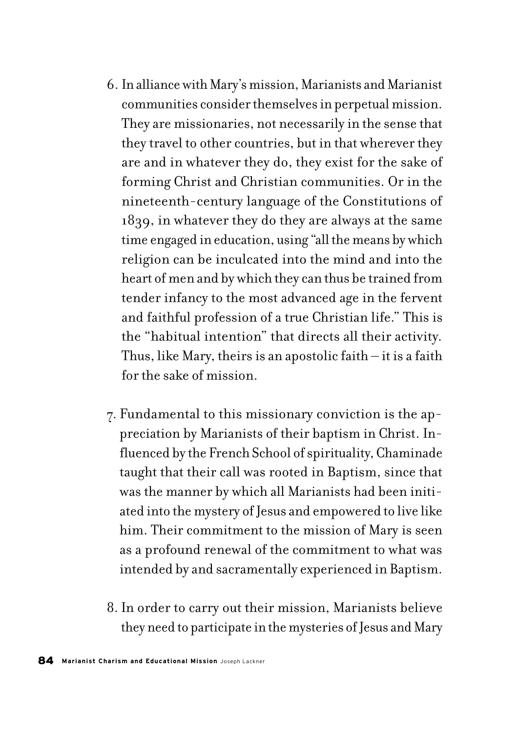6. In alliance with Mary's mission, Marianists and Marianist communities consider themselves in perpetual mission. They are missionaries, not necessarily in the sense that they travel to other countries, but in that wherever they are and in whatever they do, they exist for the sake of forming Christ and Christian communities. Or in the nineteenth-century language of the Constitutions of 1839, in whatever they do they are always at the same time engaged in education, using "all the means by which religion can be inculcated into the mind and into the heart of men and by which they can thus be trained from tender infancy to the most advanced age in the fervent and faithful profession of a true Christian life." This is the "habitual intention" that directs all their activity. Thus, like Mary, theirs is an apostolic faith – it is a faith for the sake of mission.

7. Fundamental to this missionary conviction is the appreciation by Marianists of their baptism in Christ. Influenced by the French School of spirituality, Chaminade taught that their call was rooted in Baptism, since that was the manner by which all Marianists had been initiated into the mystery of Jesus and empowered to live like him. Their commitment to the mission of Mary is seen as a profound renewal of the commitment to what was intended by and sacramentally experienced in Baptism.

8. In order to carry out their mission, Marianists believe they need to participate in the mysteries of Jesus and Mary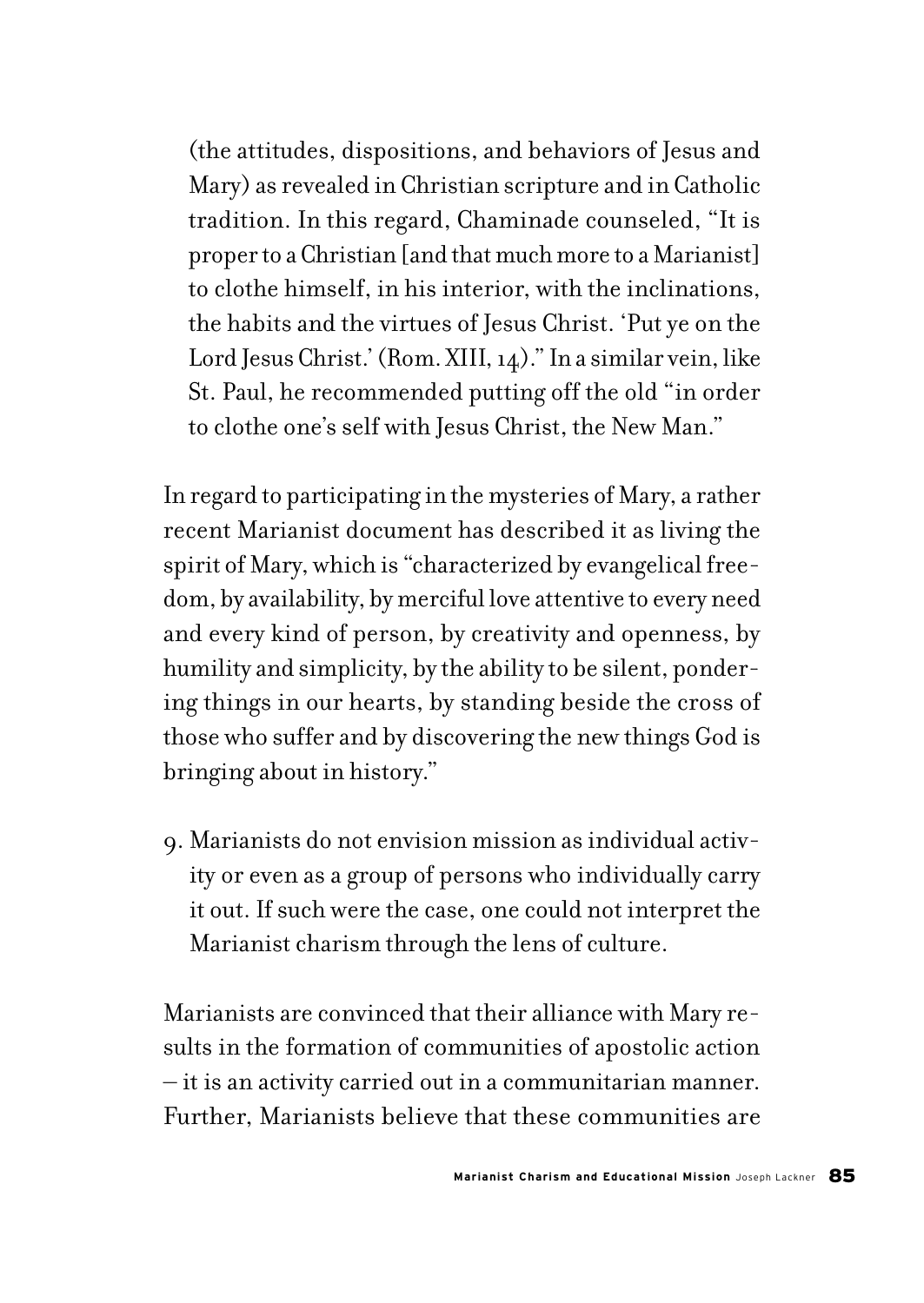(the attitudes, dispositions, and behaviors of Jesus and Mary) as revealed in Christian scripture and in Catholic tradition. In this regard, Chaminade counseled, "It is proper to a Christian [and that much more to a Marianist] to clothe himself, in his interior, with the inclinations, the habits and the virtues of Jesus Christ. 'Put ye on the Lord Jesus Christ.' (Rom. XIII, 14)." In a similar vein, like St. Paul, he recommended putting off the old "in order to clothe one's self with Jesus Christ, the New Man."

In regard to participating in the mysteries of Mary, a rather recent Marianist document has described it as living the spirit of Mary, which is "characterized by evangelical freedom, by availability, by merciful love attentive to every need and every kind of person, by creativity and openness, by humility and simplicity, by the ability to be silent, pondering things in our hearts, by standing beside the cross of those who suffer and by discovering the new things God is bringing about in history."

9. Marianists do not envision mission as individual activity or even as a group of persons who individually carry it out. If such were the case, one could not interpret the Marianist charism through the lens of culture.

Marianists are convinced that their alliance with Mary results in the formation of communities of apostolic action – it is an activity carried out in a communitarian manner. Further, Marianists believe that these communities are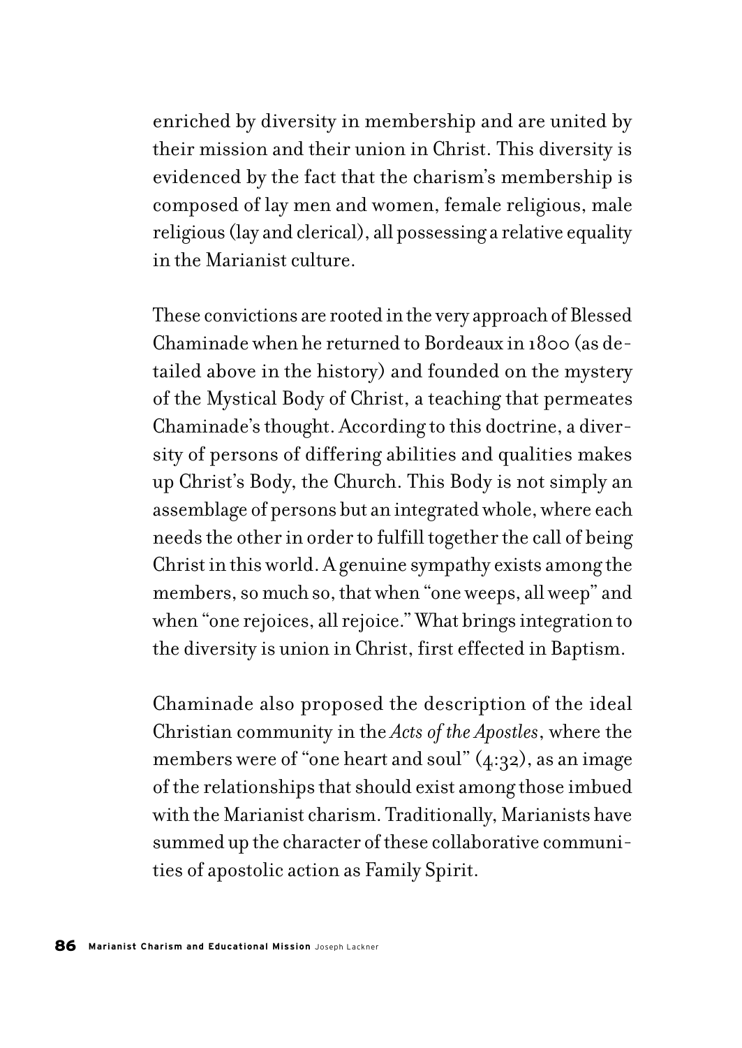enriched by diversity in membership and are united by their mission and their union in Christ. This diversity is evidenced by the fact that the charism's membership is composed of lay men and women, female religious, male religious (lay and clerical), all possessing a relative equality in the Marianist culture.

These convictions are rooted in the very approach of Blessed Chaminade when he returned to Bordeaux in 1800 (as detailed above in the history) and founded on the mystery of the Mystical Body of Christ, a teaching that permeates Chaminade's thought. According to this doctrine, a diversity of persons of differing abilities and qualities makes up Christ's Body, the Church. This Body is not simply an assemblage of persons but an integrated whole, where each needs the other in order to fulfill together the call of being Christ in this world. A genuine sympathy exists among the members, so much so, that when "one weeps, all weep" and when "one rejoices, all rejoice." What brings integration to the diversity is union in Christ, first effected in Baptism.

Chaminade also proposed the description of the ideal Christian community in the *Acts of the Apostles*, where the members were of "one heart and soul" (4:32), as an image of the relationships that should exist among those imbued with the Marianist charism. Traditionally, Marianists have summed up the character of these collaborative communities of apostolic action as Family Spirit.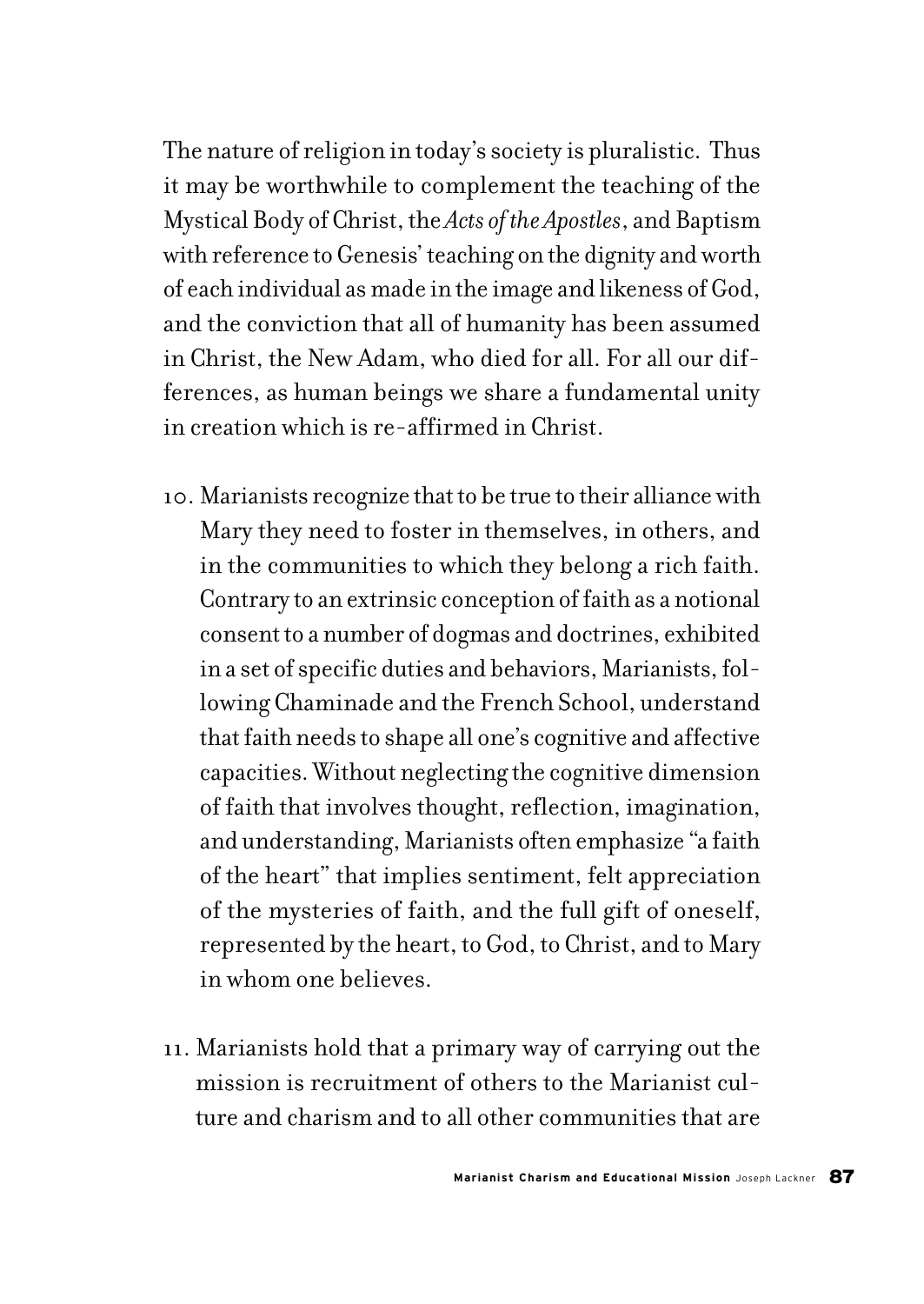The nature of religion in today's society is pluralistic. Thus it may be worthwhile to complement the teaching of the Mystical Body of Christ, the *Acts of the Apostles*, and Baptism with reference to Genesis' teaching on the dignity and worth of each individual as made in the image and likeness of God, and the conviction that all of humanity has been assumed in Christ, the New Adam, who died for all. For all our differences, as human beings we share a fundamental unity in creation which is re-affirmed in Christ.

10. Marianists recognize that to be true to their alliance with Mary they need to foster in themselves, in others, and in the communities to which they belong a rich faith. Contrary to an extrinsic conception of faith as a notional consent to a number of dogmas and doctrines, exhibited in a set of specific duties and behaviors, Marianists, following Chaminade and the French School, understand that faith needs to shape all one's cognitive and affective capacities. Without neglecting the cognitive dimension of faith that involves thought, reflection, imagination, and understanding, Marianists often emphasize "a faith of the heart" that implies sentiment, felt appreciation of the mysteries of faith, and the full gift of oneself, represented by the heart, to God, to Christ, and to Mary in whom one believes.

11. Marianists hold that a primary way of carrying out the mission is recruitment of others to the Marianist culture and charism and to all other communities that are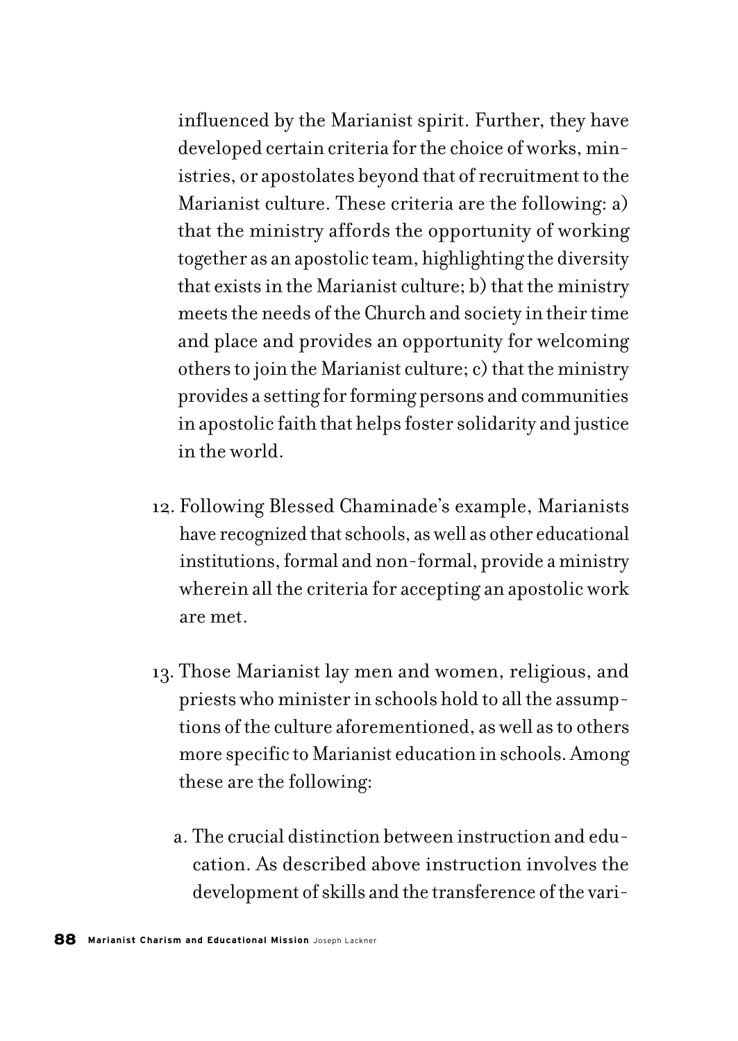influenced by the Marianist spirit. Further, they have developed certain criteria for the choice of works, ministries, or apostolates beyond that of recruitment to the Marianist culture. These criteria are the following: a) that the ministry affords the opportunity of working together as an apostolic team, highlighting the diversity that exists in the Marianist culture; b) that the ministry meets the needs of the Church and society in their time and place and provides an opportunity for welcoming others to join the Marianist culture; c) that the ministry provides a setting for forming persons and communities in apostolic faith that helps foster solidarity and justice in the world.

12. Following Blessed Chaminade's example, Marianists have recognized that schools, as well as other educational institutions, formal and non-formal, provide a ministry wherein all the criteria for accepting an apostolic work are met.

13. Those Marianist lay men and women, religious, and priests who minister in schools hold to all the assumptions of the culture aforementioned, as well as to others more specific to Marianist education in schools. Among these are the following:

    a. The crucial distinction between instruction and education. As described above instruction involves the development of skills and the transference of the vari-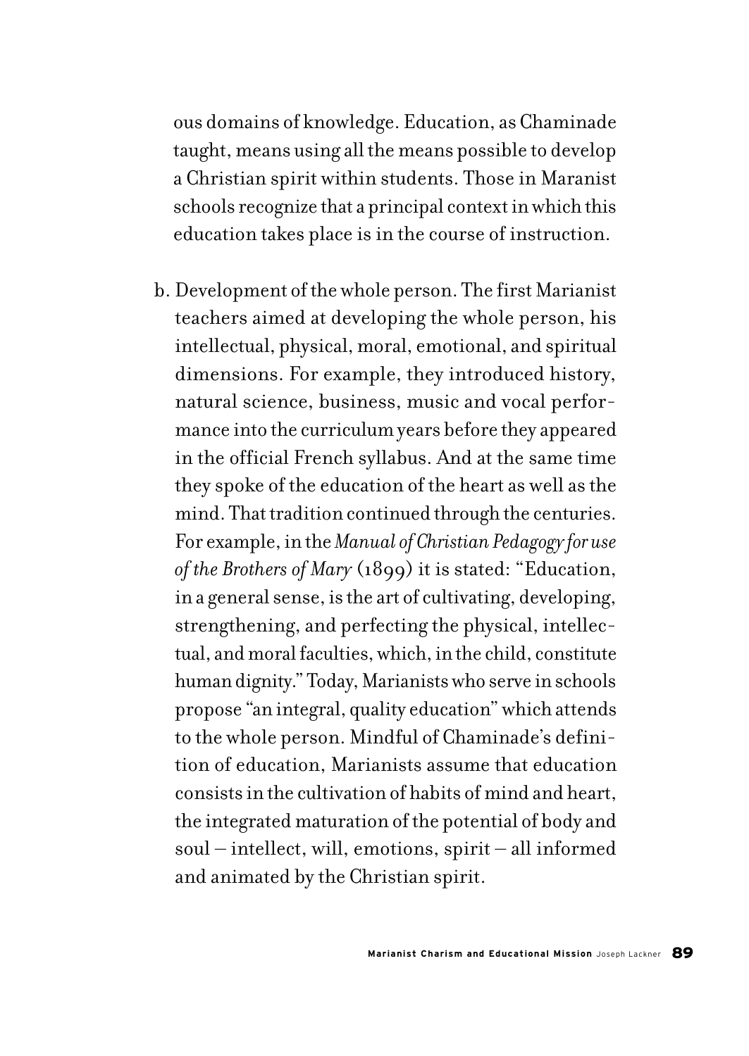ous domains of knowledge. Education, as Chaminade taught, means using all the means possible to develop a Christian spirit within students. Those in Maranist schools recognize that a principal context in which this education takes place is in the course of instruction.

b. Development of the whole person. The first Marianist teachers aimed at developing the whole person, his intellectual, physical, moral, emotional, and spiritual dimensions. For example, they introduced history, natural science, business, music and vocal performance into the curriculum years before they appeared in the official French syllabus. And at the same time they spoke of the education of the heart as well as the mind. That tradition continued through the centuries. For example, in the *Manual of Christian Pedagogy for use of the Brothers of Mary* (1899) it is stated: "Education, in a general sense, is the art of cultivating, developing, strengthening, and perfecting the physical, intellectual, and moral faculties, which, in the child, constitute human dignity." Today, Marianists who serve in schools propose "an integral, quality education" which attends to the whole person. Mindful of Chaminade's definition of education, Marianists assume that education consists in the cultivation of habits of mind and heart, the integrated maturation of the potential of body and soul – intellect, will, emotions, spirit – all informed and animated by the Christian spirit.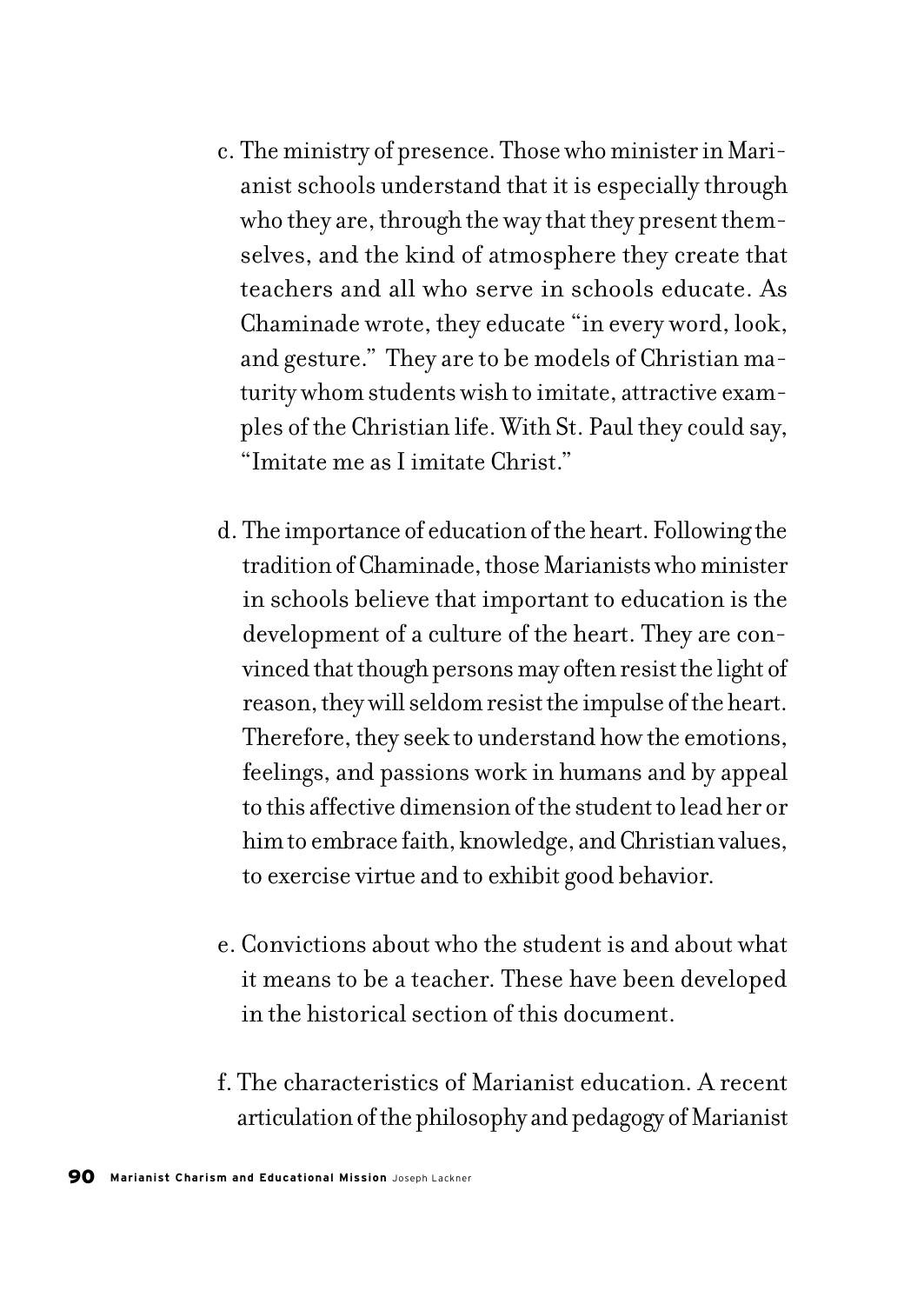c. The ministry of presence. Those who minister in Marianist schools understand that it is especially through who they are, through the way that they present themselves, and the kind of atmosphere they create that teachers and all who serve in schools educate. As Chaminade wrote, they educate "in every word, look, and gesture." They are to be models of Christian maturity whom students wish to imitate, attractive examples of the Christian life. With St. Paul they could say, "Imitate me as I imitate Christ."

d. The importance of education of the heart. Following the tradition of Chaminade, those Marianists who minister in schools believe that important to education is the development of a culture of the heart. They are convinced that though persons may often resist the light of reason, they will seldom resist the impulse of the heart. Therefore, they seek to understand how the emotions, feelings, and passions work in humans and by appeal to this affective dimension of the student to lead her or him to embrace faith, knowledge, and Christian values, to exercise virtue and to exhibit good behavior.

e. Convictions about who the student is and about what it means to be a teacher. These have been developed in the historical section of this document.

f. The characteristics of Marianist education. A recent articulation of the philosophy and pedagogy of Marianist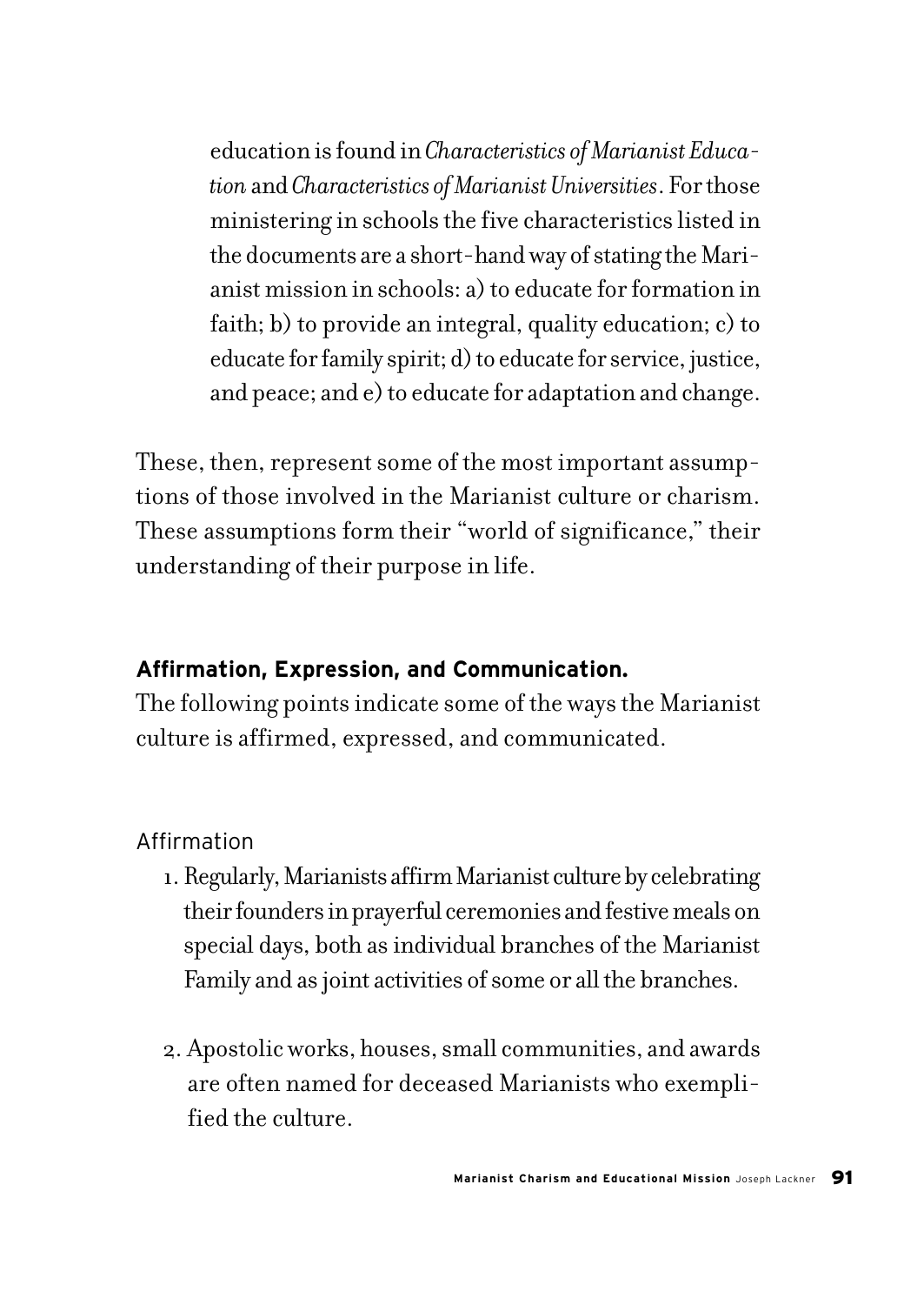education is found in *Characteristics of Marianist Education* and *Characteristics of Marianist Universities*. For those ministering in schools the five characteristics listed in the documents are a short-hand way of stating the Marianist mission in schools: a) to educate for formation in faith; b) to provide an integral, quality education; c) to educate for family spirit; d) to educate for service, justice, and peace; and e) to educate for adaptation and change.

These, then, represent some of the most important assumptions of those involved in the Marianist culture or charism. These assumptions form their "world of significance," their understanding of their purpose in life.

**Affirmation, Expression, and Communication.**
The following points indicate some of the ways the Marianist culture is affirmed, expressed, and communicated.

Affirmation

1. Regularly, Marianists affirm Marianist culture by celebrating their founders in prayerful ceremonies and festive meals on special days, both as individual branches of the Marianist Family and as joint activities of some or all the branches.

2. Apostolic works, houses, small communities, and awards are often named for deceased Marianists who exemplified the culture.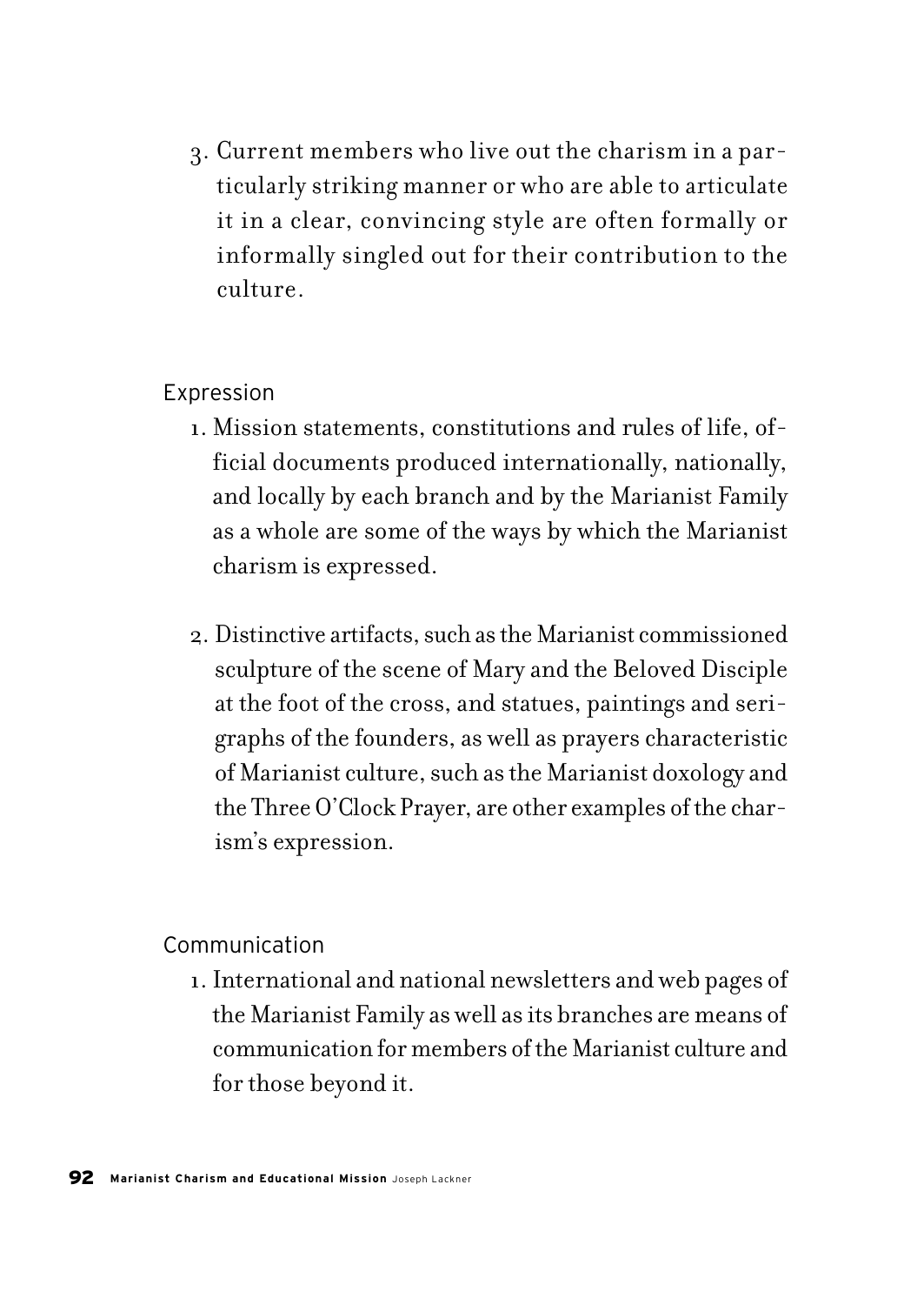3. Current members who live out the charism in a particularly striking manner or who are able to articulate it in a clear, convincing style are often formally or informally singled out for their contribution to the culture.

### Expression

1. Mission statements, constitutions and rules of life, official documents produced internationally, nationally, and locally by each branch and by the Marianist Family as a whole are some of the ways by which the Marianist charism is expressed.

2. Distinctive artifacts, such as the Marianist commissioned sculpture of the scene of Mary and the Beloved Disciple at the foot of the cross, and statues, paintings and serigraphs of the founders, as well as prayers characteristic of Marianist culture, such as the Marianist doxology and the Three O'Clock Prayer, are other examples of the charism's expression.

### Communication

1. International and national newsletters and web pages of the Marianist Family as well as its branches are means of communication for members of the Marianist culture and for those beyond it.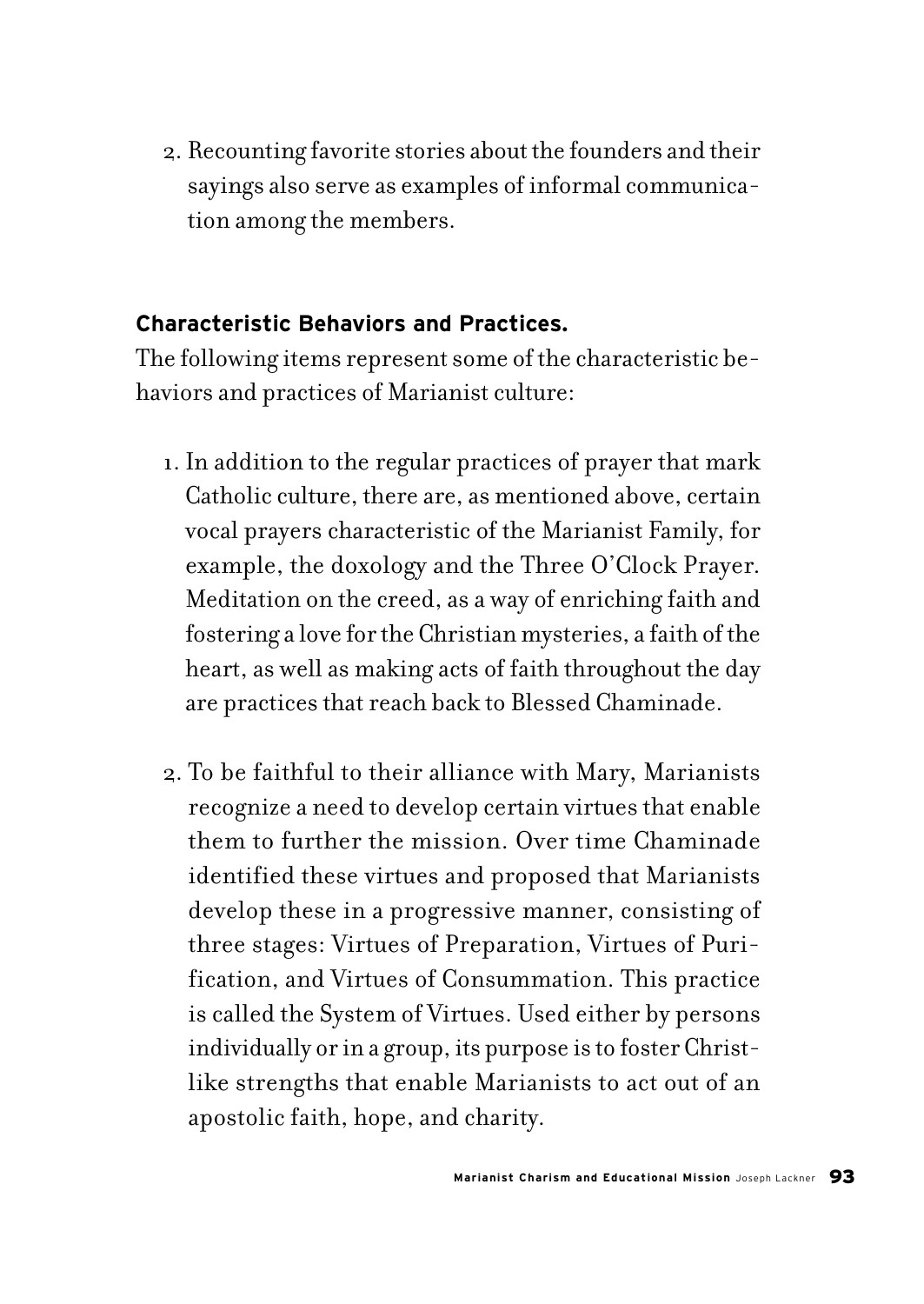2. Recounting favorite stories about the founders and their sayings also serve as examples of informal communication among the members.

**Characteristic Behaviors and Practices.**

The following items represent some of the characteristic behaviors and practices of Marianist culture:

1. In addition to the regular practices of prayer that mark Catholic culture, there are, as mentioned above, certain vocal prayers characteristic of the Marianist Family, for example, the doxology and the Three O'Clock Prayer. Meditation on the creed, as a way of enriching faith and fostering a love for the Christian mysteries, a faith of the heart, as well as making acts of faith throughout the day are practices that reach back to Blessed Chaminade.

2. To be faithful to their alliance with Mary, Marianists recognize a need to develop certain virtues that enable them to further the mission. Over time Chaminade identified these virtues and proposed that Marianists develop these in a progressive manner, consisting of three stages: Virtues of Preparation, Virtues of Purification, and Virtues of Consummation. This practice is called the System of Virtues. Used either by persons individually or in a group, its purpose is to foster Christ-like strengths that enable Marianists to act out of an apostolic faith, hope, and charity.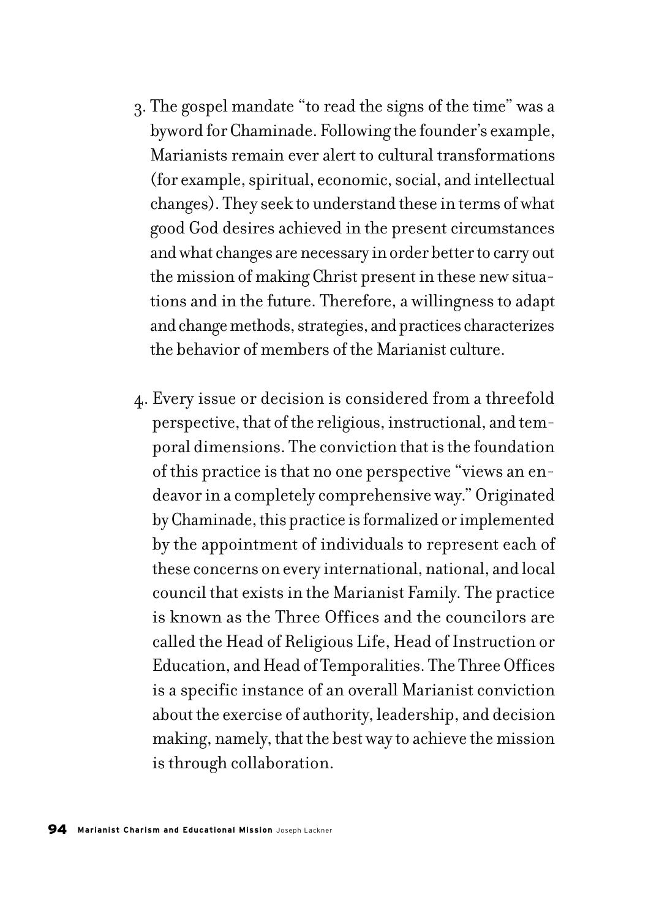3. The gospel mandate "to read the signs of the time" was a byword for Chaminade. Following the founder's example, Marianists remain ever alert to cultural transformations (for example, spiritual, economic, social, and intellectual changes). They seek to understand these in terms of what good God desires achieved in the present circumstances and what changes are necessary in order better to carry out the mission of making Christ present in these new situations and in the future. Therefore, a willingness to adapt and change methods, strategies, and practices characterizes the behavior of members of the Marianist culture.

4. Every issue or decision is considered from a threefold perspective, that of the religious, instructional, and temporal dimensions. The conviction that is the foundation of this practice is that no one perspective "views an endeavor in a completely comprehensive way." Originated by Chaminade, this practice is formalized or implemented by the appointment of individuals to represent each of these concerns on every international, national, and local council that exists in the Marianist Family. The practice is known as the Three Offices and the councilors are called the Head of Religious Life, Head of Instruction or Education, and Head of Temporalities. The Three Offices is a specific instance of an overall Marianist conviction about the exercise of authority, leadership, and decision making, namely, that the best way to achieve the mission is through collaboration.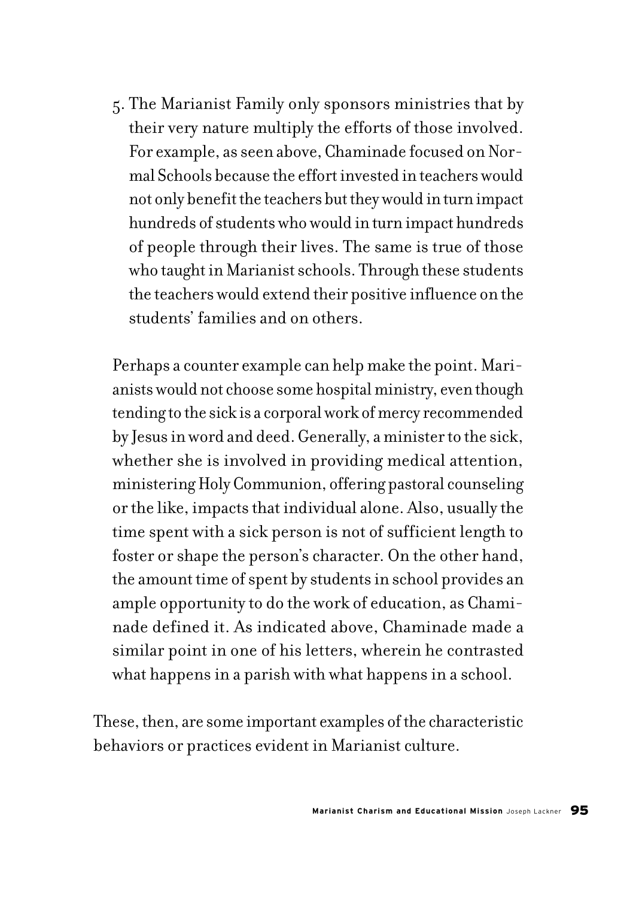5. The Marianist Family only sponsors ministries that by their very nature multiply the efforts of those involved. For example, as seen above, Chaminade focused on Normal Schools because the effort invested in teachers would not only benefit the teachers but they would in turn impact hundreds of students who would in turn impact hundreds of people through their lives. The same is true of those who taught in Marianist schools. Through these students the teachers would extend their positive influence on the students' families and on others.

   Perhaps a counter example can help make the point. Marianists would not choose some hospital ministry, even though tending to the sick is a corporal work of mercy recommended by Jesus in word and deed. Generally, a minister to the sick, whether she is involved in providing medical attention, ministering Holy Communion, offering pastoral counseling or the like, impacts that individual alone. Also, usually the time spent with a sick person is not of sufficient length to foster or shape the person's character. On the other hand, the amount time of spent by students in school provides an ample opportunity to do the work of education, as Chaminade defined it. As indicated above, Chaminade made a similar point in one of his letters, wherein he contrasted what happens in a parish with what happens in a school.

These, then, are some important examples of the characteristic behaviors or practices evident in Marianist culture.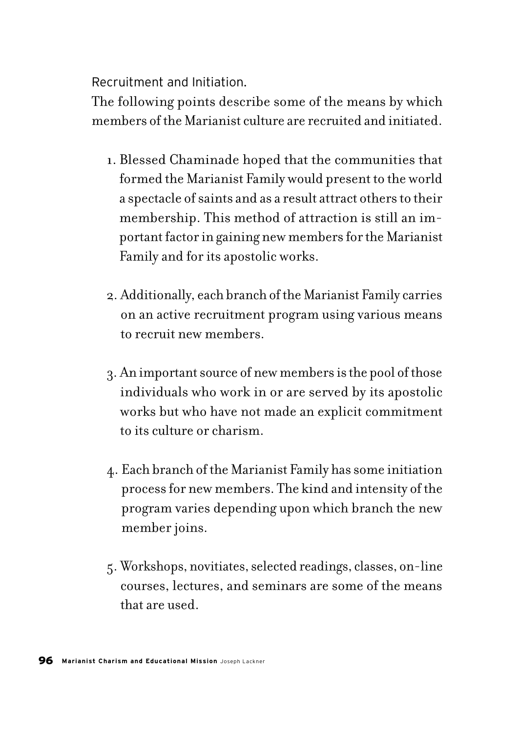### Recruitment and Initiation.

The following points describe some of the means by which members of the Marianist culture are recruited and initiated.

1. Blessed Chaminade hoped that the communities that formed the Marianist Family would present to the world a spectacle of saints and as a result attract others to their membership. This method of attraction is still an important factor in gaining new members for the Marianist Family and for its apostolic works.

2. Additionally, each branch of the Marianist Family carries on an active recruitment program using various means to recruit new members.

3. An important source of new members is the pool of those individuals who work in or are served by its apostolic works but who have not made an explicit commitment to its culture or charism.

4. Each branch of the Marianist Family has some initiation process for new members. The kind and intensity of the program varies depending upon which branch the new member joins.

5. Workshops, novitiates, selected readings, classes, on-line courses, lectures, and seminars are some of the means that are used.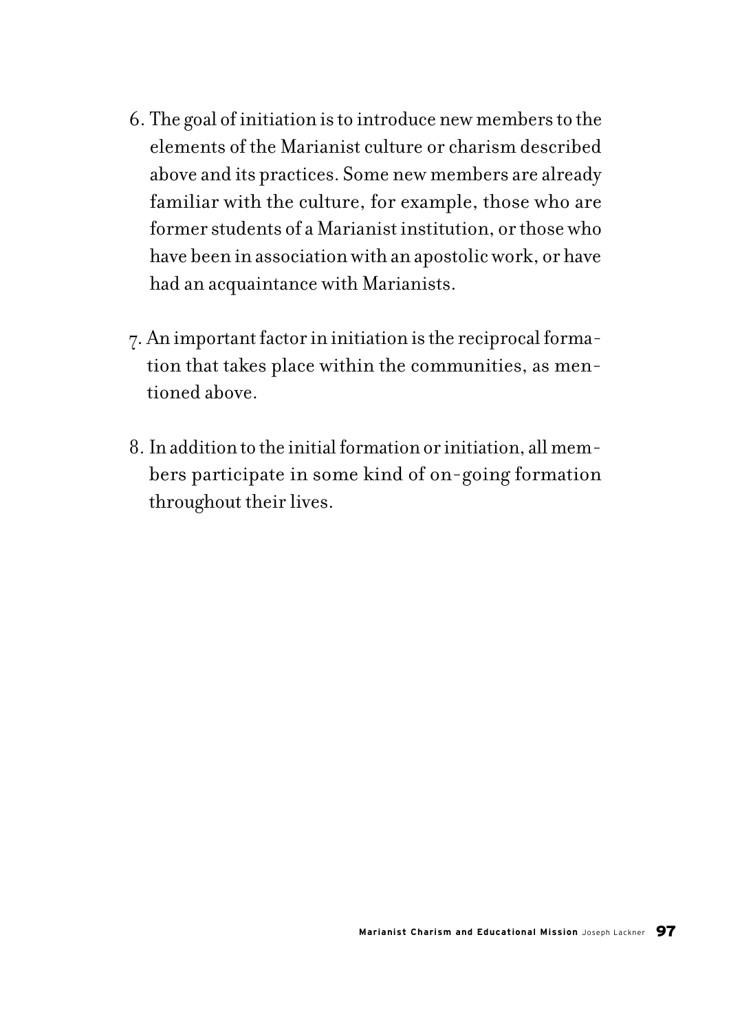6. The goal of initiation is to introduce new members to the elements of the Marianist culture or charism described above and its practices. Some new members are already familiar with the culture, for example, those who are former students of a Marianist institution, or those who have been in association with an apostolic work, or have had an acquaintance with Marianists.

7. An important factor in initiation is the reciprocal formation that takes place within the communities, as mentioned above.

8. In addition to the initial formation or initiation, all members participate in some kind of on-going formation throughout their lives.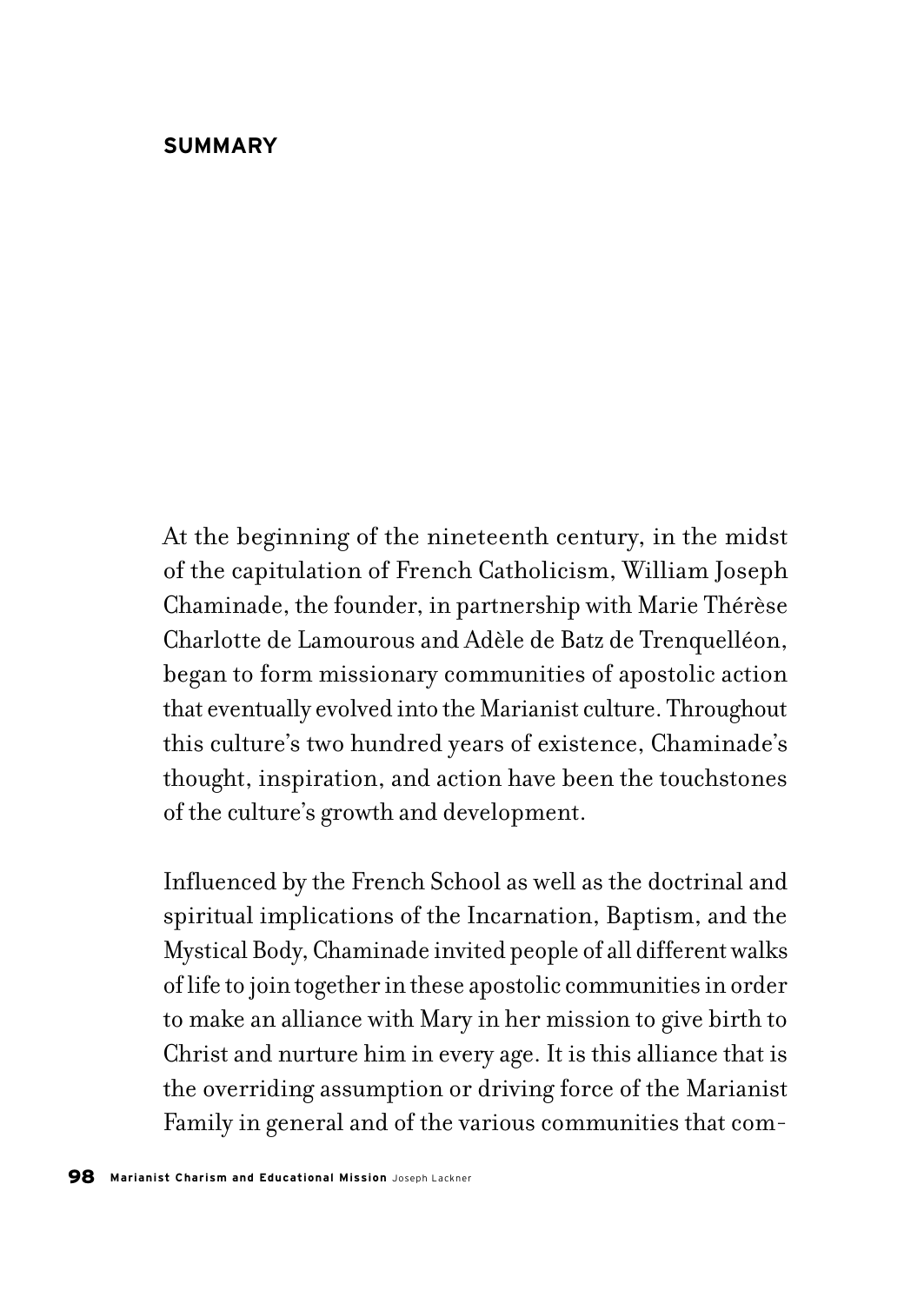## SUMMARY

At the beginning of the nineteenth century, in the midst of the capitulation of French Catholicism, William Joseph Chaminade, the founder, in partnership with Marie Thérèse Charlotte de Lamourous and Adèle de Batz de Trenquelléon, began to form missionary communities of apostolic action that eventually evolved into the Marianist culture. Throughout this culture's two hundred years of existence, Chaminade's thought, inspiration, and action have been the touchstones of the culture's growth and development.

Influenced by the French School as well as the doctrinal and spiritual implications of the Incarnation, Baptism, and the Mystical Body, Chaminade invited people of all different walks of life to join together in these apostolic communities in order to make an alliance with Mary in her mission to give birth to Christ and nurture him in every age. It is this alliance that is the overriding assumption or driving force of the Marianist Family in general and of the various communities that com-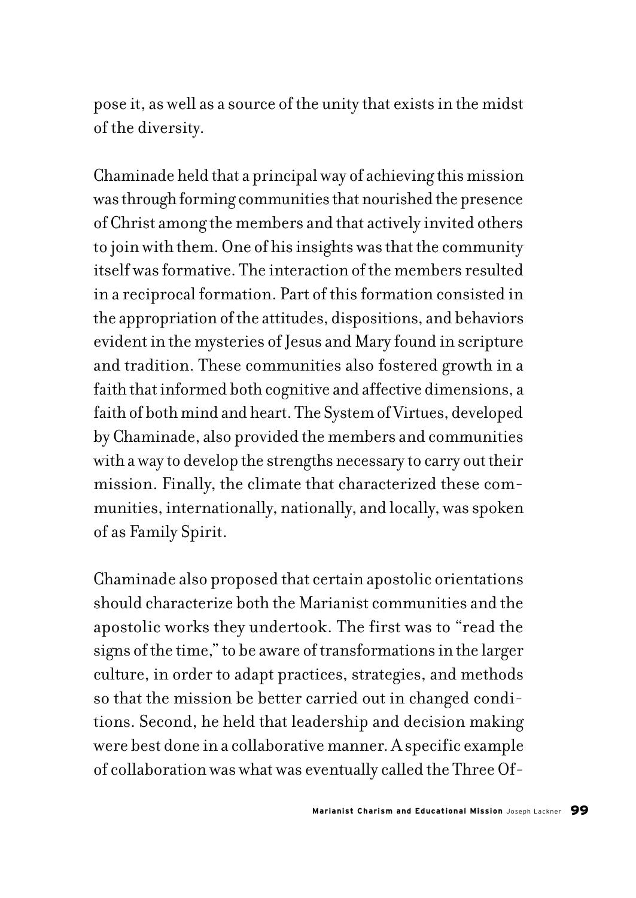pose it, as well as a source of the unity that exists in the midst of the diversity.

Chaminade held that a principal way of achieving this mission was through forming communities that nourished the presence of Christ among the members and that actively invited others to join with them. One of his insights was that the community itself was formative. The interaction of the members resulted in a reciprocal formation. Part of this formation consisted in the appropriation of the attitudes, dispositions, and behaviors evident in the mysteries of Jesus and Mary found in scripture and tradition. These communities also fostered growth in a faith that informed both cognitive and affective dimensions, a faith of both mind and heart. The System of Virtues, developed by Chaminade, also provided the members and communities with a way to develop the strengths necessary to carry out their mission. Finally, the climate that characterized these communities, internationally, nationally, and locally, was spoken of as Family Spirit.

Chaminade also proposed that certain apostolic orientations should characterize both the Marianist communities and the apostolic works they undertook. The first was to "read the signs of the time," to be aware of transformations in the larger culture, in order to adapt practices, strategies, and methods so that the mission be better carried out in changed conditions. Second, he held that leadership and decision making were best done in a collaborative manner. A specific example of collaboration was what was eventually called the Three Of-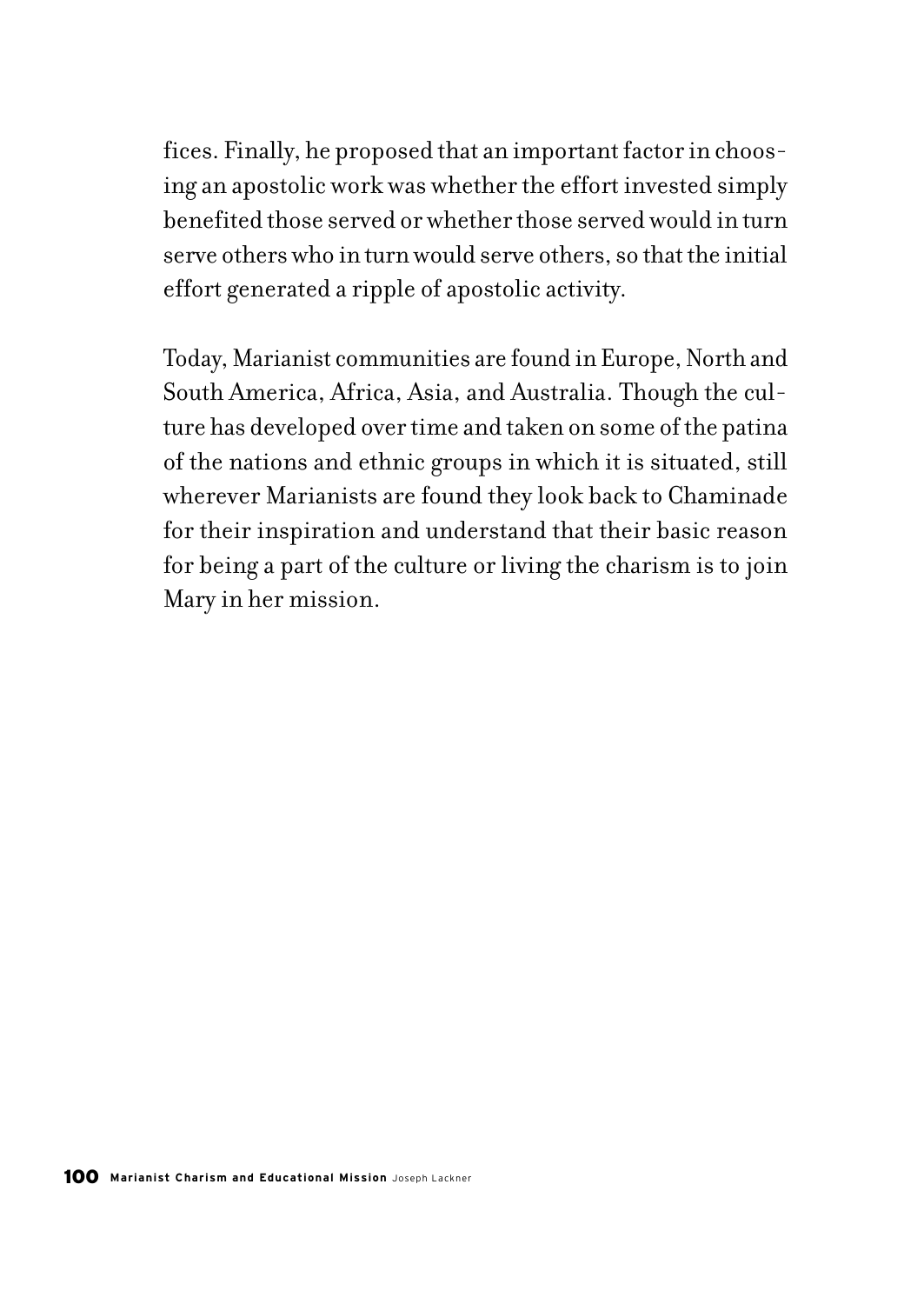fices. Finally, he proposed that an important factor in choosing an apostolic work was whether the effort invested simply benefited those served or whether those served would in turn serve others who in turn would serve others, so that the initial effort generated a ripple of apostolic activity.

Today, Marianist communities are found in Europe, North and South America, Africa, Asia, and Australia. Though the culture has developed over time and taken on some of the patina of the nations and ethnic groups in which it is situated, still wherever Marianists are found they look back to Chaminade for their inspiration and understand that their basic reason for being a part of the culture or living the charism is to join Mary in her mission.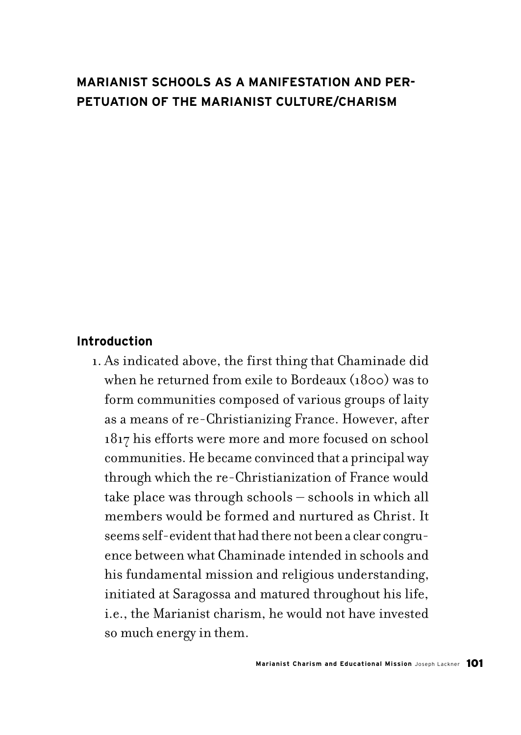## MARIANIST SCHOOLS AS A MANIFESTATION AND PERPETUATION OF THE MARIANIST CULTURE/CHARISM

### Introduction

1. As indicated above, the first thing that Chaminade did when he returned from exile to Bordeaux (1800) was to form communities composed of various groups of laity as a means of re-Christianizing France. However, after 1817 his efforts were more and more focused on school communities. He became convinced that a principal way through which the re-Christianization of France would take place was through schools – schools in which all members would be formed and nurtured as Christ. It seems self-evident that had there not been a clear congruence between what Chaminade intended in schools and his fundamental mission and religious understanding, initiated at Saragossa and matured throughout his life, i.e., the Marianist charism, he would not have invested so much energy in them.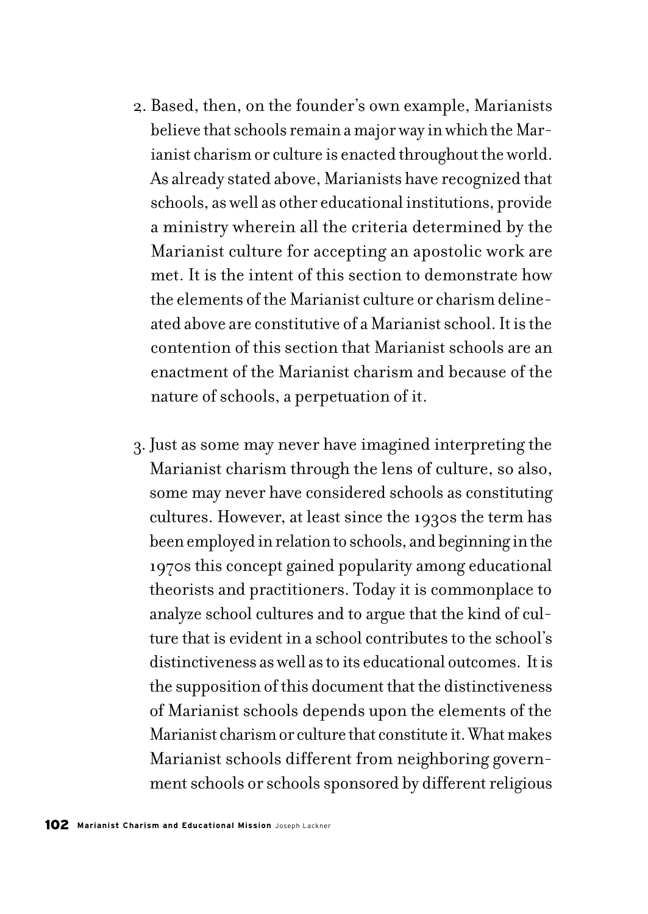2. Based, then, on the founder's own example, Marianists believe that schools remain a major way in which the Marianist charism or culture is enacted throughout the world. As already stated above, Marianists have recognized that schools, as well as other educational institutions, provide a ministry wherein all the criteria determined by the Marianist culture for accepting an apostolic work are met. It is the intent of this section to demonstrate how the elements of the Marianist culture or charism delineated above are constitutive of a Marianist school. It is the contention of this section that Marianist schools are an enactment of the Marianist charism and because of the nature of schools, a perpetuation of it.

3. Just as some may never have imagined interpreting the Marianist charism through the lens of culture, so also, some may never have considered schools as constituting cultures. However, at least since the 1930s the term has been employed in relation to schools, and beginning in the 1970s this concept gained popularity among educational theorists and practitioners. Today it is commonplace to analyze school cultures and to argue that the kind of culture that is evident in a school contributes to the school's distinctiveness as well as to its educational outcomes. It is the supposition of this document that the distinctiveness of Marianist schools depends upon the elements of the Marianist charism or culture that constitute it. What makes Marianist schools different from neighboring government schools or schools sponsored by different religious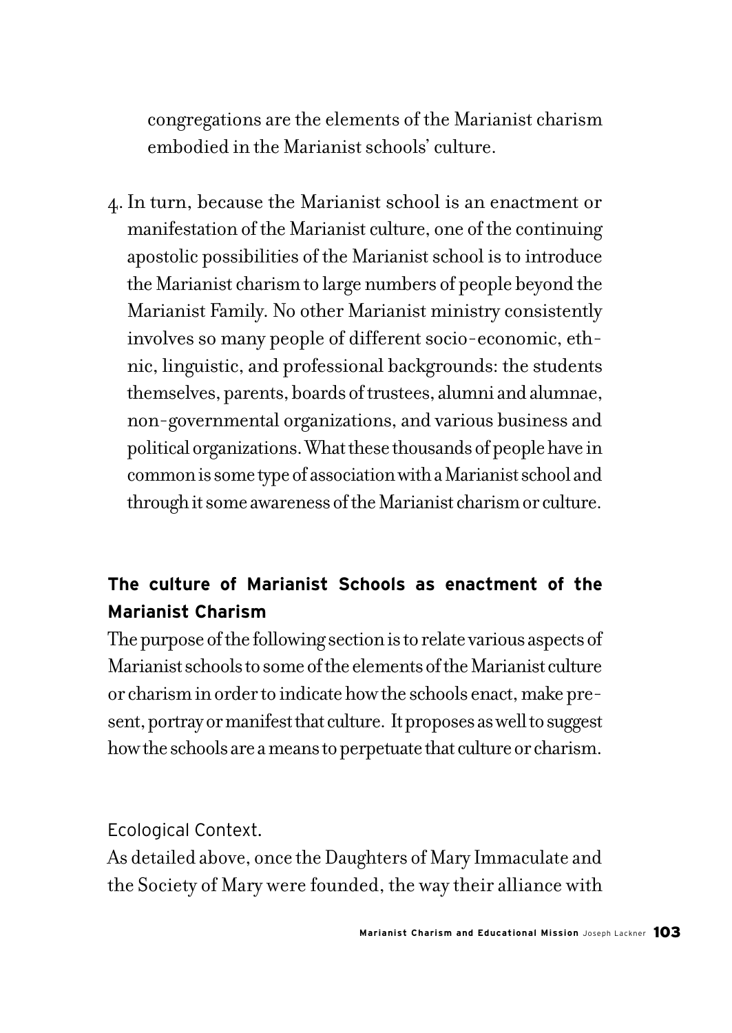congregations are the elements of the Marianist charism embodied in the Marianist schools' culture.

4. In turn, because the Marianist school is an enactment or manifestation of the Marianist culture, one of the continuing apostolic possibilities of the Marianist school is to introduce the Marianist charism to large numbers of people beyond the Marianist Family. No other Marianist ministry consistently involves so many people of different socio-economic, ethnic, linguistic, and professional backgrounds: the students themselves, parents, boards of trustees, alumni and alumnae, non-governmental organizations, and various business and political organizations. What these thousands of people have in common is some type of association with a Marianist school and through it some awareness of the Marianist charism or culture.

### The culture of Marianist Schools as enactment of the Marianist Charism

The purpose of the following section is to relate various aspects of Marianist schools to some of the elements of the Marianist culture or charism in order to indicate how the schools enact, make present, portray or manifest that culture. It proposes as well to suggest how the schools are a means to perpetuate that culture or charism.

#### Ecological Context.

As detailed above, once the Daughters of Mary Immaculate and the Society of Mary were founded, the way their alliance with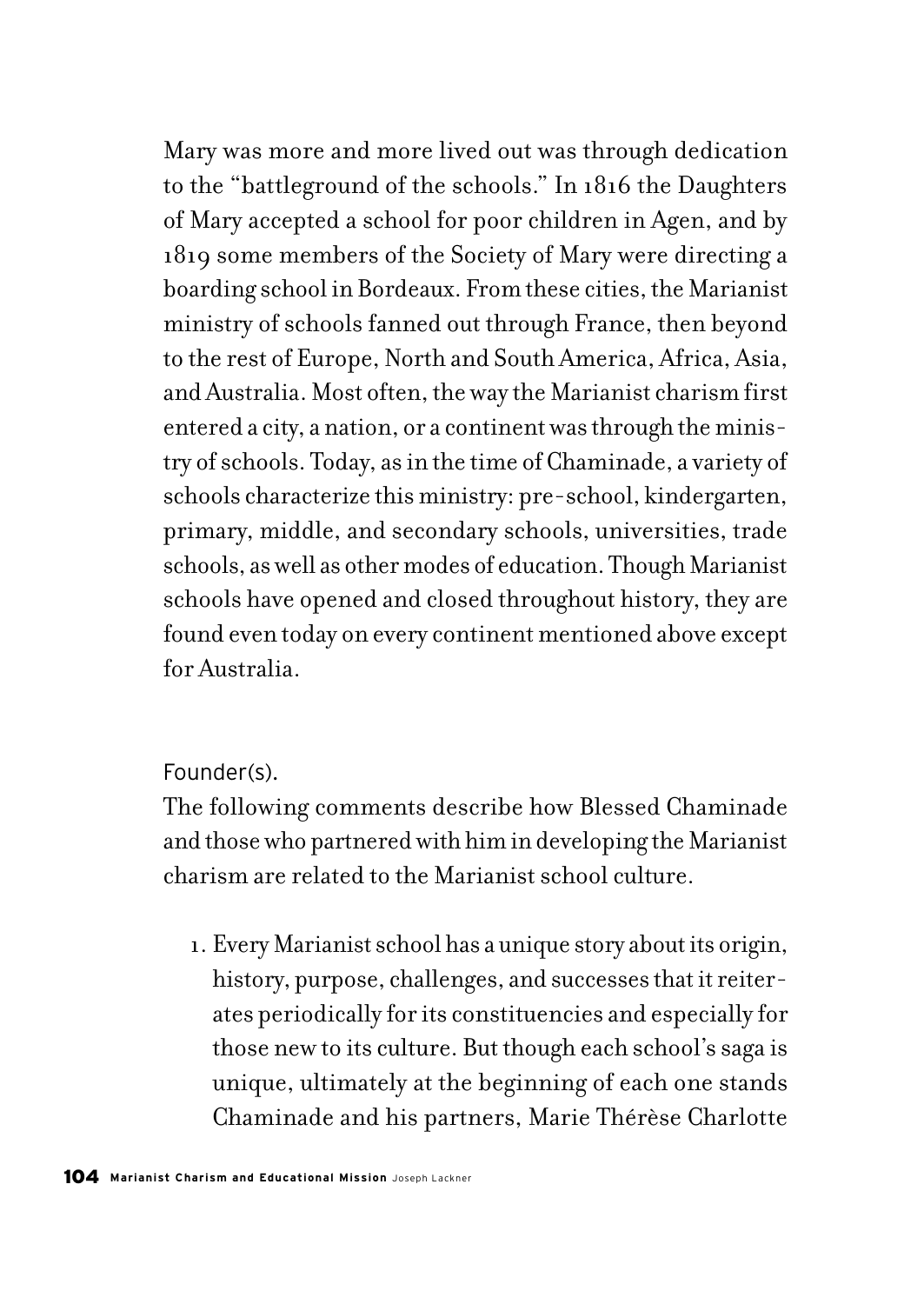Mary was more and more lived out was through dedication to the "battleground of the schools." In 1816 the Daughters of Mary accepted a school for poor children in Agen, and by 1819 some members of the Society of Mary were directing a boarding school in Bordeaux. From these cities, the Marianist ministry of schools fanned out through France, then beyond to the rest of Europe, North and South America, Africa, Asia, and Australia. Most often, the way the Marianist charism first entered a city, a nation, or a continent was through the ministry of schools. Today, as in the time of Chaminade, a variety of schools characterize this ministry: pre-school, kindergarten, primary, middle, and secondary schools, universities, trade schools, as well as other modes of education. Though Marianist schools have opened and closed throughout history, they are found even today on every continent mentioned above except for Australia.

Founder(s).

The following comments describe how Blessed Chaminade and those who partnered with him in developing the Marianist charism are related to the Marianist school culture.

1. Every Marianist school has a unique story about its origin, history, purpose, challenges, and successes that it reiterates periodically for its constituencies and especially for those new to its culture. But though each school's saga is unique, ultimately at the beginning of each one stands Chaminade and his partners, Marie Thérèse Charlotte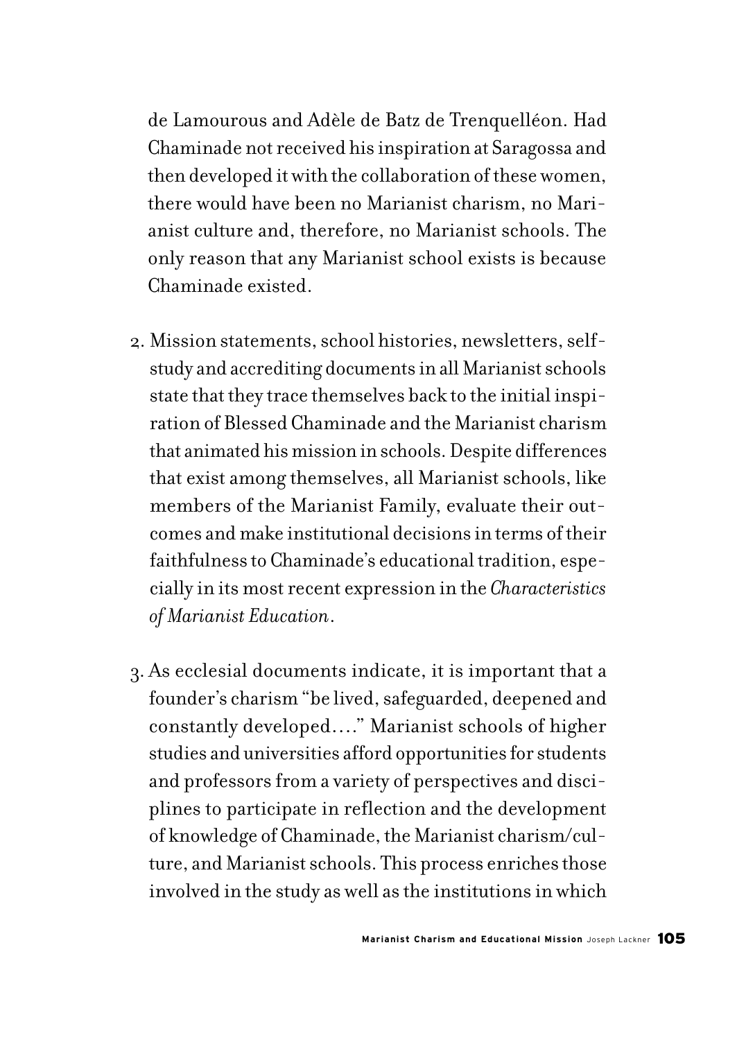de Lamourous and Adèle de Batz de Trenquelléon. Had Chaminade not received his inspiration at Saragossa and then developed it with the collaboration of these women, there would have been no Marianist charism, no Marianist culture and, therefore, no Marianist schools. The only reason that any Marianist school exists is because Chaminade existed.

2. Mission statements, school histories, newsletters, self-study and accrediting documents in all Marianist schools state that they trace themselves back to the initial inspiration of Blessed Chaminade and the Marianist charism that animated his mission in schools. Despite differences that exist among themselves, all Marianist schools, like members of the Marianist Family, evaluate their outcomes and make institutional decisions in terms of their faithfulness to Chaminade's educational tradition, especially in its most recent expression in the *Characteristics of Marianist Education*.

3. As ecclesial documents indicate, it is important that a founder's charism "be lived, safeguarded, deepened and constantly developed…." Marianist schools of higher studies and universities afford opportunities for students and professors from a variety of perspectives and disciplines to participate in reflection and the development of knowledge of Chaminade, the Marianist charism/culture, and Marianist schools. This process enriches those involved in the study as well as the institutions in which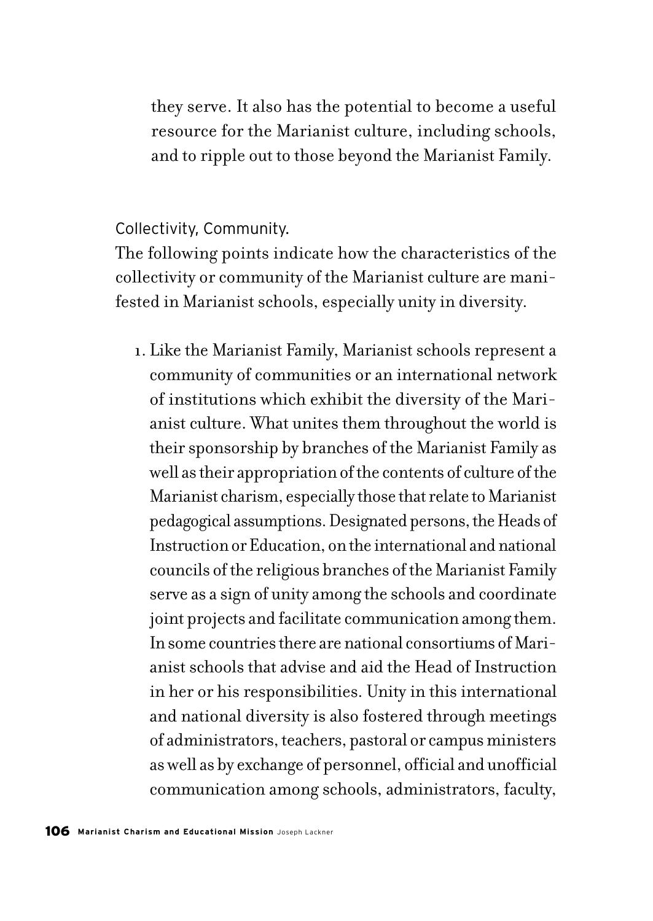they serve. It also has the potential to become a useful resource for the Marianist culture, including schools, and to ripple out to those beyond the Marianist Family.

Collectivity, Community.

The following points indicate how the characteristics of the collectivity or community of the Marianist culture are manifested in Marianist schools, especially unity in diversity.

1. Like the Marianist Family, Marianist schools represent a community of communities or an international network of institutions which exhibit the diversity of the Marianist culture. What unites them throughout the world is their sponsorship by branches of the Marianist Family as well as their appropriation of the contents of culture of the Marianist charism, especially those that relate to Marianist pedagogical assumptions. Designated persons, the Heads of Instruction or Education, on the international and national councils of the religious branches of the Marianist Family serve as a sign of unity among the schools and coordinate joint projects and facilitate communication among them. In some countries there are national consortiums of Marianist schools that advise and aid the Head of Instruction in her or his responsibilities. Unity in this international and national diversity is also fostered through meetings of administrators, teachers, pastoral or campus ministers as well as by exchange of personnel, official and unofficial communication among schools, administrators, faculty,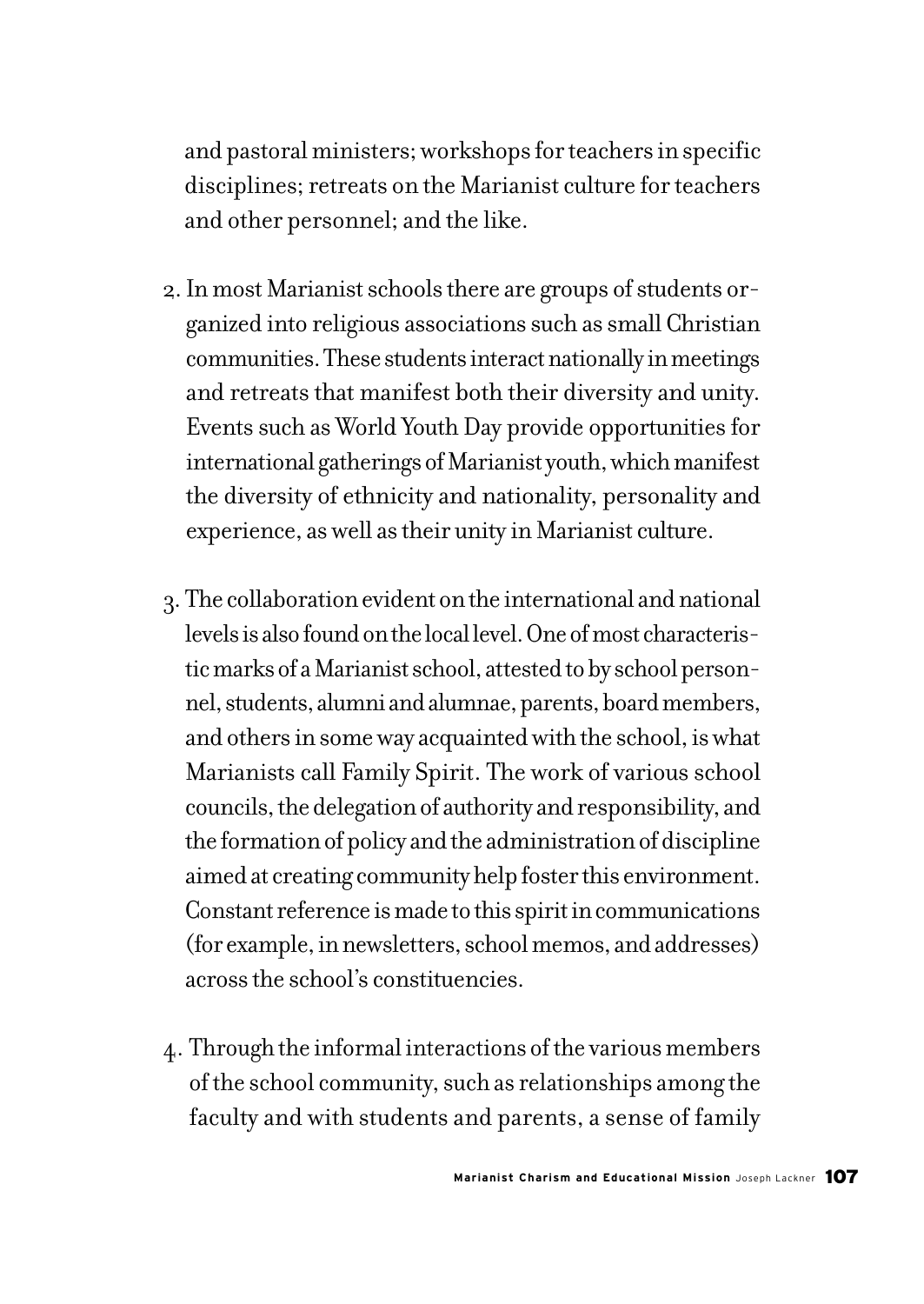and pastoral ministers; workshops for teachers in specific disciplines; retreats on the Marianist culture for teachers and other personnel; and the like.

2. In most Marianist schools there are groups of students organized into religious associations such as small Christian communities. These students interact nationally in meetings and retreats that manifest both their diversity and unity. Events such as World Youth Day provide opportunities for international gatherings of Marianist youth, which manifest the diversity of ethnicity and nationality, personality and experience, as well as their unity in Marianist culture.

3. The collaboration evident on the international and national levels is also found on the local level. One of most characteristic marks of a Marianist school, attested to by school personnel, students, alumni and alumnae, parents, board members, and others in some way acquainted with the school, is what Marianists call Family Spirit. The work of various school councils, the delegation of authority and responsibility, and the formation of policy and the administration of discipline aimed at creating community help foster this environment. Constant reference is made to this spirit in communications (for example, in newsletters, school memos, and addresses) across the school's constituencies.

4. Through the informal interactions of the various members of the school community, such as relationships among the faculty and with students and parents, a sense of family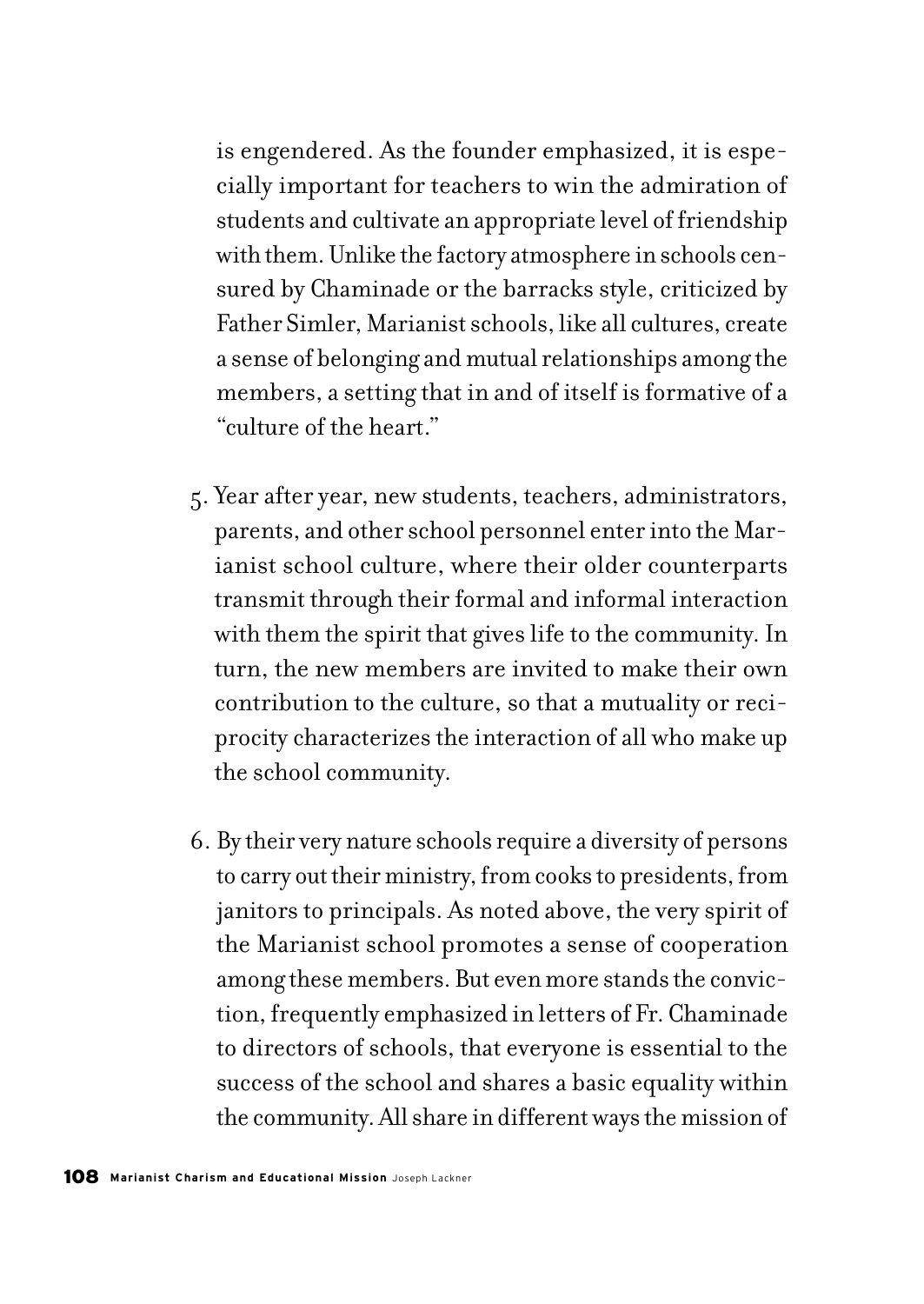is engendered. As the founder emphasized, it is especially important for teachers to win the admiration of students and cultivate an appropriate level of friendship with them. Unlike the factory atmosphere in schools censured by Chaminade or the barracks style, criticized by Father Simler, Marianist schools, like all cultures, create a sense of belonging and mutual relationships among the members, a setting that in and of itself is formative of a "culture of the heart."

5. Year after year, new students, teachers, administrators, parents, and other school personnel enter into the Marianist school culture, where their older counterparts transmit through their formal and informal interaction with them the spirit that gives life to the community. In turn, the new members are invited to make their own contribution to the culture, so that a mutuality or reciprocity characterizes the interaction of all who make up the school community.

6. By their very nature schools require a diversity of persons to carry out their ministry, from cooks to presidents, from janitors to principals. As noted above, the very spirit of the Marianist school promotes a sense of cooperation among these members. But even more stands the conviction, frequently emphasized in letters of Fr. Chaminade to directors of schools, that everyone is essential to the success of the school and shares a basic equality within the community. All share in different ways the mission of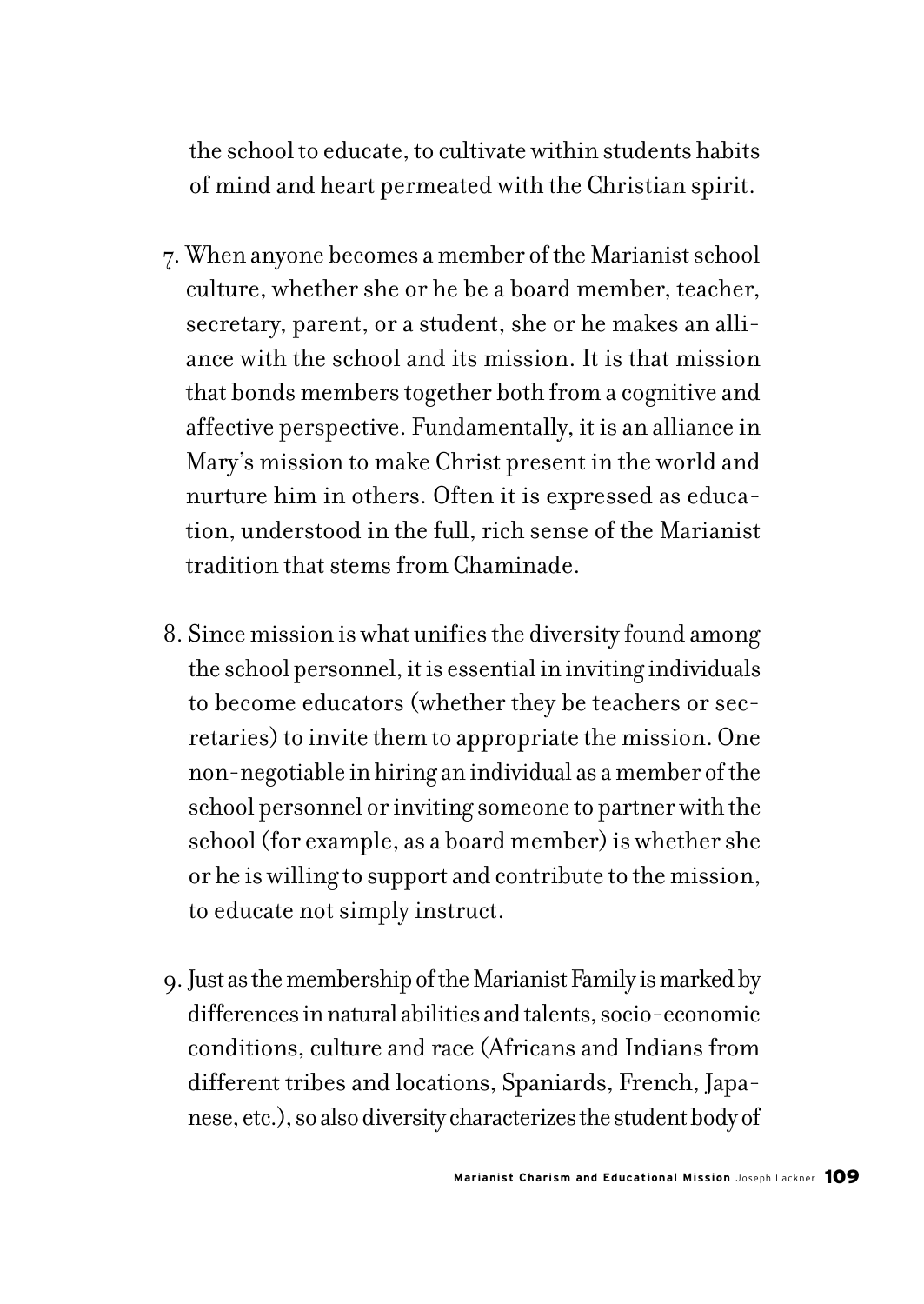the school to educate, to cultivate within students habits of mind and heart permeated with the Christian spirit.

7. When anyone becomes a member of the Marianist school culture, whether she or he be a board member, teacher, secretary, parent, or a student, she or he makes an alliance with the school and its mission. It is that mission that bonds members together both from a cognitive and affective perspective. Fundamentally, it is an alliance in Mary's mission to make Christ present in the world and nurture him in others. Often it is expressed as education, understood in the full, rich sense of the Marianist tradition that stems from Chaminade.

8. Since mission is what unifies the diversity found among the school personnel, it is essential in inviting individuals to become educators (whether they be teachers or secretaries) to invite them to appropriate the mission. One non-negotiable in hiring an individual as a member of the school personnel or inviting someone to partner with the school (for example, as a board member) is whether she or he is willing to support and contribute to the mission, to educate not simply instruct.

9. Just as the membership of the Marianist Family is marked by differences in natural abilities and talents, socio-economic conditions, culture and race (Africans and Indians from different tribes and locations, Spaniards, French, Japanese, etc.), so also diversity characterizes the student body of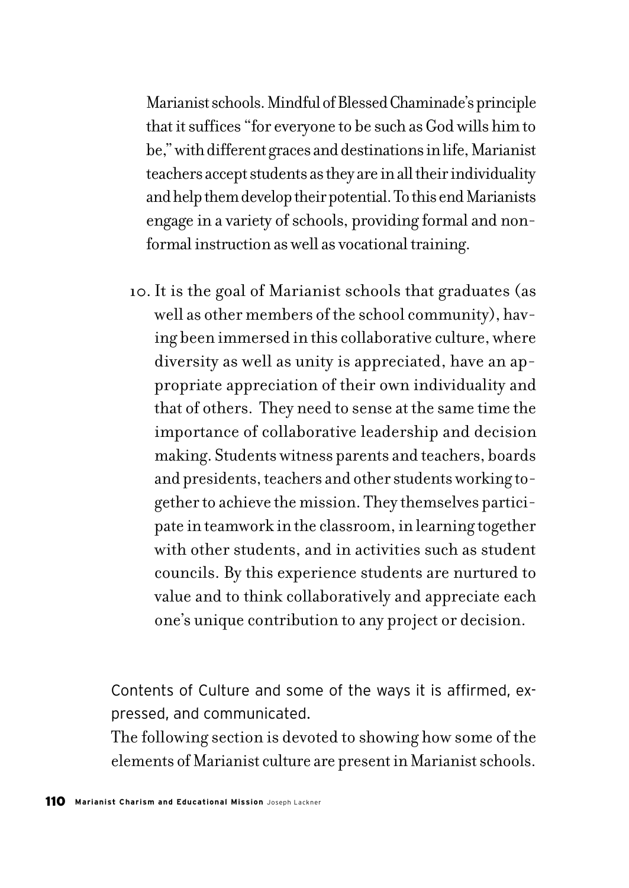Marianist schools. Mindful of Blessed Chaminade's principle that it suffices "for everyone to be such as God wills him to be," with different graces and destinations in life, Marianist teachers accept students as they are in all their individuality and help them develop their potential. To this end Marianists engage in a variety of schools, providing formal and non-formal instruction as well as vocational training.

10. It is the goal of Marianist schools that graduates (as well as other members of the school community), having been immersed in this collaborative culture, where diversity as well as unity is appreciated, have an appropriate appreciation of their own individuality and that of others. They need to sense at the same time the importance of collaborative leadership and decision making. Students witness parents and teachers, boards and presidents, teachers and other students working together to achieve the mission. They themselves participate in teamwork in the classroom, in learning together with other students, and in activities such as student councils. By this experience students are nurtured to value and to think collaboratively and appreciate each one's unique contribution to any project or decision.

Contents of Culture and some of the ways it is affirmed, expressed, and communicated.

The following section is devoted to showing how some of the elements of Marianist culture are present in Marianist schools.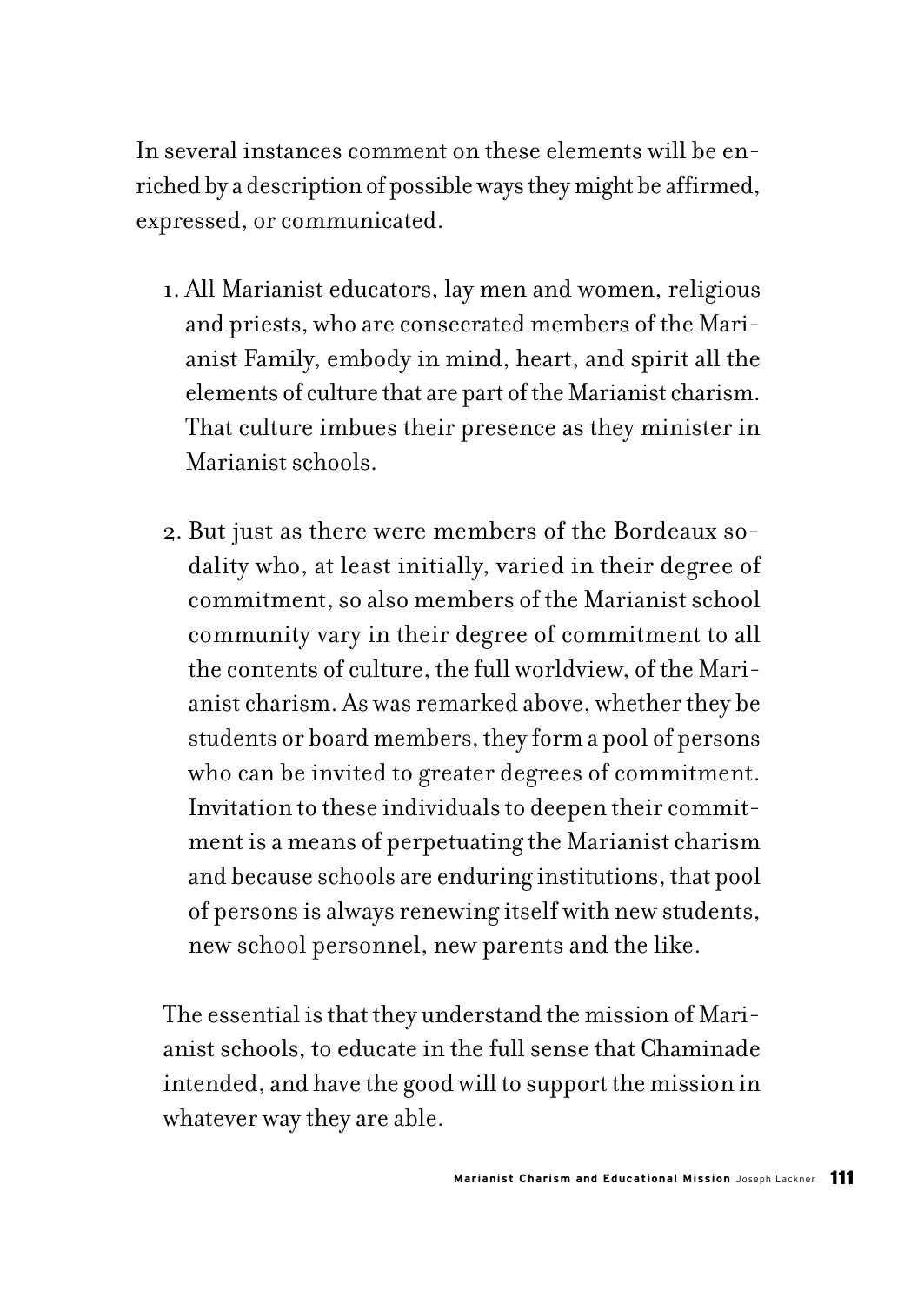In several instances comment on these elements will be enriched by a description of possible ways they might be affirmed, expressed, or communicated.

1. All Marianist educators, lay men and women, religious and priests, who are consecrated members of the Marianist Family, embody in mind, heart, and spirit all the elements of culture that are part of the Marianist charism. That culture imbues their presence as they minister in Marianist schools.

2. But just as there were members of the Bordeaux sodality who, at least initially, varied in their degree of commitment, so also members of the Marianist school community vary in their degree of commitment to all the contents of culture, the full worldview, of the Marianist charism. As was remarked above, whether they be students or board members, they form a pool of persons who can be invited to greater degrees of commitment. Invitation to these individuals to deepen their commitment is a means of perpetuating the Marianist charism and because schools are enduring institutions, that pool of persons is always renewing itself with new students, new school personnel, new parents and the like.

The essential is that they understand the mission of Marianist schools, to educate in the full sense that Chaminade intended, and have the good will to support the mission in whatever way they are able.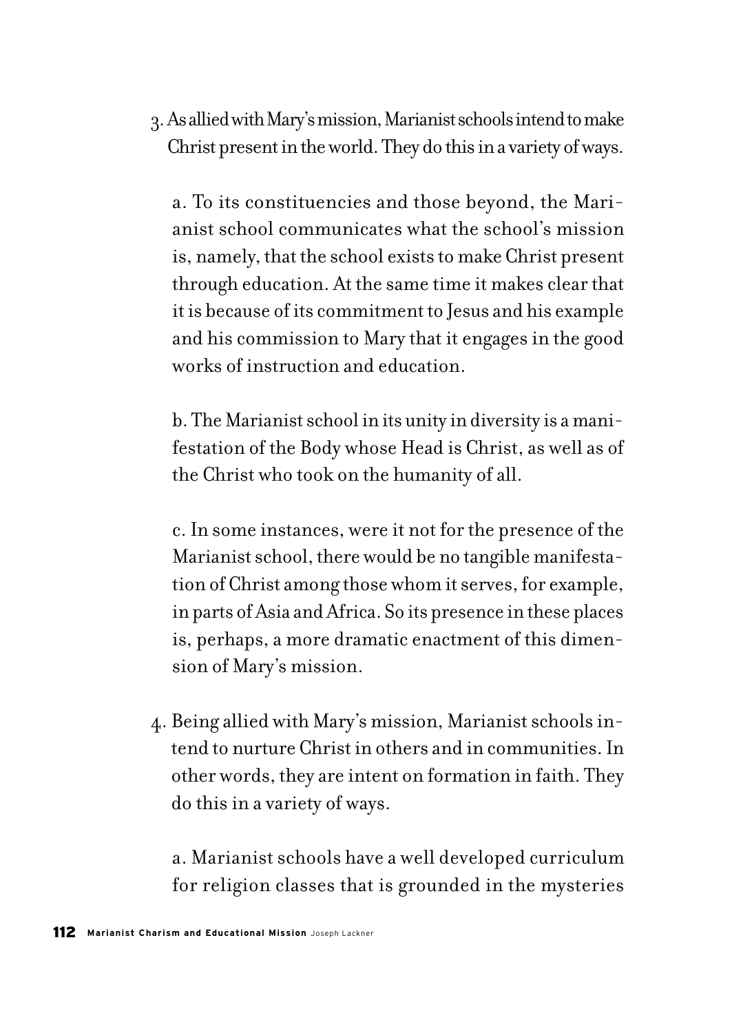3. As allied with Mary's mission, Marianist schools intend to make Christ present in the world. They do this in a variety of ways.

   a. To its constituencies and those beyond, the Marianist school communicates what the school's mission is, namely, that the school exists to make Christ present through education. At the same time it makes clear that it is because of its commitment to Jesus and his example and his commission to Mary that it engages in the good works of instruction and education.

   b. The Marianist school in its unity in diversity is a manifestation of the Body whose Head is Christ, as well as of the Christ who took on the humanity of all.

   c. In some instances, were it not for the presence of the Marianist school, there would be no tangible manifestation of Christ among those whom it serves, for example, in parts of Asia and Africa. So its presence in these places is, perhaps, a more dramatic enactment of this dimension of Mary's mission.

4. Being allied with Mary's mission, Marianist schools intend to nurture Christ in others and in communities. In other words, they are intent on formation in faith. They do this in a variety of ways.

   a. Marianist schools have a well developed curriculum for religion classes that is grounded in the mysteries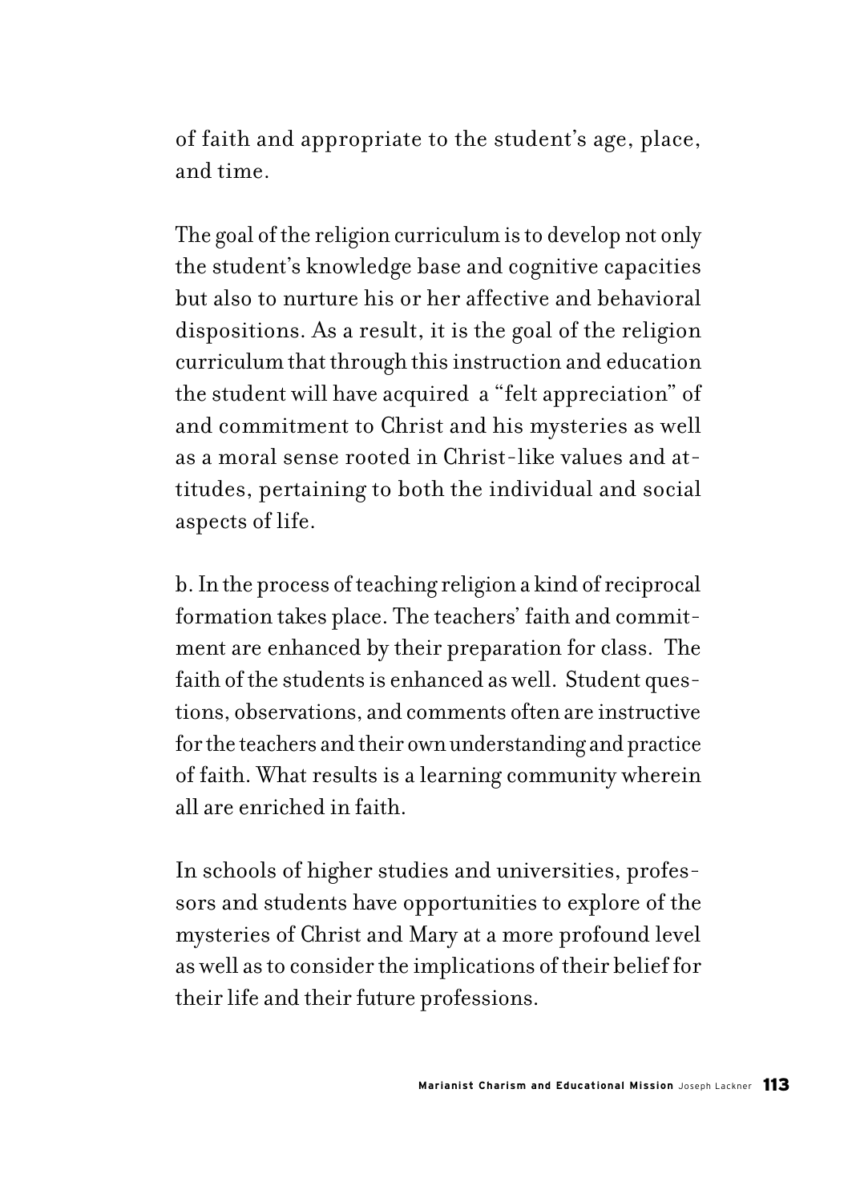of faith and appropriate to the student's age, place, and time.

The goal of the religion curriculum is to develop not only the student's knowledge base and cognitive capacities but also to nurture his or her affective and behavioral dispositions. As a result, it is the goal of the religion curriculum that through this instruction and education the student will have acquired a "felt appreciation" of and commitment to Christ and his mysteries as well as a moral sense rooted in Christ-like values and attitudes, pertaining to both the individual and social aspects of life.

b. In the process of teaching religion a kind of reciprocal formation takes place. The teachers' faith and commitment are enhanced by their preparation for class. The faith of the students is enhanced as well. Student questions, observations, and comments often are instructive for the teachers and their own understanding and practice of faith. What results is a learning community wherein all are enriched in faith.

In schools of higher studies and universities, professors and students have opportunities to explore of the mysteries of Christ and Mary at a more profound level as well as to consider the implications of their belief for their life and their future professions.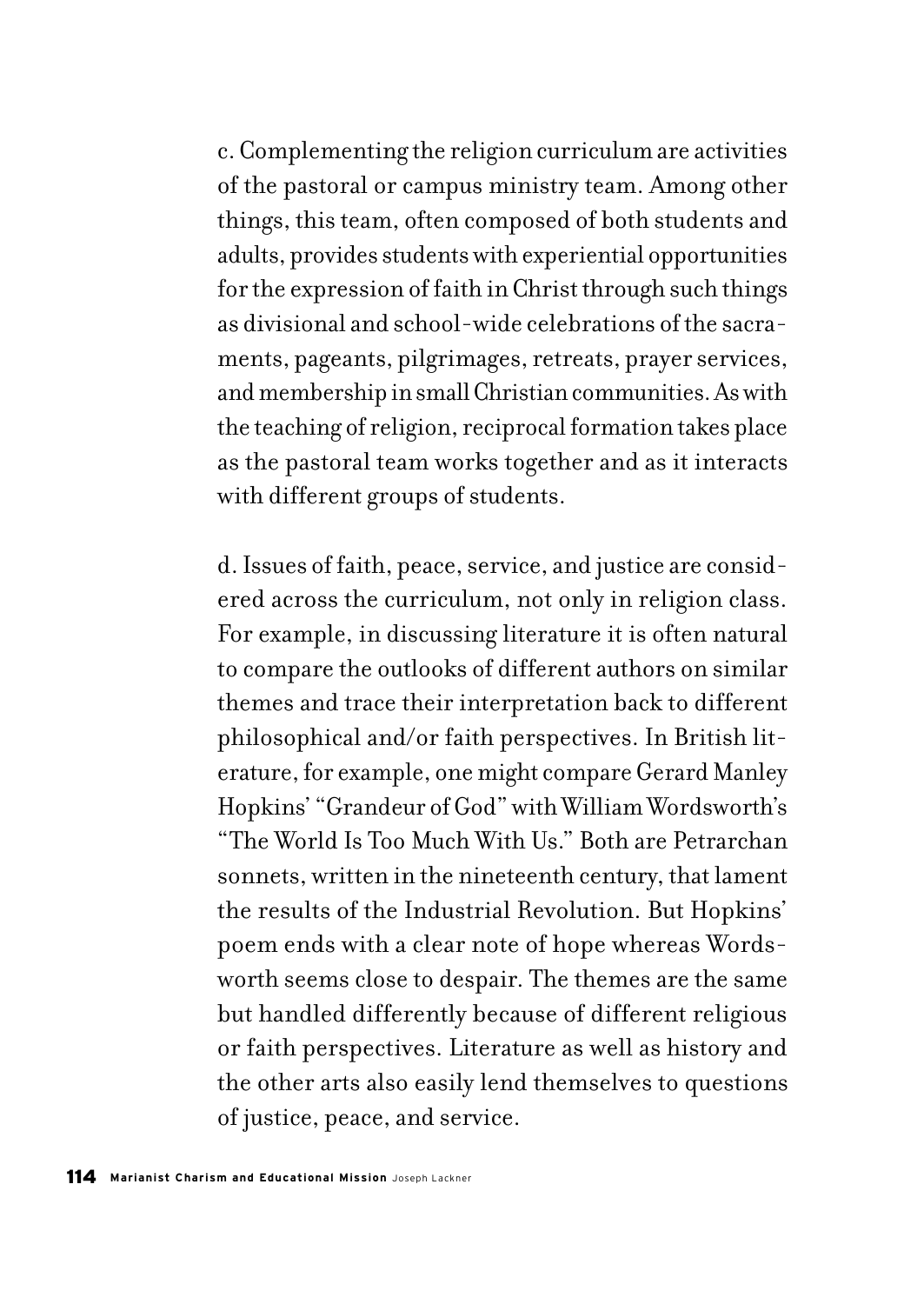c. Complementing the religion curriculum are activities of the pastoral or campus ministry team. Among other things, this team, often composed of both students and adults, provides students with experiential opportunities for the expression of faith in Christ through such things as divisional and school-wide celebrations of the sacraments, pageants, pilgrimages, retreats, prayer services, and membership in small Christian communities. As with the teaching of religion, reciprocal formation takes place as the pastoral team works together and as it interacts with different groups of students.

d. Issues of faith, peace, service, and justice are considered across the curriculum, not only in religion class. For example, in discussing literature it is often natural to compare the outlooks of different authors on similar themes and trace their interpretation back to different philosophical and/or faith perspectives. In British literature, for example, one might compare Gerard Manley Hopkins' "Grandeur of God" with William Wordsworth's "The World Is Too Much With Us." Both are Petrarchan sonnets, written in the nineteenth century, that lament the results of the Industrial Revolution. But Hopkins' poem ends with a clear note of hope whereas Wordsworth seems close to despair. The themes are the same but handled differently because of different religious or faith perspectives. Literature as well as history and the other arts also easily lend themselves to questions of justice, peace, and service.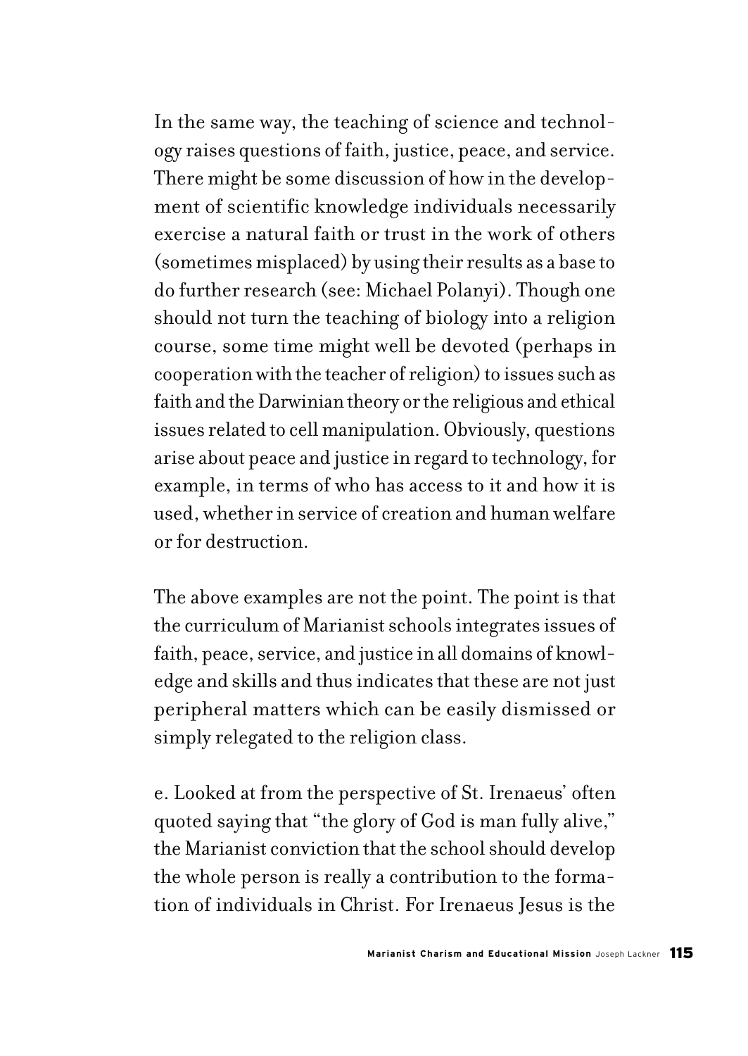In the same way, the teaching of science and technology raises questions of faith, justice, peace, and service. There might be some discussion of how in the development of scientific knowledge individuals necessarily exercise a natural faith or trust in the work of others (sometimes misplaced) by using their results as a base to do further research (see: Michael Polanyi). Though one should not turn the teaching of biology into a religion course, some time might well be devoted (perhaps in cooperation with the teacher of religion) to issues such as faith and the Darwinian theory or the religious and ethical issues related to cell manipulation. Obviously, questions arise about peace and justice in regard to technology, for example, in terms of who has access to it and how it is used, whether in service of creation and human welfare or for destruction.

The above examples are not the point. The point is that the curriculum of Marianist schools integrates issues of faith, peace, service, and justice in all domains of knowledge and skills and thus indicates that these are not just peripheral matters which can be easily dismissed or simply relegated to the religion class.

e. Looked at from the perspective of St. Irenaeus' often quoted saying that "the glory of God is man fully alive," the Marianist conviction that the school should develop the whole person is really a contribution to the formation of individuals in Christ. For Irenaeus Jesus is the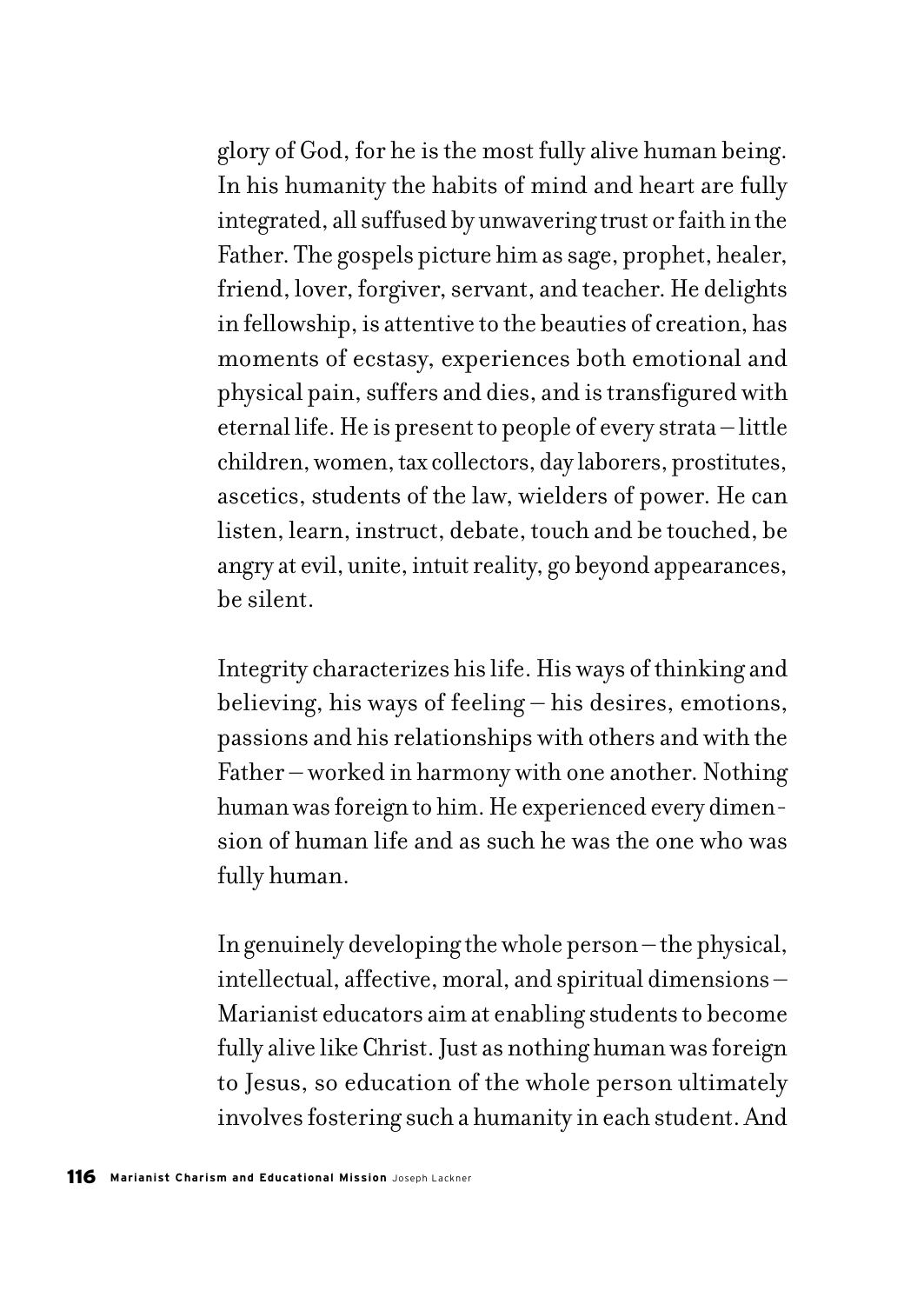glory of God, for he is the most fully alive human being. In his humanity the habits of mind and heart are fully integrated, all suffused by unwavering trust or faith in the Father. The gospels picture him as sage, prophet, healer, friend, lover, forgiver, servant, and teacher. He delights in fellowship, is attentive to the beauties of creation, has moments of ecstasy, experiences both emotional and physical pain, suffers and dies, and is transfigured with eternal life. He is present to people of every strata – little children, women, tax collectors, day laborers, prostitutes, ascetics, students of the law, wielders of power. He can listen, learn, instruct, debate, touch and be touched, be angry at evil, unite, intuit reality, go beyond appearances, be silent.

Integrity characterizes his life. His ways of thinking and believing, his ways of feeling – his desires, emotions, passions and his relationships with others and with the Father – worked in harmony with one another. Nothing human was foreign to him. He experienced every dimension of human life and as such he was the one who was fully human.

In genuinely developing the whole person – the physical, intellectual, affective, moral, and spiritual dimensions – Marianist educators aim at enabling students to become fully alive like Christ. Just as nothing human was foreign to Jesus, so education of the whole person ultimately involves fostering such a humanity in each student. And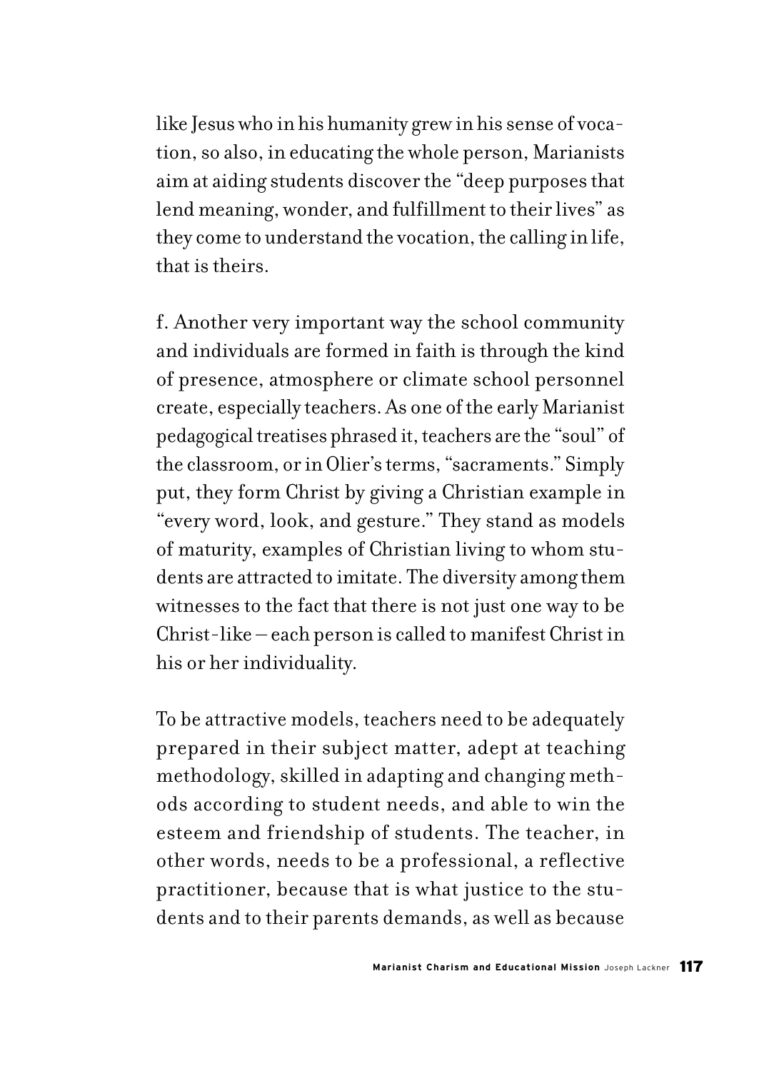like Jesus who in his humanity grew in his sense of vocation, so also, in educating the whole person, Marianists aim at aiding students discover the "deep purposes that lend meaning, wonder, and fulfillment to their lives" as they come to understand the vocation, the calling in life, that is theirs.

f. Another very important way the school community and individuals are formed in faith is through the kind of presence, atmosphere or climate school personnel create, especially teachers. As one of the early Marianist pedagogical treatises phrased it, teachers are the "soul" of the classroom, or in Olier's terms, "sacraments." Simply put, they form Christ by giving a Christian example in "every word, look, and gesture." They stand as models of maturity, examples of Christian living to whom students are attracted to imitate. The diversity among them witnesses to the fact that there is not just one way to be Christ-like – each person is called to manifest Christ in his or her individuality.

To be attractive models, teachers need to be adequately prepared in their subject matter, adept at teaching methodology, skilled in adapting and changing methods according to student needs, and able to win the esteem and friendship of students. The teacher, in other words, needs to be a professional, a reflective practitioner, because that is what justice to the students and to their parents demands, as well as because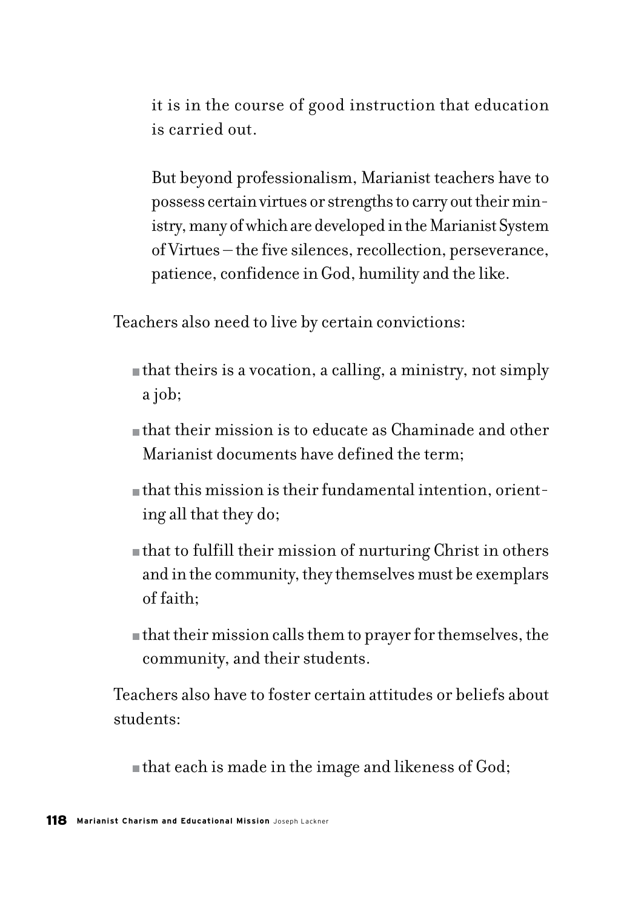it is in the course of good instruction that education is carried out.

But beyond professionalism, Marianist teachers have to possess certain virtues or strengths to carry out their ministry, many of which are developed in the Marianist System of Virtues—the five silences, recollection, perseverance, patience, confidence in God, humility and the like.

Teachers also need to live by certain convictions:

- that theirs is a vocation, a calling, a ministry, not simply a job;
- that their mission is to educate as Chaminade and other Marianist documents have defined the term;
- that this mission is their fundamental intention, orienting all that they do;
- that to fulfill their mission of nurturing Christ in others and in the community, they themselves must be exemplars of faith;
- that their mission calls them to prayer for themselves, the community, and their students.

Teachers also have to foster certain attitudes or beliefs about students:

- that each is made in the image and likeness of God;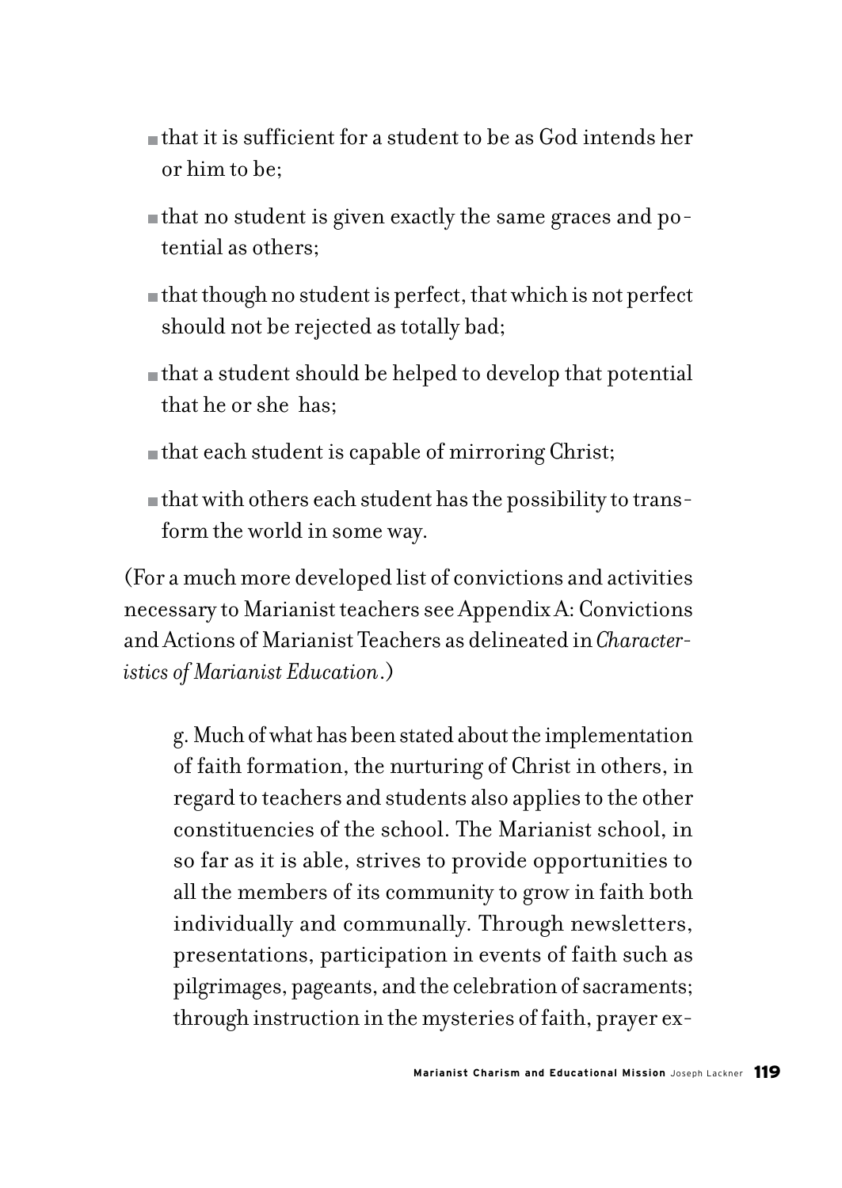- that it is sufficient for a student to be as God intends her or him to be;
- that no student is given exactly the same graces and potential as others;
- that though no student is perfect, that which is not perfect should not be rejected as totally bad;
- that a student should be helped to develop that potential that he or she has;
- that each student is capable of mirroring Christ;
- that with others each student has the possibility to transform the world in some way.

(For a much more developed list of convictions and activities necessary to Marianist teachers see Appendix A: Convictions and Actions of Marianist Teachers as delineated in *Characteristics of Marianist Education*.)

g. Much of what has been stated about the implementation of faith formation, the nurturing of Christ in others, in regard to teachers and students also applies to the other constituencies of the school. The Marianist school, in so far as it is able, strives to provide opportunities to all the members of its community to grow in faith both individually and communally. Through newsletters, presentations, participation in events of faith such as pilgrimages, pageants, and the celebration of sacraments; through instruction in the mysteries of faith, prayer ex-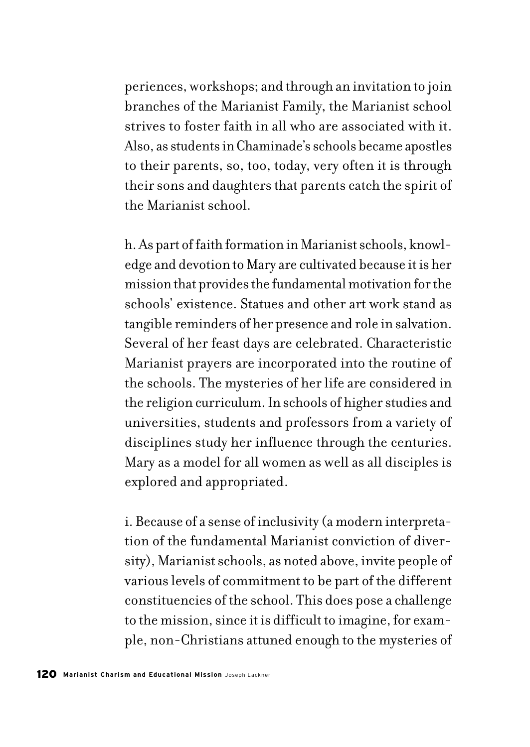periences, workshops; and through an invitation to join branches of the Marianist Family, the Marianist school strives to foster faith in all who are associated with it. Also, as students in Chaminade's schools became apostles to their parents, so, too, today, very often it is through their sons and daughters that parents catch the spirit of the Marianist school.

h. As part of faith formation in Marianist schools, knowledge and devotion to Mary are cultivated because it is her mission that provides the fundamental motivation for the schools' existence. Statues and other art work stand as tangible reminders of her presence and role in salvation. Several of her feast days are celebrated. Characteristic Marianist prayers are incorporated into the routine of the schools. The mysteries of her life are considered in the religion curriculum. In schools of higher studies and universities, students and professors from a variety of disciplines study her influence through the centuries. Mary as a model for all women as well as all disciples is explored and appropriated.

i. Because of a sense of inclusivity (a modern interpretation of the fundamental Marianist conviction of diversity), Marianist schools, as noted above, invite people of various levels of commitment to be part of the different constituencies of the school. This does pose a challenge to the mission, since it is difficult to imagine, for example, non-Christians attuned enough to the mysteries of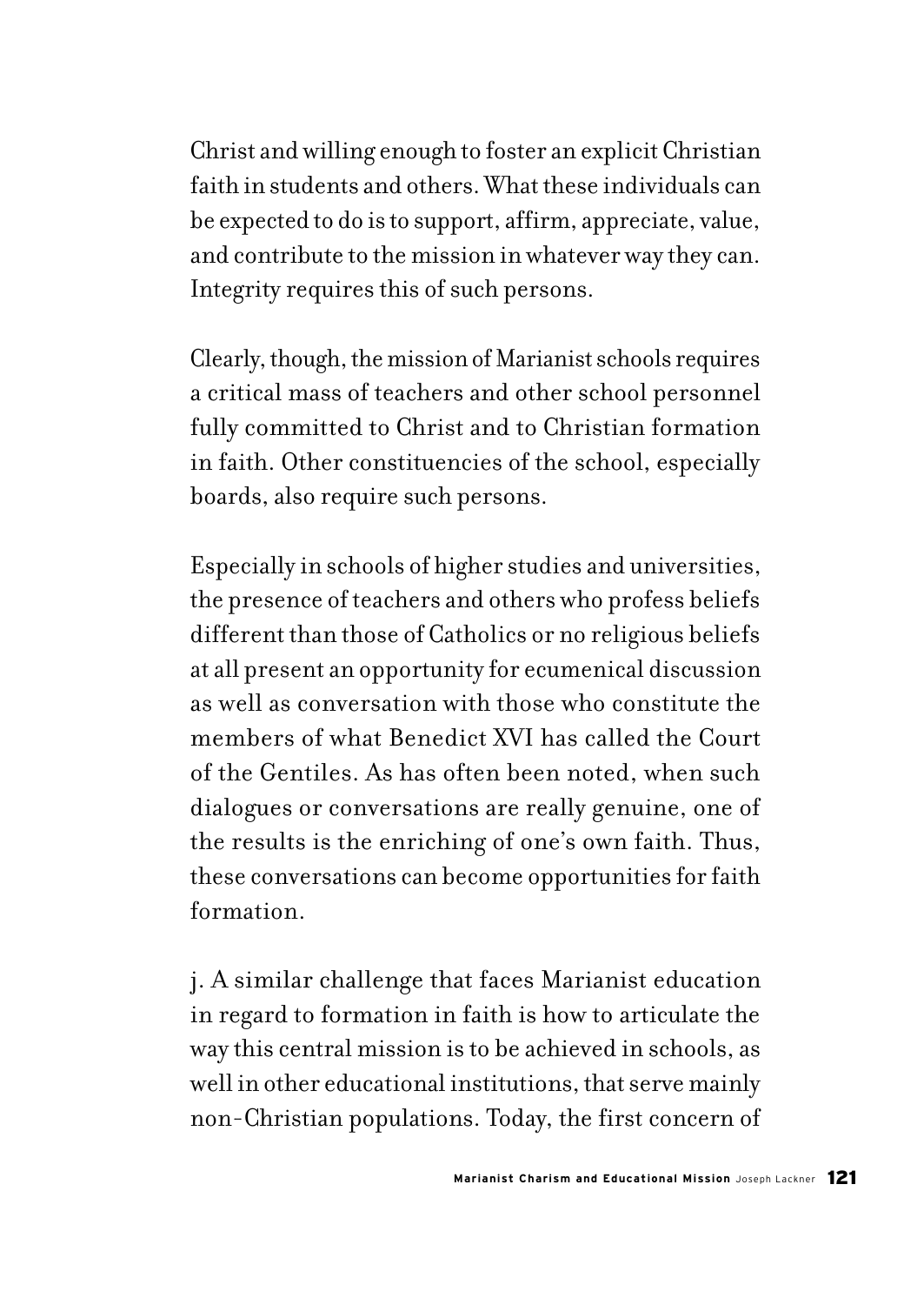Christ and willing enough to foster an explicit Christian faith in students and others. What these individuals can be expected to do is to support, affirm, appreciate, value, and contribute to the mission in whatever way they can. Integrity requires this of such persons.

Clearly, though, the mission of Marianist schools requires a critical mass of teachers and other school personnel fully committed to Christ and to Christian formation in faith. Other constituencies of the school, especially boards, also require such persons.

Especially in schools of higher studies and universities, the presence of teachers and others who profess beliefs different than those of Catholics or no religious beliefs at all present an opportunity for ecumenical discussion as well as conversation with those who constitute the members of what Benedict XVI has called the Court of the Gentiles. As has often been noted, when such dialogues or conversations are really genuine, one of the results is the enriching of one's own faith. Thus, these conversations can become opportunities for faith formation.

j. A similar challenge that faces Marianist education in regard to formation in faith is how to articulate the way this central mission is to be achieved in schools, as well in other educational institutions, that serve mainly non-Christian populations. Today, the first concern of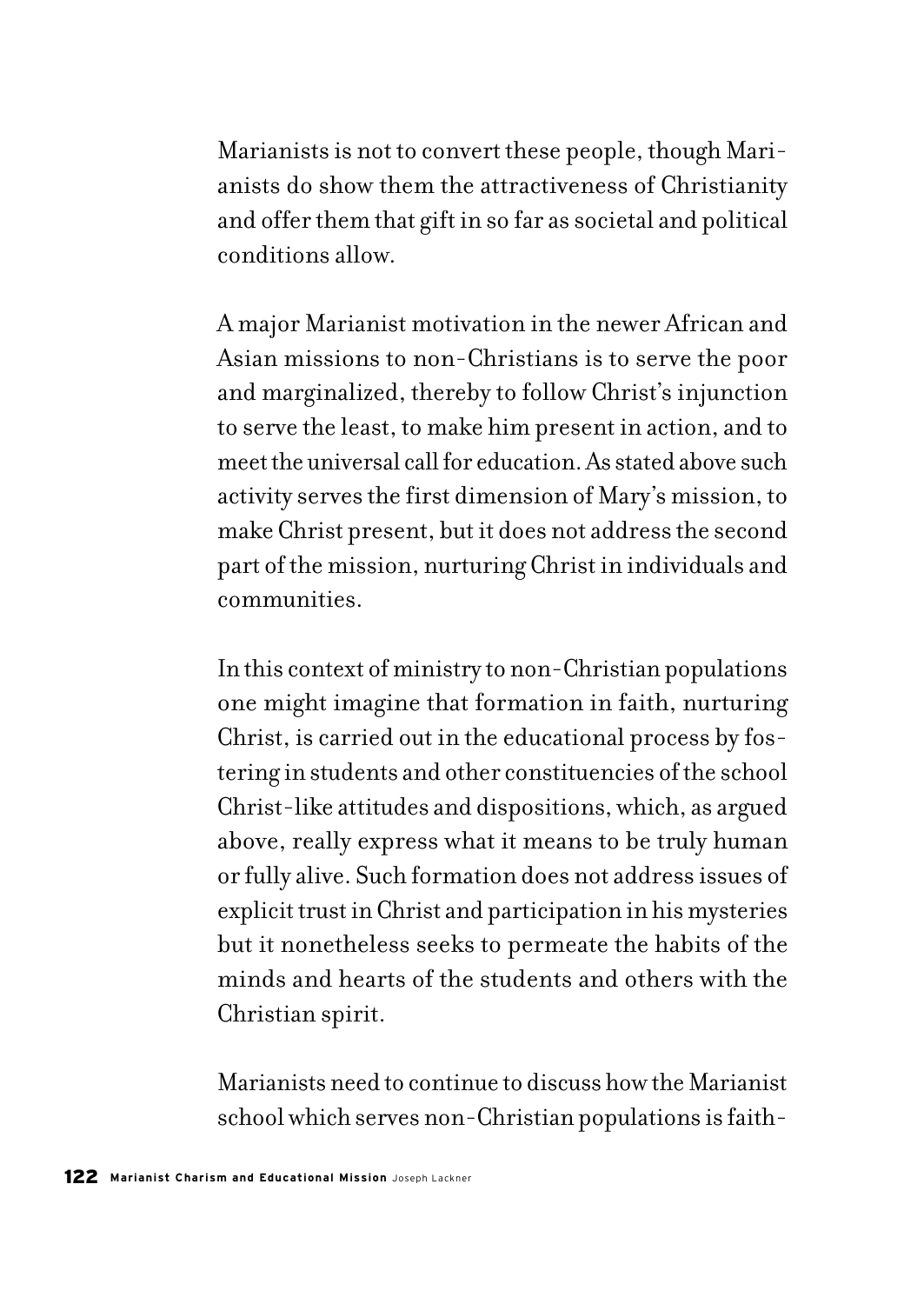Marianists is not to convert these people, though Marianists do show them the attractiveness of Christianity and offer them that gift in so far as societal and political conditions allow.

A major Marianist motivation in the newer African and Asian missions to non-Christians is to serve the poor and marginalized, thereby to follow Christ's injunction to serve the least, to make him present in action, and to meet the universal call for education. As stated above such activity serves the first dimension of Mary's mission, to make Christ present, but it does not address the second part of the mission, nurturing Christ in individuals and communities.

In this context of ministry to non-Christian populations one might imagine that formation in faith, nurturing Christ, is carried out in the educational process by fostering in students and other constituencies of the school Christ-like attitudes and dispositions, which, as argued above, really express what it means to be truly human or fully alive. Such formation does not address issues of explicit trust in Christ and participation in his mysteries but it nonetheless seeks to permeate the habits of the minds and hearts of the students and others with the Christian spirit.

Marianists need to continue to discuss how the Marianist school which serves non-Christian populations is faith-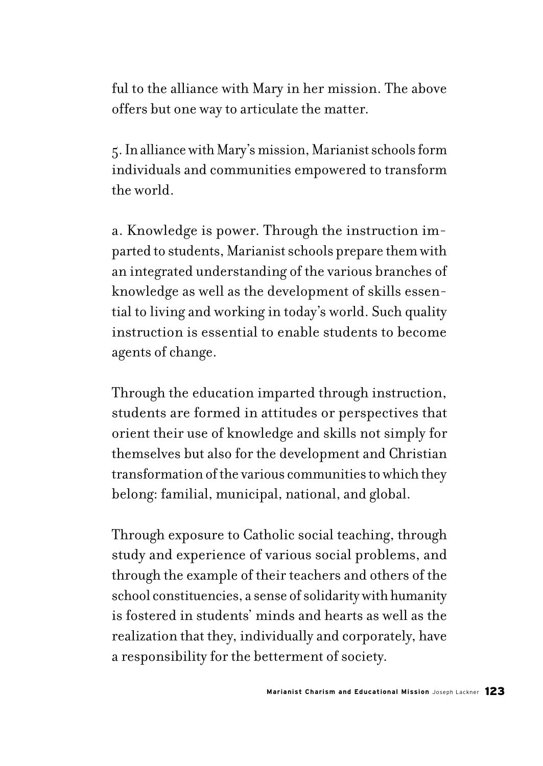ful to the alliance with Mary in her mission. The above offers but one way to articulate the matter.

5. In alliance with Mary's mission, Marianist schools form individuals and communities empowered to transform the world.

a. Knowledge is power. Through the instruction imparted to students, Marianist schools prepare them with an integrated understanding of the various branches of knowledge as well as the development of skills essential to living and working in today's world. Such quality instruction is essential to enable students to become agents of change.

Through the education imparted through instruction, students are formed in attitudes or perspectives that orient their use of knowledge and skills not simply for themselves but also for the development and Christian transformation of the various communities to which they belong: familial, municipal, national, and global.

Through exposure to Catholic social teaching, through study and experience of various social problems, and through the example of their teachers and others of the school constituencies, a sense of solidarity with humanity is fostered in students' minds and hearts as well as the realization that they, individually and corporately, have a responsibility for the betterment of society.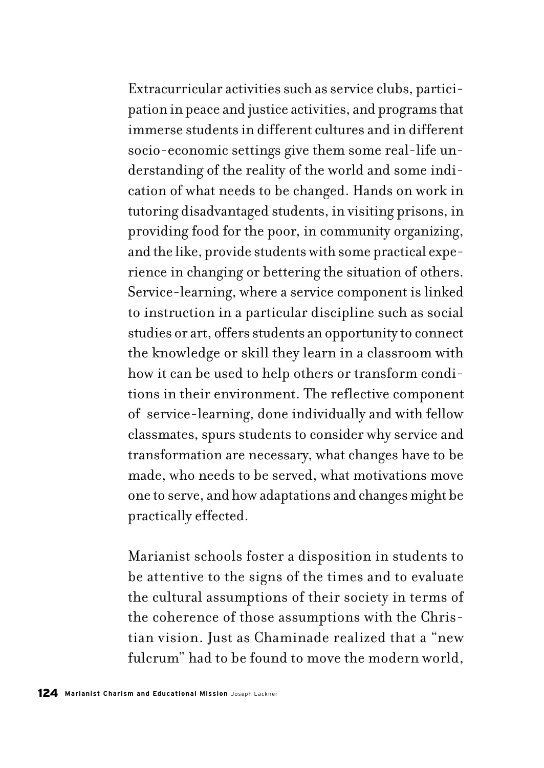Extracurricular activities such as service clubs, participation in peace and justice activities, and programs that immerse students in different cultures and in different socio-economic settings give them some real-life understanding of the reality of the world and some indication of what needs to be changed. Hands on work in tutoring disadvantaged students, in visiting prisons, in providing food for the poor, in community organizing, and the like, provide students with some practical experience in changing or bettering the situation of others. Service-learning, where a service component is linked to instruction in a particular discipline such as social studies or art, offers students an opportunity to connect the knowledge or skill they learn in a classroom with how it can be used to help others or transform conditions in their environment. The reflective component of service-learning, done individually and with fellow classmates, spurs students to consider why service and transformation are necessary, what changes have to be made, who needs to be served, what motivations move one to serve, and how adaptations and changes might be practically effected.

Marianist schools foster a disposition in students to be attentive to the signs of the times and to evaluate the cultural assumptions of their society in terms of the coherence of those assumptions with the Christian vision. Just as Chaminade realized that a "new fulcrum" had to be found to move the modern world,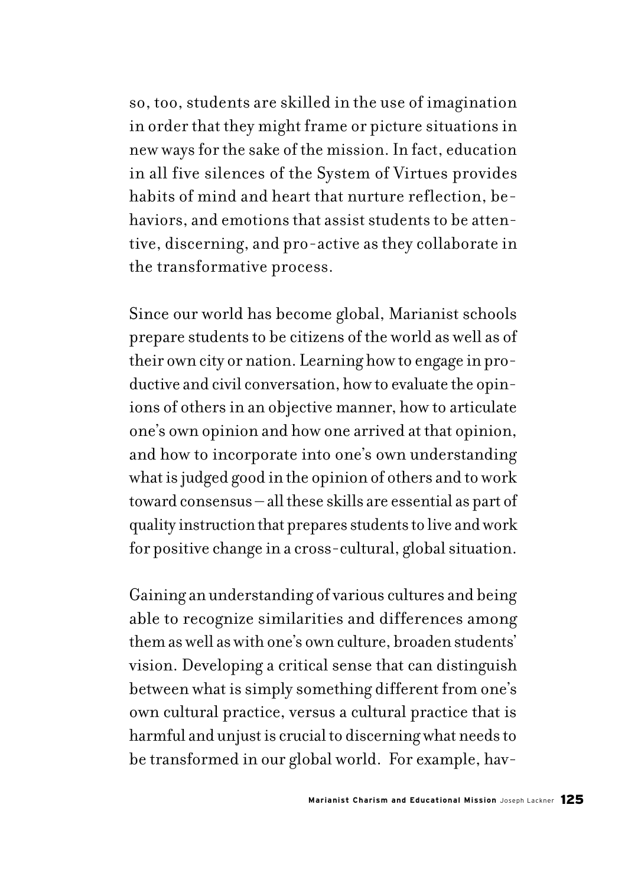so, too, students are skilled in the use of imagination in order that they might frame or picture situations in new ways for the sake of the mission. In fact, education in all five silences of the System of Virtues provides habits of mind and heart that nurture reflection, behaviors, and emotions that assist students to be attentive, discerning, and pro-active as they collaborate in the transformative process.

Since our world has become global, Marianist schools prepare students to be citizens of the world as well as of their own city or nation. Learning how to engage in productive and civil conversation, how to evaluate the opinions of others in an objective manner, how to articulate one's own opinion and how one arrived at that opinion, and how to incorporate into one's own understanding what is judged good in the opinion of others and to work toward consensus – all these skills are essential as part of quality instruction that prepares students to live and work for positive change in a cross-cultural, global situation.

Gaining an understanding of various cultures and being able to recognize similarities and differences among them as well as with one's own culture, broaden students' vision. Developing a critical sense that can distinguish between what is simply something different from one's own cultural practice, versus a cultural practice that is harmful and unjust is crucial to discerning what needs to be transformed in our global world. For example, hav-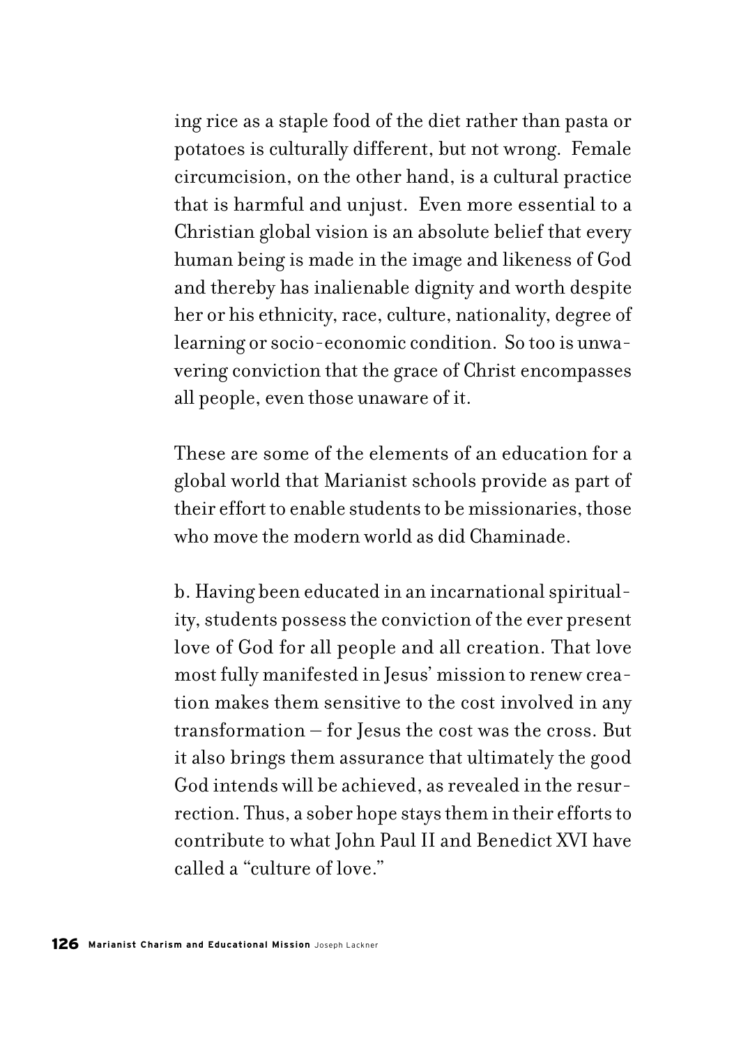ing rice as a staple food of the diet rather than pasta or potatoes is culturally different, but not wrong. Female circumcision, on the other hand, is a cultural practice that is harmful and unjust. Even more essential to a Christian global vision is an absolute belief that every human being is made in the image and likeness of God and thereby has inalienable dignity and worth despite her or his ethnicity, race, culture, nationality, degree of learning or socio-economic condition. So too is unwavering conviction that the grace of Christ encompasses all people, even those unaware of it.

These are some of the elements of an education for a global world that Marianist schools provide as part of their effort to enable students to be missionaries, those who move the modern world as did Chaminade.

b. Having been educated in an incarnational spirituality, students possess the conviction of the ever present love of God for all people and all creation. That love most fully manifested in Jesus' mission to renew creation makes them sensitive to the cost involved in any transformation – for Jesus the cost was the cross. But it also brings them assurance that ultimately the good God intends will be achieved, as revealed in the resurrection. Thus, a sober hope stays them in their efforts to contribute to what John Paul II and Benedict XVI have called a "culture of love."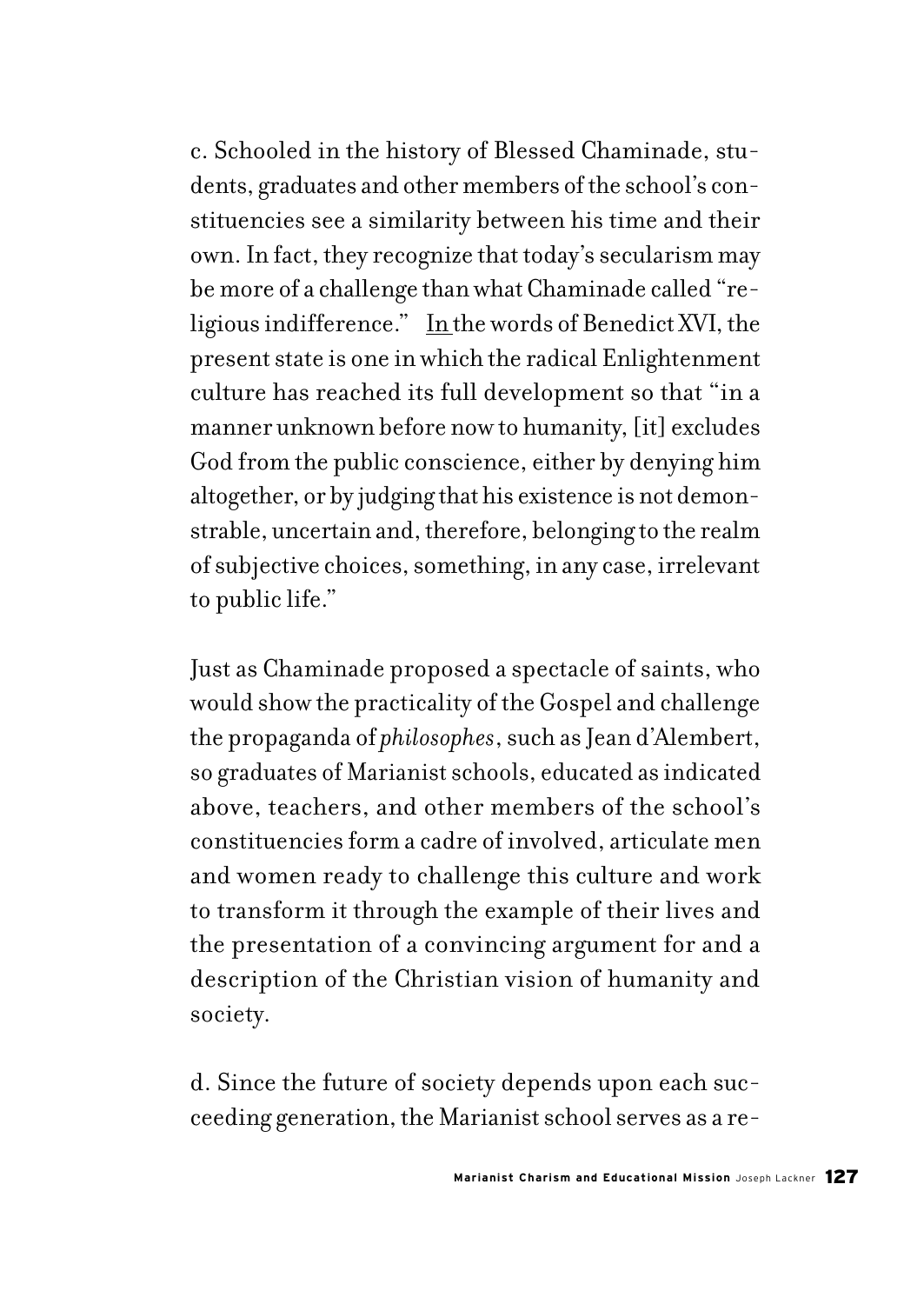c. Schooled in the history of Blessed Chaminade, students, graduates and other members of the school's constituencies see a similarity between his time and their own. In fact, they recognize that today's secularism may be more of a challenge than what Chaminade called "religious indifference." In the words of Benedict XVI, the present state is one in which the radical Enlightenment culture has reached its full development so that "in a manner unknown before now to humanity, [it] excludes God from the public conscience, either by denying him altogether, or by judging that his existence is not demonstrable, uncertain and, therefore, belonging to the realm of subjective choices, something, in any case, irrelevant to public life."

Just as Chaminade proposed a spectacle of saints, who would show the practicality of the Gospel and challenge the propaganda of *philosophes*, such as Jean d'Alembert, so graduates of Marianist schools, educated as indicated above, teachers, and other members of the school's constituencies form a cadre of involved, articulate men and women ready to challenge this culture and work to transform it through the example of their lives and the presentation of a convincing argument for and a description of the Christian vision of humanity and society.

d. Since the future of society depends upon each succeeding generation, the Marianist school serves as a re-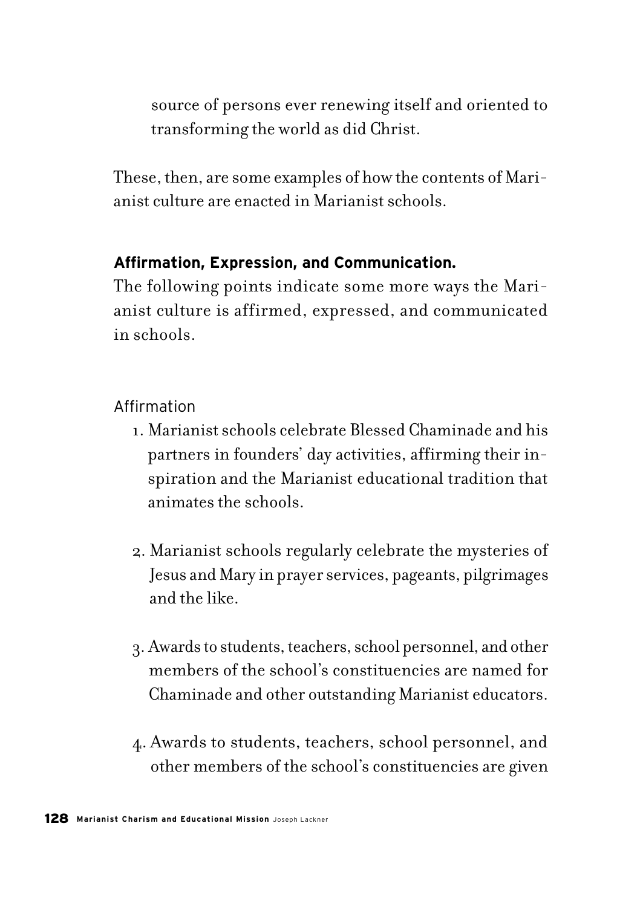source of persons ever renewing itself and oriented to transforming the world as did Christ.

These, then, are some examples of how the contents of Marianist culture are enacted in Marianist schools.

**Affirmation, Expression, and Communication.**
The following points indicate some more ways the Marianist culture is affirmed, expressed, and communicated in schools.

Affirmation

1. Marianist schools celebrate Blessed Chaminade and his partners in founders' day activities, affirming their inspiration and the Marianist educational tradition that animates the schools.

2. Marianist schools regularly celebrate the mysteries of Jesus and Mary in prayer services, pageants, pilgrimages and the like.

3. Awards to students, teachers, school personnel, and other members of the school's constituencies are named for Chaminade and other outstanding Marianist educators.

4. Awards to students, teachers, school personnel, and other members of the school's constituencies are given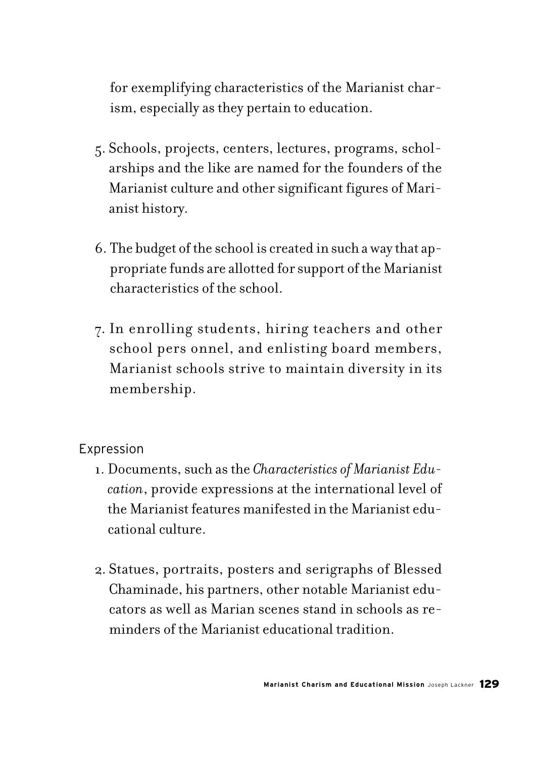for exemplifying characteristics of the Marianist charism, especially as they pertain to education.

5. Schools, projects, centers, lectures, programs, scholarships and the like are named for the founders of the Marianist culture and other significant figures of Marianist history.

6. The budget of the school is created in such a way that appropriate funds are allotted for support of the Marianist characteristics of the school.

7. In enrolling students, hiring teachers and other school pers onnel, and enlisting board members, Marianist schools strive to maintain diversity in its membership.

Expression

1. Documents, such as the *Characteristics of Marianist Education*, provide expressions at the international level of the Marianist features manifested in the Marianist educational culture.

2. Statues, portraits, posters and serigraphs of Blessed Chaminade, his partners, other notable Marianist educators as well as Marian scenes stand in schools as reminders of the Marianist educational tradition.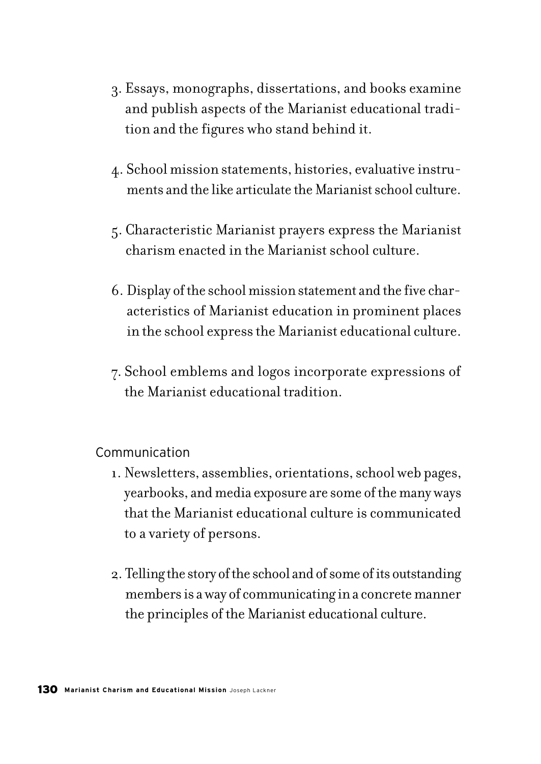3. Essays, monographs, dissertations, and books examine and publish aspects of the Marianist educational tradition and the figures who stand behind it.

4. School mission statements, histories, evaluative instruments and the like articulate the Marianist school culture.

5. Characteristic Marianist prayers express the Marianist charism enacted in the Marianist school culture.

6. Display of the school mission statement and the five characteristics of Marianist education in prominent places in the school express the Marianist educational culture.

7. School emblems and logos incorporate expressions of the Marianist educational tradition.

### Communication

1. Newsletters, assemblies, orientations, school web pages, yearbooks, and media exposure are some of the many ways that the Marianist educational culture is communicated to a variety of persons.

2. Telling the story of the school and of some of its outstanding members is a way of communicating in a concrete manner the principles of the Marianist educational culture.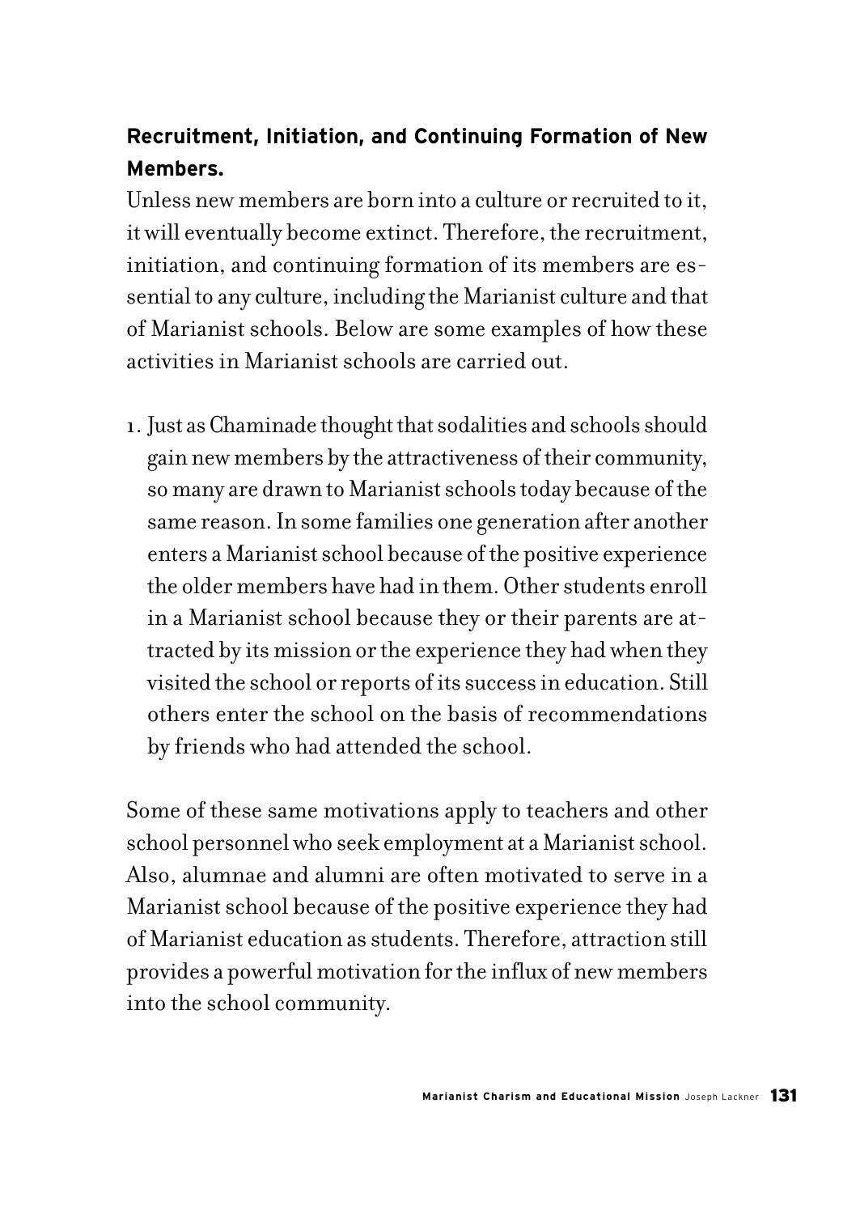**Recruitment, Initiation, and Continuing Formation of New Members.**

Unless new members are born into a culture or recruited to it, it will eventually become extinct. Therefore, the recruitment, initiation, and continuing formation of its members are essential to any culture, including the Marianist culture and that of Marianist schools. Below are some examples of how these activities in Marianist schools are carried out.

1. Just as Chaminade thought that sodalities and schools should gain new members by the attractiveness of their community, so many are drawn to Marianist schools today because of the same reason. In some families one generation after another enters a Marianist school because of the positive experience the older members have had in them. Other students enroll in a Marianist school because they or their parents are attracted by its mission or the experience they had when they visited the school or reports of its success in education. Still others enter the school on the basis of recommendations by friends who had attended the school.

Some of these same motivations apply to teachers and other school personnel who seek employment at a Marianist school. Also, alumnae and alumni are often motivated to serve in a Marianist school because of the positive experience they had of Marianist education as students. Therefore, attraction still provides a powerful motivation for the influx of new members into the school community.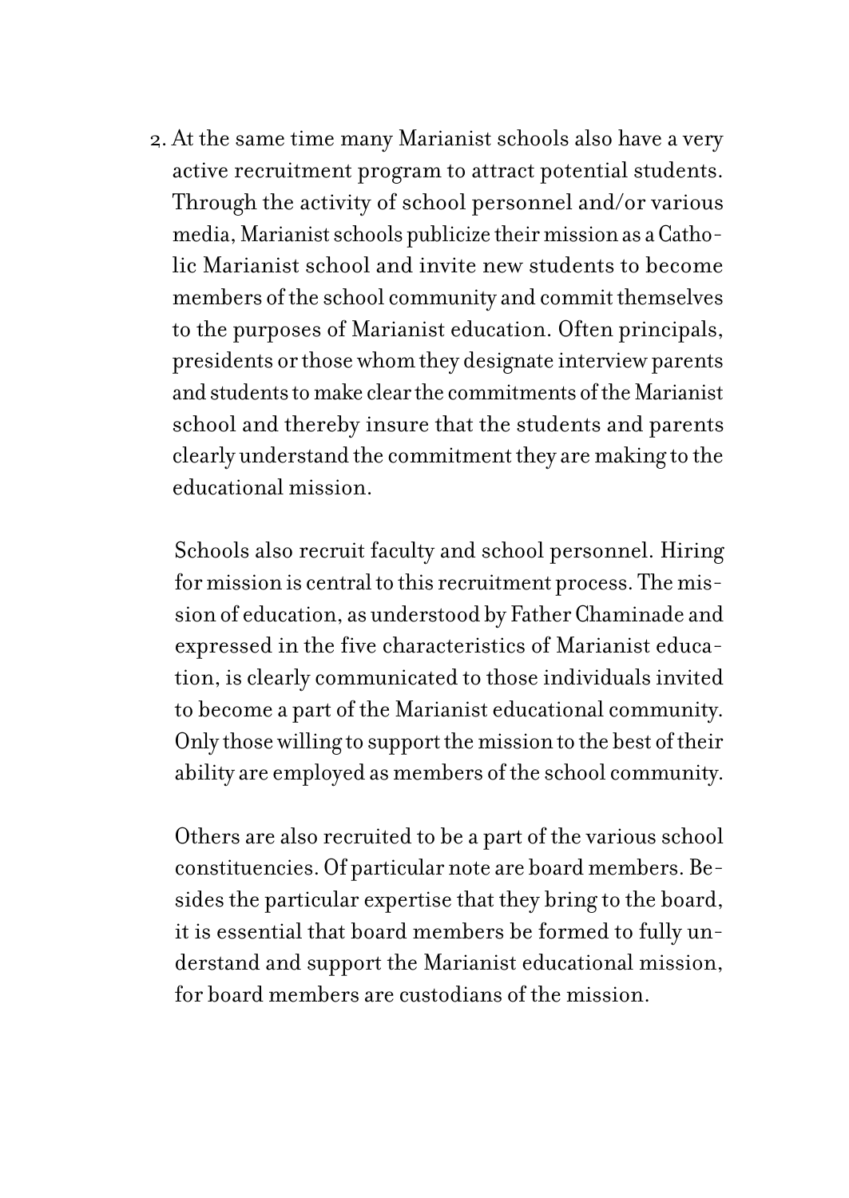2. At the same time many Marianist schools also have a very active recruitment program to attract potential students. Through the activity of school personnel and/or various media, Marianist schools publicize their mission as a Catholic Marianist school and invite new students to become members of the school community and commit themselves to the purposes of Marianist education. Often principals, presidents or those whom they designate interview parents and students to make clear the commitments of the Marianist school and thereby insure that the students and parents clearly understand the commitment they are making to the educational mission.

   Schools also recruit faculty and school personnel. Hiring for mission is central to this recruitment process. The mission of education, as understood by Father Chaminade and expressed in the five characteristics of Marianist education, is clearly communicated to those individuals invited to become a part of the Marianist educational community. Only those willing to support the mission to the best of their ability are employed as members of the school community.

   Others are also recruited to be a part of the various school constituencies. Of particular note are board members. Besides the particular expertise that they bring to the board, it is essential that board members be formed to fully understand and support the Marianist educational mission, for board members are custodians of the mission.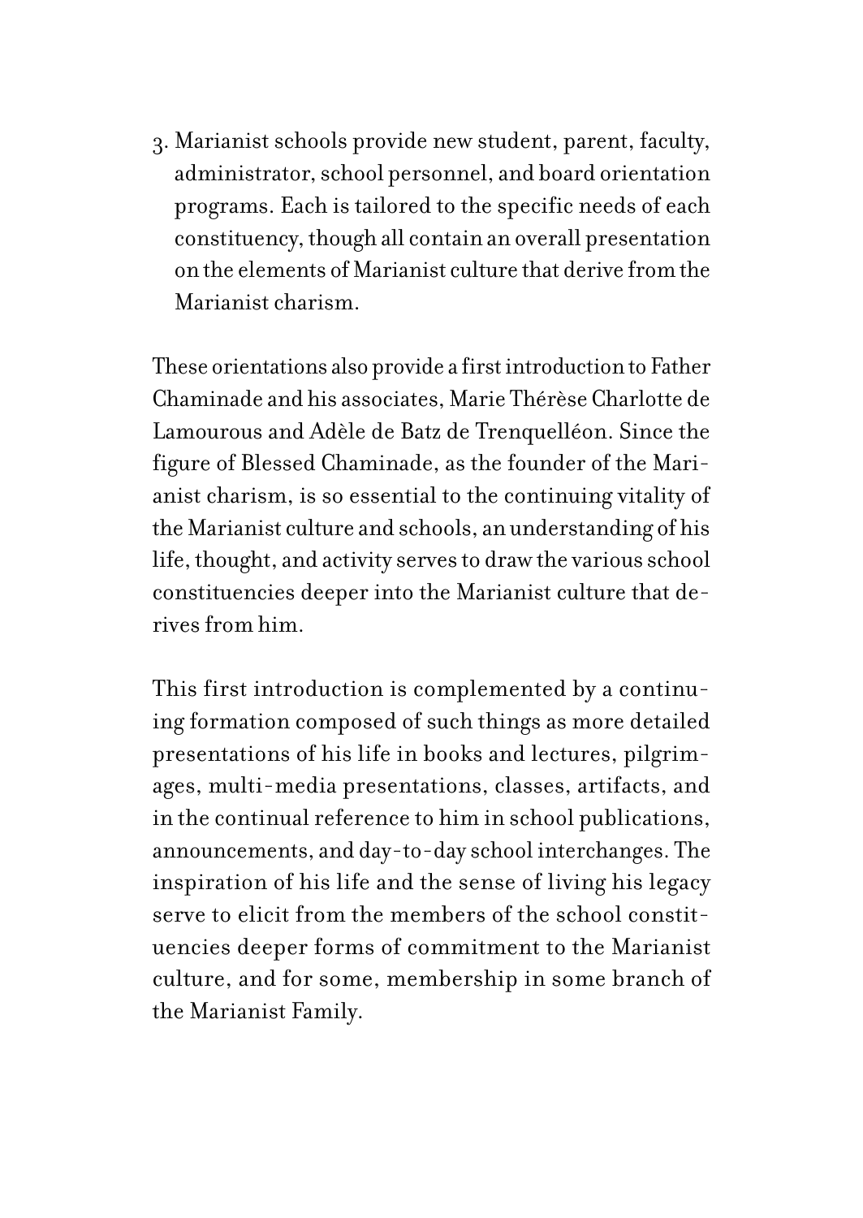3. Marianist schools provide new student, parent, faculty, administrator, school personnel, and board orientation programs. Each is tailored to the specific needs of each constituency, though all contain an overall presentation on the elements of Marianist culture that derive from the Marianist charism.

These orientations also provide a first introduction to Father Chaminade and his associates, Marie Thérèse Charlotte de Lamourous and Adèle de Batz de Trenquelléon. Since the figure of Blessed Chaminade, as the founder of the Marianist charism, is so essential to the continuing vitality of the Marianist culture and schools, an understanding of his life, thought, and activity serves to draw the various school constituencies deeper into the Marianist culture that derives from him.

This first introduction is complemented by a continuing formation composed of such things as more detailed presentations of his life in books and lectures, pilgrimages, multi-media presentations, classes, artifacts, and in the continual reference to him in school publications, announcements, and day-to-day school interchanges. The inspiration of his life and the sense of living his legacy serve to elicit from the members of the school constituencies deeper forms of commitment to the Marianist culture, and for some, membership in some branch of the Marianist Family.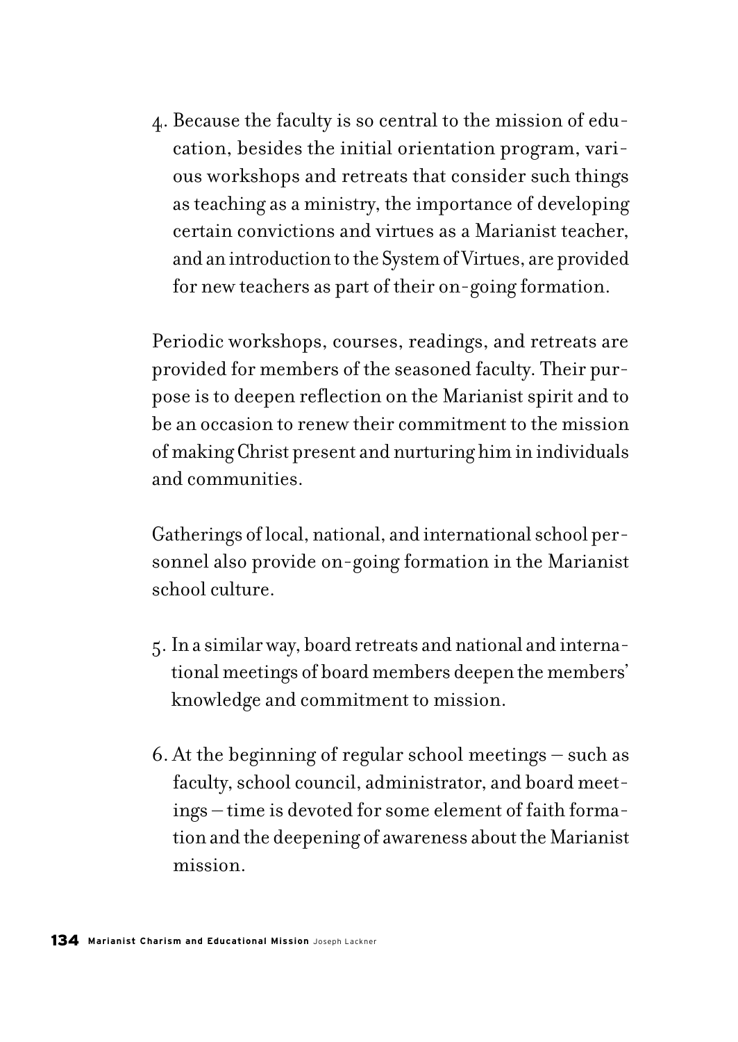4. Because the faculty is so central to the mission of education, besides the initial orientation program, various workshops and retreats that consider such things as teaching as a ministry, the importance of developing certain convictions and virtues as a Marianist teacher, and an introduction to the System of Virtues, are provided for new teachers as part of their on-going formation.

Periodic workshops, courses, readings, and retreats are provided for members of the seasoned faculty. Their purpose is to deepen reflection on the Marianist spirit and to be an occasion to renew their commitment to the mission of making Christ present and nurturing him in individuals and communities.

Gatherings of local, national, and international school personnel also provide on-going formation in the Marianist school culture.

5. In a similar way, board retreats and national and international meetings of board members deepen the members' knowledge and commitment to mission.

6. At the beginning of regular school meetings – such as faculty, school council, administrator, and board meetings – time is devoted for some element of faith formation and the deepening of awareness about the Marianist mission.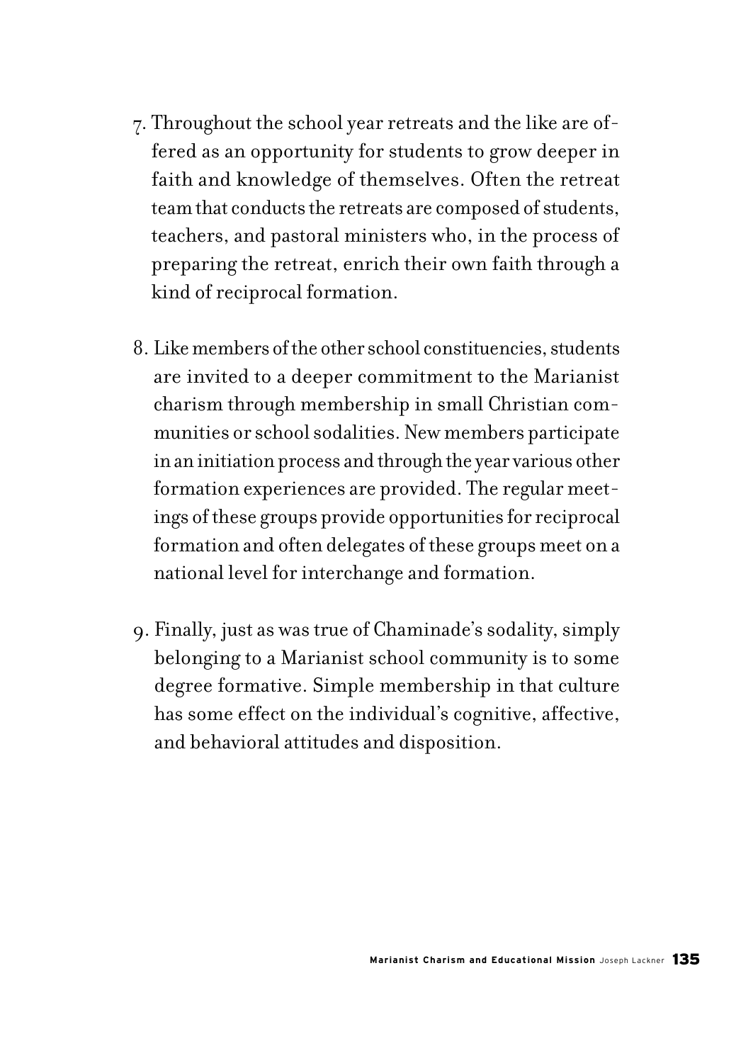7. Throughout the school year retreats and the like are offered as an opportunity for students to grow deeper in faith and knowledge of themselves. Often the retreat team that conducts the retreats are composed of students, teachers, and pastoral ministers who, in the process of preparing the retreat, enrich their own faith through a kind of reciprocal formation.

8. Like members of the other school constituencies, students are invited to a deeper commitment to the Marianist charism through membership in small Christian communities or school sodalities. New members participate in an initiation process and through the year various other formation experiences are provided. The regular meetings of these groups provide opportunities for reciprocal formation and often delegates of these groups meet on a national level for interchange and formation.

9. Finally, just as was true of Chaminade's sodality, simply belonging to a Marianist school community is to some degree formative. Simple membership in that culture has some effect on the individual's cognitive, affective, and behavioral attitudes and disposition.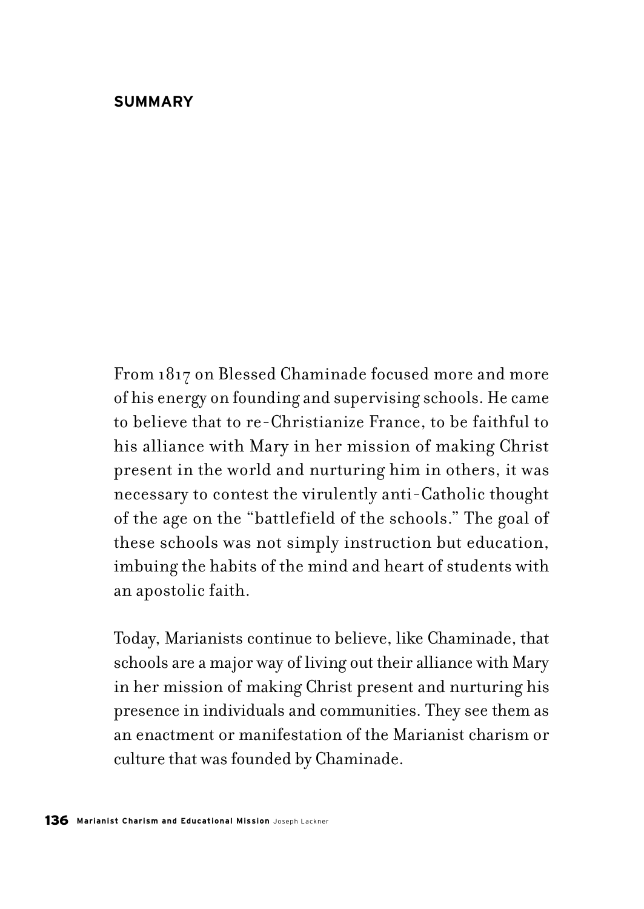## SUMMARY

From 1817 on Blessed Chaminade focused more and more of his energy on founding and supervising schools. He came to believe that to re-Christianize France, to be faithful to his alliance with Mary in her mission of making Christ present in the world and nurturing him in others, it was necessary to contest the virulently anti-Catholic thought of the age on the "battlefield of the schools." The goal of these schools was not simply instruction but education, imbuing the habits of the mind and heart of students with an apostolic faith.

Today, Marianists continue to believe, like Chaminade, that schools are a major way of living out their alliance with Mary in her mission of making Christ present and nurturing his presence in individuals and communities. They see them as an enactment or manifestation of the Marianist charism or culture that was founded by Chaminade.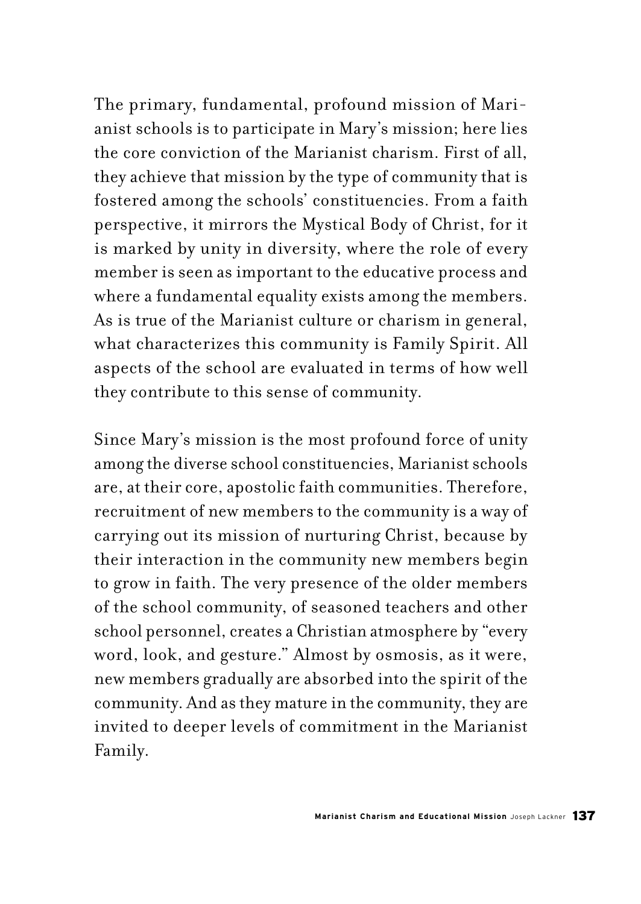The primary, fundamental, profound mission of Marianist schools is to participate in Mary's mission; here lies the core conviction of the Marianist charism. First of all, they achieve that mission by the type of community that is fostered among the schools' constituencies. From a faith perspective, it mirrors the Mystical Body of Christ, for it is marked by unity in diversity, where the role of every member is seen as important to the educative process and where a fundamental equality exists among the members. As is true of the Marianist culture or charism in general, what characterizes this community is Family Spirit. All aspects of the school are evaluated in terms of how well they contribute to this sense of community.

Since Mary's mission is the most profound force of unity among the diverse school constituencies, Marianist schools are, at their core, apostolic faith communities. Therefore, recruitment of new members to the community is a way of carrying out its mission of nurturing Christ, because by their interaction in the community new members begin to grow in faith. The very presence of the older members of the school community, of seasoned teachers and other school personnel, creates a Christian atmosphere by "every word, look, and gesture." Almost by osmosis, as it were, new members gradually are absorbed into the spirit of the community. And as they mature in the community, they are invited to deeper levels of commitment in the Marianist Family.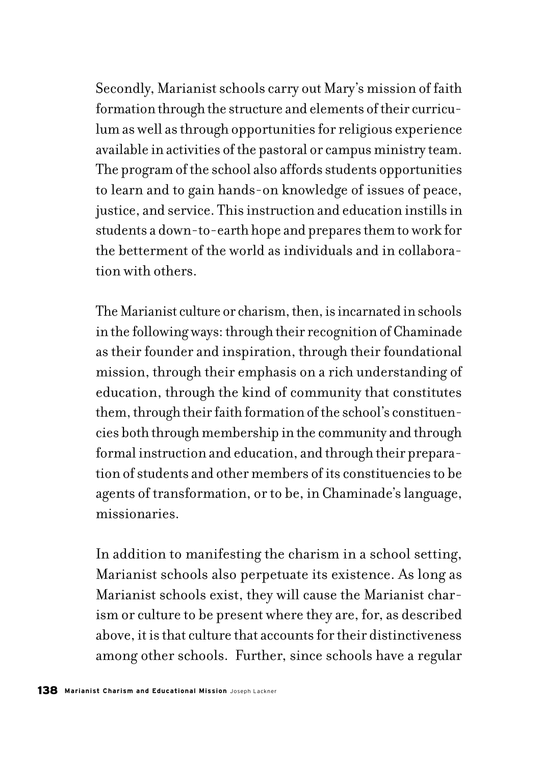Secondly, Marianist schools carry out Mary's mission of faith formation through the structure and elements of their curriculum as well as through opportunities for religious experience available in activities of the pastoral or campus ministry team. The program of the school also affords students opportunities to learn and to gain hands-on knowledge of issues of peace, justice, and service. This instruction and education instills in students a down-to-earth hope and prepares them to work for the betterment of the world as individuals and in collaboration with others.

The Marianist culture or charism, then, is incarnated in schools in the following ways: through their recognition of Chaminade as their founder and inspiration, through their foundational mission, through their emphasis on a rich understanding of education, through the kind of community that constitutes them, through their faith formation of the school's constituencies both through membership in the community and through formal instruction and education, and through their preparation of students and other members of its constituencies to be agents of transformation, or to be, in Chaminade's language, missionaries.

In addition to manifesting the charism in a school setting, Marianist schools also perpetuate its existence. As long as Marianist schools exist, they will cause the Marianist charism or culture to be present where they are, for, as described above, it is that culture that accounts for their distinctiveness among other schools. Further, since schools have a regular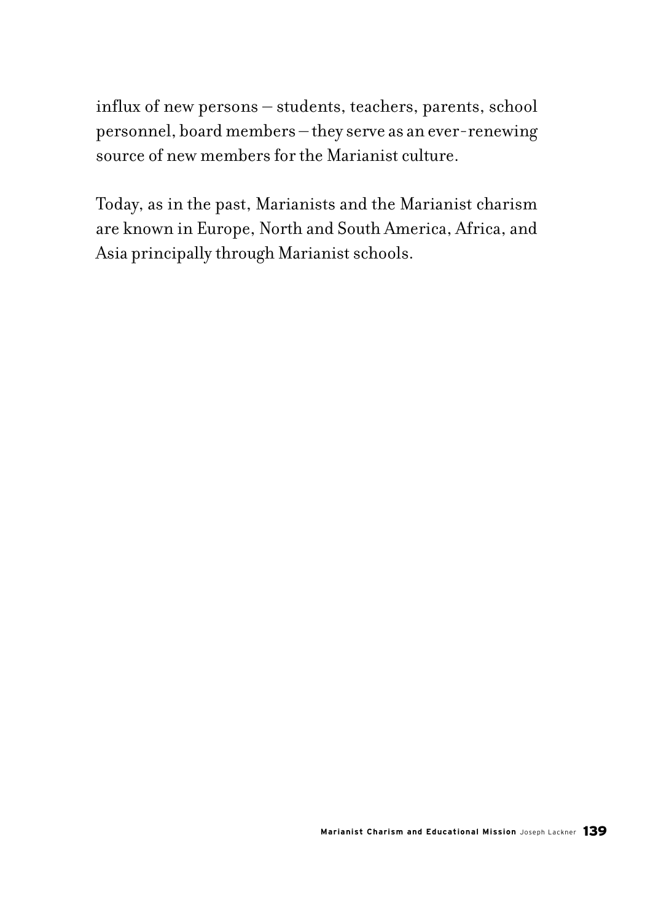influx of new persons – students, teachers, parents, school personnel, board members – they serve as an ever-renewing source of new members for the Marianist culture.

Today, as in the past, Marianists and the Marianist charism are known in Europe, North and South America, Africa, and Asia principally through Marianist schools.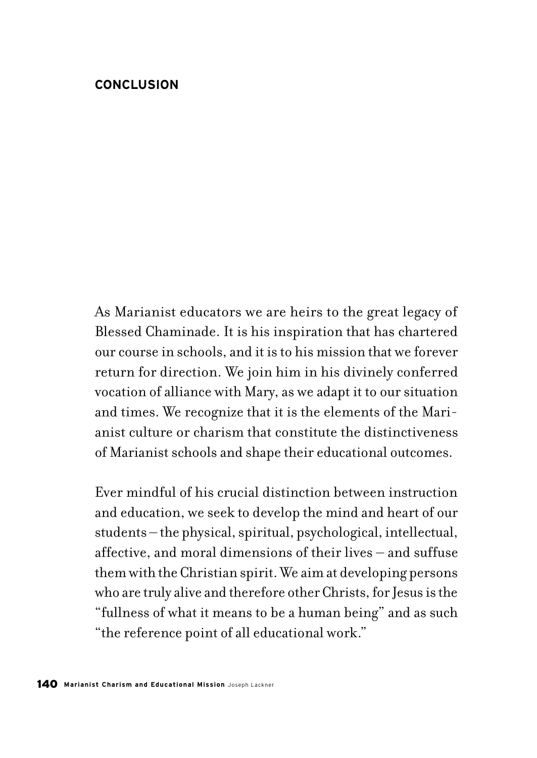## CONCLUSION

As Marianist educators we are heirs to the great legacy of Blessed Chaminade. It is his inspiration that has chartered our course in schools, and it is to his mission that we forever return for direction. We join him in his divinely conferred vocation of alliance with Mary, as we adapt it to our situation and times. We recognize that it is the elements of the Marianist culture or charism that constitute the distinctiveness of Marianist schools and shape their educational outcomes.

Ever mindful of his crucial distinction between instruction and education, we seek to develop the mind and heart of our students – the physical, spiritual, psychological, intellectual, affective, and moral dimensions of their lives – and suffuse them with the Christian spirit. We aim at developing persons who are truly alive and therefore other Christs, for Jesus is the "fullness of what it means to be a human being" and as such "the reference point of all educational work."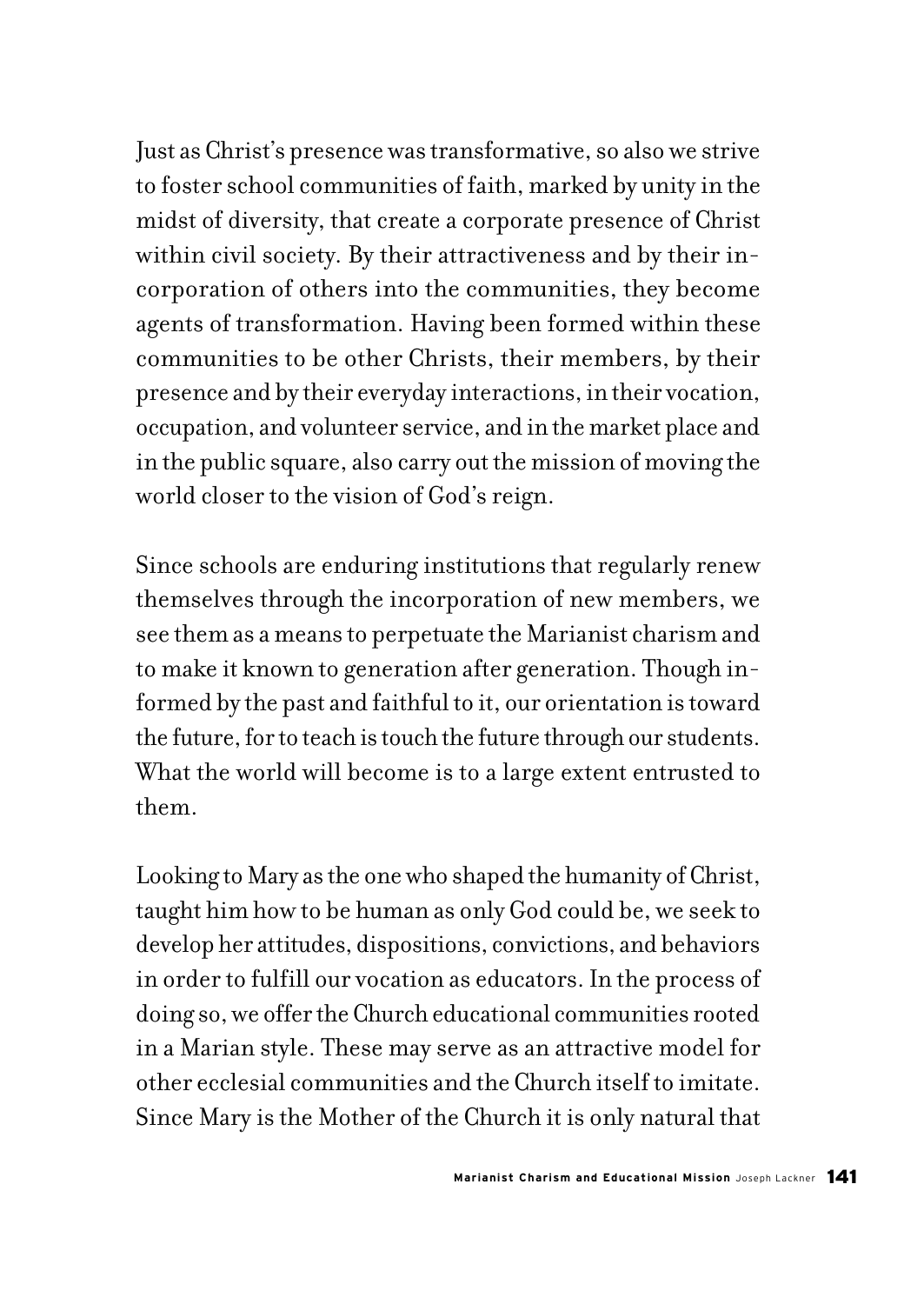Just as Christ's presence was transformative, so also we strive to foster school communities of faith, marked by unity in the midst of diversity, that create a corporate presence of Christ within civil society. By their attractiveness and by their incorporation of others into the communities, they become agents of transformation. Having been formed within these communities to be other Christs, their members, by their presence and by their everyday interactions, in their vocation, occupation, and volunteer service, and in the market place and in the public square, also carry out the mission of moving the world closer to the vision of God's reign.

Since schools are enduring institutions that regularly renew themselves through the incorporation of new members, we see them as a means to perpetuate the Marianist charism and to make it known to generation after generation. Though informed by the past and faithful to it, our orientation is toward the future, for to teach is touch the future through our students. What the world will become is to a large extent entrusted to them.

Looking to Mary as the one who shaped the humanity of Christ, taught him how to be human as only God could be, we seek to develop her attitudes, dispositions, convictions, and behaviors in order to fulfill our vocation as educators. In the process of doing so, we offer the Church educational communities rooted in a Marian style. These may serve as an attractive model for other ecclesial communities and the Church itself to imitate. Since Mary is the Mother of the Church it is only natural that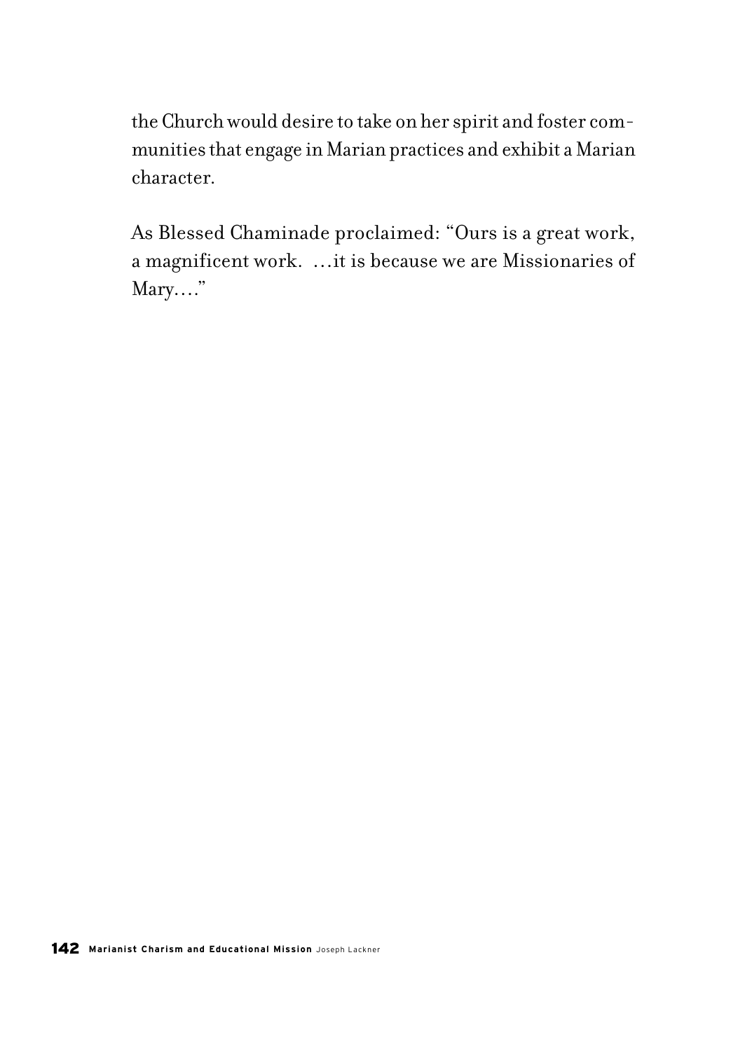the Church would desire to take on her spirit and foster communities that engage in Marian practices and exhibit a Marian character.

As Blessed Chaminade proclaimed: "Ours is a great work, a magnificent work. …it is because we are Missionaries of Mary…."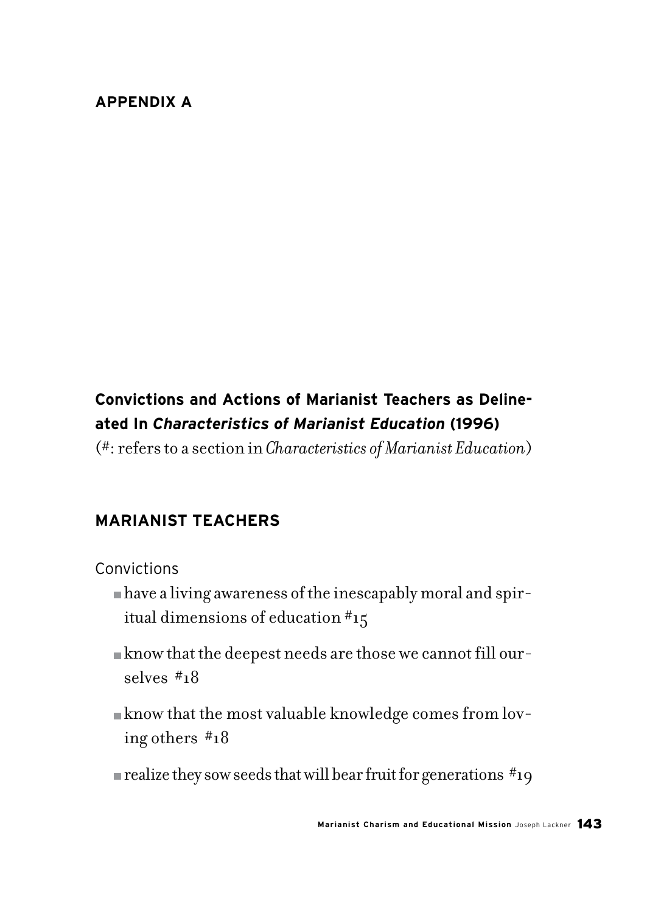## APPENDIX A

### Convictions and Actions of Marianist Teachers as Delineated In *Characteristics of Marianist Education* (1996)

(#: refers to a section in *Characteristics of Marianist Education*)

### MARIANIST TEACHERS

Convictions

- have a living awareness of the inescapably moral and spiritual dimensions of education #15
- know that the deepest needs are those we cannot fill ourselves #18
- know that the most valuable knowledge comes from loving others #18
- realize they sow seeds that will bear fruit for generations #19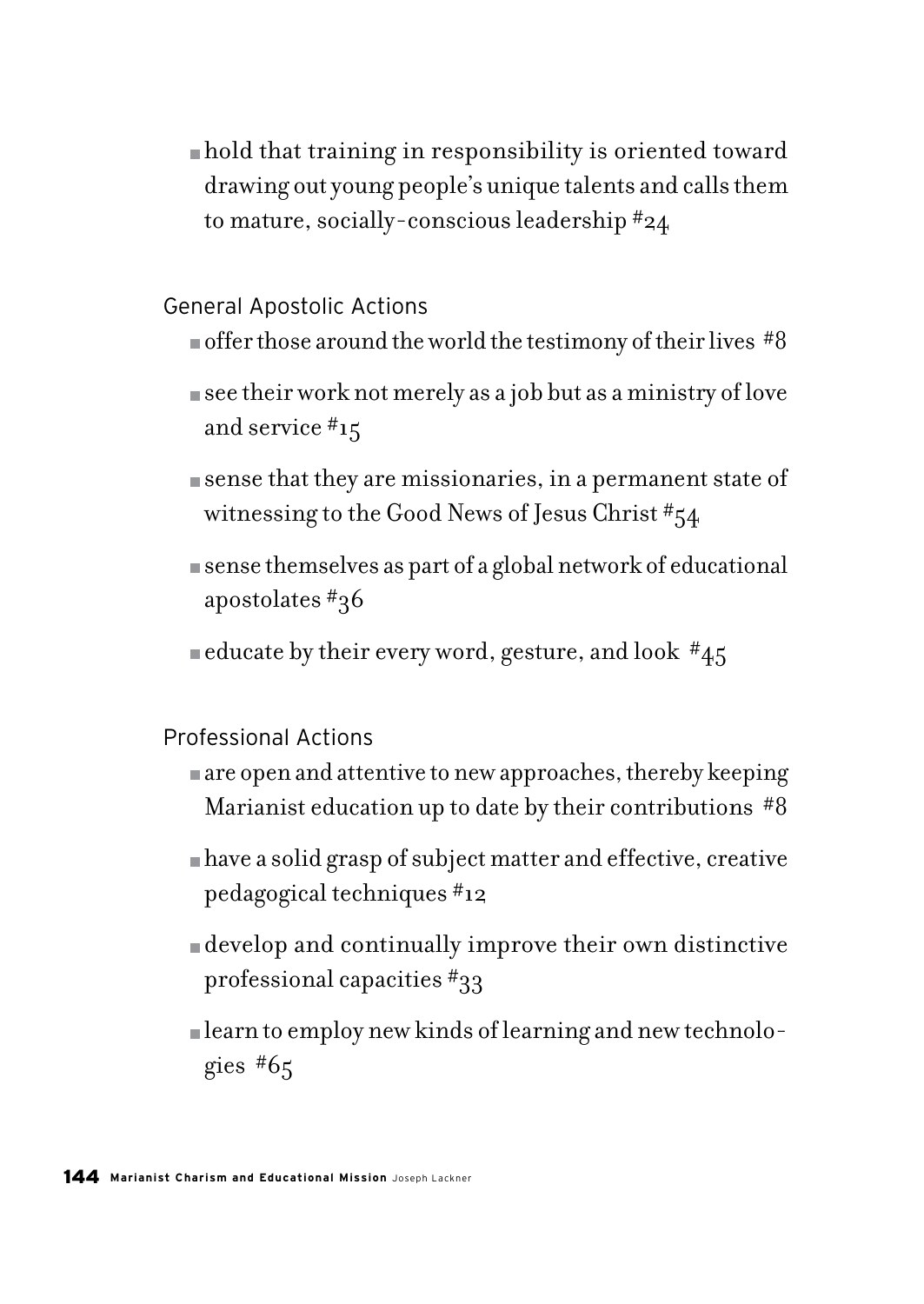- hold that training in responsibility is oriented toward drawing out young people's unique talents and calls them to mature, socially-conscious leadership #24

General Apostolic Actions

- offer those around the world the testimony of their lives #8
- see their work not merely as a job but as a ministry of love and service #15
- sense that they are missionaries, in a permanent state of witnessing to the Good News of Jesus Christ #54
- sense themselves as part of a global network of educational apostolates #36
- educate by their every word, gesture, and look #45

Professional Actions

- are open and attentive to new approaches, thereby keeping Marianist education up to date by their contributions #8
- have a solid grasp of subject matter and effective, creative pedagogical techniques #12
- develop and continually improve their own distinctive professional capacities #33
- learn to employ new kinds of learning and new technologies #65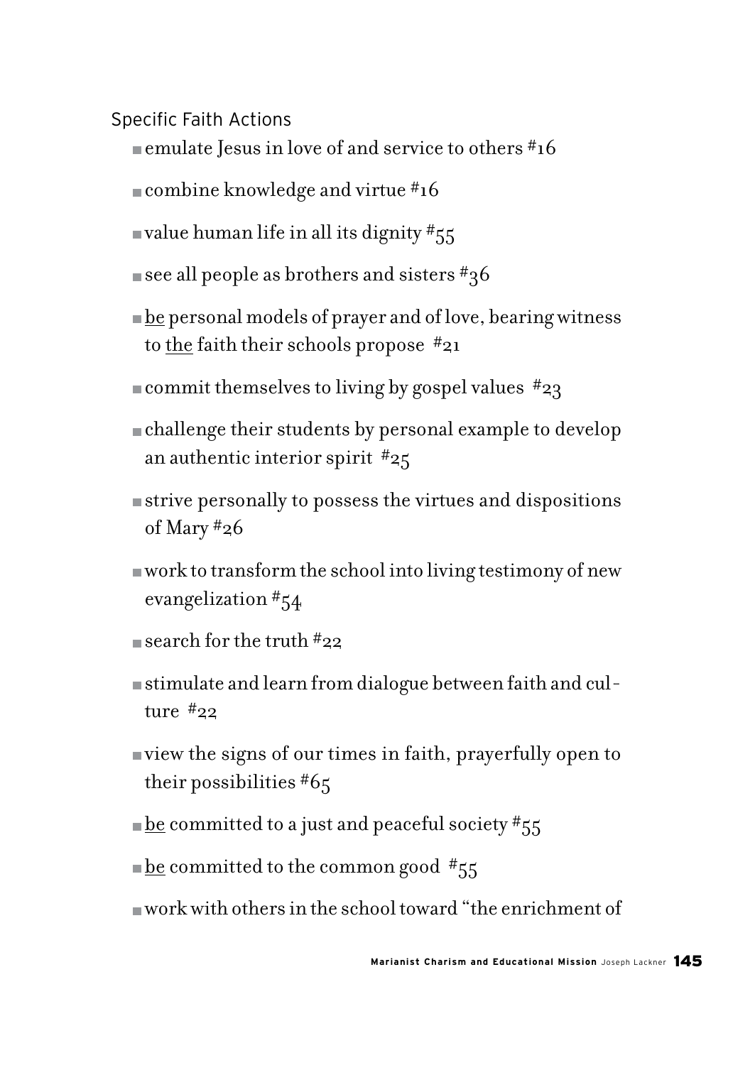Specific Faith Actions

- emulate Jesus in love of and service to others #16
- combine knowledge and virtue #16
- value human life in all its dignity #55
- see all people as brothers and sisters #36
- <u>be</u> personal models of prayer and of love, bearing witness to <u>the</u> faith their schools propose #21
- commit themselves to living by gospel values #23
- challenge their students by personal example to develop an authentic interior spirit #25
- strive personally to possess the virtues and dispositions of Mary #26
- work to transform the school into living testimony of new evangelization #54
- search for the truth #22
- stimulate and learn from dialogue between faith and culture #22
- view the signs of our times in faith, prayerfully open to their possibilities #65
- <u>be</u> committed to a just and peaceful society #55
- <u>be</u> committed to the common good #55
- work with others in the school toward "the enrichment of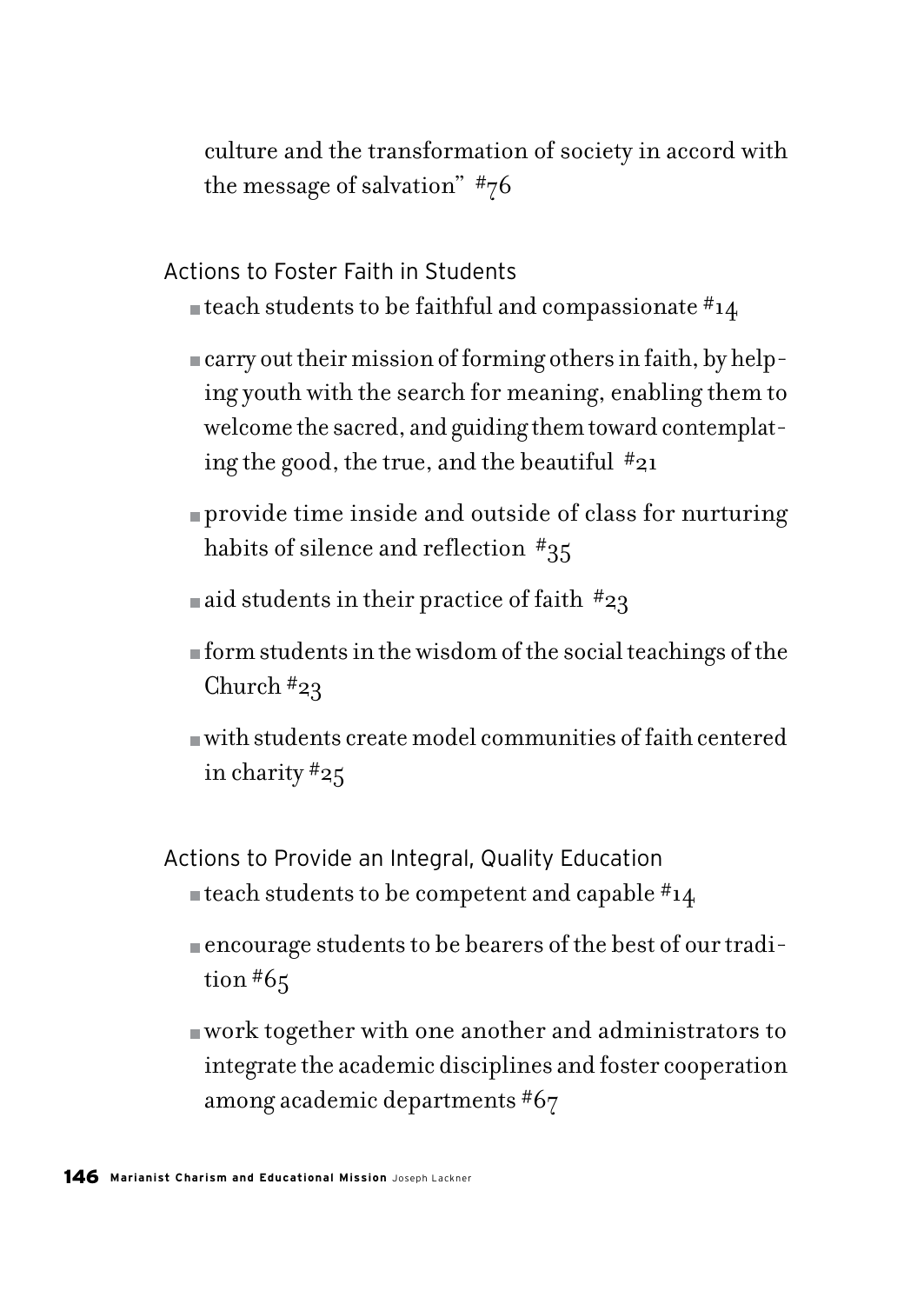culture and the transformation of society in accord with the message of salvation" #76

### Actions to Foster Faith in Students

- teach students to be faithful and compassionate #14
- carry out their mission of forming others in faith, by helping youth with the search for meaning, enabling them to welcome the sacred, and guiding them toward contemplating the good, the true, and the beautiful #21
- provide time inside and outside of class for nurturing habits of silence and reflection #35
- aid students in their practice of faith #23
- form students in the wisdom of the social teachings of the Church #23
- with students create model communities of faith centered in charity #25

### Actions to Provide an Integral, Quality Education

- teach students to be competent and capable #14
- encourage students to be bearers of the best of our tradition #65
- work together with one another and administrators to integrate the academic disciplines and foster cooperation among academic departments #67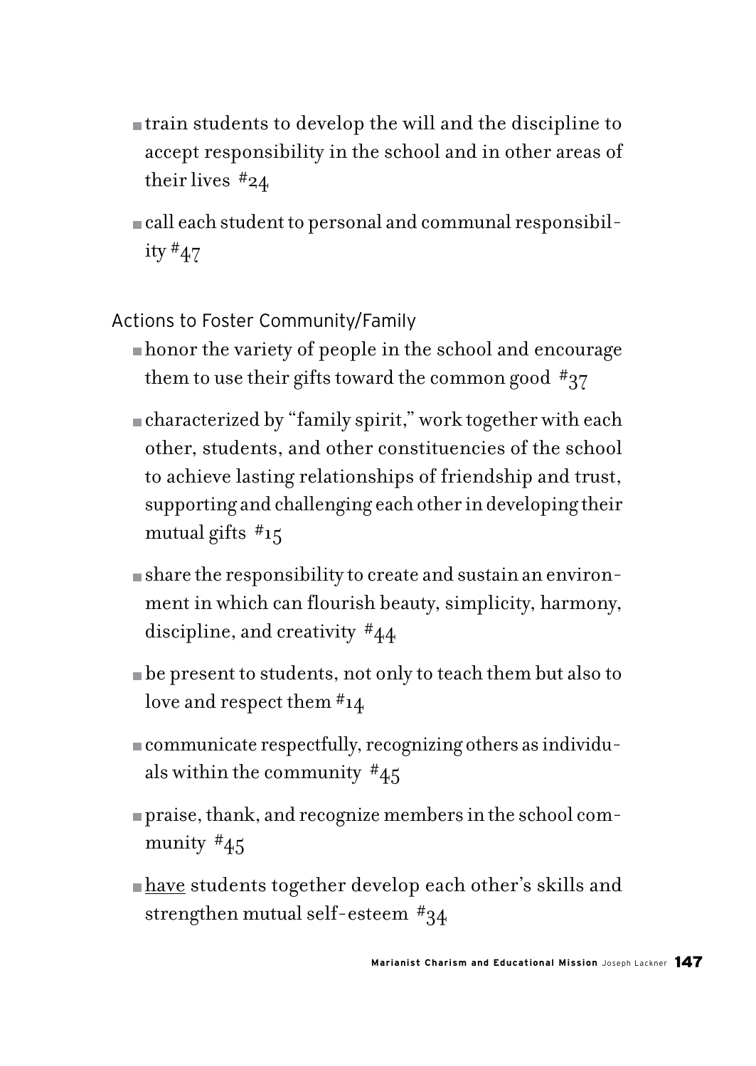- train students to develop the will and the discipline to accept responsibility in the school and in other areas of their lives #24
- call each student to personal and communal responsibility #47

### Actions to Foster Community/Family

- honor the variety of people in the school and encourage them to use their gifts toward the common good #37
- characterized by "family spirit," work together with each other, students, and other constituencies of the school to achieve lasting relationships of friendship and trust, supporting and challenging each other in developing their mutual gifts #15
- share the responsibility to create and sustain an environment in which can flourish beauty, simplicity, harmony, discipline, and creativity #44
- be present to students, not only to teach them but also to love and respect them #14
- communicate respectfully, recognizing others as individuals within the community #45
- praise, thank, and recognize members in the school community #45
- <u>have</u> students together develop each other's skills and strengthen mutual self-esteem #34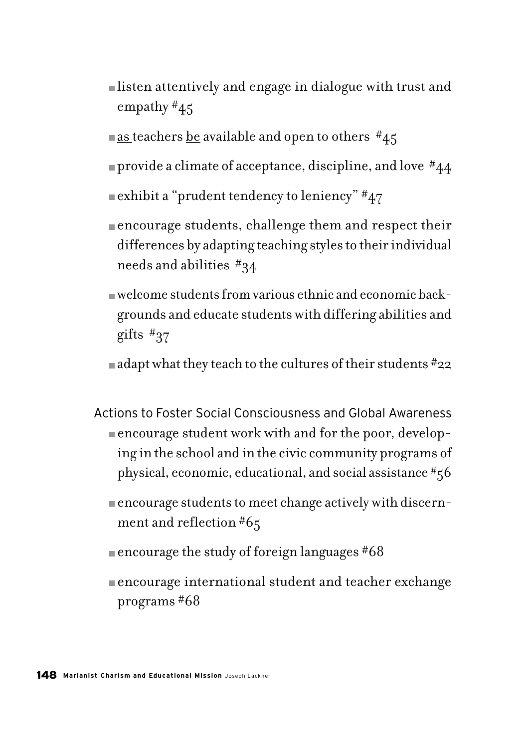- listen attentively and engage in dialogue with trust and empathy #45
- as teachers be available and open to others #45
- provide a climate of acceptance, discipline, and love #44
- exhibit a "prudent tendency to leniency" #47
- encourage students, challenge them and respect their differences by adapting teaching styles to their individual needs and abilities #34
- welcome students from various ethnic and economic backgrounds and educate students with differing abilities and gifts #37
- adapt what they teach to the cultures of their students #22

Actions to Foster Social Consciousness and Global Awareness

- encourage student work with and for the poor, developing in the school and in the civic community programs of physical, economic, educational, and social assistance #56
- encourage students to meet change actively with discernment and reflection #65
- encourage the study of foreign languages #68
- encourage international student and teacher exchange programs #68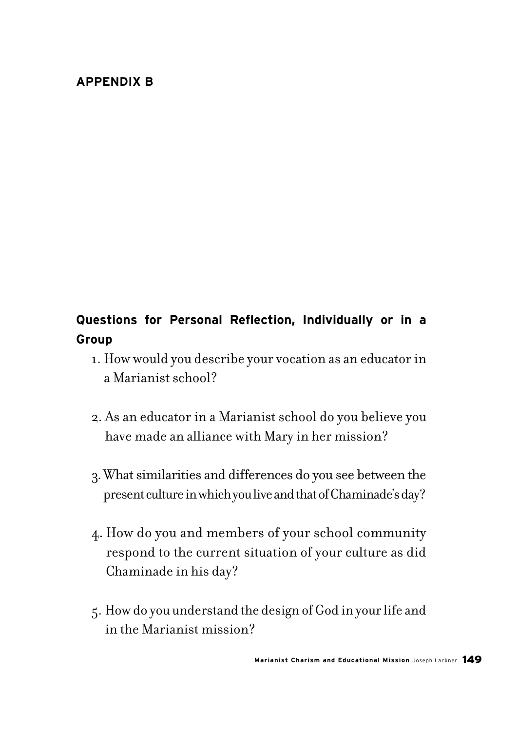## APPENDIX B

### Questions for Personal Reflection, Individually or in a Group

1. How would you describe your vocation as an educator in a Marianist school?

2. As an educator in a Marianist school do you believe you have made an alliance with Mary in her mission?

3. What similarities and differences do you see between the present culture in which you live and that of Chaminade's day?

4. How do you and members of your school community respond to the current situation of your culture as did Chaminade in his day?

5. How do you understand the design of God in your life and in the Marianist mission?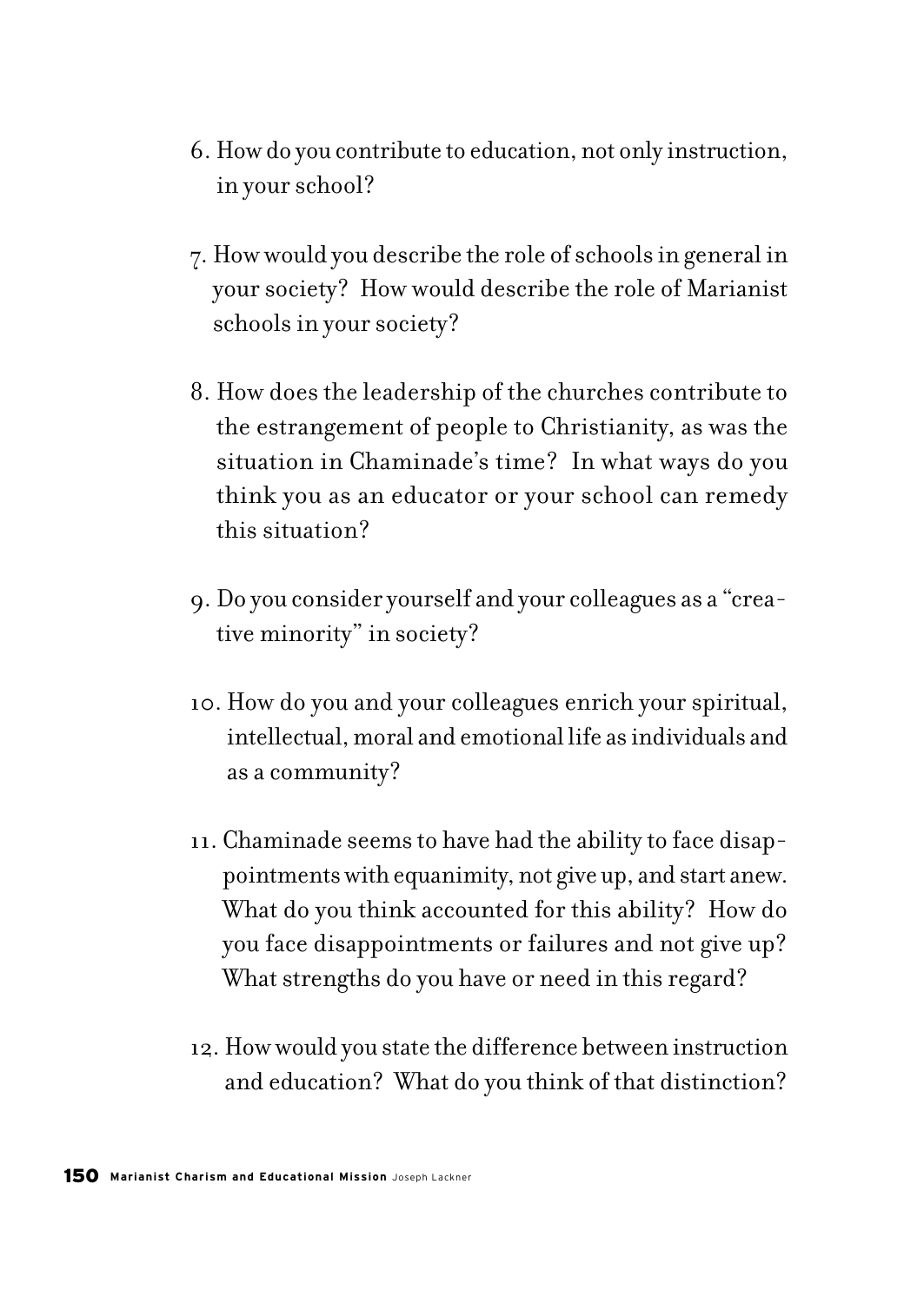6. How do you contribute to education, not only instruction, in your school?

7. How would you describe the role of schools in general in your society? How would describe the role of Marianist schools in your society?

8. How does the leadership of the churches contribute to the estrangement of people to Christianity, as was the situation in Chaminade's time? In what ways do you think you as an educator or your school can remedy this situation?

9. Do you consider yourself and your colleagues as a "creative minority" in society?

10. How do you and your colleagues enrich your spiritual, intellectual, moral and emotional life as individuals and as a community?

11. Chaminade seems to have had the ability to face disappointments with equanimity, not give up, and start anew. What do you think accounted for this ability? How do you face disappointments or failures and not give up? What strengths do you have or need in this regard?

12. How would you state the difference between instruction and education? What do you think of that distinction?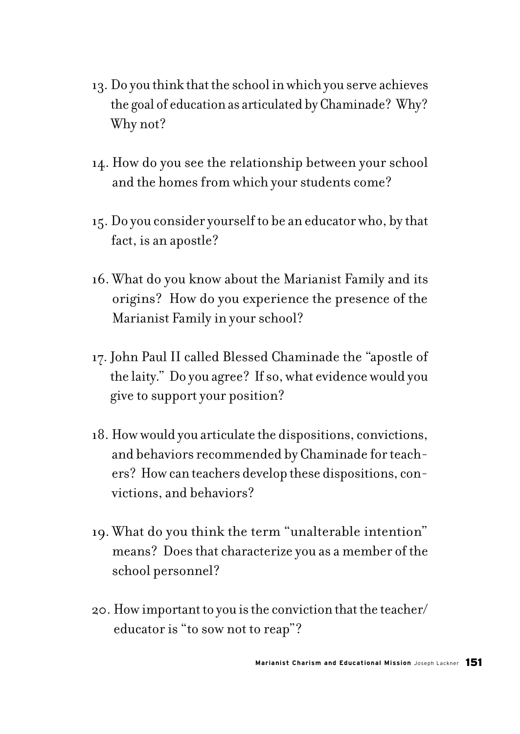13. Do you think that the school in which you serve achieves the goal of education as articulated by Chaminade? Why? Why not?

14. How do you see the relationship between your school and the homes from which your students come?

15. Do you consider yourself to be an educator who, by that fact, is an apostle?

16. What do you know about the Marianist Family and its origins? How do you experience the presence of the Marianist Family in your school?

17. John Paul II called Blessed Chaminade the "apostle of the laity." Do you agree? If so, what evidence would you give to support your position?

18. How would you articulate the dispositions, convictions, and behaviors recommended by Chaminade for teachers? How can teachers develop these dispositions, convictions, and behaviors?

19. What do you think the term "unalterable intention" means? Does that characterize you as a member of the school personnel?

20. How important to you is the conviction that the teacher/educator is "to sow not to reap"?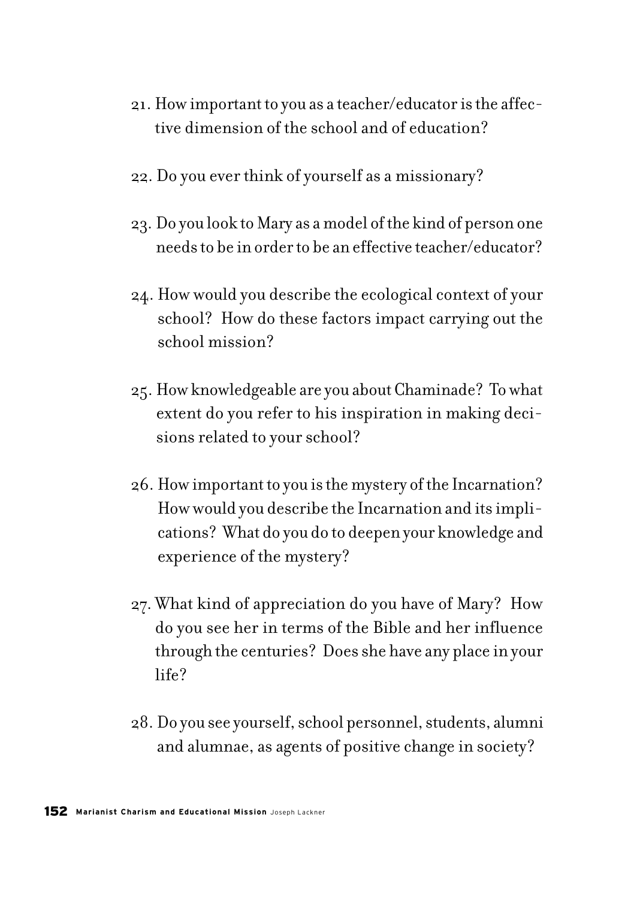21. How important to you as a teacher/educator is the affective dimension of the school and of education?

22. Do you ever think of yourself as a missionary?

23. Do you look to Mary as a model of the kind of person one needs to be in order to be an effective teacher/educator?

24. How would you describe the ecological context of your school? How do these factors impact carrying out the school mission?

25. How knowledgeable are you about Chaminade? To what extent do you refer to his inspiration in making decisions related to your school?

26. How important to you is the mystery of the Incarnation? How would you describe the Incarnation and its implications? What do you do to deepen your knowledge and experience of the mystery?

27. What kind of appreciation do you have of Mary? How do you see her in terms of the Bible and her influence through the centuries? Does she have any place in your life?

28. Do you see yourself, school personnel, students, alumni and alumnae, as agents of positive change in society?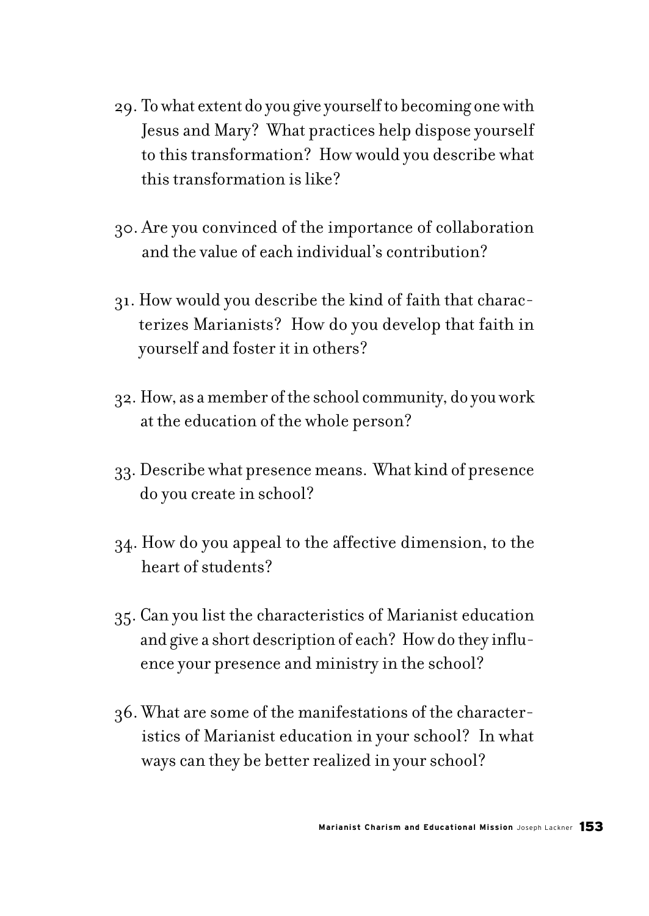29. To what extent do you give yourself to becoming one with Jesus and Mary? What practices help dispose yourself to this transformation? How would you describe what this transformation is like?

30. Are you convinced of the importance of collaboration and the value of each individual's contribution?

31. How would you describe the kind of faith that characterizes Marianists? How do you develop that faith in yourself and foster it in others?

32. How, as a member of the school community, do you work at the education of the whole person?

33. Describe what presence means. What kind of presence do you create in school?

34. How do you appeal to the affective dimension, to the heart of students?

35. Can you list the characteristics of Marianist education and give a short description of each? How do they influence your presence and ministry in the school?

36. What are some of the manifestations of the characteristics of Marianist education in your school? In what ways can they be better realized in your school?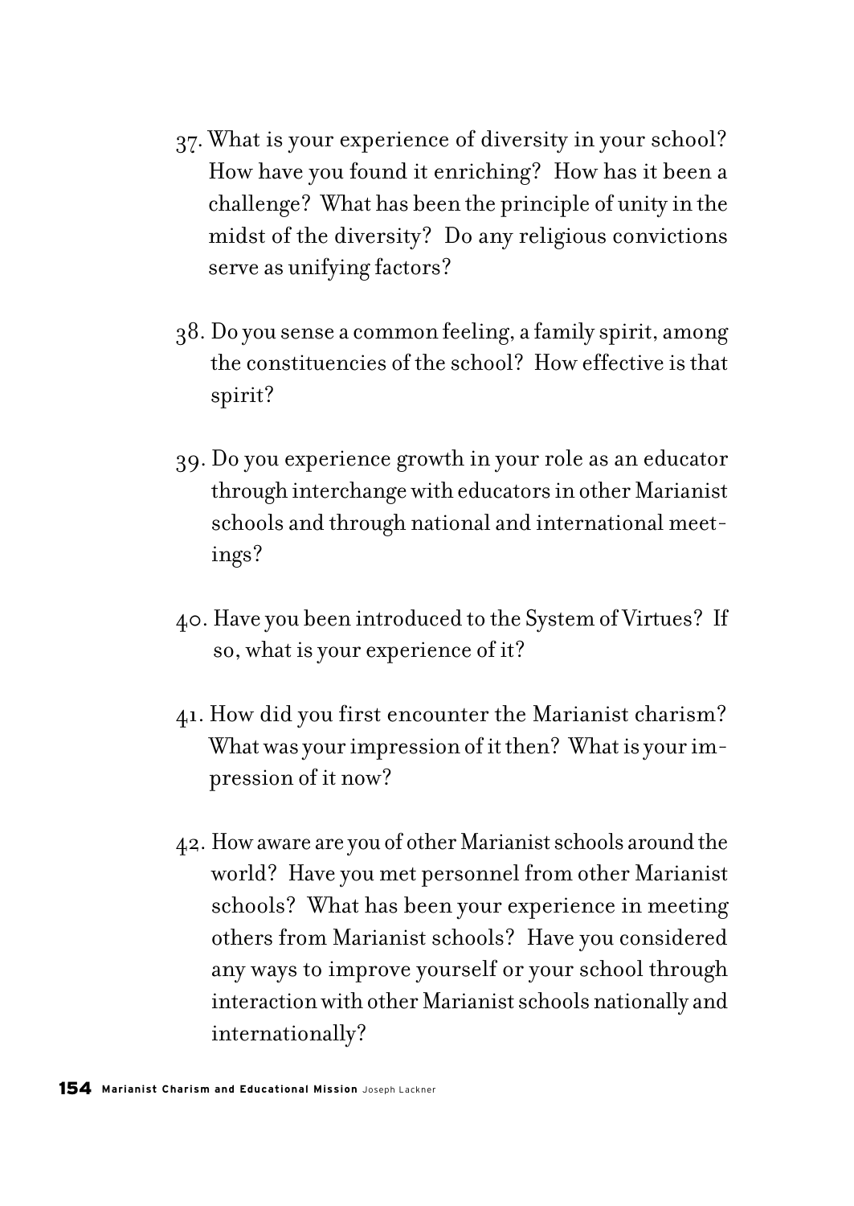37. What is your experience of diversity in your school? How have you found it enriching? How has it been a challenge? What has been the principle of unity in the midst of the diversity? Do any religious convictions serve as unifying factors?

38. Do you sense a common feeling, a family spirit, among the constituencies of the school? How effective is that spirit?

39. Do you experience growth in your role as an educator through interchange with educators in other Marianist schools and through national and international meetings?

40. Have you been introduced to the System of Virtues? If so, what is your experience of it?

41. How did you first encounter the Marianist charism? What was your impression of it then? What is your impression of it now?

42. How aware are you of other Marianist schools around the world? Have you met personnel from other Marianist schools? What has been your experience in meeting others from Marianist schools? Have you considered any ways to improve yourself or your school through interaction with other Marianist schools nationally and internationally?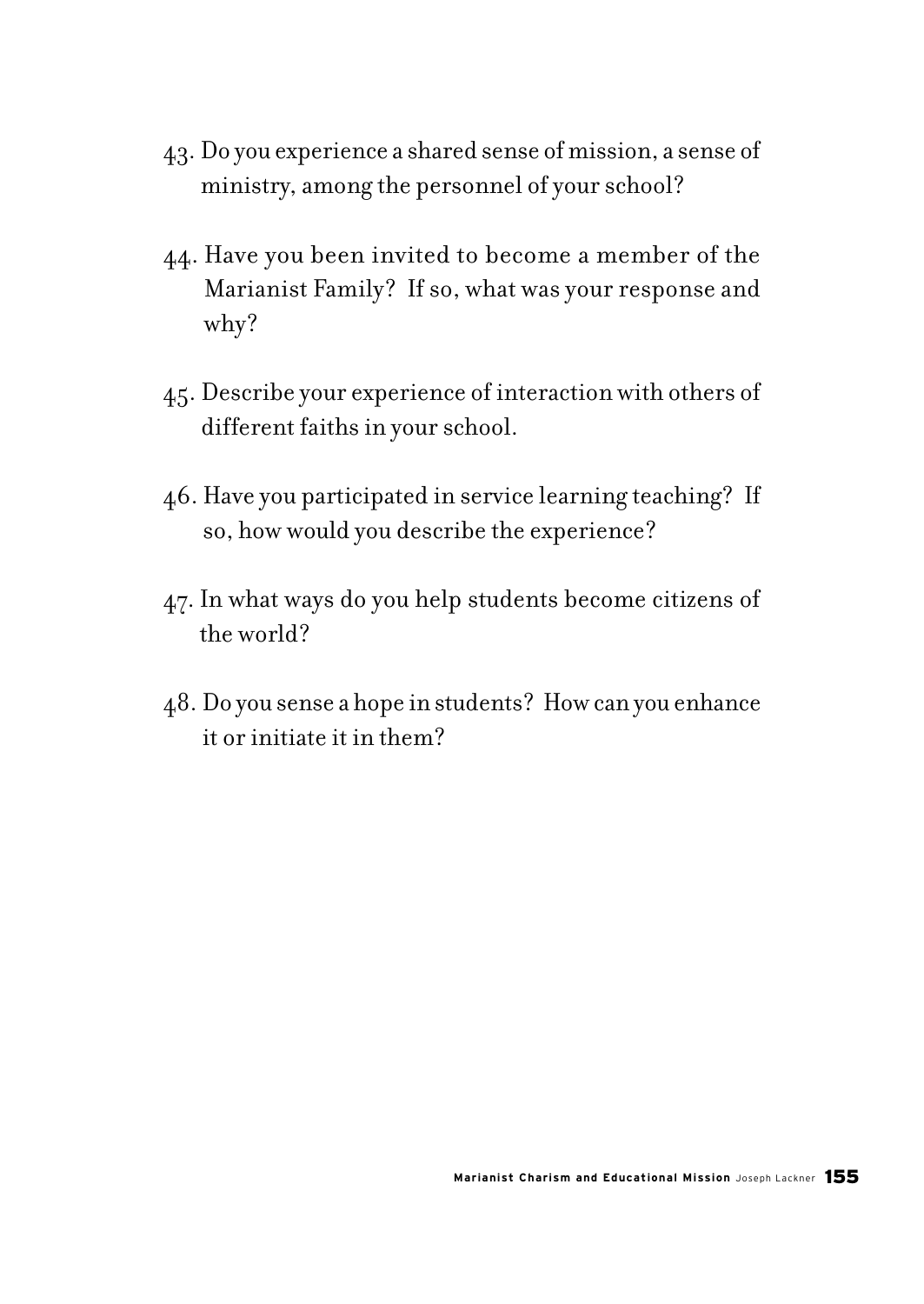43. Do you experience a shared sense of mission, a sense of ministry, among the personnel of your school?

44. Have you been invited to become a member of the Marianist Family? If so, what was your response and why?

45. Describe your experience of interaction with others of different faiths in your school.

46. Have you participated in service learning teaching? If so, how would you describe the experience?

47. In what ways do you help students become citizens of the world?

48. Do you sense a hope in students? How can you enhance it or initiate it in them?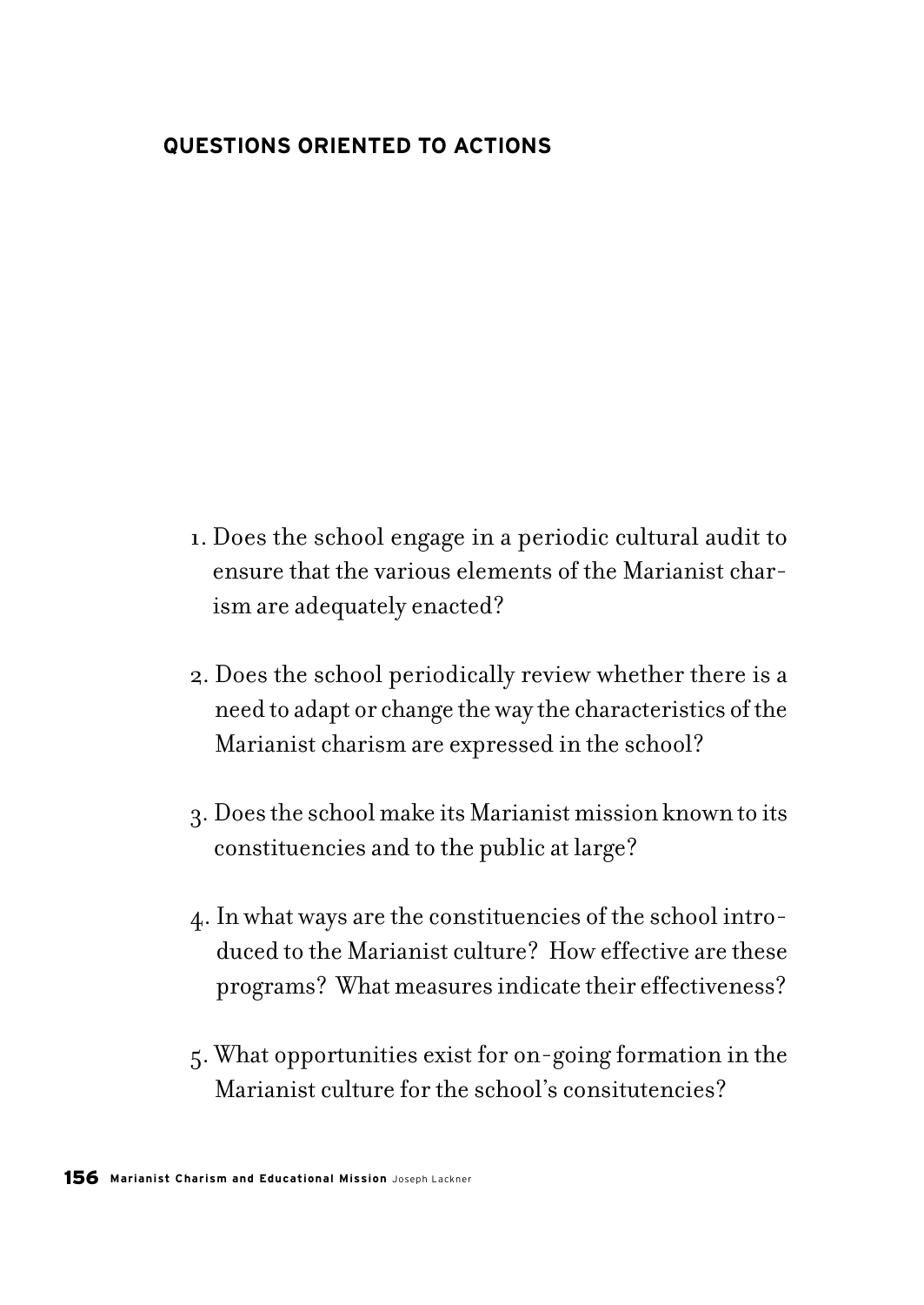## QUESTIONS ORIENTED TO ACTIONS

1. Does the school engage in a periodic cultural audit to ensure that the various elements of the Marianist charism are adequately enacted?

2. Does the school periodically review whether there is a need to adapt or change the way the characteristics of the Marianist charism are expressed in the school?

3. Does the school make its Marianist mission known to its constituencies and to the public at large?

4. In what ways are the constituencies of the school introduced to the Marianist culture? How effective are these programs? What measures indicate their effectiveness?

5. What opportunities exist for on-going formation in the Marianist culture for the school's consitutencies?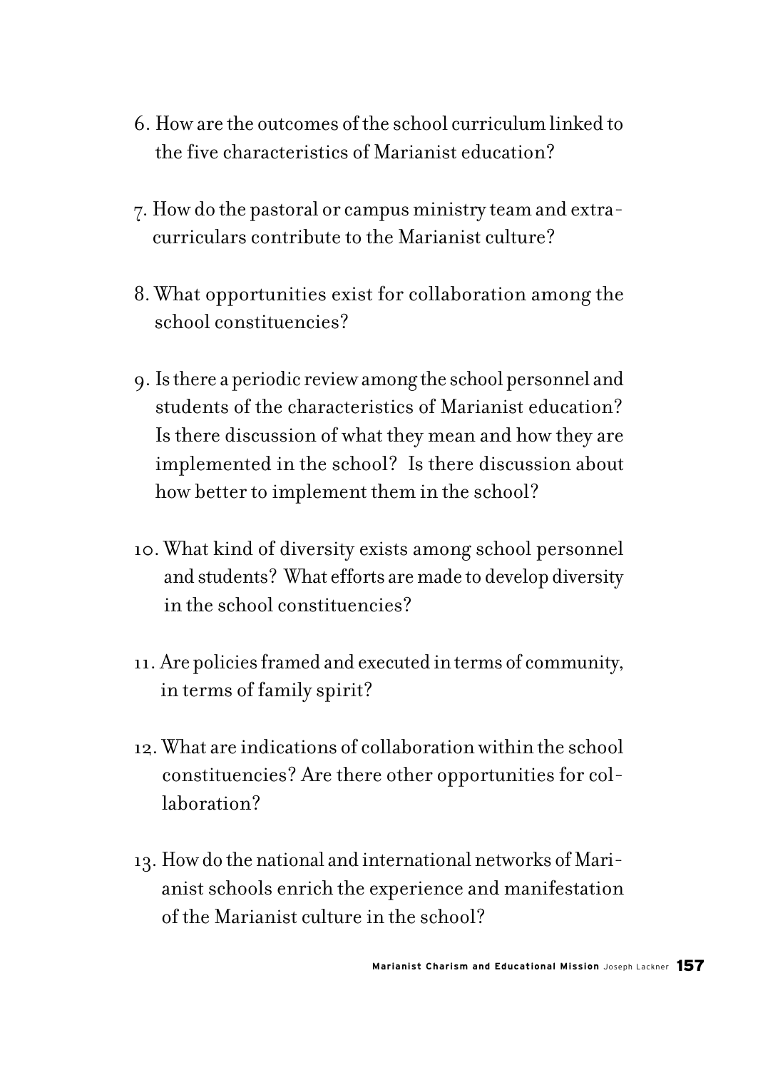6. How are the outcomes of the school curriculum linked to the five characteristics of Marianist education?

7. How do the pastoral or campus ministry team and extracurriculars contribute to the Marianist culture?

8. What opportunities exist for collaboration among the school constituencies?

9. Is there a periodic review among the school personnel and students of the characteristics of Marianist education? Is there discussion of what they mean and how they are implemented in the school? Is there discussion about how better to implement them in the school?

10. What kind of diversity exists among school personnel and students? What efforts are made to develop diversity in the school constituencies?

11. Are policies framed and executed in terms of community, in terms of family spirit?

12. What are indications of collaboration within the school constituencies? Are there other opportunities for collaboration?

13. How do the national and international networks of Marianist schools enrich the experience and manifestation of the Marianist culture in the school?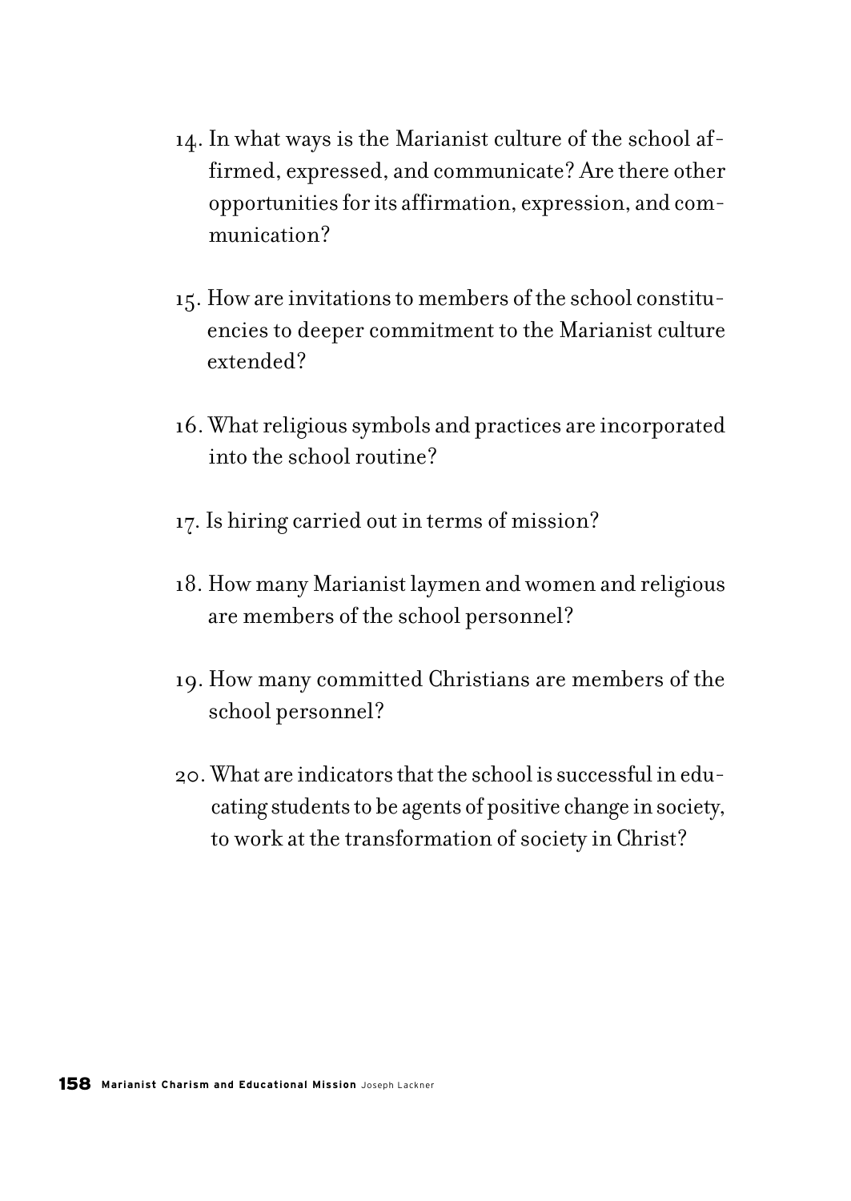14. In what ways is the Marianist culture of the school affirmed, expressed, and communicate? Are there other opportunities for its affirmation, expression, and communication?

15. How are invitations to members of the school constituencies to deeper commitment to the Marianist culture extended?

16. What religious symbols and practices are incorporated into the school routine?

17. Is hiring carried out in terms of mission?

18. How many Marianist laymen and women and religious are members of the school personnel?

19. How many committed Christians are members of the school personnel?

20. What are indicators that the school is successful in educating students to be agents of positive change in society, to work at the transformation of society in Christ?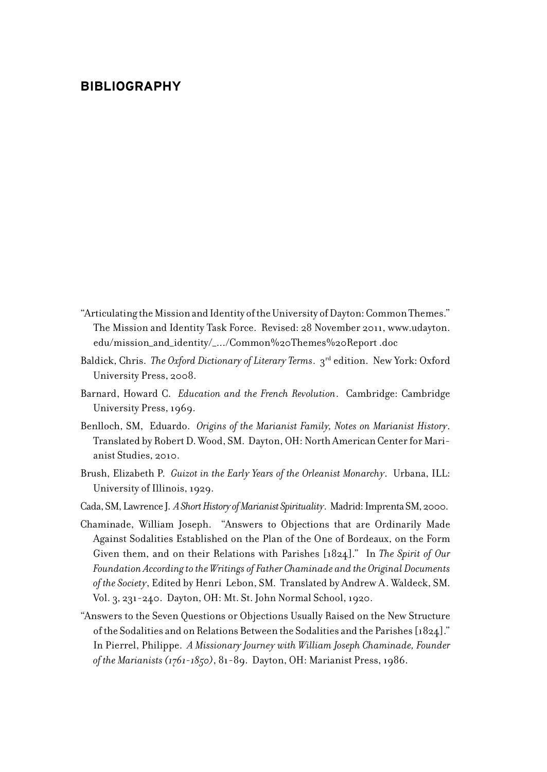# BIBLIOGRAPHY

"Articulating the Mission and Identity of the University of Dayton: Common Themes." The Mission and Identity Task Force. Revised: 28 November 2011, www.udayton.edu/mission_and_identity/_.../Common%20Themes%20Report .doc

Baldick, Chris. *The Oxford Dictionary of Literary Terms*. 3rd edition. New York: Oxford University Press, 2008.

Barnard, Howard C. *Education and the French Revolution*. Cambridge: Cambridge University Press, 1969.

Benlloch, SM, Eduardo. *Origins of the Marianist Family, Notes on Marianist History*. Translated by Robert D. Wood, SM. Dayton, OH: North American Center for Marianist Studies, 2010.

Brush, Elizabeth P. *Guizot in the Early Years of the Orleanist Monarchy*. Urbana, ILL: University of Illinois, 1929.

Cada, SM, Lawrence J. *A Short History of Marianist Spirituality*. Madrid: Imprenta SM, 2000.

Chaminade, William Joseph. "Answers to Objections that are Ordinarily Made Against Sodalities Established on the Plan of the One of Bordeaux, on the Form Given them, and on their Relations with Parishes [1824]." In *The Spirit of Our Foundation According to the Writings of Father Chaminade and the Original Documents of the Society*, Edited by Henri Lebon, SM. Translated by Andrew A. Waldeck, SM. Vol. 3, 231-240. Dayton, OH: Mt. St. John Normal School, 1920.

"Answers to the Seven Questions or Objections Usually Raised on the New Structure of the Sodalities and on Relations Between the Sodalities and the Parishes [1824]." In Pierrel, Philippe. *A Missionary Journey with William Joseph Chaminade, Founder of the Marianists (1761-1850)*, 81-89. Dayton, OH: Marianist Press, 1986.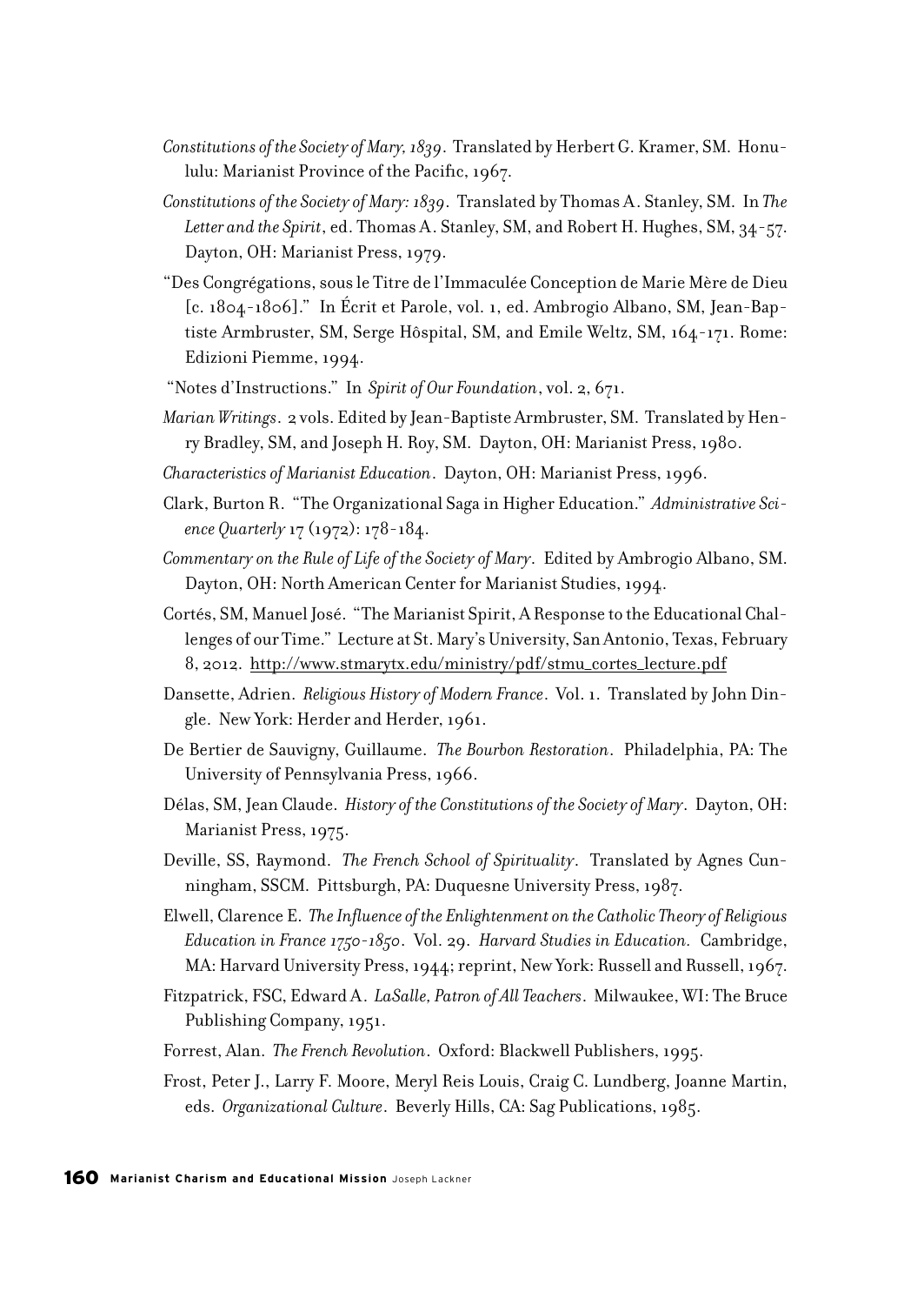*Constitutions of the Society of Mary, 1839*. Translated by Herbert G. Kramer, SM. Honululu: Marianist Province of the Pacific, 1967.

*Constitutions of the Society of Mary: 1839*. Translated by Thomas A. Stanley, SM. In *The Letter and the Spirit*, ed. Thomas A. Stanley, SM, and Robert H. Hughes, SM, 34-57. Dayton, OH: Marianist Press, 1979.

"Des Congrégations, sous le Titre de l'Immaculée Conception de Marie Mère de Dieu [c. 1804-1806]." In Écrit et Parole, vol. 1, ed. Ambrogio Albano, SM, Jean-Baptiste Armbruster, SM, Serge Hôspital, SM, and Emile Weltz, SM, 164-171. Rome: Edizioni Piemme, 1994.

"Notes d'Instructions." In *Spirit of Our Foundation*, vol. 2, 671.

*Marian Writings*. 2 vols. Edited by Jean-Baptiste Armbruster, SM. Translated by Henry Bradley, SM, and Joseph H. Roy, SM. Dayton, OH: Marianist Press, 1980.

*Characteristics of Marianist Education*. Dayton, OH: Marianist Press, 1996.

Clark, Burton R. "The Organizational Saga in Higher Education." *Administrative Science Quarterly* 17 (1972): 178-184.

*Commentary on the Rule of Life of the Society of Mary*. Edited by Ambrogio Albano, SM. Dayton, OH: North American Center for Marianist Studies, 1994.

Cortés, SM, Manuel José. "The Marianist Spirit, A Response to the Educational Challenges of our Time." Lecture at St. Mary's University, San Antonio, Texas, February 8, 2012. http://www.stmarytx.edu/ministry/pdf/stmu_cortes_lecture.pdf

Dansette, Adrien. *Religious History of Modern France*. Vol. 1. Translated by John Dingle. New York: Herder and Herder, 1961.

De Bertier de Sauvigny, Guillaume. *The Bourbon Restoration*. Philadelphia, PA: The University of Pennsylvania Press, 1966.

Délas, SM, Jean Claude. *History of the Constitutions of the Society of Mary*. Dayton, OH: Marianist Press, 1975.

Deville, SS, Raymond. *The French School of Spirituality*. Translated by Agnes Cunningham, SSCM. Pittsburgh, PA: Duquesne University Press, 1987.

Elwell, Clarence E. *The Influence of the Enlightenment on the Catholic Theory of Religious Education in France 1750-1850*. Vol. 29. *Harvard Studies in Education.* Cambridge, MA: Harvard University Press, 1944; reprint, New York: Russell and Russell, 1967.

Fitzpatrick, FSC, Edward A. *LaSalle, Patron of All Teachers*. Milwaukee, WI: The Bruce Publishing Company, 1951.

Forrest, Alan. *The French Revolution*. Oxford: Blackwell Publishers, 1995.

Frost, Peter J., Larry F. Moore, Meryl Reis Louis, Craig C. Lundberg, Joanne Martin, eds. *Organizational Culture*. Beverly Hills, CA: Sag Publications, 1985.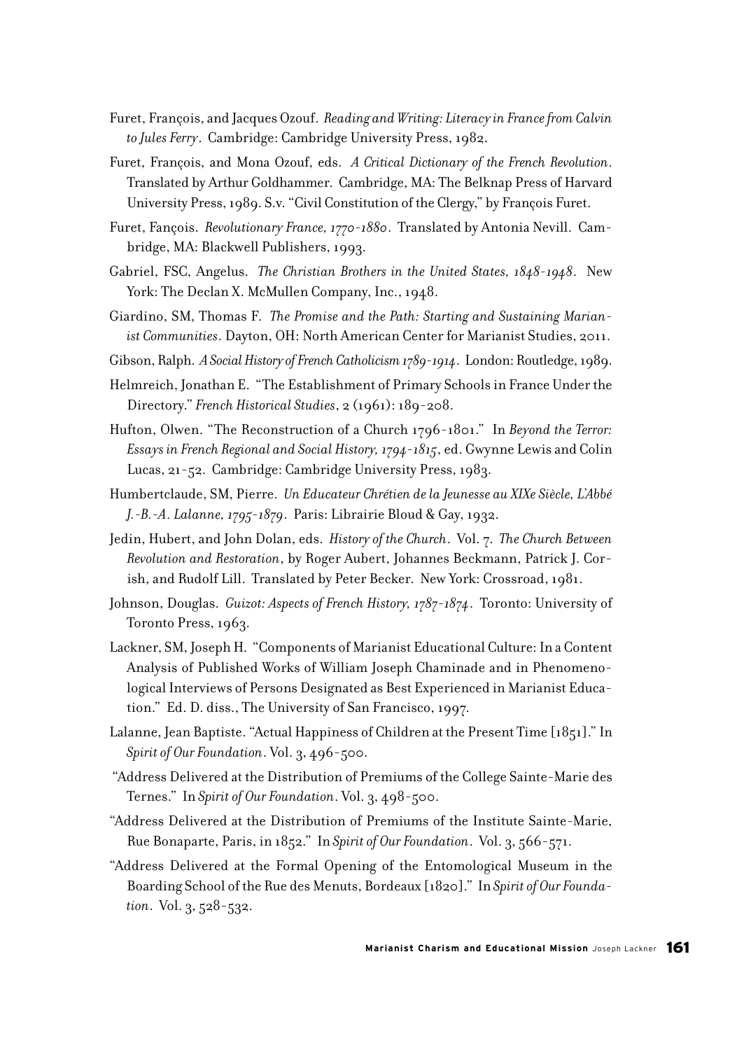Furet, François, and Jacques Ozouf. *Reading and Writing: Literacy in France from Calvin to Jules Ferry*. Cambridge: Cambridge University Press, 1982.

Furet, François, and Mona Ozouf, eds. *A Critical Dictionary of the French Revolution*. Translated by Arthur Goldhammer. Cambridge, MA: The Belknap Press of Harvard University Press, 1989. S.v. "Civil Constitution of the Clergy," by François Furet.

Furet, Fançois. *Revolutionary France, 1770-1880*. Translated by Antonia Nevill. Cambridge, MA: Blackwell Publishers, 1993.

Gabriel, FSC, Angelus. *The Christian Brothers in the United States, 1848-1948*. New York: The Declan X. McMullen Company, Inc., 1948.

Giardino, SM, Thomas F. *The Promise and the Path: Starting and Sustaining Marianist Communities*. Dayton, OH: North American Center for Marianist Studies, 2011.

Gibson, Ralph. *A Social History of French Catholicism 1789-1914*. London: Routledge, 1989.

Helmreich, Jonathan E. "The Establishment of Primary Schools in France Under the Directory." *French Historical Studies*, 2 (1961): 189-208.

Hufton, Olwen. "The Reconstruction of a Church 1796-1801." In *Beyond the Terror: Essays in French Regional and Social History, 1794-1815*, ed. Gwynne Lewis and Colin Lucas, 21-52. Cambridge: Cambridge University Press, 1983.

Humbertclaude, SM, Pierre. *Un Educateur Chrétien de la Jeunesse au XIXe Siècle, L'Abbé J.-B.-A. Lalanne, 1795-1879*. Paris: Librairie Bloud & Gay, 1932.

Jedin, Hubert, and John Dolan, eds. *History of the Church*. Vol. 7. *The Church Between Revolution and Restoration*, by Roger Aubert, Johannes Beckmann, Patrick J. Corish, and Rudolf Lill. Translated by Peter Becker. New York: Crossroad, 1981.

Johnson, Douglas. *Guizot: Aspects of French History, 1787-1874*. Toronto: University of Toronto Press, 1963.

Lackner, SM, Joseph H. "Components of Marianist Educational Culture: In a Content Analysis of Published Works of William Joseph Chaminade and in Phenomenological Interviews of Persons Designated as Best Experienced in Marianist Education." Ed. D. diss., The University of San Francisco, 1997.

Lalanne, Jean Baptiste. "Actual Happiness of Children at the Present Time [1851]." In *Spirit of Our Foundation*. Vol. 3, 496-500.

"Address Delivered at the Distribution of Premiums of the College Sainte-Marie des Ternes." In *Spirit of Our Foundation*. Vol. 3, 498-500.

"Address Delivered at the Distribution of Premiums of the Institute Sainte-Marie, Rue Bonaparte, Paris, in 1852." In *Spirit of Our Foundation*. Vol. 3, 566-571.

"Address Delivered at the Formal Opening of the Entomological Museum in the Boarding School of the Rue des Menuts, Bordeaux [1820]." In *Spirit of Our Foundation*. Vol. 3, 528-532.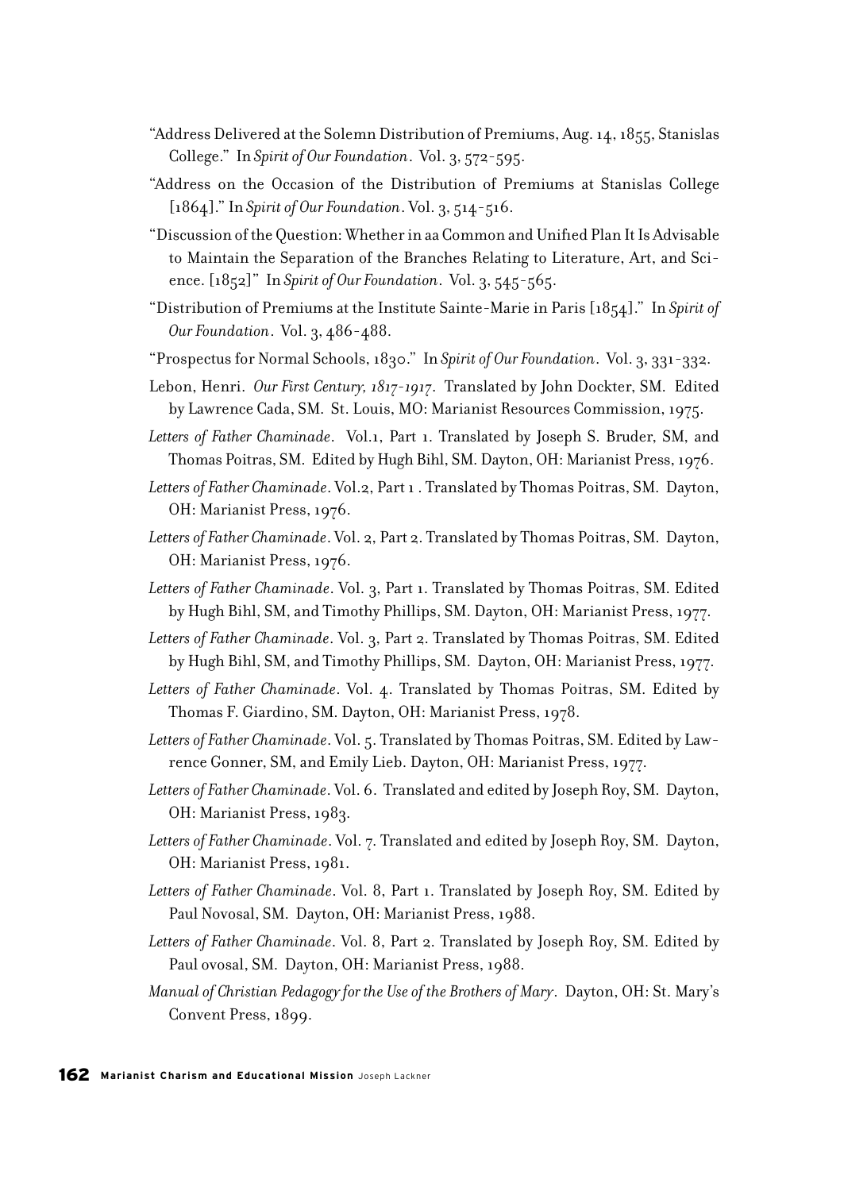"Address Delivered at the Solemn Distribution of Premiums, Aug. 14, 1855, Stanislas College." In *Spirit of Our Foundation*. Vol. 3, 572-595.

"Address on the Occasion of the Distribution of Premiums at Stanislas College [1864]." In *Spirit of Our Foundation*. Vol. 3, 514-516.

"Discussion of the Question: Whether in aa Common and Unified Plan It Is Advisable to Maintain the Separation of the Branches Relating to Literature, Art, and Science. [1852]" In *Spirit of Our Foundation*. Vol. 3, 545-565.

"Distribution of Premiums at the Institute Sainte-Marie in Paris [1854]." In *Spirit of Our Foundation*. Vol. 3, 486-488.

"Prospectus for Normal Schools, 1830." In *Spirit of Our Foundation*. Vol. 3, 331-332.

Lebon, Henri. *Our First Century, 1817-1917*. Translated by John Dockter, SM. Edited by Lawrence Cada, SM. St. Louis, MO: Marianist Resources Commission, 1975.

*Letters of Father Chaminade*. Vol.1, Part 1. Translated by Joseph S. Bruder, SM, and Thomas Poitras, SM. Edited by Hugh Bihl, SM. Dayton, OH: Marianist Press, 1976.

*Letters of Father Chaminade*. Vol.2, Part 1 . Translated by Thomas Poitras, SM. Dayton, OH: Marianist Press, 1976.

*Letters of Father Chaminade*. Vol. 2, Part 2. Translated by Thomas Poitras, SM. Dayton, OH: Marianist Press, 1976.

*Letters of Father Chaminade*. Vol. 3, Part 1. Translated by Thomas Poitras, SM. Edited by Hugh Bihl, SM, and Timothy Phillips, SM. Dayton, OH: Marianist Press, 1977.

*Letters of Father Chaminade*. Vol. 3, Part 2. Translated by Thomas Poitras, SM. Edited by Hugh Bihl, SM, and Timothy Phillips, SM. Dayton, OH: Marianist Press, 1977.

*Letters of Father Chaminade*. Vol. 4. Translated by Thomas Poitras, SM. Edited by Thomas F. Giardino, SM. Dayton, OH: Marianist Press, 1978.

*Letters of Father Chaminade*. Vol. 5. Translated by Thomas Poitras, SM. Edited by Lawrence Gonner, SM, and Emily Lieb. Dayton, OH: Marianist Press, 1977.

*Letters of Father Chaminade*. Vol. 6. Translated and edited by Joseph Roy, SM. Dayton, OH: Marianist Press, 1983.

*Letters of Father Chaminade*. Vol. 7. Translated and edited by Joseph Roy, SM. Dayton, OH: Marianist Press, 1981.

*Letters of Father Chaminade*. Vol. 8, Part 1. Translated by Joseph Roy, SM. Edited by Paul Novosal, SM. Dayton, OH: Marianist Press, 1988.

*Letters of Father Chaminade*. Vol. 8, Part 2. Translated by Joseph Roy, SM. Edited by Paul ovosal, SM. Dayton, OH: Marianist Press, 1988.

*Manual of Christian Pedagogy for the Use of the Brothers of Mary*. Dayton, OH: St. Mary's Convent Press, 1899.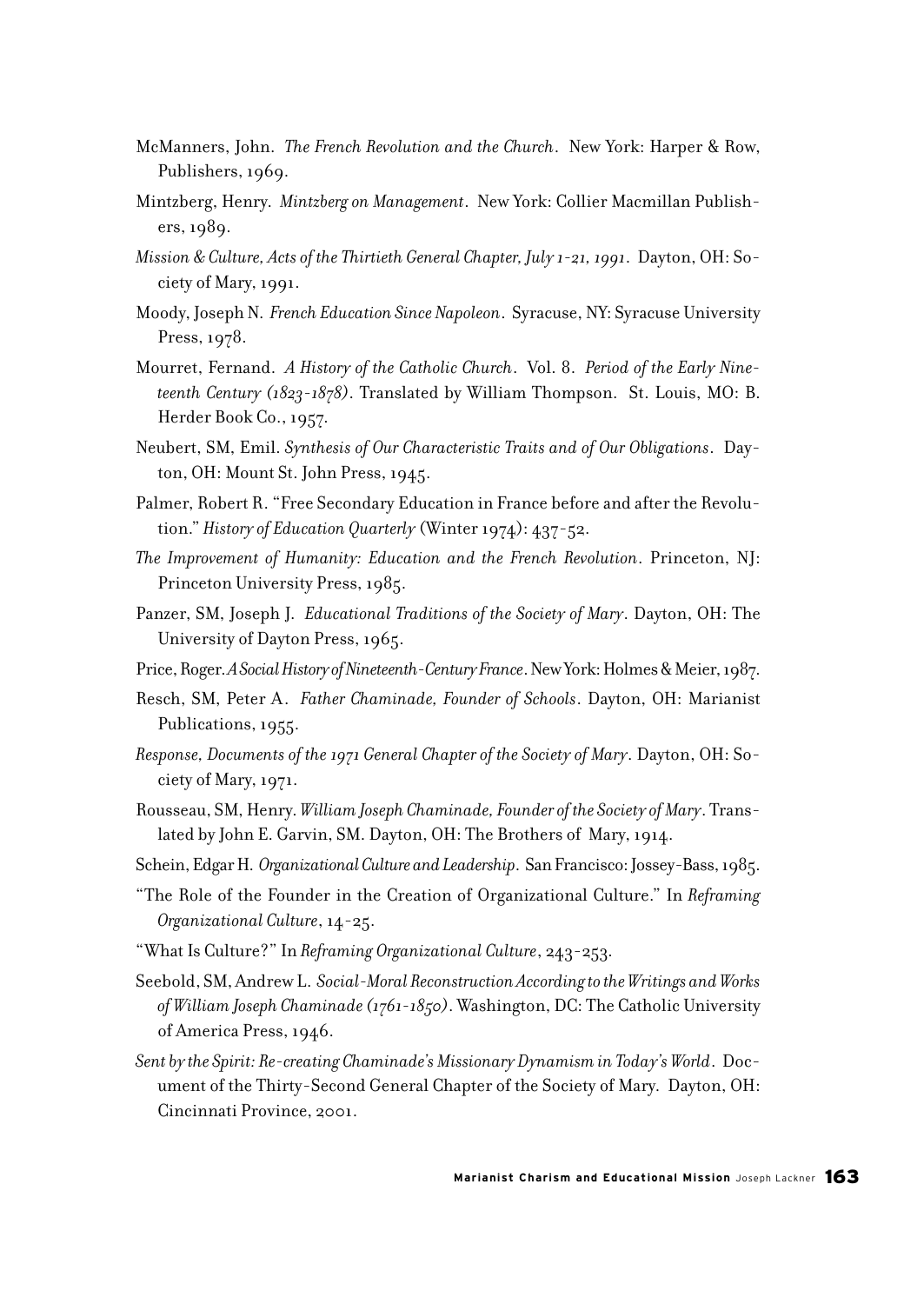McManners, John. *The French Revolution and the Church*. New York: Harper & Row, Publishers, 1969.

Mintzberg, Henry. *Mintzberg on Management*. New York: Collier Macmillan Publishers, 1989.

*Mission & Culture, Acts of the Thirtieth General Chapter, July 1-21, 1991*. Dayton, OH: Society of Mary, 1991.

Moody, Joseph N. *French Education Since Napoleon*. Syracuse, NY: Syracuse University Press, 1978.

Mourret, Fernand. *A History of the Catholic Church*. Vol. 8. *Period of the Early Nineteenth Century (1823-1878)*. Translated by William Thompson. St. Louis, MO: B. Herder Book Co., 1957.

Neubert, SM, Emil. *Synthesis of Our Characteristic Traits and of Our Obligations*. Dayton, OH: Mount St. John Press, 1945.

Palmer, Robert R. "Free Secondary Education in France before and after the Revolution." *History of Education Quarterly* (Winter 1974): 437-52.

*The Improvement of Humanity: Education and the French Revolution*. Princeton, NJ: Princeton University Press, 1985.

Panzer, SM, Joseph J. *Educational Traditions of the Society of Mary*. Dayton, OH: The University of Dayton Press, 1965.

Price, Roger. *A Social History of Nineteenth-Century France*. New York: Holmes & Meier, 1987.

Resch, SM, Peter A. *Father Chaminade, Founder of Schools*. Dayton, OH: Marianist Publications, 1955.

*Response, Documents of the 1971 General Chapter of the Society of Mary*. Dayton, OH: Society of Mary, 1971.

Rousseau, SM, Henry. *William Joseph Chaminade, Founder of the Society of Mary*. Translated by John E. Garvin, SM. Dayton, OH: The Brothers of Mary, 1914.

Schein, Edgar H. *Organizational Culture and Leadership*. San Francisco: Jossey-Bass, 1985.

"The Role of the Founder in the Creation of Organizational Culture." In *Reframing Organizational Culture*, 14-25.

"What Is Culture?" In *Reframing Organizational Culture*, 243-253.

Seebold, SM, Andrew L. *Social-Moral Reconstruction According to the Writings and Works of William Joseph Chaminade (1761-1850)*. Washington, DC: The Catholic University of America Press, 1946.

*Sent by the Spirit: Re-creating Chaminade's Missionary Dynamism in Today's World*. Document of the Thirty-Second General Chapter of the Society of Mary. Dayton, OH: Cincinnati Province, 2001.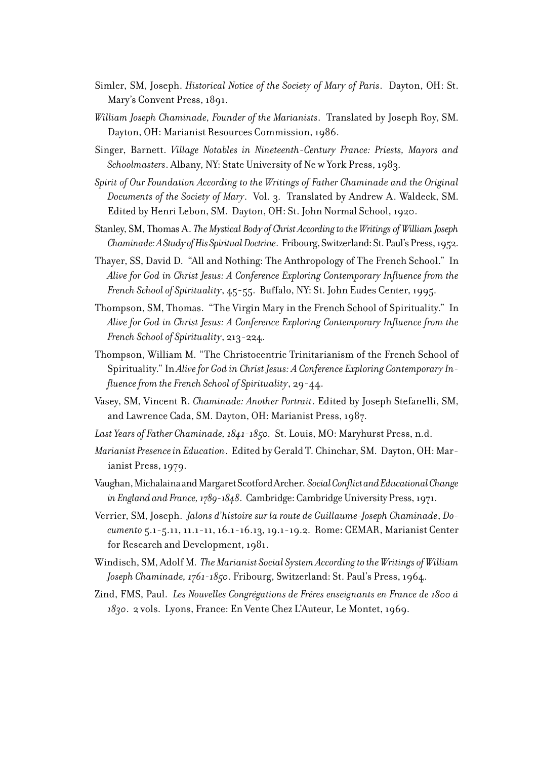Simler, SM, Joseph. *Historical Notice of the Society of Mary of Paris*. Dayton, OH: St. Mary's Convent Press, 1891.

*William Joseph Chaminade, Founder of the Marianists*. Translated by Joseph Roy, SM. Dayton, OH: Marianist Resources Commission, 1986.

Singer, Barnett. *Village Notables in Nineteenth-Century France: Priests, Mayors and Schoolmasters*. Albany, NY: State University of Ne w York Press, 1983.

*Spirit of Our Foundation According to the Writings of Father Chaminade and the Original Documents of the Society of Mary*. Vol. 3. Translated by Andrew A. Waldeck, SM. Edited by Henri Lebon, SM. Dayton, OH: St. John Normal School, 1920.

Stanley, SM, Thomas A. *The Mystical Body of Christ According to the Writings of William Joseph Chaminade: A Study of His Spiritual Doctrine*. Fribourg, Switzerland: St. Paul's Press, 1952.

Thayer, SS, David D. "All and Nothing: The Anthropology of The French School." In *Alive for God in Christ Jesus: A Conference Exploring Contemporary Influence from the French School of Spirituality*, 45-55. Buffalo, NY: St. John Eudes Center, 1995.

Thompson, SM, Thomas. "The Virgin Mary in the French School of Spirituality." In *Alive for God in Christ Jesus: A Conference Exploring Contemporary Influence from the French School of Spirituality*, 213-224.

Thompson, William M. "The Christocentric Trinitarianism of the French School of Spirituality." In *Alive for God in Christ Jesus: A Conference Exploring Contemporary Influence from the French School of Spirituality*, 29-44.

Vasey, SM, Vincent R. *Chaminade: Another Portrait*. Edited by Joseph Stefanelli, SM, and Lawrence Cada, SM. Dayton, OH: Marianist Press, 1987.

*Last Years of Father Chaminade, 1841-1850.* St. Louis, MO: Maryhurst Press, n.d.

*Marianist Presence in Education*. Edited by Gerald T. Chinchar, SM. Dayton, OH: Marianist Press, 1979.

Vaughan, Michalaina and Margaret Scotford Archer. *Social Conflict and Educational Change in England and France, 1789-1848*. Cambridge: Cambridge University Press, 1971.

Verrier, SM, Joseph. *Jalons d'histoire sur la route de Guillaume-Joseph Chaminade*, *Documento* 5.1-5.11, 11.1-11, 16.1-16.13, 19.1-19.2. Rome: CEMAR, Marianist Center for Research and Development, 1981.

Windisch, SM, Adolf M. *The Marianist Social System According to the Writings of William Joseph Chaminade, 1761-1850*. Fribourg, Switzerland: St. Paul's Press, 1964.

Zind, FMS, Paul. *Les Nouvelles Congrégations de Fréres enseignants en France de 1800 á 1830*. 2 vols. Lyons, France: En Vente Chez L'Auteur, Le Montet, 1969.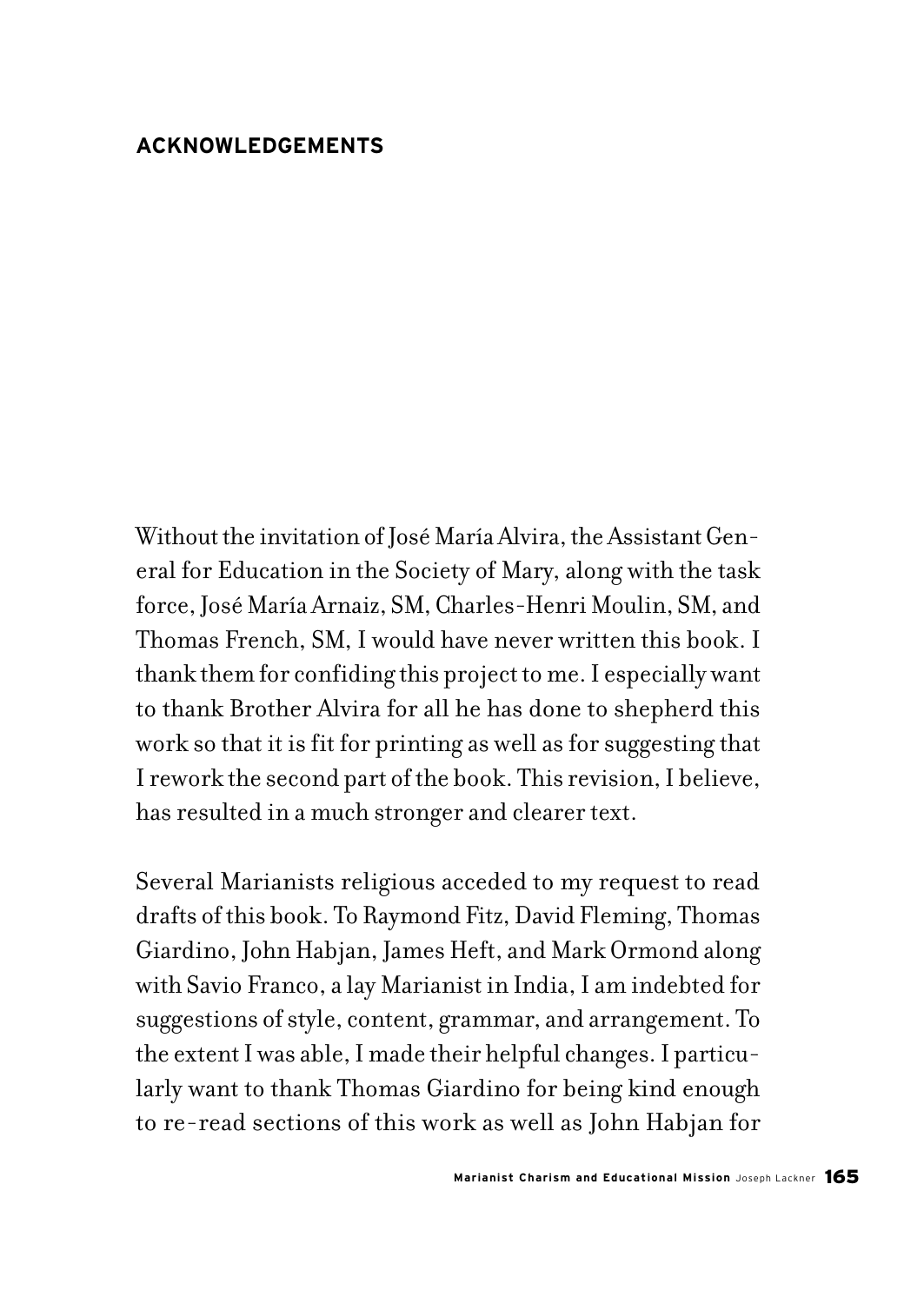## ACKNOWLEDGEMENTS

Without the invitation of José María Alvira, the Assistant General for Education in the Society of Mary, along with the task force, José María Arnaiz, SM, Charles-Henri Moulin, SM, and Thomas French, SM, I would have never written this book. I thank them for confiding this project to me. I especially want to thank Brother Alvira for all he has done to shepherd this work so that it is fit for printing as well as for suggesting that I rework the second part of the book. This revision, I believe, has resulted in a much stronger and clearer text.

Several Marianists religious acceded to my request to read drafts of this book. To Raymond Fitz, David Fleming, Thomas Giardino, John Habjan, James Heft, and Mark Ormond along with Savio Franco, a lay Marianist in India, I am indebted for suggestions of style, content, grammar, and arrangement. To the extent I was able, I made their helpful changes. I particularly want to thank Thomas Giardino for being kind enough to re-read sections of this work as well as John Habjan for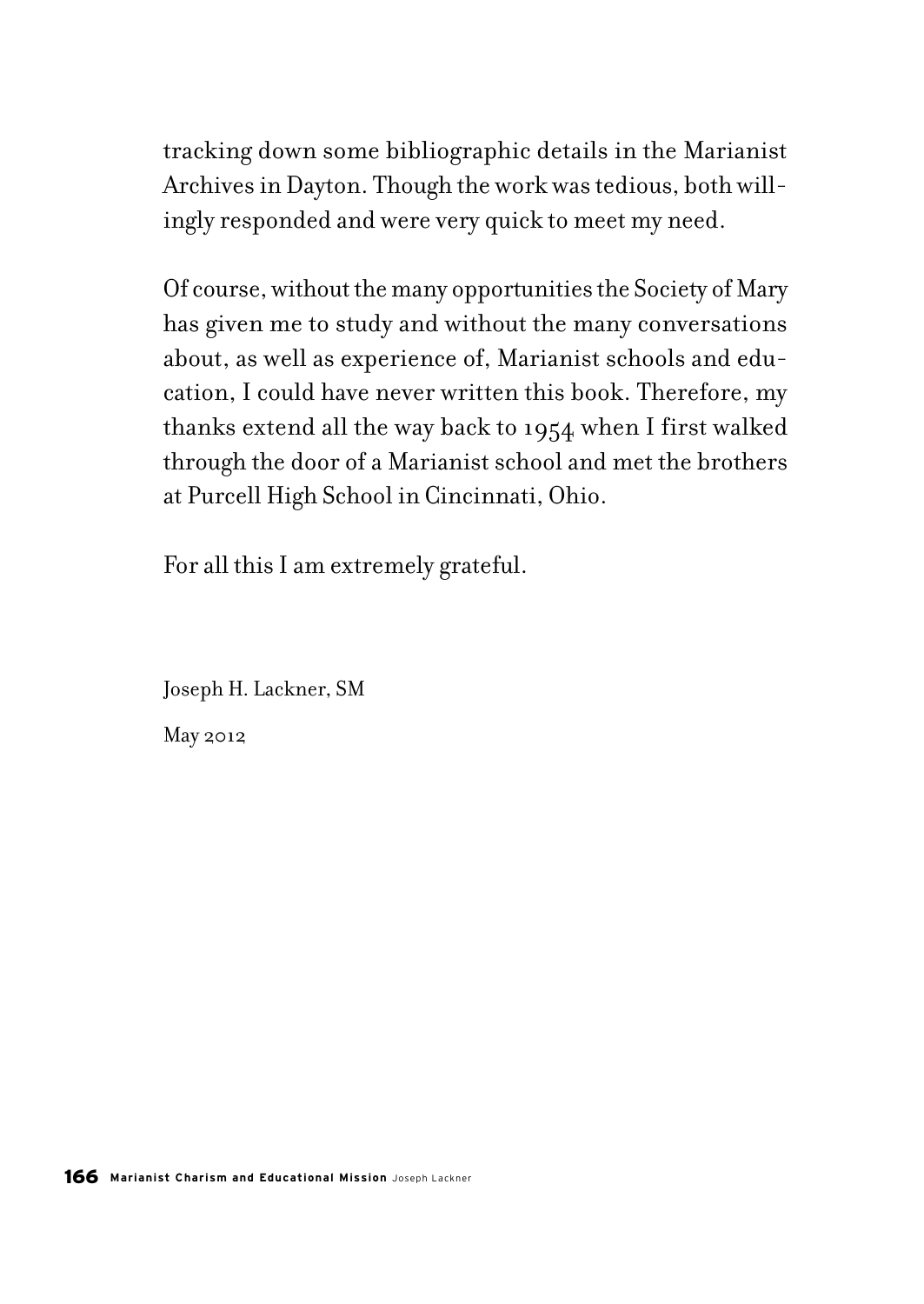tracking down some bibliographic details in the Marianist Archives in Dayton. Though the work was tedious, both willingly responded and were very quick to meet my need.

Of course, without the many opportunities the Society of Mary has given me to study and without the many conversations about, as well as experience of, Marianist schools and education, I could have never written this book. Therefore, my thanks extend all the way back to 1954 when I first walked through the door of a Marianist school and met the brothers at Purcell High School in Cincinnati, Ohio.

For all this I am extremely grateful.

Joseph H. Lackner, SM

May 2012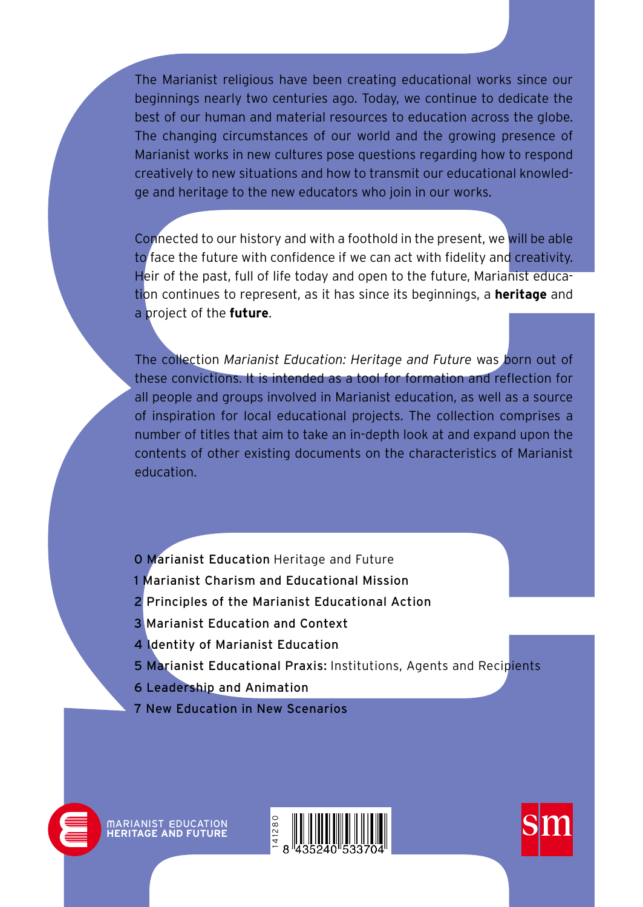The Marianist religious have been creating educational works since our beginnings nearly two centuries ago. Today, we continue to dedicate the best of our human and material resources to education across the globe. The changing circumstances of our world and the growing presence of Marianist works in new cultures pose questions regarding how to respond creatively to new situations and how to transmit our educational knowledge and heritage to the new educators who join in our works.

Connected to our history and with a foothold in the present, we will be able to face the future with confidence if we can act with fidelity and creativity. Heir of the past, full of life today and open to the future, Marianist education continues to represent, as it has since its beginnings, a **heritage** and a project of the **future**.

The collection *Marianist Education: Heritage and Future* was born out of these convictions. It is intended as a tool for formation and reflection for all people and groups involved in Marianist education, as well as a source of inspiration for local educational projects. The collection comprises a number of titles that aim to take an in-depth look at and expand upon the contents of other existing documents on the characteristics of Marianist education.

0 Marianist Education Heritage and Future
1 Marianist Charism and Educational Mission
2 Principles of the Marianist Educational Action
3 Marianist Education and Context
4 Identity of Marianist Education
5 Marianist Educational Praxis: Institutions, Agents and Recipients
6 Leadership and Animation
7 New Education in New Scenarios

MARIANIST EDUCATION
HERITAGE AND FUTURE

141280
8 435240 533704

sm